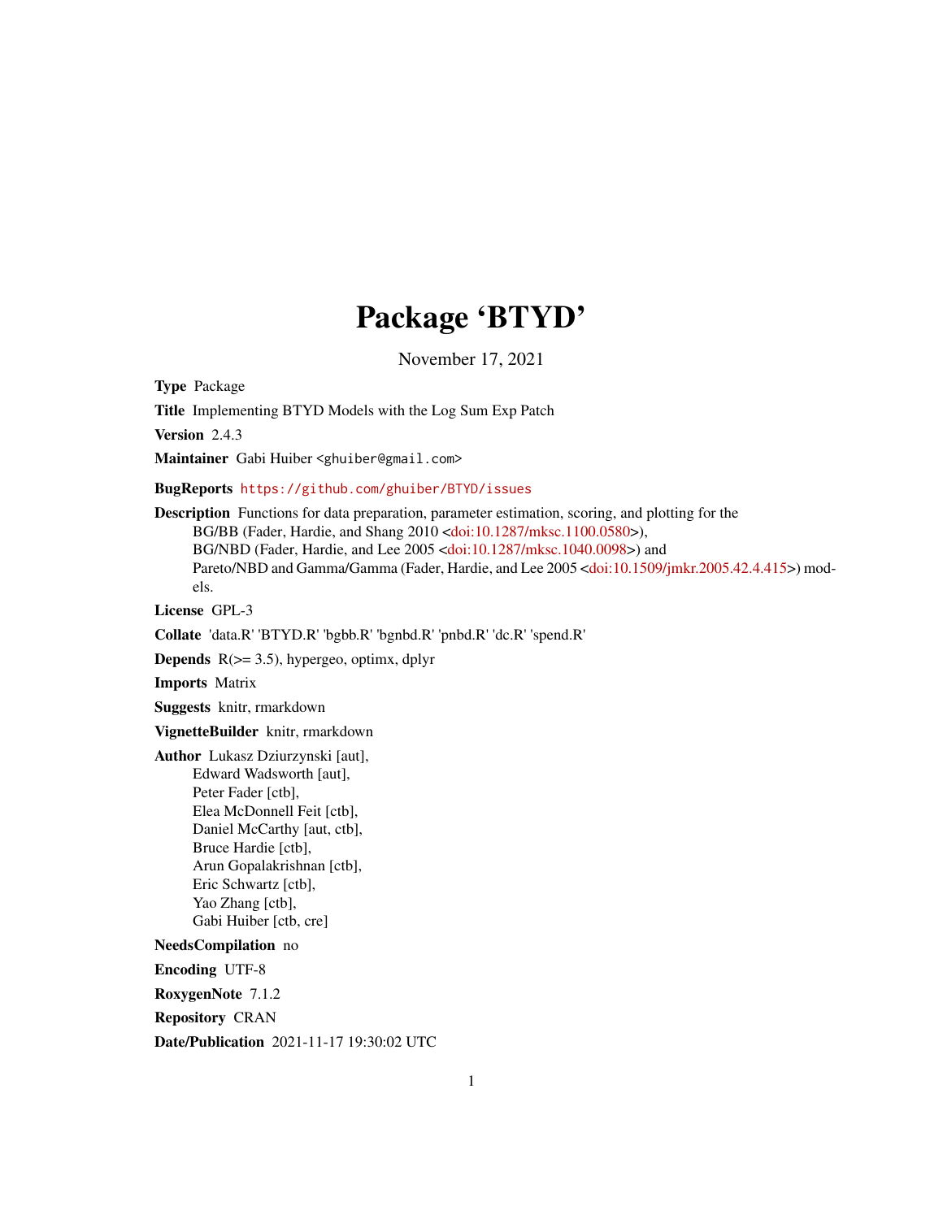# Package 'BTYD'

November 17, 2021

**Type** Package

**Title** Implementing BTYD Models with the Log Sum Exp Patch

**Version** 2.4.3

**Maintainer** Gabi Huiber <ghuiber@gmail.com>

**BugReports** https://github.com/ghuiber/BTYD/issues

**Description** Functions for data preparation, parameter estimation, scoring, and plotting for the BG/BB (Fader, Hardie, and Shang 2010 <doi:10.1287/mksc.1100.0580>), BG/NBD (Fader, Hardie, and Lee 2005 <doi:10.1287/mksc.1040.0098>) and Pareto/NBD and Gamma/Gamma (Fader, Hardie, and Lee 2005 <doi:10.1509/jmkr.2005.42.4.415>) models.

**License** GPL-3

**Collate** 'data.R' 'BTYD.R' 'bgbb.R' 'bgnbd.R' 'pnbd.R' 'dc.R' 'spend.R'

**Depends** R(>= 3.5), hypergeo, optimx, dplyr

**Imports** Matrix

**Suggests** knitr, rmarkdown

**VignetteBuilder** knitr, rmarkdown

**Author** Lukasz Dziurzynski [aut],
Edward Wadsworth [aut],
Peter Fader [ctb],
Elea McDonnell Feit [ctb],
Daniel McCarthy [aut, ctb],
Bruce Hardie [ctb],
Arun Gopalakrishnan [ctb],
Eric Schwartz [ctb],
Yao Zhang [ctb],
Gabi Huiber [ctb, cre]

**NeedsCompilation** no

**Encoding** UTF-8

**RoxygenNote** 7.1.2

**Repository** CRAN

**Date/Publication** 2021-11-17 19:30:02 UTC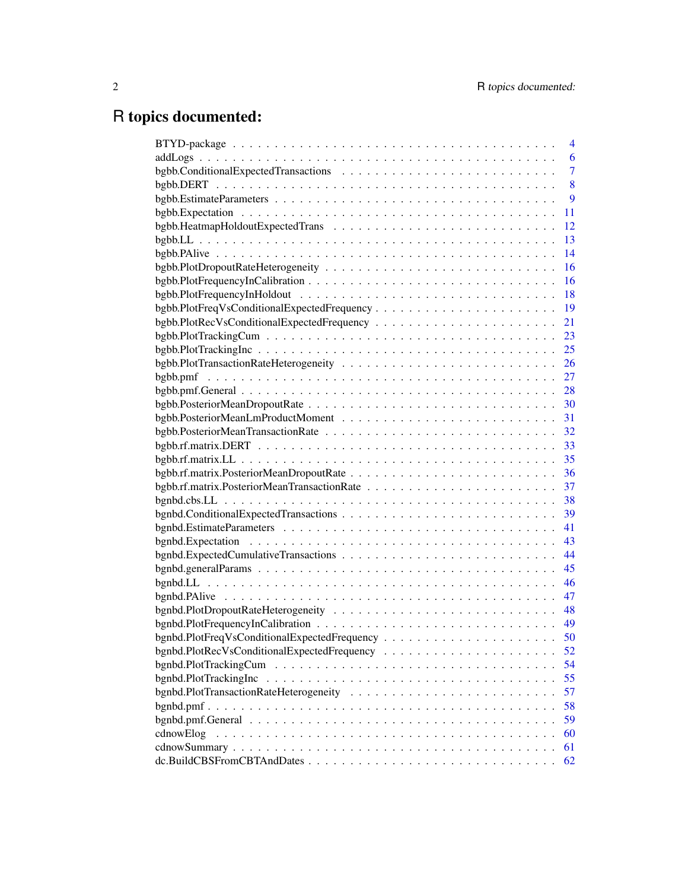# R topics documented:

| | |
|---|---|
| BTYD-package | 4 |
| addLogs | 6 |
| bgbb.ConditionalExpectedTransactions | 7 |
| bgbb.DERT | 8 |
| bgbb.EstimateParameters | 9 |
| bgbb.Expectation | 11 |
| bgbb.HeatmapHoldoutExpectedTrans | 12 |
| bgbb.LL | 13 |
| bgbb.PAlive | 14 |
| bgbb.PlotDropoutRateHeterogeneity | 16 |
| bgbb.PlotFrequencyInCalibration | 16 |
| bgbb.PlotFrequencyInHoldout | 18 |
| bgbb.PlotFreqVsConditionalExpectedFrequency | 19 |
| bgbb.PlotRecVsConditionalExpectedFrequency | 21 |
| bgbb.PlotTrackingCum | 23 |
| bgbb.PlotTrackingInc | 25 |
| bgbb.PlotTransactionRateHeterogeneity | 26 |
| bgbb.pmf | 27 |
| bgbb.pmf.General | 28 |
| bgbb.PosteriorMeanDropoutRate | 30 |
| bgbb.PosteriorMeanLmProductMoment | 31 |
| bgbb.PosteriorMeanTransactionRate | 32 |
| bgbb.rf.matrix.DERT | 33 |
| bgbb.rf.matrix.LL | 35 |
| bgbb.rf.matrix.PosteriorMeanDropoutRate | 36 |
| bgbb.rf.matrix.PosteriorMeanTransactionRate | 37 |
| bgnbd.cbs.LL | 38 |
| bgnbd.ConditionalExpectedTransactions | 39 |
| bgnbd.EstimateParameters | 41 |
| bgnbd.Expectation | 43 |
| bgnbd.ExpectedCumulativeTransactions | 44 |
| bgnbd.generalParams | 45 |
| bgnbd.LL | 46 |
| bgnbd.PAlive | 47 |
| bgnbd.PlotDropoutRateHeterogeneity | 48 |
| bgnbd.PlotFrequencyInCalibration | 49 |
| bgnbd.PlotFreqVsConditionalExpectedFrequency | 50 |
| bgnbd.PlotRecVsConditionalExpectedFrequency | 52 |
| bgnbd.PlotTrackingCum | 54 |
| bgnbd.PlotTrackingInc | 55 |
| bgnbd.PlotTransactionRateHeterogeneity | 57 |
| bgnbd.pmf | 58 |
| bgnbd.pmf.General | 59 |
| cdnowElog | 60 |
| cdnowSummary | 61 |
| dc.BuildCBSFromCBTAndDates | 62 |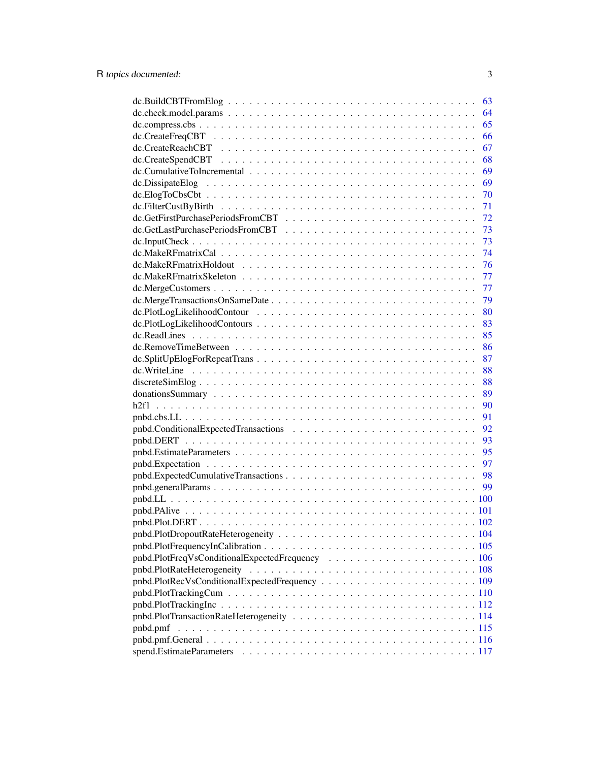| | |
|---|---|
| dc.BuildCBTFromElog | 63 |
| dc.check.model.params | 64 |
| dc.compress.cbs | 65 |
| dc.CreateFreqCBT | 66 |
| dc.CreateReachCBT | 67 |
| dc.CreateSpendCBT | 68 |
| dc.CumulativeToIncremental | 69 |
| dc.DissipateElog | 69 |
| dc.ElogToCbsCbt | 70 |
| dc.FilterCustByBirth | 71 |
| dc.GetFirstPurchasePeriodsFromCBT | 72 |
| dc.GetLastPurchasePeriodsFromCBT | 73 |
| dc.InputCheck | 73 |
| dc.MakeRFmatrixCal | 74 |
| dc.MakeRFmatrixHoldout | 76 |
| dc.MakeRFmatrixSkeleton | 77 |
| dc.MergeCustomers | 77 |
| dc.MergeTransactionsOnSameDate | 79 |
| dc.PlotLogLikelihoodContour | 80 |
| dc.PlotLogLikelihoodContours | 83 |
| dc.ReadLines | 85 |
| dc.RemoveTimeBetween | 86 |
| dc.SplitUpElogForRepeatTrans | 87 |
| dc.WriteLine | 88 |
| discreteSimElog | 88 |
| donationsSummary | 89 |
| h2f1 | 90 |
| pnbd.cbs.LL | 91 |
| pnbd.ConditionalExpectedTransactions | 92 |
| pnbd.DERT | 93 |
| pnbd.EstimateParameters | 95 |
| pnbd.Expectation | 97 |
| pnbd.ExpectedCumulativeTransactions | 98 |
| pnbd.generalParams | 99 |
| pnbd.LL | 100 |
| pnbd.PAlive | 101 |
| pnbd.Plot.DERT | 102 |
| pnbd.PlotDropoutRateHeterogeneity | 104 |
| pnbd.PlotFrequencyInCalibration | 105 |
| pnbd.PlotFreqVsConditionalExpectedFrequency | 106 |
| pnbd.PlotRateHeterogeneity | 108 |
| pnbd.PlotRecVsConditionalExpectedFrequency | 109 |
| pnbd.PlotTrackingCum | 110 |
| pnbd.PlotTrackingInc | 112 |
| pnbd.PlotTransactionRateHeterogeneity | 114 |
| pnbd.pmf | 115 |
| pnbd.pmf.General | 116 |
| spend.EstimateParameters | 117 |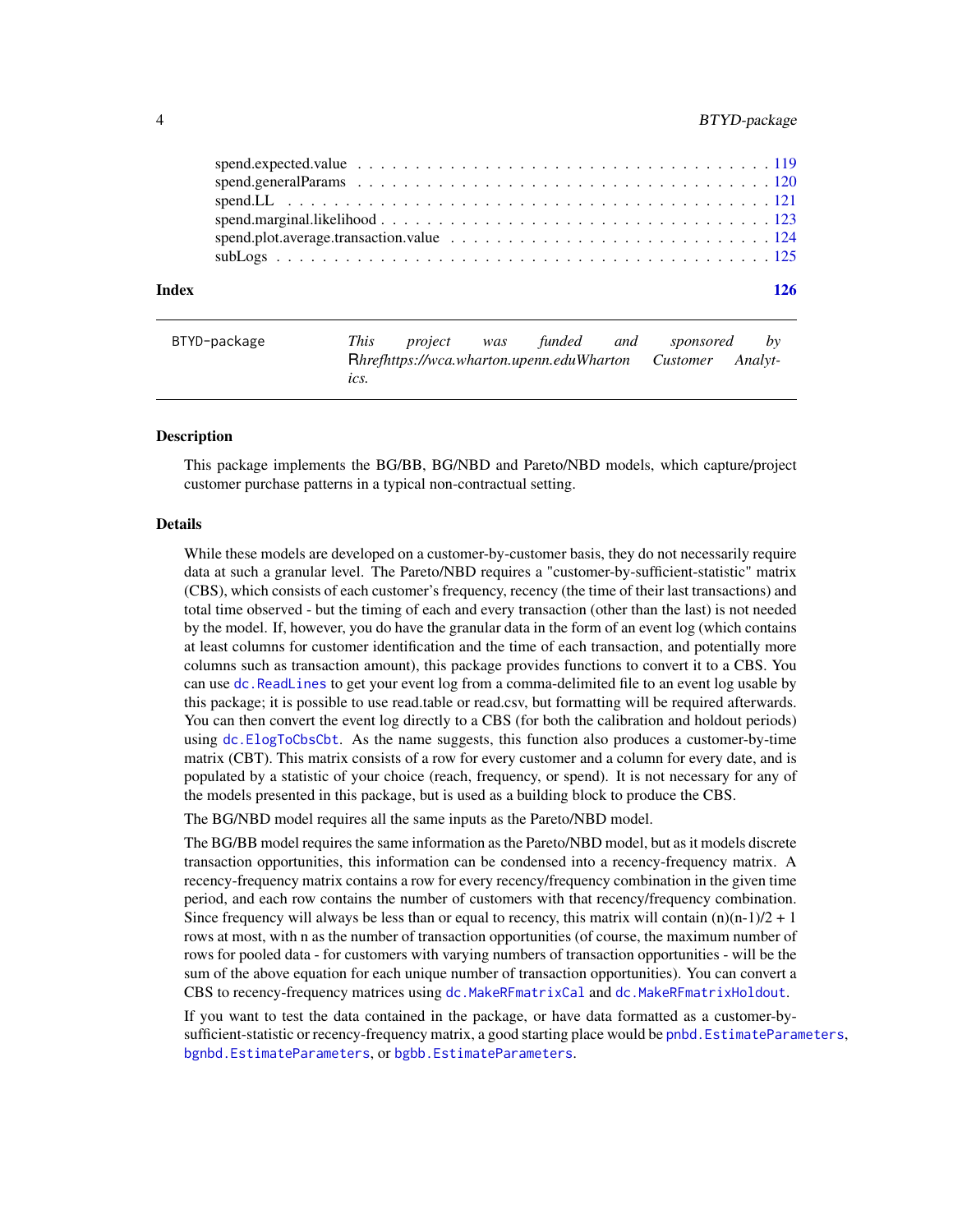spend.expected.value . . . . . . . . . . . . . . . . . . . . . . . . . . . . . . . . . . . 119
spend.generalParams . . . . . . . . . . . . . . . . . . . . . . . . . . . . . . . . . . . 120
spend.LL . . . . . . . . . . . . . . . . . . . . . . . . . . . . . . . . . . . . . . . . 121
spend.marginal.likelihood . . . . . . . . . . . . . . . . . . . . . . . . . . . . . . . . . 123
spend.plot.average.transaction.value . . . . . . . . . . . . . . . . . . . . . . . . . . . 124
subLogs . . . . . . . . . . . . . . . . . . . . . . . . . . . . . . . . . . . . . . . . 125

**Index** **126**

---

`BTYD-package` *This project was funded and sponsored by Rhrefhttps://wca.wharton.upenn.eduWharton Customer Analytics.*

---

### Description

This package implements the BG/BB, BG/NBD and Pareto/NBD models, which capture/project customer purchase patterns in a typical non-contractual setting.

### Details

While these models are developed on a customer-by-customer basis, they do not necessarily require data at such a granular level. The Pareto/NBD requires a "customer-by-sufficient-statistic" matrix (CBS), which consists of each customer's frequency, recency (the time of their last transactions) and total time observed - but the timing of each and every transaction (other than the last) is not needed by the model. If, however, you do have the granular data in the form of an event log (which contains at least columns for customer identification and the time of each transaction, and potentially more columns such as transaction amount), this package provides functions to convert it to a CBS. You can use `dc.ReadLines` to get your event log from a comma-delimited file to an event log usable by this package; it is possible to use read.table or read.csv, but formatting will be required afterwards. You can then convert the event log directly to a CBS (for both the calibration and holdout periods) using `dc.ElogToCbsCbt`. As the name suggests, this function also produces a customer-by-time matrix (CBT). This matrix consists of a row for every customer and a column for every date, and is populated by a statistic of your choice (reach, frequency, or spend). It is not necessary for any of the models presented in this package, but is used as a building block to produce the CBS.

The BG/NBD model requires all the same inputs as the Pareto/NBD model.

The BG/BB model requires the same information as the Pareto/NBD model, but as it models discrete transaction opportunities, this information can be condensed into a recency-frequency matrix. A recency-frequency matrix contains a row for every recency/frequency combination in the given time period, and each row contains the number of customers with that recency/frequency combination. Since frequency will always be less than or equal to recency, this matrix will contain (n)(n-1)/2 + 1 rows at most, with n as the number of transaction opportunities (of course, the maximum number of rows for pooled data - for customers with varying numbers of transaction opportunities - will be the sum of the above equation for each unique number of transaction opportunities). You can convert a CBS to recency-frequency matrices using `dc.MakeRFmatrixCal` and `dc.MakeRFmatrixHoldout`.

If you want to test the data contained in the package, or have data formatted as a customer-by-sufficient-statistic or recency-frequency matrix, a good starting place would be `pnbd.EstimateParameters`, `bgnbd.EstimateParameters`, or `bgbb.EstimateParameters`.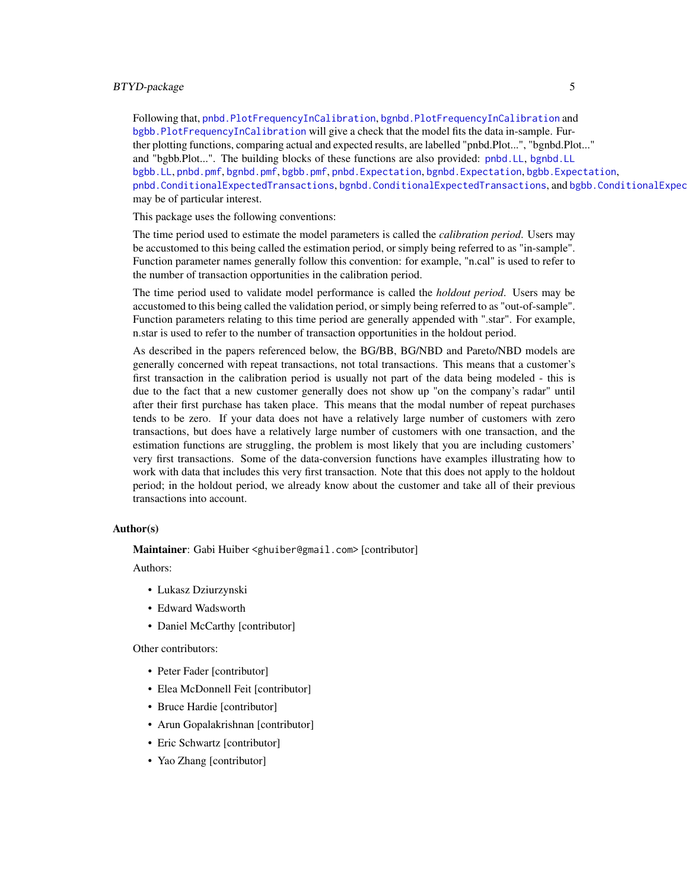Following that, `pnbd.PlotFrequencyInCalibration`, `bgnbd.PlotFrequencyInCalibration` and `bgbb.PlotFrequencyInCalibration` will give a check that the model fits the data in-sample. Further plotting functions, comparing actual and expected results, are labelled "pnbd.Plot...", "bgnbd.Plot..." and "bgbb.Plot...". The building blocks of these functions are also provided: `pnbd.LL`, `bgnbd.LL` `bgbb.LL`, `pnbd.pmf`, `bgnbd.pmf`, `bgbb.pmf`, `pnbd.Expectation`, `bgnbd.Expectation`, `bgbb.Expectation`, `pnbd.ConditionalExpectedTransactions`, `bgnbd.ConditionalExpectedTransactions`, and `bgbb.ConditionalExpec` may be of particular interest.

This package uses the following conventions:

The time period used to estimate the model parameters is called the *calibration period*. Users may be accustomed to this being called the estimation period, or simply being referred to as "in-sample". Function parameter names generally follow this convention: for example, "n.cal" is used to refer to the number of transaction opportunities in the calibration period.

The time period used to validate model performance is called the *holdout period*. Users may be accustomed to this being called the validation period, or simply being referred to as "out-of-sample". Function parameters relating to this time period are generally appended with ".star". For example, n.star is used to refer to the number of transaction opportunities in the holdout period.

As described in the papers referenced below, the BG/BB, BG/NBD and Pareto/NBD models are generally concerned with repeat transactions, not total transactions. This means that a customer's first transaction in the calibration period is usually not part of the data being modeled - this is due to the fact that a new customer generally does not show up "on the company's radar" until after their first purchase has taken place. This means that the modal number of repeat purchases tends to be zero. If your data does not have a relatively large number of customers with zero transactions, but does have a relatively large number of customers with one transaction, and the estimation functions are struggling, the problem is most likely that you are including customers' very first transactions. Some of the data-conversion functions have examples illustrating how to work with data that includes this very first transaction. Note that this does not apply to the holdout period; in the holdout period, we already know about the customer and take all of their previous transactions into account.

## Author(s)

**Maintainer**: Gabi Huiber <ghuiber@gmail.com> [contributor]

Authors:

- Lukasz Dziurzynski
- Edward Wadsworth
- Daniel McCarthy [contributor]

Other contributors:

- Peter Fader [contributor]
- Elea McDonnell Feit [contributor]
- Bruce Hardie [contributor]
- Arun Gopalakrishnan [contributor]
- Eric Schwartz [contributor]
- Yao Zhang [contributor]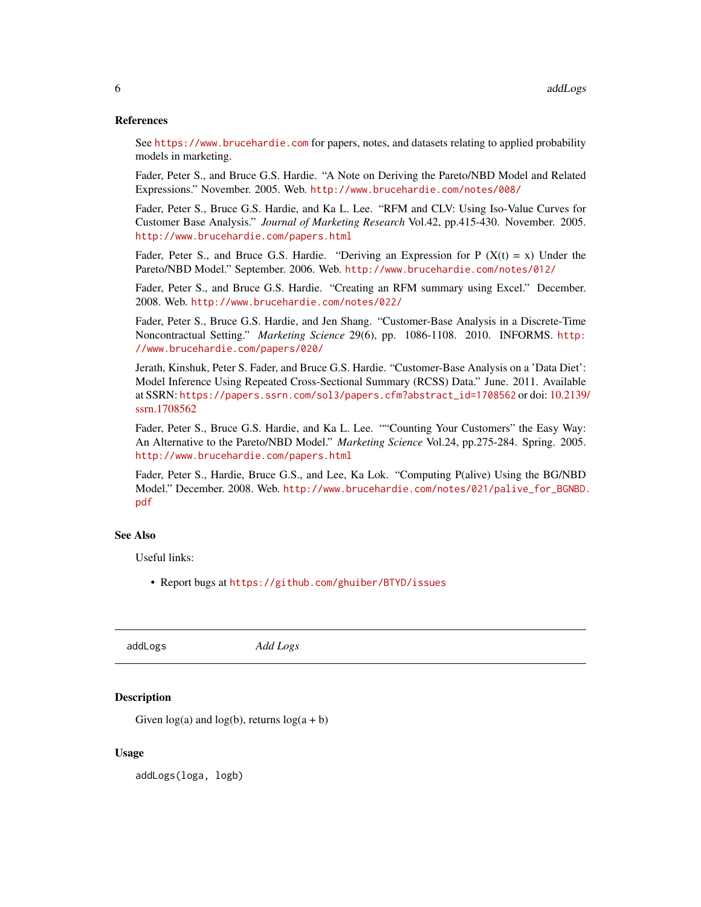### References

See https://www.brucehardie.com for papers, notes, and datasets relating to applied probability models in marketing.

Fader, Peter S., and Bruce G.S. Hardie. "A Note on Deriving the Pareto/NBD Model and Related Expressions." November. 2005. Web. http://www.brucehardie.com/notes/008/

Fader, Peter S., Bruce G.S. Hardie, and Ka L. Lee. "RFM and CLV: Using Iso-Value Curves for Customer Base Analysis." *Journal of Marketing Research* Vol.42, pp.415-430. November. 2005. http://www.brucehardie.com/papers.html

Fader, Peter S., and Bruce G.S. Hardie. "Deriving an Expression for P (X(t) = x) Under the Pareto/NBD Model." September. 2006. Web. http://www.brucehardie.com/notes/012/

Fader, Peter S., and Bruce G.S. Hardie. "Creating an RFM summary using Excel." December. 2008. Web. http://www.brucehardie.com/notes/022/

Fader, Peter S., Bruce G.S. Hardie, and Jen Shang. "Customer-Base Analysis in a Discrete-Time Noncontractual Setting." *Marketing Science* 29(6), pp. 1086-1108. 2010. INFORMS. http://www.brucehardie.com/papers/020/

Jerath, Kinshuk, Peter S. Fader, and Bruce G.S. Hardie. "Customer-Base Analysis on a 'Data Diet': Model Inference Using Repeated Cross-Sectional Summary (RCSS) Data." June. 2011. Available at SSRN: https://papers.ssrn.com/sol3/papers.cfm?abstract_id=1708562 or doi: 10.2139/ssrn.1708562

Fader, Peter S., Bruce G.S. Hardie, and Ka L. Lee. ""Counting Your Customers" the Easy Way: An Alternative to the Pareto/NBD Model." *Marketing Science* Vol.24, pp.275-284. Spring. 2005. http://www.brucehardie.com/papers.html

Fader, Peter S., Hardie, Bruce G.S., and Lee, Ka Lok. "Computing P(alive) Using the BG/NBD Model." December. 2008. Web. http://www.brucehardie.com/notes/021/palive_for_BGNBD.pdf

### See Also

Useful links:

- Report bugs at https://github.com/ghuiber/BTYD/issues

---

## addLogs    *Add Logs*

### Description

Given log(a) and log(b), returns log(a + b)

### Usage

```
addLogs(loga, logb)
```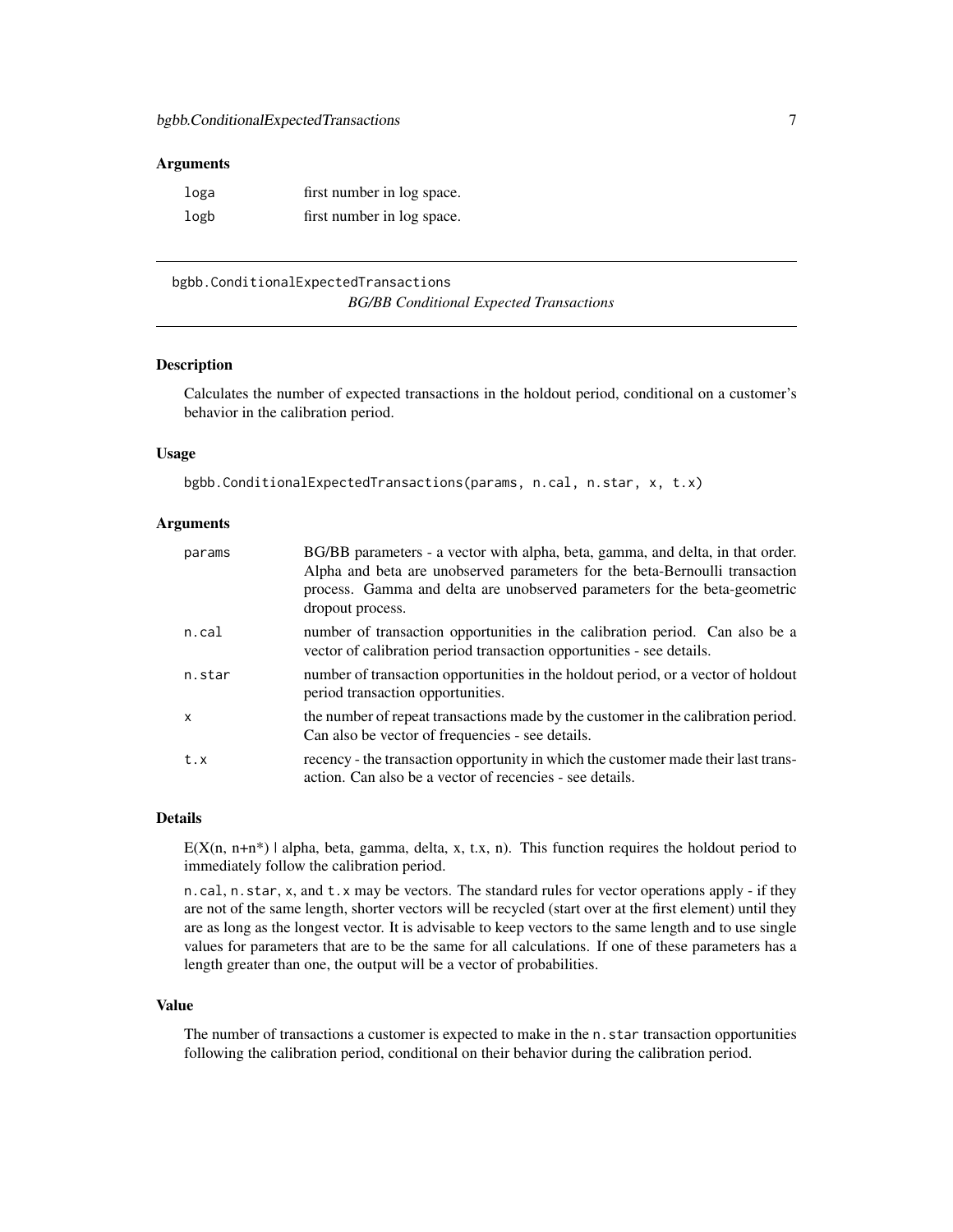### Arguments

| | |
|---|---|
| loga | first number in log space. |
| logb | first number in log space. |

---

## bgbb.ConditionalExpectedTransactions

*BG/BB Conditional Expected Transactions*

---

### Description

Calculates the number of expected transactions in the holdout period, conditional on a customer's behavior in the calibration period.

### Usage

```
bgbb.ConditionalExpectedTransactions(params, n.cal, n.star, x, t.x)
```

### Arguments

| | |
|---|---|
| params | BG/BB parameters - a vector with alpha, beta, gamma, and delta, in that order. Alpha and beta are unobserved parameters for the beta-Bernoulli transaction process. Gamma and delta are unobserved parameters for the beta-geometric dropout process. |
| n.cal | number of transaction opportunities in the calibration period. Can also be a vector of calibration period transaction opportunities - see details. |
| n.star | number of transaction opportunities in the holdout period, or a vector of holdout period transaction opportunities. |
| x | the number of repeat transactions made by the customer in the calibration period. Can also be vector of frequencies - see details. |
| t.x | recency - the transaction opportunity in which the customer made their last transaction. Can also be a vector of recencies - see details. |

### Details

E(X(n, n+n*) | alpha, beta, gamma, delta, x, t.x, n). This function requires the holdout period to immediately follow the calibration period.

n.cal, n.star, x, and t.x may be vectors. The standard rules for vector operations apply - if they are not of the same length, shorter vectors will be recycled (start over at the first element) until they are as long as the longest vector. It is advisable to keep vectors to the same length and to use single values for parameters that are to be the same for all calculations. If one of these parameters has a length greater than one, the output will be a vector of probabilities.

### Value

The number of transactions a customer is expected to make in the n.star transaction opportunities following the calibration period, conditional on their behavior during the calibration period.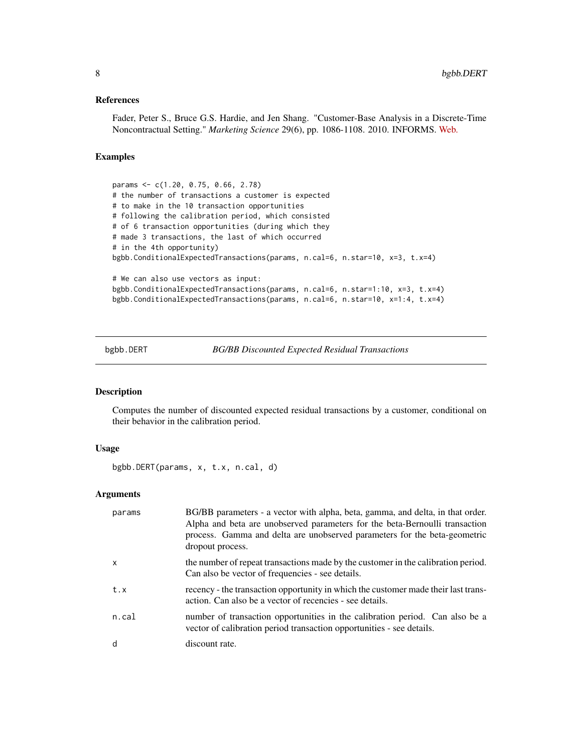### References

Fader, Peter S., Bruce G.S. Hardie, and Jen Shang. "Customer-Base Analysis in a Discrete-Time Noncontractual Setting." *Marketing Science* 29(6), pp. 1086-1108. 2010. INFORMS. Web.

### Examples

```
params <- c(1.20, 0.75, 0.66, 2.78)
# the number of transactions a customer is expected
# to make in the 10 transaction opportunities
# following the calibration period, which consisted
# of 6 transaction opportunities (during which they
# made 3 transactions, the last of which occurred
# in the 4th opportunity)
bgbb.ConditionalExpectedTransactions(params, n.cal=6, n.star=10, x=3, t.x=4)

# We can also use vectors as input:
bgbb.ConditionalExpectedTransactions(params, n.cal=6, n.star=1:10, x=3, t.x=4)
bgbb.ConditionalExpectedTransactions(params, n.cal=6, n.star=10, x=1:4, t.x=4)
```

---

## bgbb.DERT — *BG/BB Discounted Expected Residual Transactions*

---

### Description

Computes the number of discounted expected residual transactions by a customer, conditional on their behavior in the calibration period.

### Usage

```
bgbb.DERT(params, x, t.x, n.cal, d)
```

### Arguments

| | |
|---|---|
| params | BG/BB parameters - a vector with alpha, beta, gamma, and delta, in that order. Alpha and beta are unobserved parameters for the beta-Bernoulli transaction process. Gamma and delta are unobserved parameters for the beta-geometric dropout process. |
| x | the number of repeat transactions made by the customer in the calibration period. Can also be vector of frequencies - see details. |
| t.x | recency - the transaction opportunity in which the customer made their last transaction. Can also be a vector of recencies - see details. |
| n.cal | number of transaction opportunities in the calibration period. Can also be a vector of calibration period transaction opportunities - see details. |
| d | discount rate. |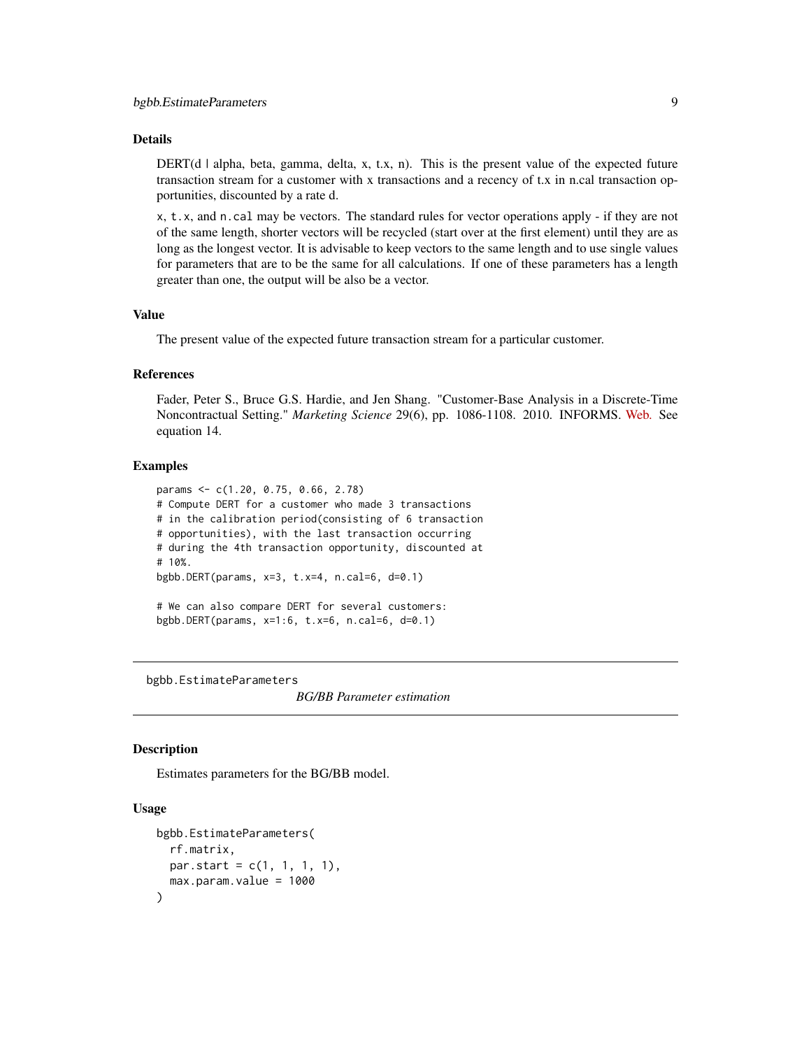### Details

DERT(d | alpha, beta, gamma, delta, x, t.x, n). This is the present value of the expected future transaction stream for a customer with x transactions and a recency of t.x in n.cal transaction opportunities, discounted by a rate d.

`x`, `t.x`, and `n.cal` may be vectors. The standard rules for vector operations apply - if they are not of the same length, shorter vectors will be recycled (start over at the first element) until they are as long as the longest vector. It is advisable to keep vectors to the same length and to use single values for parameters that are to be the same for all calculations. If one of these parameters has a length greater than one, the output will be also be a vector.

### Value

The present value of the expected future transaction stream for a particular customer.

### References

Fader, Peter S., Bruce G.S. Hardie, and Jen Shang. "Customer-Base Analysis in a Discrete-Time Noncontractual Setting." *Marketing Science* 29(6), pp. 1086-1108. 2010. INFORMS. Web. See equation 14.

### Examples

```
params <- c(1.20, 0.75, 0.66, 2.78)
# Compute DERT for a customer who made 3 transactions
# in the calibration period(consisting of 6 transaction
# opportunities), with the last transaction occurring
# during the 4th transaction opportunity, discounted at
# 10%.
bgbb.DERT(params, x=3, t.x=4, n.cal=6, d=0.1)

# We can also compare DERT for several customers:
bgbb.DERT(params, x=1:6, t.x=6, n.cal=6, d=0.1)
```

---

## bgbb.EstimateParameters — *BG/BB Parameter estimation*

### Description

Estimates parameters for the BG/BB model.

### Usage

```
bgbb.EstimateParameters(
  rf.matrix,
  par.start = c(1, 1, 1, 1),
  max.param.value = 1000
)
```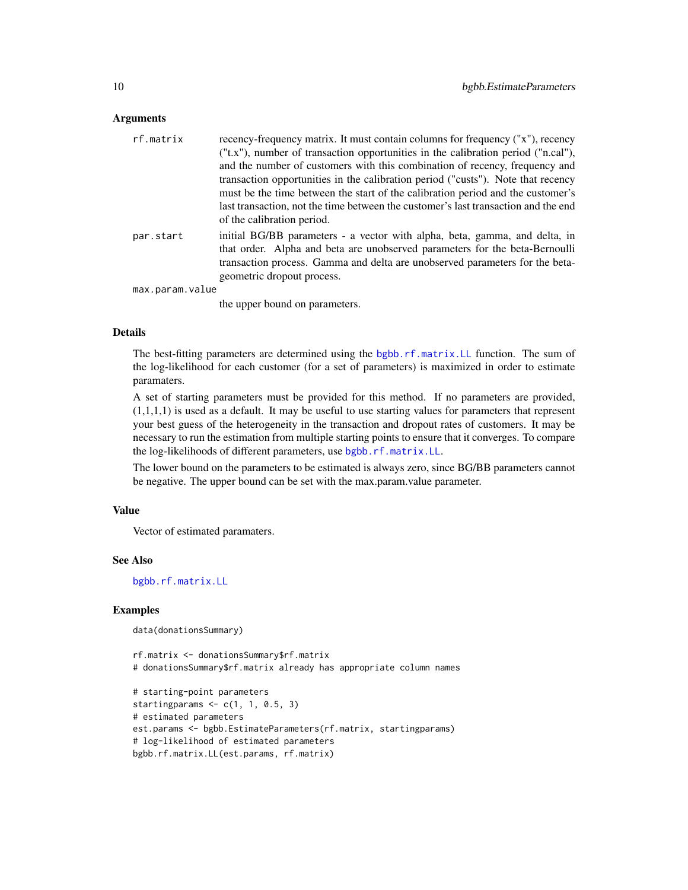## Arguments

- **rf.matrix** — recency-frequency matrix. It must contain columns for frequency ("x"), recency ("t.x"), number of transaction opportunities in the calibration period ("n.cal"), and the number of customers with this combination of recency, frequency and transaction opportunities in the calibration period ("custs"). Note that recency must be the time between the start of the calibration period and the customer's last transaction, not the time between the customer's last transaction and the end of the calibration period.
- **par.start** — initial BG/BB parameters - a vector with alpha, beta, gamma, and delta, in that order. Alpha and beta are unobserved parameters for the beta-Bernoulli transaction process. Gamma and delta are unobserved parameters for the beta-geometric dropout process.
- **max.param.value** — the upper bound on parameters.

## Details

The best-fitting parameters are determined using the bgbb.rf.matrix.LL function. The sum of the log-likelihood for each customer (for a set of parameters) is maximized in order to estimate paramaters.

A set of starting parameters must be provided for this method. If no parameters are provided, (1,1,1,1) is used as a default. It may be useful to use starting values for parameters that represent your best guess of the heterogeneity in the transaction and dropout rates of customers. It may be necessary to run the estimation from multiple starting points to ensure that it converges. To compare the log-likelihoods of different parameters, use bgbb.rf.matrix.LL.

The lower bound on the parameters to be estimated is always zero, since BG/BB parameters cannot be negative. The upper bound can be set with the max.param.value parameter.

## Value

Vector of estimated paramaters.

## See Also

bgbb.rf.matrix.LL

## Examples

```
data(donationsSummary)

rf.matrix <- donationsSummary$rf.matrix
# donationsSummary$rf.matrix already has appropriate column names

# starting-point parameters
startingparams <- c(1, 1, 0.5, 3)
# estimated parameters
est.params <- bgbb.EstimateParameters(rf.matrix, startingparams)
# log-likelihood of estimated parameters
bgbb.rf.matrix.LL(est.params, rf.matrix)
```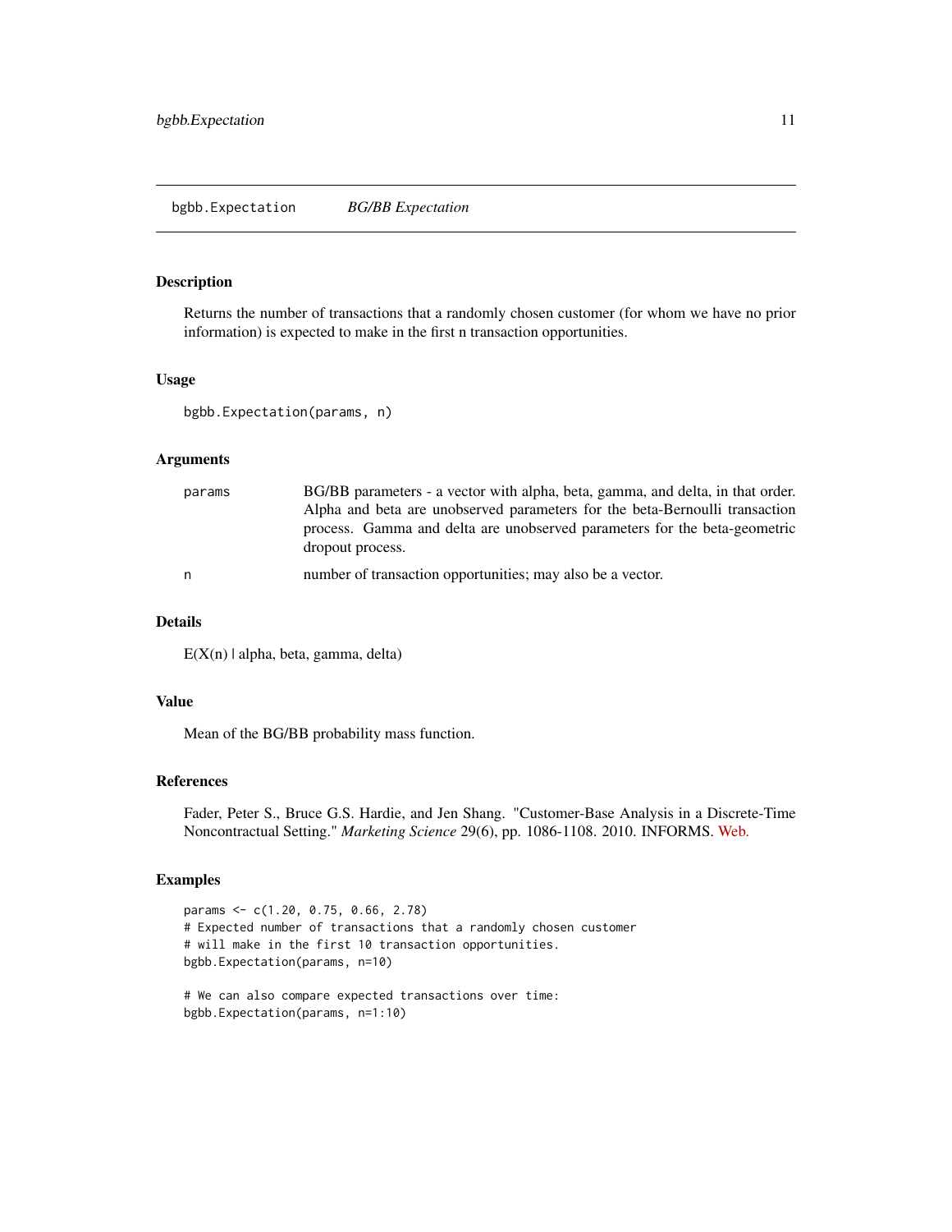## bgbb.Expectation *BG/BB Expectation*

### Description

Returns the number of transactions that a randomly chosen customer (for whom we have no prior information) is expected to make in the first n transaction opportunities.

### Usage

```
bgbb.Expectation(params, n)
```

### Arguments

| | |
|---|---|
| params | BG/BB parameters - a vector with alpha, beta, gamma, and delta, in that order. Alpha and beta are unobserved parameters for the beta-Bernoulli transaction process. Gamma and delta are unobserved parameters for the beta-geometric dropout process. |
| n | number of transaction opportunities; may also be a vector. |

### Details

E(X(n) | alpha, beta, gamma, delta)

### Value

Mean of the BG/BB probability mass function.

### References

Fader, Peter S., Bruce G.S. Hardie, and Jen Shang. "Customer-Base Analysis in a Discrete-Time Noncontractual Setting." *Marketing Science* 29(6), pp. 1086-1108. 2010. INFORMS. Web.

### Examples

```
params <- c(1.20, 0.75, 0.66, 2.78)
# Expected number of transactions that a randomly chosen customer
# will make in the first 10 transaction opportunities.
bgbb.Expectation(params, n=10)

# We can also compare expected transactions over time:
bgbb.Expectation(params, n=1:10)
```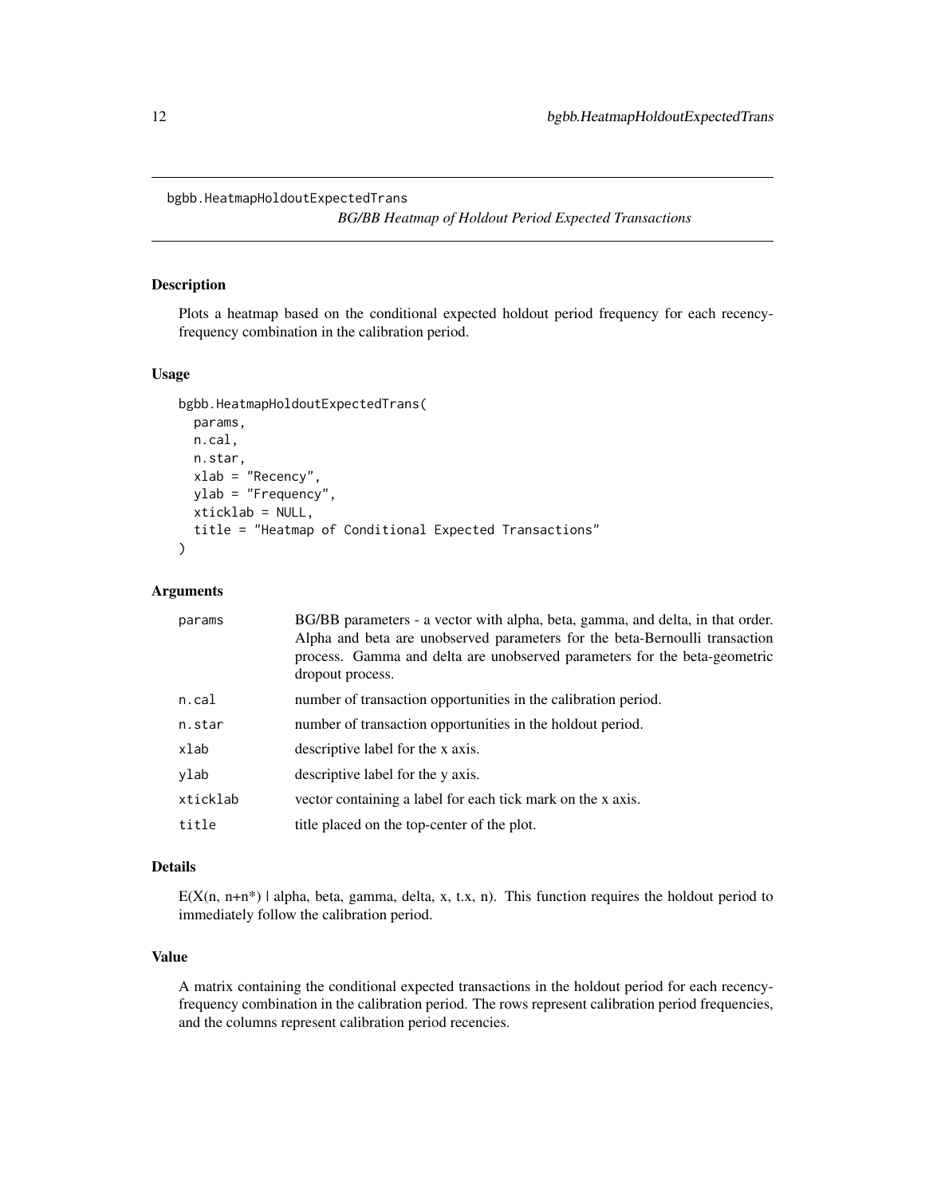# bgbb.HeatmapHoldoutExpectedTrans

*BG/BB Heatmap of Holdout Period Expected Transactions*

## Description

Plots a heatmap based on the conditional expected holdout period frequency for each recency-frequency combination in the calibration period.

## Usage

```
bgbb.HeatmapHoldoutExpectedTrans(
  params,
  n.cal,
  n.star,
  xlab = "Recency",
  ylab = "Frequency",
  xticklab = NULL,
  title = "Heatmap of Conditional Expected Transactions"
)
```

## Arguments

| Argument | Description |
| --- | --- |
| params | BG/BB parameters - a vector with alpha, beta, gamma, and delta, in that order. Alpha and beta are unobserved parameters for the beta-Bernoulli transaction process. Gamma and delta are unobserved parameters for the beta-geometric dropout process. |
| n.cal | number of transaction opportunities in the calibration period. |
| n.star | number of transaction opportunities in the holdout period. |
| xlab | descriptive label for the x axis. |
| ylab | descriptive label for the y axis. |
| xticklab | vector containing a label for each tick mark on the x axis. |
| title | title placed on the top-center of the plot. |

## Details

E(X(n, n+n*) | alpha, beta, gamma, delta, x, t.x, n). This function requires the holdout period to immediately follow the calibration period.

## Value

A matrix containing the conditional expected transactions in the holdout period for each recency-frequency combination in the calibration period. The rows represent calibration period frequencies, and the columns represent calibration period recencies.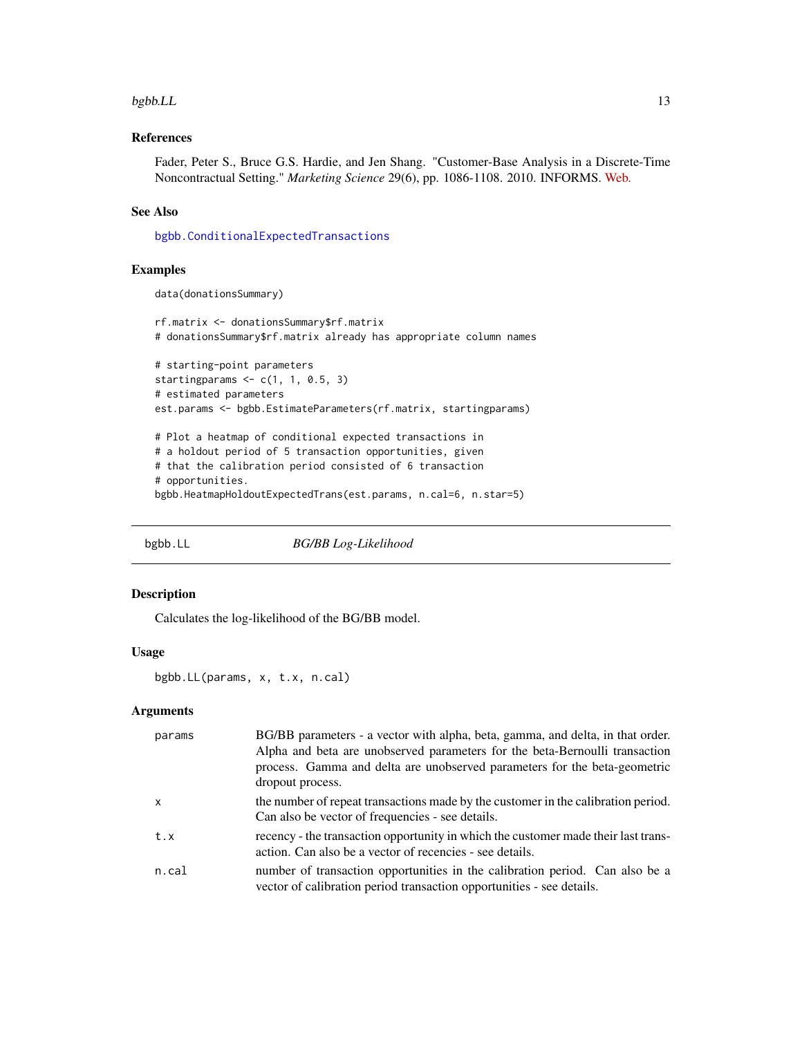### References

Fader, Peter S., Bruce G.S. Hardie, and Jen Shang. "Customer-Base Analysis in a Discrete-Time Noncontractual Setting." *Marketing Science* 29(6), pp. 1086-1108. 2010. INFORMS. Web.

### See Also

`bgbb.ConditionalExpectedTransactions`

### Examples

```
data(donationsSummary)

rf.matrix <- donationsSummary$rf.matrix
# donationsSummary$rf.matrix already has appropriate column names

# starting-point parameters
startingparams <- c(1, 1, 0.5, 3)
# estimated parameters
est.params <- bgbb.EstimateParameters(rf.matrix, startingparams)

# Plot a heatmap of conditional expected transactions in
# a holdout period of 5 transaction opportunities, given
# that the calibration period consisted of 6 transaction
# opportunities.
bgbb.HeatmapHoldoutExpectedTrans(est.params, n.cal=6, n.star=5)
```

## bgbb.LL *BG/BB Log-Likelihood*

### Description

Calculates the log-likelihood of the BG/BB model.

### Usage

```
bgbb.LL(params, x, t.x, n.cal)
```

### Arguments

| | |
|---|---|
| params | BG/BB parameters - a vector with alpha, beta, gamma, and delta, in that order. Alpha and beta are unobserved parameters for the beta-Bernoulli transaction process. Gamma and delta are unobserved parameters for the beta-geometric dropout process. |
| x | the number of repeat transactions made by the customer in the calibration period. Can also be vector of frequencies - see details. |
| t.x | recency - the transaction opportunity in which the customer made their last transaction. Can also be a vector of recencies - see details. |
| n.cal | number of transaction opportunities in the calibration period. Can also be a vector of calibration period transaction opportunities - see details. |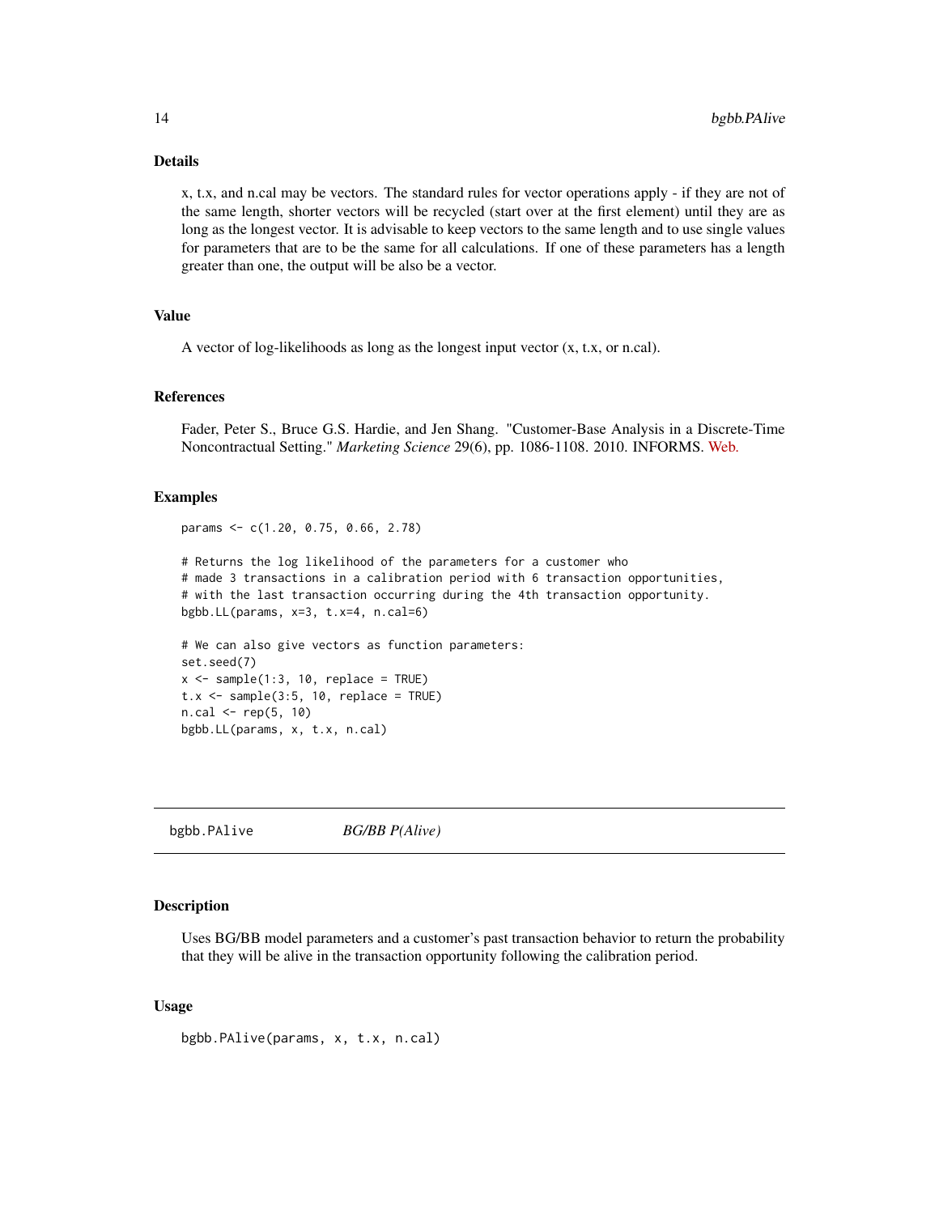## Details

x, t.x, and n.cal may be vectors. The standard rules for vector operations apply - if they are not of the same length, shorter vectors will be recycled (start over at the first element) until they are as long as the longest vector. It is advisable to keep vectors to the same length and to use single values for parameters that are to be the same for all calculations. If one of these parameters has a length greater than one, the output will be also be a vector.

## Value

A vector of log-likelihoods as long as the longest input vector (x, t.x, or n.cal).

## References

Fader, Peter S., Bruce G.S. Hardie, and Jen Shang. "Customer-Base Analysis in a Discrete-Time Noncontractual Setting." *Marketing Science* 29(6), pp. 1086-1108. 2010. INFORMS. Web.

## Examples

```
params <- c(1.20, 0.75, 0.66, 2.78)

# Returns the log likelihood of the parameters for a customer who
# made 3 transactions in a calibration period with 6 transaction opportunities,
# with the last transaction occurring during the 4th transaction opportunity.
bgbb.LL(params, x=3, t.x=4, n.cal=6)

# We can also give vectors as function parameters:
set.seed(7)
x <- sample(1:3, 10, replace = TRUE)
t.x <- sample(3:5, 10, replace = TRUE)
n.cal <- rep(5, 10)
bgbb.LL(params, x, t.x, n.cal)
```

---

# bgbb.PAlive *BG/BB P(Alive)*

## Description

Uses BG/BB model parameters and a customer's past transaction behavior to return the probability that they will be alive in the transaction opportunity following the calibration period.

## Usage

```
bgbb.PAlive(params, x, t.x, n.cal)
```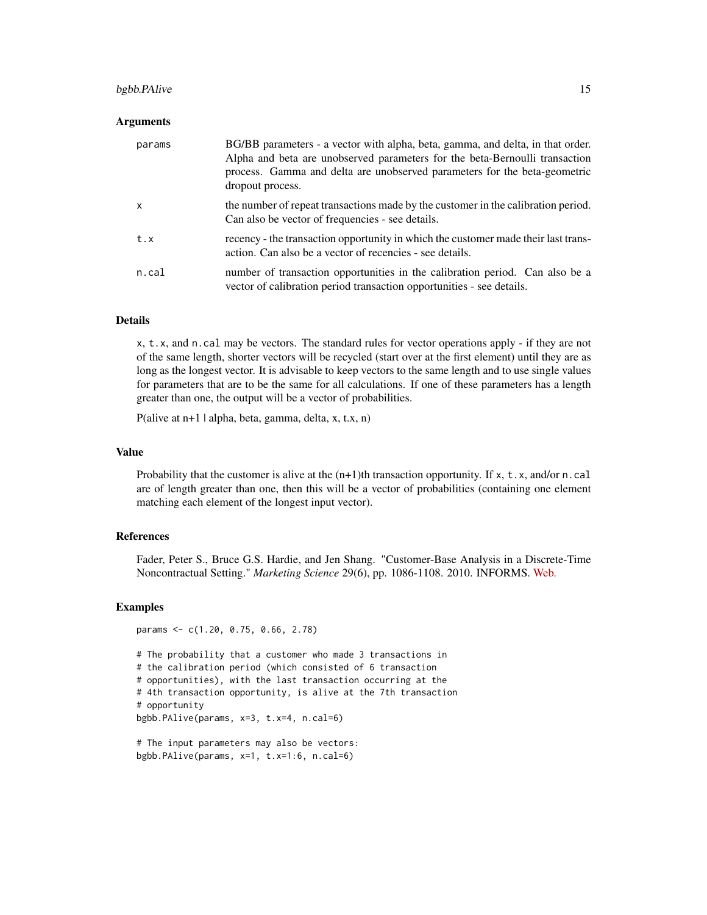## Arguments

| | |
|---|---|
| params | BG/BB parameters - a vector with alpha, beta, gamma, and delta, in that order. Alpha and beta are unobserved parameters for the beta-Bernoulli transaction process. Gamma and delta are unobserved parameters for the beta-geometric dropout process. |
| x | the number of repeat transactions made by the customer in the calibration period. Can also be vector of frequencies - see details. |
| t.x | recency - the transaction opportunity in which the customer made their last transaction. Can also be a vector of recencies - see details. |
| n.cal | number of transaction opportunities in the calibration period. Can also be a vector of calibration period transaction opportunities - see details. |

## Details

x, t.x, and n.cal may be vectors. The standard rules for vector operations apply - if they are not of the same length, shorter vectors will be recycled (start over at the first element) until they are as long as the longest vector. It is advisable to keep vectors to the same length and to use single values for parameters that are to be the same for all calculations. If one of these parameters has a length greater than one, the output will be a vector of probabilities.

P(alive at n+1 | alpha, beta, gamma, delta, x, t.x, n)

## Value

Probability that the customer is alive at the (n+1)th transaction opportunity. If x, t.x, and/or n.cal are of length greater than one, then this will be a vector of probabilities (containing one element matching each element of the longest input vector).

## References

Fader, Peter S., Bruce G.S. Hardie, and Jen Shang. "Customer-Base Analysis in a Discrete-Time Noncontractual Setting." *Marketing Science* 29(6), pp. 1086-1108. 2010. INFORMS. Web.

## Examples

```
params <- c(1.20, 0.75, 0.66, 2.78)

# The probability that a customer who made 3 transactions in
# the calibration period (which consisted of 6 transaction
# opportunities), with the last transaction occurring at the
# 4th transaction opportunity, is alive at the 7th transaction
# opportunity
bgbb.PAlive(params, x=3, t.x=4, n.cal=6)

# The input parameters may also be vectors:
bgbb.PAlive(params, x=1, t.x=1:6, n.cal=6)
```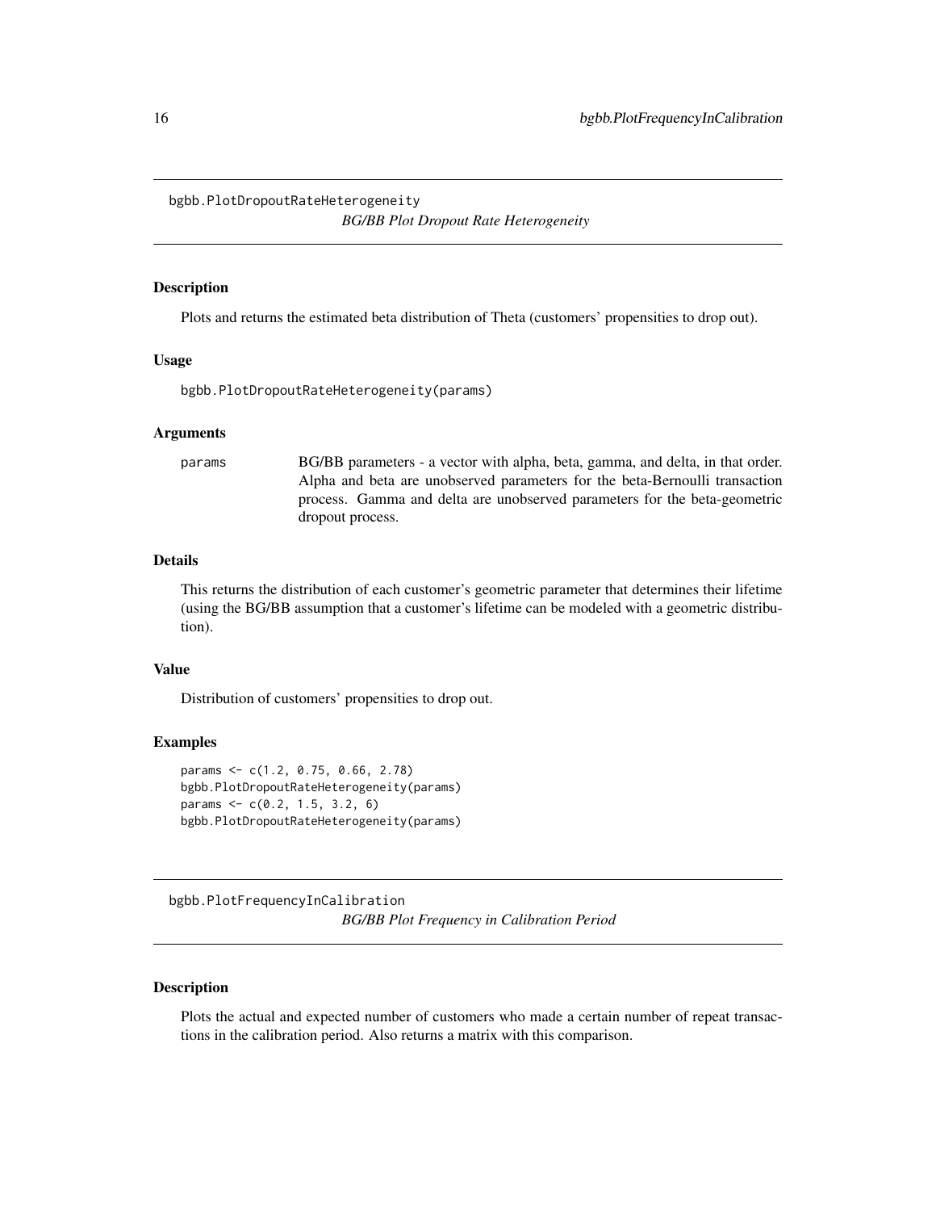## bgbb.PlotDropoutRateHeterogeneity

*BG/BB Plot Dropout Rate Heterogeneity*

### Description

Plots and returns the estimated beta distribution of Theta (customers' propensities to drop out).

### Usage

```
bgbb.PlotDropoutRateHeterogeneity(params)
```

### Arguments

| | |
|---|---|
| `params` | BG/BB parameters - a vector with alpha, beta, gamma, and delta, in that order. Alpha and beta are unobserved parameters for the beta-Bernoulli transaction process. Gamma and delta are unobserved parameters for the beta-geometric dropout process. |

### Details

This returns the distribution of each customer's geometric parameter that determines their lifetime (using the BG/BB assumption that a customer's lifetime can be modeled with a geometric distribution).

### Value

Distribution of customers' propensities to drop out.

### Examples

```
params <- c(1.2, 0.75, 0.66, 2.78)
bgbb.PlotDropoutRateHeterogeneity(params)
params <- c(0.2, 1.5, 3.2, 6)
bgbb.PlotDropoutRateHeterogeneity(params)
```

## bgbb.PlotFrequencyInCalibration

*BG/BB Plot Frequency in Calibration Period*

### Description

Plots the actual and expected number of customers who made a certain number of repeat transactions in the calibration period. Also returns a matrix with this comparison.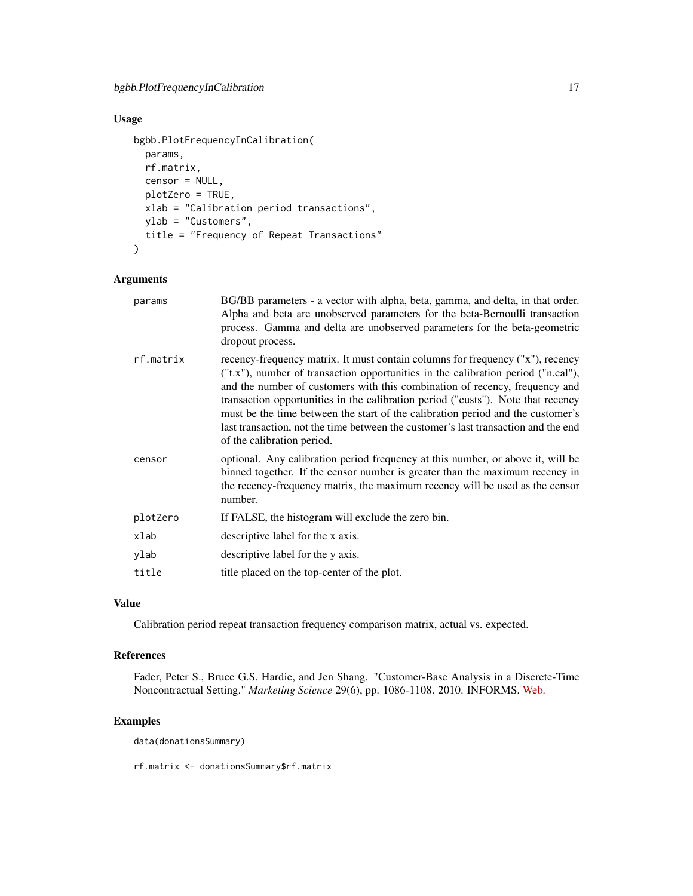### Usage

```
bgbb.PlotFrequencyInCalibration(
  params,
  rf.matrix,
  censor = NULL,
  plotZero = TRUE,
  xlab = "Calibration period transactions",
  ylab = "Customers",
  title = "Frequency of Repeat Transactions"
)
```

### Arguments

| | |
|---|---|
| params | BG/BB parameters - a vector with alpha, beta, gamma, and delta, in that order. Alpha and beta are unobserved parameters for the beta-Bernoulli transaction process. Gamma and delta are unobserved parameters for the beta-geometric dropout process. |
| rf.matrix | recency-frequency matrix. It must contain columns for frequency ("x"), recency ("t.x"), number of transaction opportunities in the calibration period ("n.cal"), and the number of customers with this combination of recency, frequency and transaction opportunities in the calibration period ("custs"). Note that recency must be the time between the start of the calibration period and the customer's last transaction, not the time between the customer's last transaction and the end of the calibration period. |
| censor | optional. Any calibration period frequency at this number, or above it, will be binned together. If the censor number is greater than the maximum recency in the recency-frequency matrix, the maximum recency will be used as the censor number. |
| plotZero | If FALSE, the histogram will exclude the zero bin. |
| xlab | descriptive label for the x axis. |
| ylab | descriptive label for the y axis. |
| title | title placed on the top-center of the plot. |

### Value

Calibration period repeat transaction frequency comparison matrix, actual vs. expected.

### References

Fader, Peter S., Bruce G.S. Hardie, and Jen Shang. "Customer-Base Analysis in a Discrete-Time Noncontractual Setting." *Marketing Science* 29(6), pp. 1086-1108. 2010. INFORMS. Web.

### Examples

```
data(donationsSummary)

rf.matrix <- donationsSummary$rf.matrix
```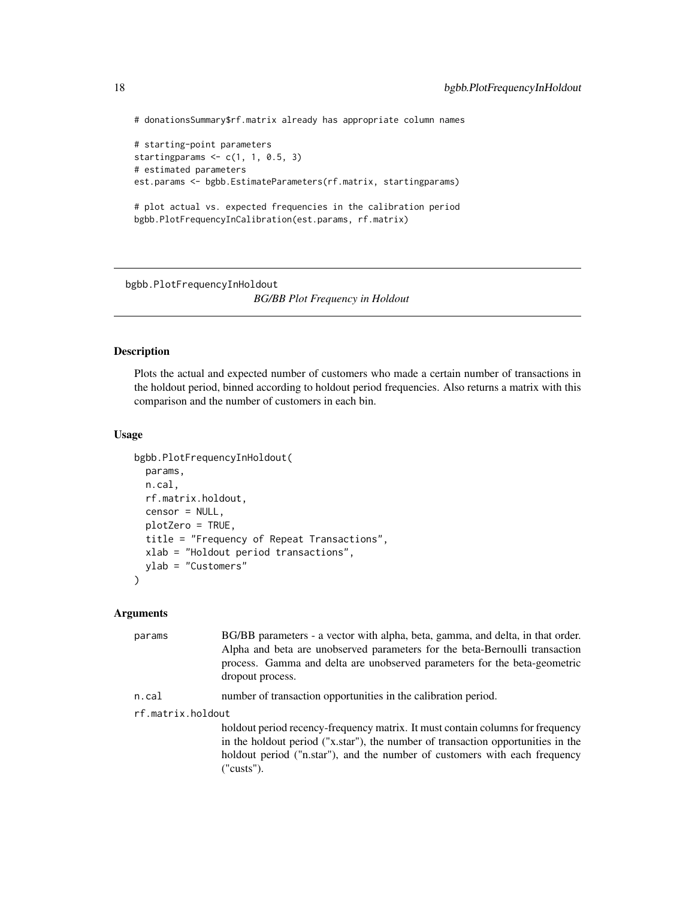```
# donationsSummary$rf.matrix already has appropriate column names

# starting-point parameters
startingparams <- c(1, 1, 0.5, 3)
# estimated parameters
est.params <- bgbb.EstimateParameters(rf.matrix, startingparams)

# plot actual vs. expected frequencies in the calibration period
bgbb.PlotFrequencyInCalibration(est.params, rf.matrix)
```

## bgbb.PlotFrequencyInHoldout

*BG/BB Plot Frequency in Holdout*

### Description

Plots the actual and expected number of customers who made a certain number of transactions in the holdout period, binned according to holdout period frequencies. Also returns a matrix with this comparison and the number of customers in each bin.

### Usage

```
bgbb.PlotFrequencyInHoldout(
  params,
  n.cal,
  rf.matrix.holdout,
  censor = NULL,
  plotZero = TRUE,
  title = "Frequency of Repeat Transactions",
  xlab = "Holdout period transactions",
  ylab = "Customers"
)
```

### Arguments

`params` BG/BB parameters - a vector with alpha, beta, gamma, and delta, in that order. Alpha and beta are unobserved parameters for the beta-Bernoulli transaction process. Gamma and delta are unobserved parameters for the beta-geometric dropout process.

`n.cal` number of transaction opportunities in the calibration period.

`rf.matrix.holdout` holdout period recency-frequency matrix. It must contain columns for frequency in the holdout period ("x.star"), the number of transaction opportunities in the holdout period ("n.star"), and the number of customers with each frequency ("custs").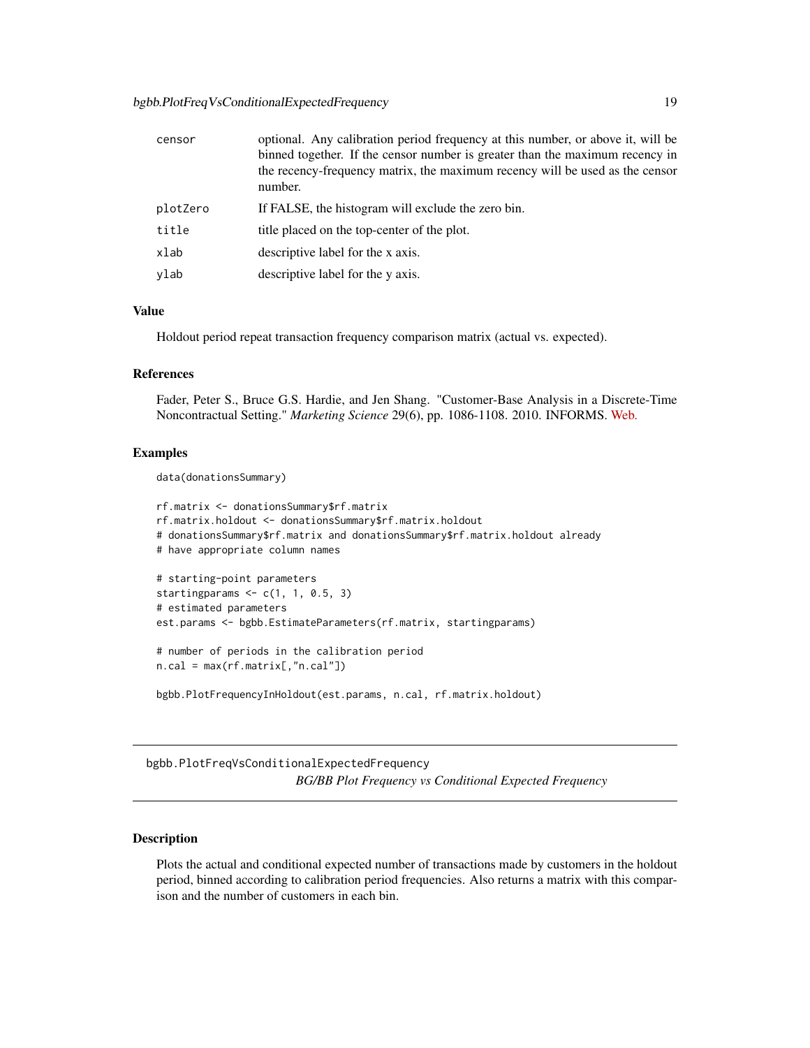| | |
|---|---|
| censor | optional. Any calibration period frequency at this number, or above it, will be binned together. If the censor number is greater than the maximum recency in the recency-frequency matrix, the maximum recency will be used as the censor number. |
| plotZero | If FALSE, the histogram will exclude the zero bin. |
| title | title placed on the top-center of the plot. |
| xlab | descriptive label for the x axis. |
| ylab | descriptive label for the y axis. |

### Value

Holdout period repeat transaction frequency comparison matrix (actual vs. expected).

### References

Fader, Peter S., Bruce G.S. Hardie, and Jen Shang. "Customer-Base Analysis in a Discrete-Time Noncontractual Setting." *Marketing Science* 29(6), pp. 1086-1108. 2010. INFORMS. Web.

### Examples

```
data(donationsSummary)

rf.matrix <- donationsSummary$rf.matrix
rf.matrix.holdout <- donationsSummary$rf.matrix.holdout
# donationsSummary$rf.matrix and donationsSummary$rf.matrix.holdout already
# have appropriate column names

# starting-point parameters
startingparams <- c(1, 1, 0.5, 3)
# estimated parameters
est.params <- bgbb.EstimateParameters(rf.matrix, startingparams)

# number of periods in the calibration period
n.cal = max(rf.matrix[,"n.cal"])

bgbb.PlotFrequencyInHoldout(est.params, n.cal, rf.matrix.holdout)
```

---

## bgbb.PlotFreqVsConditionalExpectedFrequency

*BG/BB Plot Frequency vs Conditional Expected Frequency*

---

### Description

Plots the actual and conditional expected number of transactions made by customers in the holdout period, binned according to calibration period frequencies. Also returns a matrix with this comparison and the number of customers in each bin.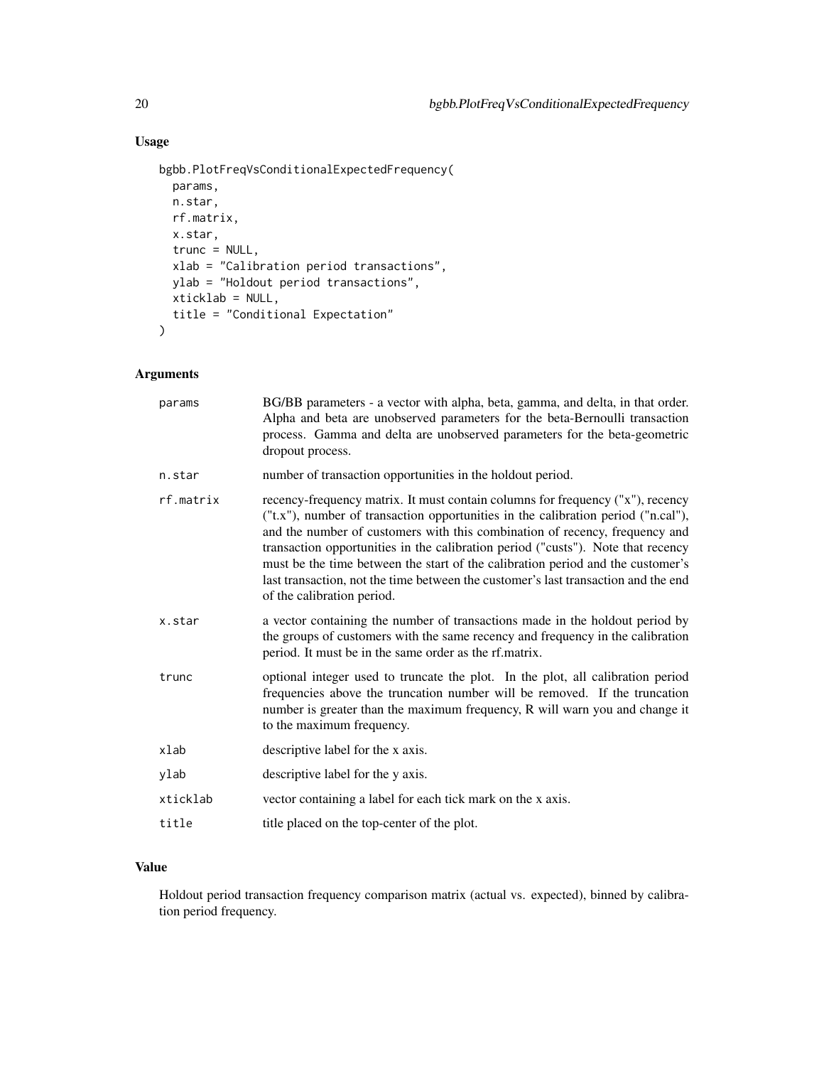## Usage

```
bgbb.PlotFreqVsConditionalExpectedFrequency(
  params,
  n.star,
  rf.matrix,
  x.star,
  trunc = NULL,
  xlab = "Calibration period transactions",
  ylab = "Holdout period transactions",
  xticklab = NULL,
  title = "Conditional Expectation"
)
```

## Arguments

| | |
|---|---|
| params | BG/BB parameters - a vector with alpha, beta, gamma, and delta, in that order. Alpha and beta are unobserved parameters for the beta-Bernoulli transaction process. Gamma and delta are unobserved parameters for the beta-geometric dropout process. |
| n.star | number of transaction opportunities in the holdout period. |
| rf.matrix | recency-frequency matrix. It must contain columns for frequency ("x"), recency ("t.x"), number of transaction opportunities in the calibration period ("n.cal"), and the number of customers with this combination of recency, frequency and transaction opportunities in the calibration period ("custs"). Note that recency must be the time between the start of the calibration period and the customer's last transaction, not the time between the customer's last transaction and the end of the calibration period. |
| x.star | a vector containing the number of transactions made in the holdout period by the groups of customers with the same recency and frequency in the calibration period. It must be in the same order as the rf.matrix. |
| trunc | optional integer used to truncate the plot. In the plot, all calibration period frequencies above the truncation number will be removed. If the truncation number is greater than the maximum frequency, R will warn you and change it to the maximum frequency. |
| xlab | descriptive label for the x axis. |
| ylab | descriptive label for the y axis. |
| xticklab | vector containing a label for each tick mark on the x axis. |
| title | title placed on the top-center of the plot. |

## Value

Holdout period transaction frequency comparison matrix (actual vs. expected), binned by calibration period frequency.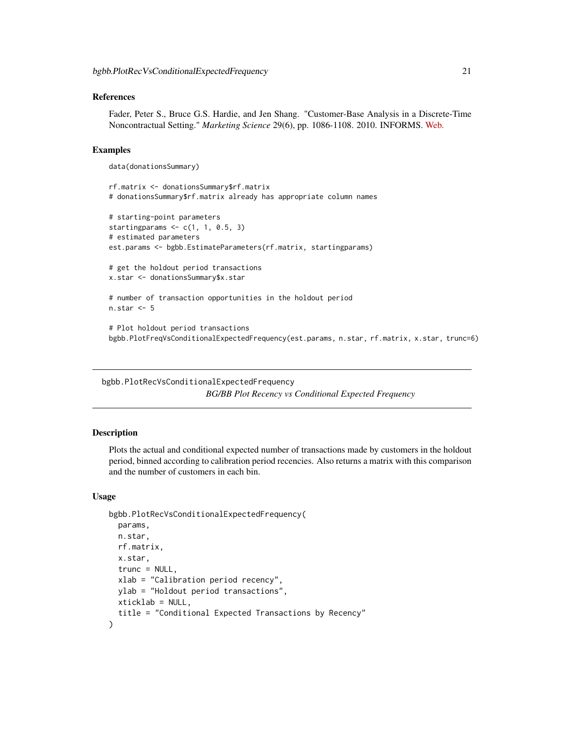### References

Fader, Peter S., Bruce G.S. Hardie, and Jen Shang. "Customer-Base Analysis in a Discrete-Time Noncontractual Setting." *Marketing Science* 29(6), pp. 1086-1108. 2010. INFORMS. Web.

### Examples

```
data(donationsSummary)

rf.matrix <- donationsSummary$rf.matrix
# donationsSummary$rf.matrix already has appropriate column names

# starting-point parameters
startingparams <- c(1, 1, 0.5, 3)
# estimated parameters
est.params <- bgbb.EstimateParameters(rf.matrix, startingparams)

# get the holdout period transactions
x.star <- donationsSummary$x.star

# number of transaction opportunities in the holdout period
n.star <- 5

# Plot holdout period transactions
bgbb.PlotFreqVsConditionalExpectedFrequency(est.params, n.star, rf.matrix, x.star, trunc=6)
```

---

## bgbb.PlotRecVsConditionalExpectedFrequency

*BG/BB Plot Recency vs Conditional Expected Frequency*

---

### Description

Plots the actual and conditional expected number of transactions made by customers in the holdout period, binned according to calibration period recencies. Also returns a matrix with this comparison and the number of customers in each bin.

### Usage

```
bgbb.PlotRecVsConditionalExpectedFrequency(
  params,
  n.star,
  rf.matrix,
  x.star,
  trunc = NULL,
  xlab = "Calibration period recency",
  ylab = "Holdout period transactions",
  xticklab = NULL,
  title = "Conditional Expected Transactions by Recency"
)
```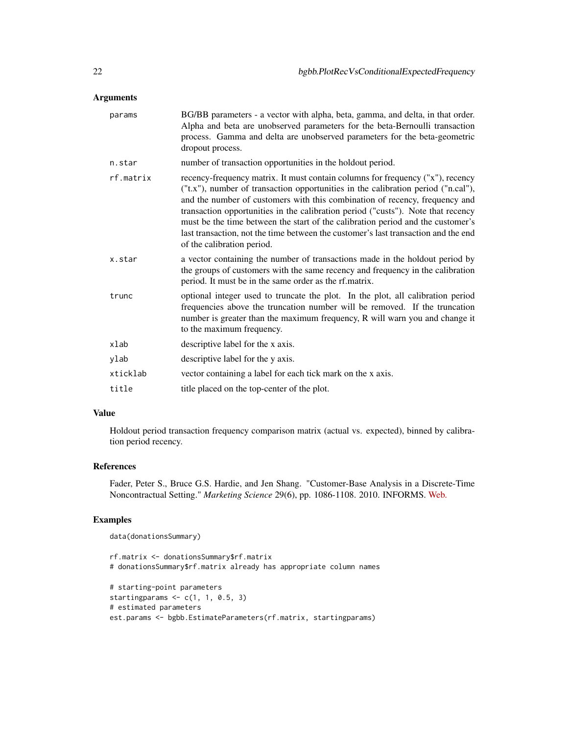## Arguments

- `params`: BG/BB parameters - a vector with alpha, beta, gamma, and delta, in that order. Alpha and beta are unobserved parameters for the beta-Bernoulli transaction process. Gamma and delta are unobserved parameters for the beta-geometric dropout process.
- `n.star`: number of transaction opportunities in the holdout period.
- `rf.matrix`: recency-frequency matrix. It must contain columns for frequency ("x"), recency ("t.x"), number of transaction opportunities in the calibration period ("n.cal"), and the number of customers with this combination of recency, frequency and transaction opportunities in the calibration period ("custs"). Note that recency must be the time between the start of the calibration period and the customer's last transaction, not the time between the customer's last transaction and the end of the calibration period.
- `x.star`: a vector containing the number of transactions made in the holdout period by the groups of customers with the same recency and frequency in the calibration period. It must be in the same order as the rf.matrix.
- `trunc`: optional integer used to truncate the plot. In the plot, all calibration period frequencies above the truncation number will be removed. If the truncation number is greater than the maximum frequency, R will warn you and change it to the maximum frequency.
- `xlab`: descriptive label for the x axis.
- `ylab`: descriptive label for the y axis.
- `xticklab`: vector containing a label for each tick mark on the x axis.
- `title`: title placed on the top-center of the plot.

## Value

Holdout period transaction frequency comparison matrix (actual vs. expected), binned by calibration period recency.

## References

Fader, Peter S., Bruce G.S. Hardie, and Jen Shang. "Customer-Base Analysis in a Discrete-Time Noncontractual Setting." *Marketing Science* 29(6), pp. 1086-1108. 2010. INFORMS. Web.

## Examples

```
data(donationsSummary)

rf.matrix <- donationsSummary$rf.matrix
# donationsSummary$rf.matrix already has appropriate column names

# starting-point parameters
startingparams <- c(1, 1, 0.5, 3)
# estimated parameters
est.params <- bgbb.EstimateParameters(rf.matrix, startingparams)
```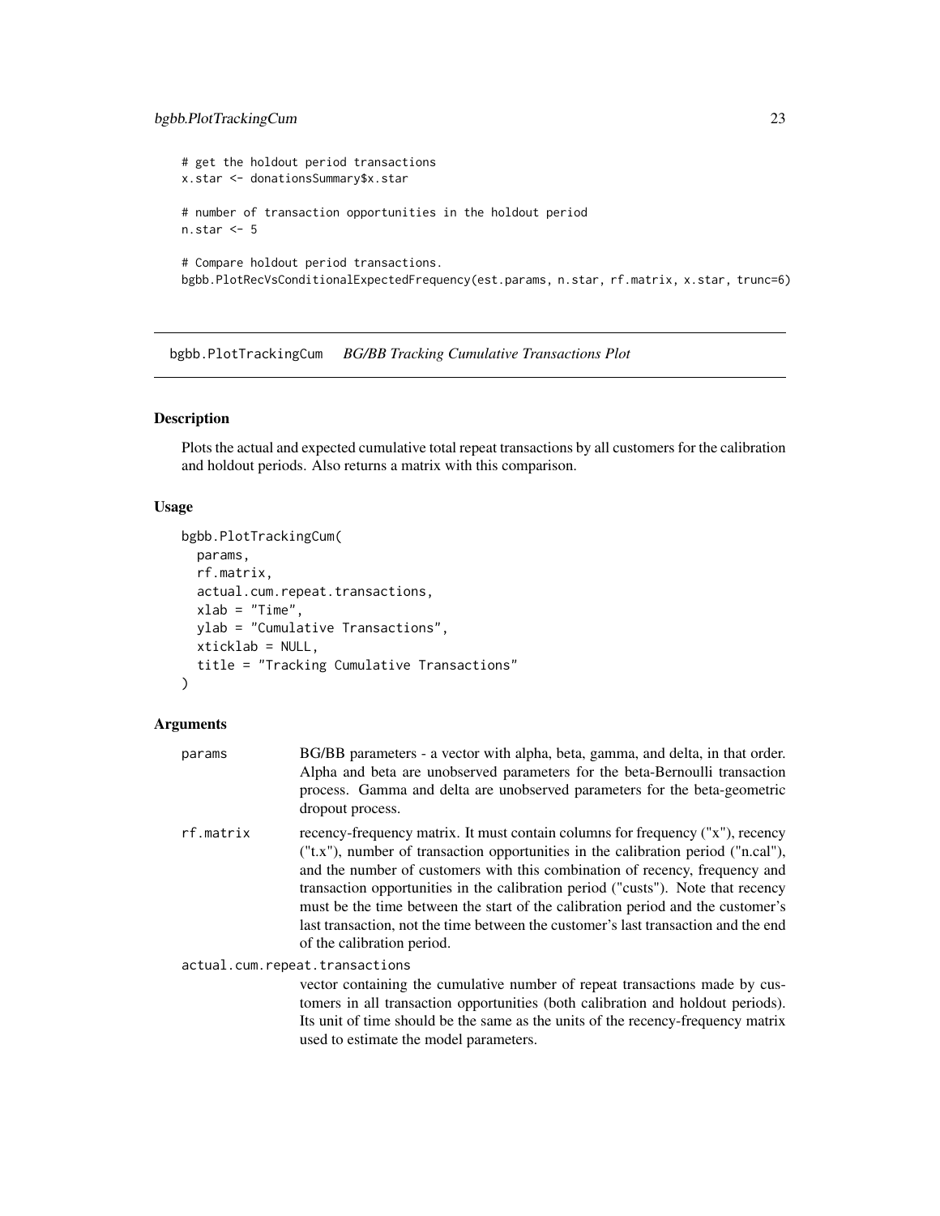```
# get the holdout period transactions
x.star <- donationsSummary$x.star

# number of transaction opportunities in the holdout period
n.star <- 5

# Compare holdout period transactions.
bgbb.PlotRecVsConditionalExpectedFrequency(est.params, n.star, rf.matrix, x.star, trunc=6)
```

---

## bgbb.PlotTrackingCum    *BG/BB Tracking Cumulative Transactions Plot*

---

### Description

Plots the actual and expected cumulative total repeat transactions by all customers for the calibration and holdout periods. Also returns a matrix with this comparison.

### Usage

```
bgbb.PlotTrackingCum(
  params,
  rf.matrix,
  actual.cum.repeat.transactions,
  xlab = "Time",
  ylab = "Cumulative Transactions",
  xticklab = NULL,
  title = "Tracking Cumulative Transactions"
)
```

### Arguments

`params` BG/BB parameters - a vector with alpha, beta, gamma, and delta, in that order. Alpha and beta are unobserved parameters for the beta-Bernoulli transaction process. Gamma and delta are unobserved parameters for the beta-geometric dropout process.

`rf.matrix` recency-frequency matrix. It must contain columns for frequency ("x"), recency ("t.x"), number of transaction opportunities in the calibration period ("n.cal"), and the number of customers with this combination of recency, frequency and transaction opportunities in the calibration period ("custs"). Note that recency must be the time between the start of the calibration period and the customer's last transaction, not the time between the customer's last transaction and the end of the calibration period.

`actual.cum.repeat.transactions` vector containing the cumulative number of repeat transactions made by customers in all transaction opportunities (both calibration and holdout periods). Its unit of time should be the same as the units of the recency-frequency matrix used to estimate the model parameters.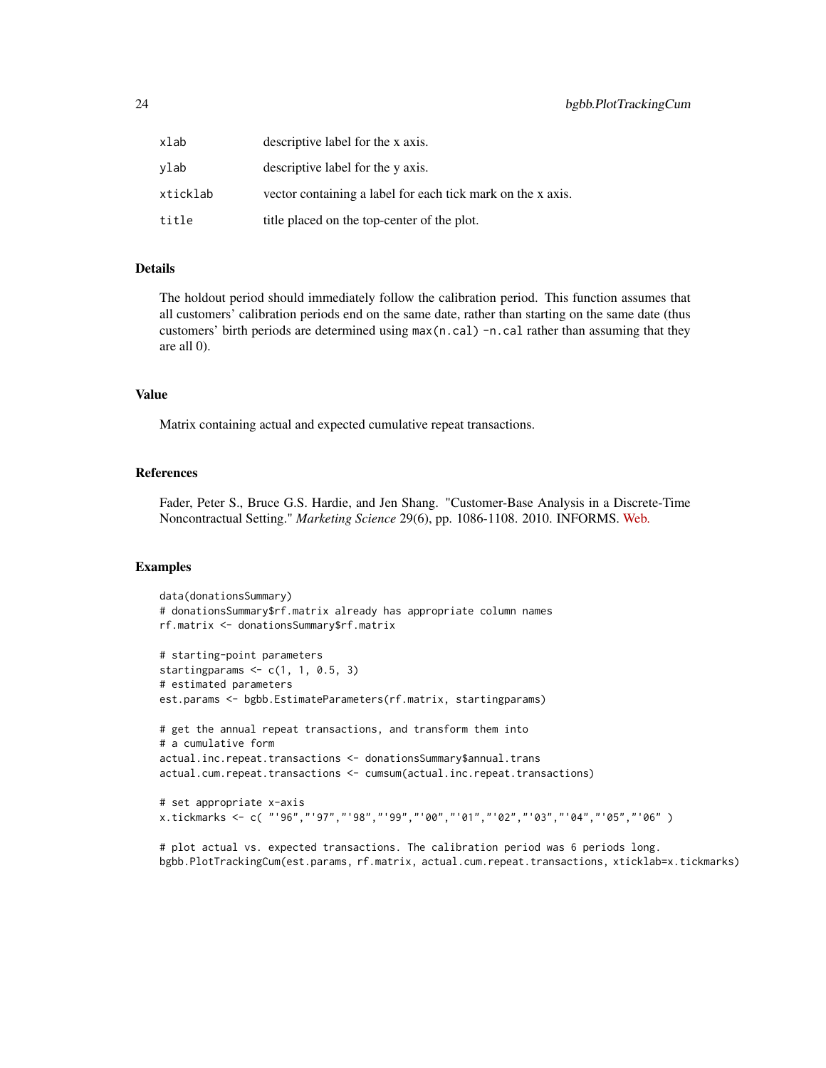| | |
|---|---|
| xlab | descriptive label for the x axis. |
| ylab | descriptive label for the y axis. |
| xticklab | vector containing a label for each tick mark on the x axis. |
| title | title placed on the top-center of the plot. |

## Details

The holdout period should immediately follow the calibration period. This function assumes that all customers' calibration periods end on the same date, rather than starting on the same date (thus customers' birth periods are determined using `max(n.cal) -n.cal` rather than assuming that they are all 0).

## Value

Matrix containing actual and expected cumulative repeat transactions.

## References

Fader, Peter S., Bruce G.S. Hardie, and Jen Shang. "Customer-Base Analysis in a Discrete-Time Noncontractual Setting." *Marketing Science* 29(6), pp. 1086-1108. 2010. INFORMS. Web.

## Examples

```
data(donationsSummary)
# donationsSummary$rf.matrix already has appropriate column names
rf.matrix <- donationsSummary$rf.matrix

# starting-point parameters
startingparams <- c(1, 1, 0.5, 3)
# estimated parameters
est.params <- bgbb.EstimateParameters(rf.matrix, startingparams)

# get the annual repeat transactions, and transform them into
# a cumulative form
actual.inc.repeat.transactions <- donationsSummary$annual.trans
actual.cum.repeat.transactions <- cumsum(actual.inc.repeat.transactions)

# set appropriate x-axis
x.tickmarks <- c( "'96","'97","'98","'99","'00","'01","'02","'03","'04","'05","'06" )

# plot actual vs. expected transactions. The calibration period was 6 periods long.
bgbb.PlotTrackingCum(est.params, rf.matrix, actual.cum.repeat.transactions, xticklab=x.tickmarks)
```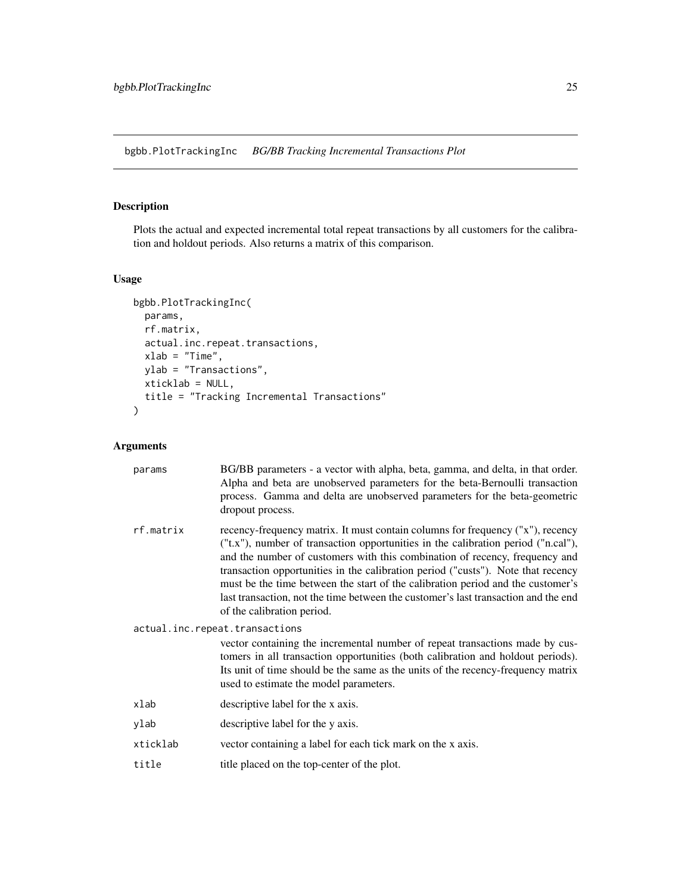# bgbb.PlotTrackingInc    *BG/BB Tracking Incremental Transactions Plot*

## Description

Plots the actual and expected incremental total repeat transactions by all customers for the calibration and holdout periods. Also returns a matrix of this comparison.

## Usage

```
bgbb.PlotTrackingInc(
  params,
  rf.matrix,
  actual.inc.repeat.transactions,
  xlab = "Time",
  ylab = "Transactions",
  xticklab = NULL,
  title = "Tracking Incremental Transactions"
)
```

## Arguments

| | |
|---|---|
| params | BG/BB parameters - a vector with alpha, beta, gamma, and delta, in that order. Alpha and beta are unobserved parameters for the beta-Bernoulli transaction process. Gamma and delta are unobserved parameters for the beta-geometric dropout process. |
| rf.matrix | recency-frequency matrix. It must contain columns for frequency ("x"), recency ("t.x"), number of transaction opportunities in the calibration period ("n.cal"), and the number of customers with this combination of recency, frequency and transaction opportunities in the calibration period ("custs"). Note that recency must be the time between the start of the calibration period and the customer's last transaction, not the time between the customer's last transaction and the end of the calibration period. |
| actual.inc.repeat.transactions | vector containing the incremental number of repeat transactions made by customers in all transaction opportunities (both calibration and holdout periods). Its unit of time should be the same as the units of the recency-frequency matrix used to estimate the model parameters. |
| xlab | descriptive label for the x axis. |
| ylab | descriptive label for the y axis. |
| xticklab | vector containing a label for each tick mark on the x axis. |
| title | title placed on the top-center of the plot. |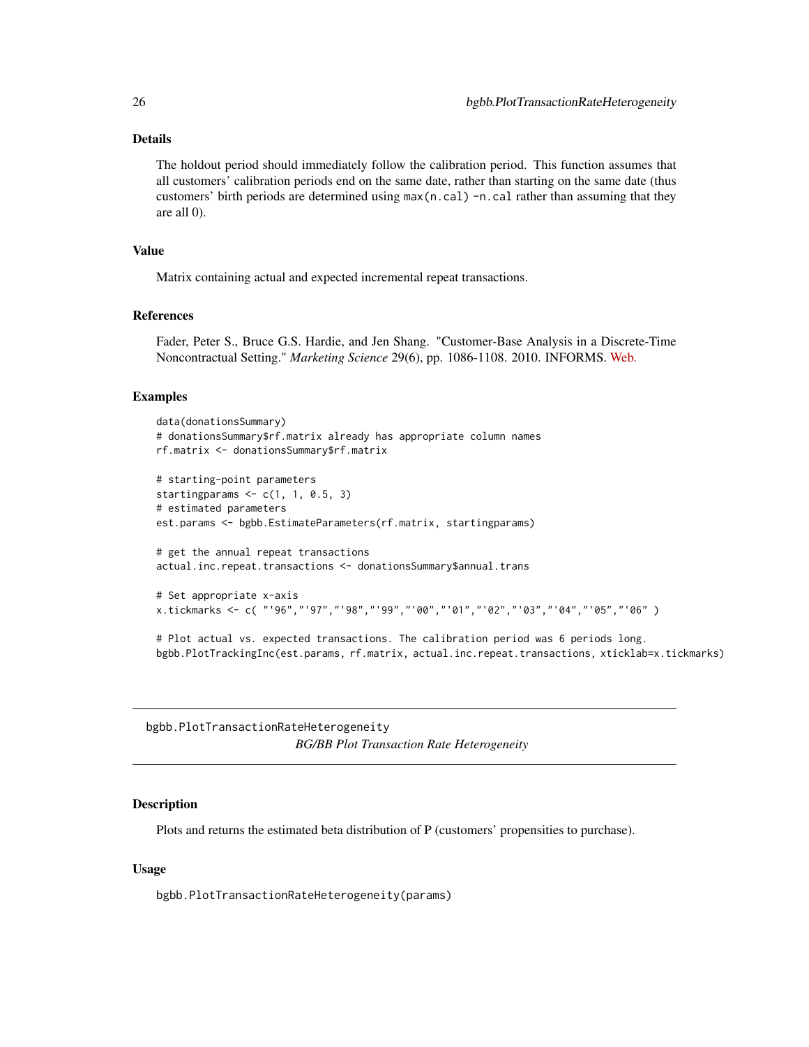### Details

The holdout period should immediately follow the calibration period. This function assumes that all customers' calibration periods end on the same date, rather than starting on the same date (thus customers' birth periods are determined using `max(n.cal) -n.cal` rather than assuming that they are all 0).

### Value

Matrix containing actual and expected incremental repeat transactions.

### References

Fader, Peter S., Bruce G.S. Hardie, and Jen Shang. "Customer-Base Analysis in a Discrete-Time Noncontractual Setting." *Marketing Science* 29(6), pp. 1086-1108. 2010. INFORMS. Web.

### Examples

```
data(donationsSummary)
# donationsSummary$rf.matrix already has appropriate column names
rf.matrix <- donationsSummary$rf.matrix

# starting-point parameters
startingparams <- c(1, 1, 0.5, 3)
# estimated parameters
est.params <- bgbb.EstimateParameters(rf.matrix, startingparams)

# get the annual repeat transactions
actual.inc.repeat.transactions <- donationsSummary$annual.trans

# Set appropriate x-axis
x.tickmarks <- c( "'96","'97","'98","'99","'00","'01","'02","'03","'04","'05","'06" )

# Plot actual vs. expected transactions. The calibration period was 6 periods long.
bgbb.PlotTrackingInc(est.params, rf.matrix, actual.inc.repeat.transactions, xticklab=x.tickmarks)
```

---

## bgbb.PlotTransactionRateHeterogeneity

*BG/BB Plot Transaction Rate Heterogeneity*

---

### Description

Plots and returns the estimated beta distribution of P (customers' propensities to purchase).

### Usage

```
bgbb.PlotTransactionRateHeterogeneity(params)
```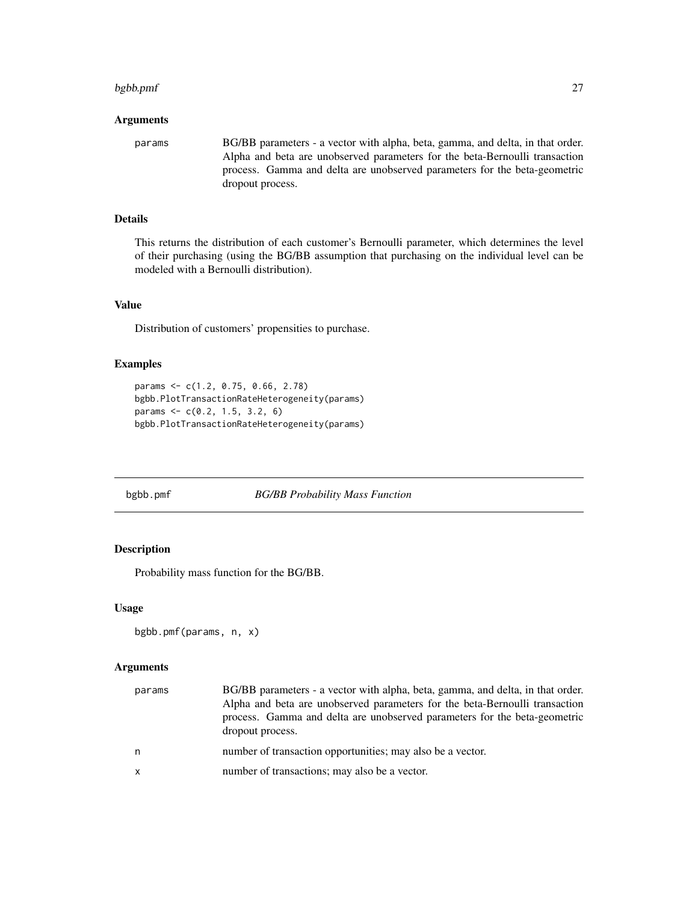### Arguments

| | |
|---|---|
| params | BG/BB parameters - a vector with alpha, beta, gamma, and delta, in that order. Alpha and beta are unobserved parameters for the beta-Bernoulli transaction process. Gamma and delta are unobserved parameters for the beta-geometric dropout process. |

### Details

This returns the distribution of each customer's Bernoulli parameter, which determines the level of their purchasing (using the BG/BB assumption that purchasing on the individual level can be modeled with a Bernoulli distribution).

### Value

Distribution of customers' propensities to purchase.

### Examples

```
params <- c(1.2, 0.75, 0.66, 2.78)
bgbb.PlotTransactionRateHeterogeneity(params)
params <- c(0.2, 1.5, 3.2, 6)
bgbb.PlotTransactionRateHeterogeneity(params)
```

---

## bgbb.pmf — *BG/BB Probability Mass Function*

---

### Description

Probability mass function for the BG/BB.

### Usage

```
bgbb.pmf(params, n, x)
```

### Arguments

| | |
|---|---|
| params | BG/BB parameters - a vector with alpha, beta, gamma, and delta, in that order. Alpha and beta are unobserved parameters for the beta-Bernoulli transaction process. Gamma and delta are unobserved parameters for the beta-geometric dropout process. |
| n | number of transaction opportunities; may also be a vector. |
| x | number of transactions; may also be a vector. |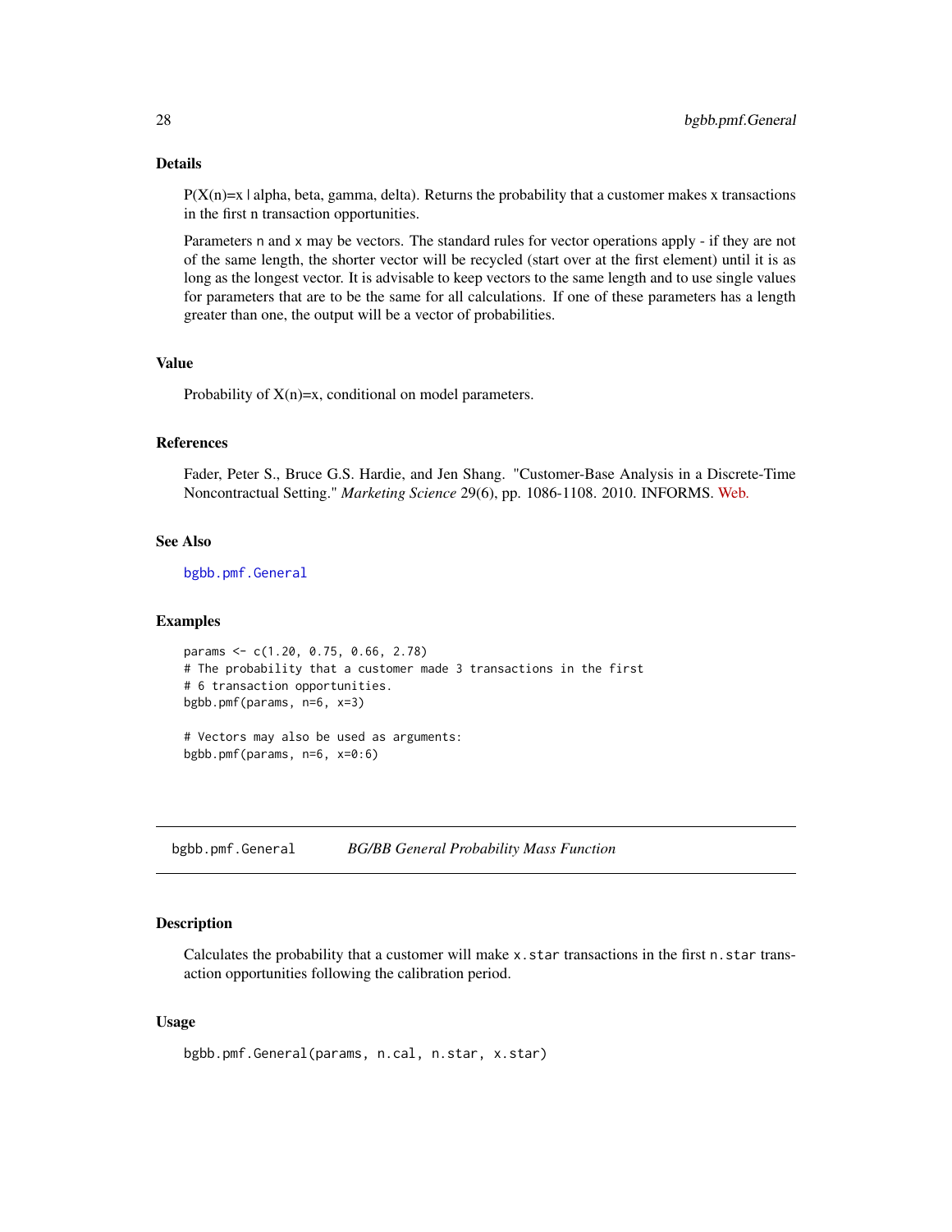## Details

P(X(n)=x | alpha, beta, gamma, delta). Returns the probability that a customer makes x transactions in the first n transaction opportunities.

Parameters `n` and `x` may be vectors. The standard rules for vector operations apply - if they are not of the same length, the shorter vector will be recycled (start over at the first element) until it is as long as the longest vector. It is advisable to keep vectors to the same length and to use single values for parameters that are to be the same for all calculations. If one of these parameters has a length greater than one, the output will be a vector of probabilities.

## Value

Probability of X(n)=x, conditional on model parameters.

## References

Fader, Peter S., Bruce G.S. Hardie, and Jen Shang. "Customer-Base Analysis in a Discrete-Time Noncontractual Setting." *Marketing Science* 29(6), pp. 1086-1108. 2010. INFORMS. Web.

## See Also

`bgbb.pmf.General`

## Examples

```
params <- c(1.20, 0.75, 0.66, 2.78)
# The probability that a customer made 3 transactions in the first
# 6 transaction opportunities.
bgbb.pmf(params, n=6, x=3)

# Vectors may also be used as arguments:
bgbb.pmf(params, n=6, x=0:6)
```

---

# bgbb.pmf.General — *BG/BB General Probability Mass Function*

## Description

Calculates the probability that a customer will make `x.star` transactions in the first `n.star` transaction opportunities following the calibration period.

## Usage

```
bgbb.pmf.General(params, n.cal, n.star, x.star)
```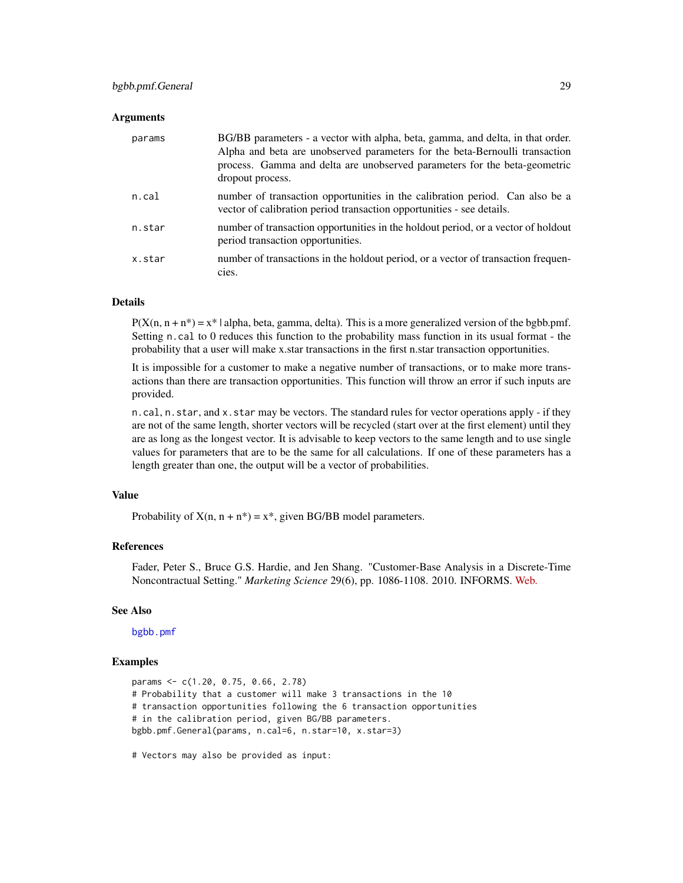### Arguments

| | |
|---|---|
| params | BG/BB parameters - a vector with alpha, beta, gamma, and delta, in that order. Alpha and beta are unobserved parameters for the beta-Bernoulli transaction process. Gamma and delta are unobserved parameters for the beta-geometric dropout process. |
| n.cal | number of transaction opportunities in the calibration period. Can also be a vector of calibration period transaction opportunities - see details. |
| n.star | number of transaction opportunities in the holdout period, or a vector of holdout period transaction opportunities. |
| x.star | number of transactions in the holdout period, or a vector of transaction frequencies. |

### Details

$P(X(n, n + n^*) = x^* \mid \text{alpha, beta, gamma, delta})$. This is a more generalized version of the bgbb.pmf. Setting `n.cal` to 0 reduces this function to the probability mass function in its usual format - the probability that a user will make x.star transactions in the first n.star transaction opportunities.

It is impossible for a customer to make a negative number of transactions, or to make more transactions than there are transaction opportunities. This function will throw an error if such inputs are provided.

`n.cal`, `n.star`, and `x.star` may be vectors. The standard rules for vector operations apply - if they are not of the same length, shorter vectors will be recycled (start over at the first element) until they are as long as the longest vector. It is advisable to keep vectors to the same length and to use single values for parameters that are to be the same for all calculations. If one of these parameters has a length greater than one, the output will be a vector of probabilities.

### Value

Probability of $X(n, n + n^*) = x^*$, given BG/BB model parameters.

### References

Fader, Peter S., Bruce G.S. Hardie, and Jen Shang. "Customer-Base Analysis in a Discrete-Time Noncontractual Setting." *Marketing Science* 29(6), pp. 1086-1108. 2010. INFORMS. Web.

### See Also

`bgbb.pmf`

### Examples

```
params <- c(1.20, 0.75, 0.66, 2.78)
# Probability that a customer will make 3 transactions in the 10
# transaction opportunities following the 6 transaction opportunities
# in the calibration period, given BG/BB parameters.
bgbb.pmf.General(params, n.cal=6, n.star=10, x.star=3)

# Vectors may also be provided as input:
```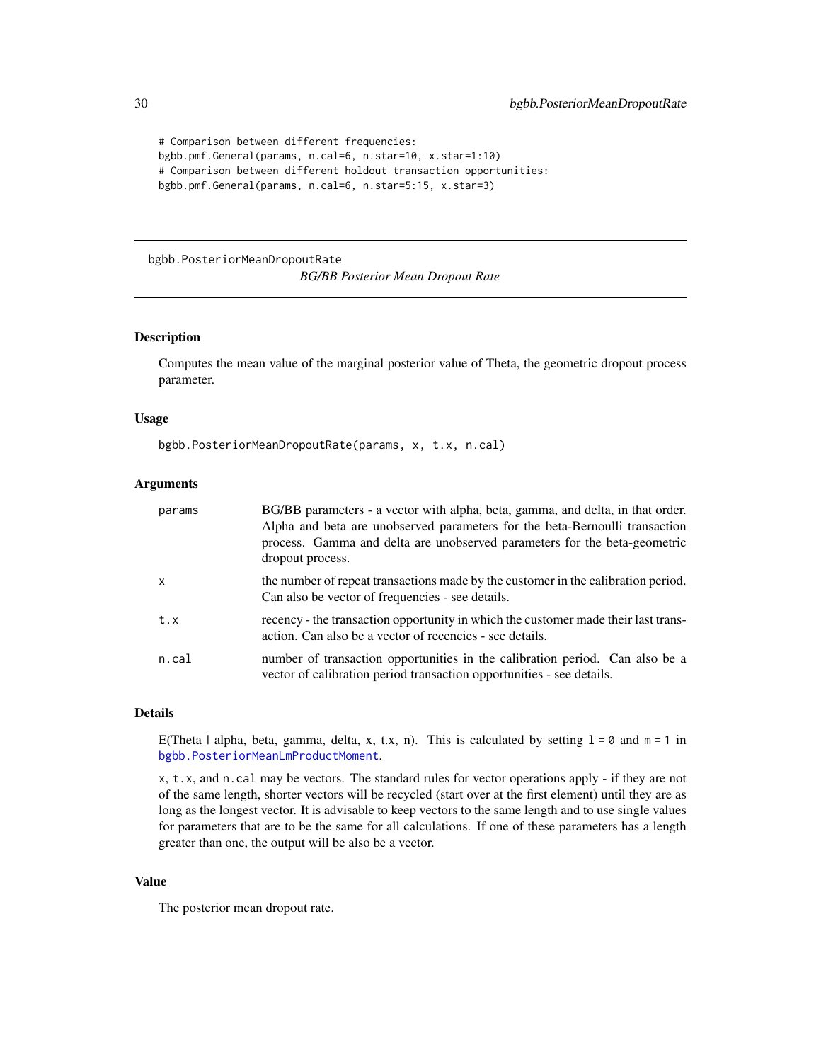```
# Comparison between different frequencies:
bgbb.pmf.General(params, n.cal=6, n.star=10, x.star=1:10)
# Comparison between different holdout transaction opportunities:
bgbb.pmf.General(params, n.cal=6, n.star=5:15, x.star=3)
```

---

## bgbb.PosteriorMeanDropoutRate

*BG/BB Posterior Mean Dropout Rate*

---

### Description

Computes the mean value of the marginal posterior value of Theta, the geometric dropout process parameter.

### Usage

```
bgbb.PosteriorMeanDropoutRate(params, x, t.x, n.cal)
```

### Arguments

| | |
|---|---|
| `params` | BG/BB parameters - a vector with alpha, beta, gamma, and delta, in that order. Alpha and beta are unobserved parameters for the beta-Bernoulli transaction process. Gamma and delta are unobserved parameters for the beta-geometric dropout process. |
| `x` | the number of repeat transactions made by the customer in the calibration period. Can also be vector of frequencies - see details. |
| `t.x` | recency - the transaction opportunity in which the customer made their last transaction. Can also be a vector of recencies - see details. |
| `n.cal` | number of transaction opportunities in the calibration period. Can also be a vector of calibration period transaction opportunities - see details. |

### Details

E(Theta | alpha, beta, gamma, delta, x, t.x, n). This is calculated by setting `l = 0` and `m = 1` in `bgbb.PosteriorMeanLmProductMoment`.

`x`, `t.x`, and `n.cal` may be vectors. The standard rules for vector operations apply - if they are not of the same length, shorter vectors will be recycled (start over at the first element) until they are as long as the longest vector. It is advisable to keep vectors to the same length and to use single values for parameters that are to be the same for all calculations. If one of these parameters has a length greater than one, the output will be also be a vector.

### Value

The posterior mean dropout rate.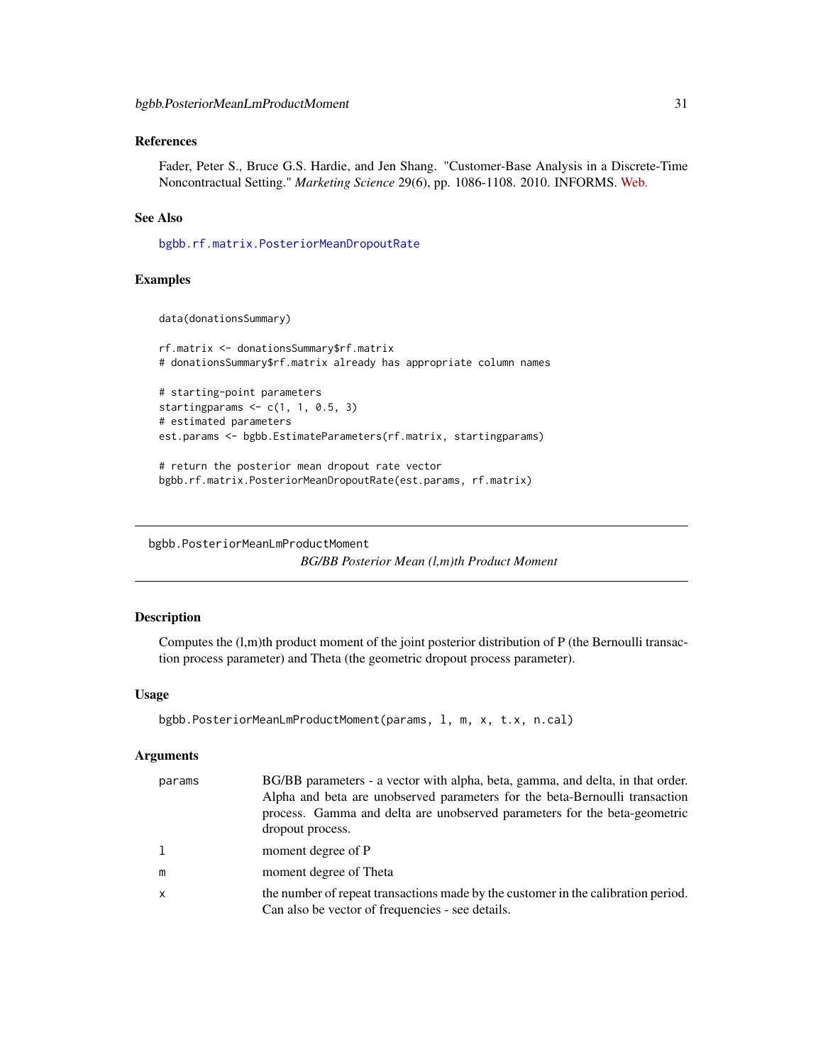### References

Fader, Peter S., Bruce G.S. Hardie, and Jen Shang. "Customer-Base Analysis in a Discrete-Time Noncontractual Setting." *Marketing Science* 29(6), pp. 1086-1108. 2010. INFORMS. Web.

### See Also

bgbb.rf.matrix.PosteriorMeanDropoutRate

### Examples

```
data(donationsSummary)

rf.matrix <- donationsSummary$rf.matrix
# donationsSummary$rf.matrix already has appropriate column names

# starting-point parameters
startingparams <- c(1, 1, 0.5, 3)
# estimated parameters
est.params <- bgbb.EstimateParameters(rf.matrix, startingparams)

# return the posterior mean dropout rate vector
bgbb.rf.matrix.PosteriorMeanDropoutRate(est.params, rf.matrix)
```

---

## bgbb.PosteriorMeanLmProductMoment

*BG/BB Posterior Mean (l,m)th Product Moment*

### Description

Computes the (l,m)th product moment of the joint posterior distribution of P (the Bernoulli transaction process parameter) and Theta (the geometric dropout process parameter).

### Usage

```
bgbb.PosteriorMeanLmProductMoment(params, l, m, x, t.x, n.cal)
```

### Arguments

| | |
|---|---|
| params | BG/BB parameters - a vector with alpha, beta, gamma, and delta, in that order. Alpha and beta are unobserved parameters for the beta-Bernoulli transaction process. Gamma and delta are unobserved parameters for the beta-geometric dropout process. |
| l | moment degree of P |
| m | moment degree of Theta |
| x | the number of repeat transactions made by the customer in the calibration period. Can also be vector of frequencies - see details. |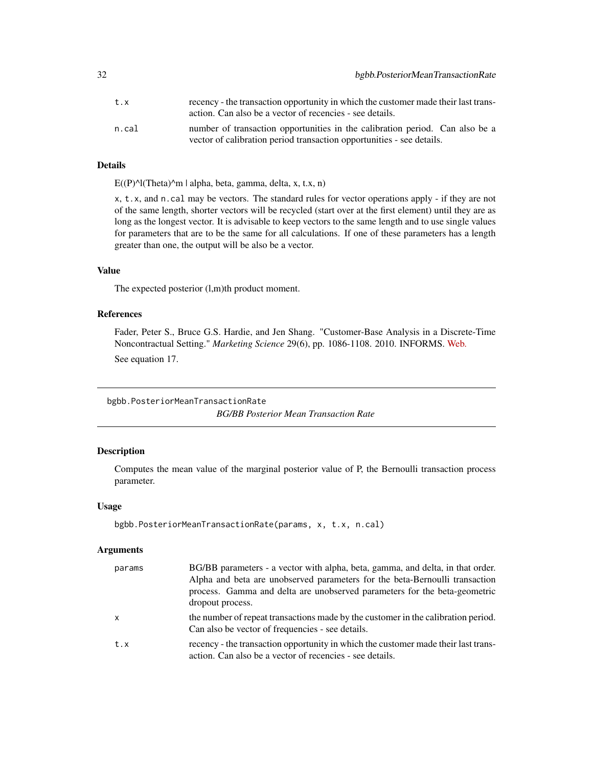| | |
|---|---|
| t.x | recency - the transaction opportunity in which the customer made their last transaction. Can also be a vector of recencies - see details. |
| n.cal | number of transaction opportunities in the calibration period. Can also be a vector of calibration period transaction opportunities - see details. |

### Details

E((P)^l(Theta)^m | alpha, beta, gamma, delta, x, t.x, n)

x, t.x, and n.cal may be vectors. The standard rules for vector operations apply - if they are not of the same length, shorter vectors will be recycled (start over at the first element) until they are as long as the longest vector. It is advisable to keep vectors to the same length and to use single values for parameters that are to be the same for all calculations. If one of these parameters has a length greater than one, the output will be also be a vector.

### Value

The expected posterior (l,m)th product moment.

### References

Fader, Peter S., Bruce G.S. Hardie, and Jen Shang. "Customer-Base Analysis in a Discrete-Time Noncontractual Setting." *Marketing Science* 29(6), pp. 1086-1108. 2010. INFORMS. Web.

See equation 17.

---

## bgbb.PosteriorMeanTransactionRate

*BG/BB Posterior Mean Transaction Rate*

### Description

Computes the mean value of the marginal posterior value of P, the Bernoulli transaction process parameter.

### Usage

```
bgbb.PosteriorMeanTransactionRate(params, x, t.x, n.cal)
```

### Arguments

| | |
|---|---|
| params | BG/BB parameters - a vector with alpha, beta, gamma, and delta, in that order. Alpha and beta are unobserved parameters for the beta-Bernoulli transaction process. Gamma and delta are unobserved parameters for the beta-geometric dropout process. |
| x | the number of repeat transactions made by the customer in the calibration period. Can also be vector of frequencies - see details. |
| t.x | recency - the transaction opportunity in which the customer made their last transaction. Can also be a vector of recencies - see details. |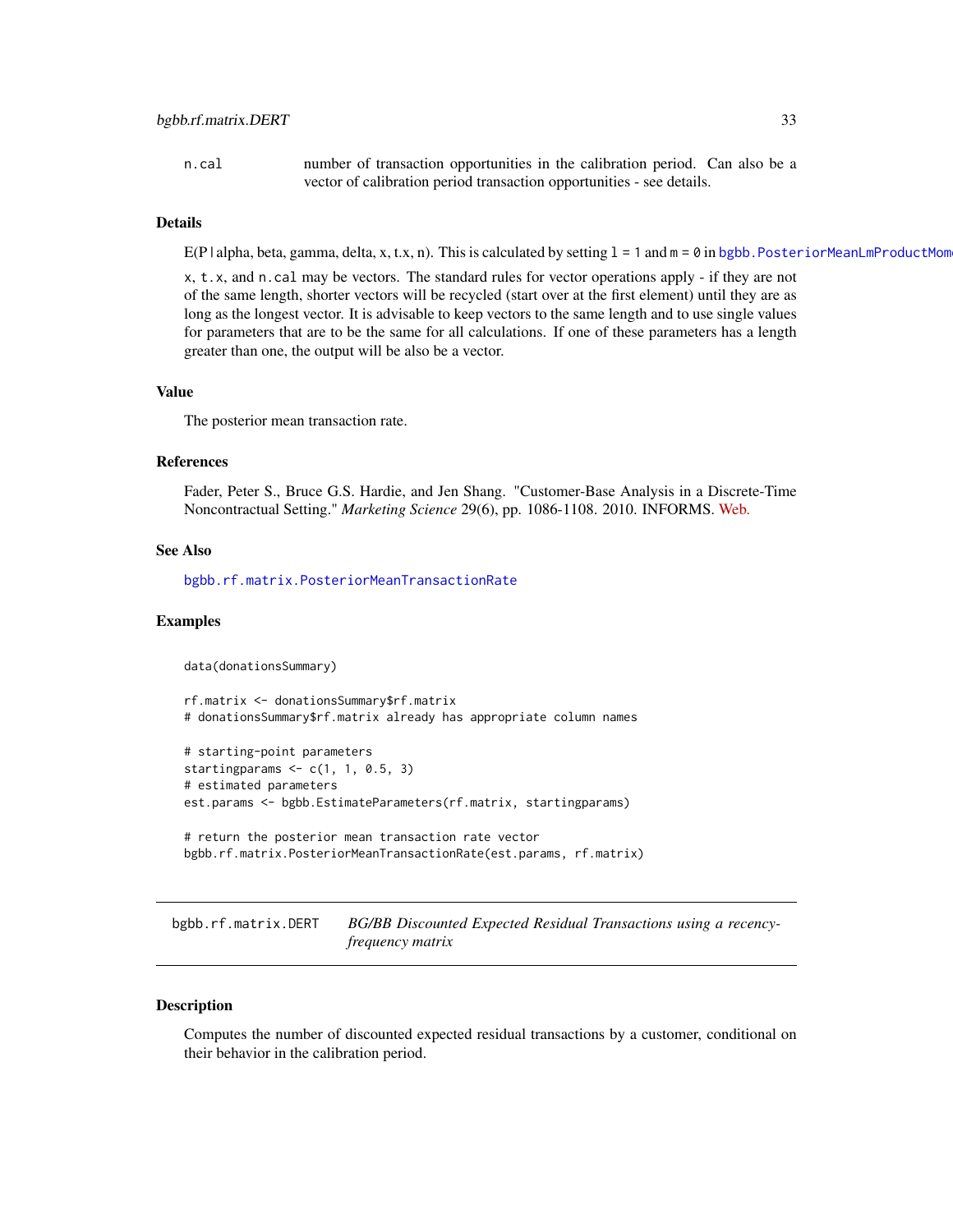n.cal number of transaction opportunities in the calibration period. Can also be a vector of calibration period transaction opportunities - see details.

### Details

E(P | alpha, beta, gamma, delta, x, t.x, n). This is calculated by setting `l = 1` and `m = 0` in `bgbb.PosteriorMeanLmProductMome`

`x`, `t.x`, and `n.cal` may be vectors. The standard rules for vector operations apply - if they are not of the same length, shorter vectors will be recycled (start over at the first element) until they are as long as the longest vector. It is advisable to keep vectors to the same length and to use single values for parameters that are to be the same for all calculations. If one of these parameters has a length greater than one, the output will be also be a vector.

### Value

The posterior mean transaction rate.

### References

Fader, Peter S., Bruce G.S. Hardie, and Jen Shang. "Customer-Base Analysis in a Discrete-Time Noncontractual Setting." *Marketing Science* 29(6), pp. 1086-1108. 2010. INFORMS. Web.

### See Also

`bgbb.rf.matrix.PosteriorMeanTransactionRate`

### Examples

```
data(donationsSummary)

rf.matrix <- donationsSummary$rf.matrix
# donationsSummary$rf.matrix already has appropriate column names

# starting-point parameters
startingparams <- c(1, 1, 0.5, 3)
# estimated parameters
est.params <- bgbb.EstimateParameters(rf.matrix, startingparams)

# return the posterior mean transaction rate vector
bgbb.rf.matrix.PosteriorMeanTransactionRate(est.params, rf.matrix)
```

---

## bgbb.rf.matrix.DERT *BG/BB Discounted Expected Residual Transactions using a recency-frequency matrix*

### Description

Computes the number of discounted expected residual transactions by a customer, conditional on their behavior in the calibration period.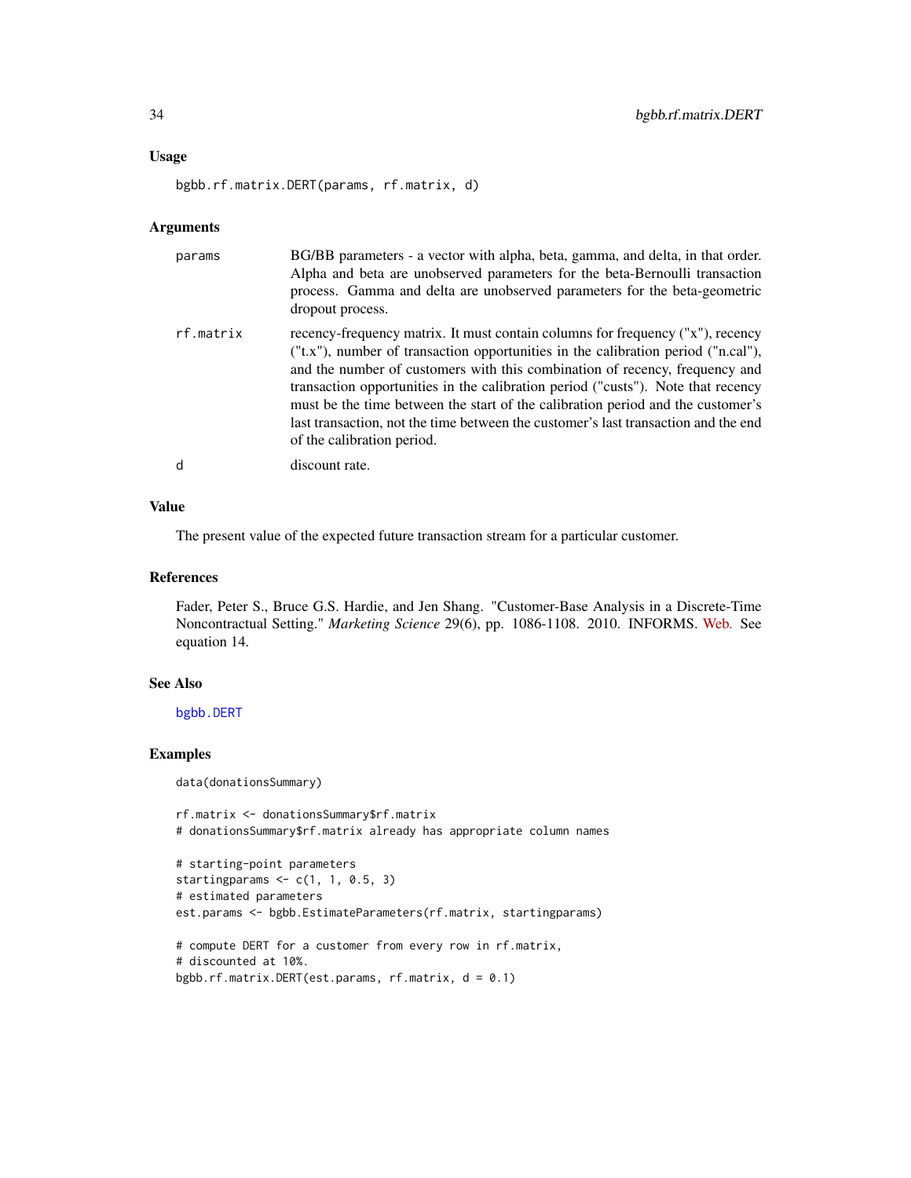## Usage

```
bgbb.rf.matrix.DERT(params, rf.matrix, d)
```

## Arguments

| | |
|---|---|
| params | BG/BB parameters - a vector with alpha, beta, gamma, and delta, in that order. Alpha and beta are unobserved parameters for the beta-Bernoulli transaction process. Gamma and delta are unobserved parameters for the beta-geometric dropout process. |
| rf.matrix | recency-frequency matrix. It must contain columns for frequency ("x"), recency ("t.x"), number of transaction opportunities in the calibration period ("n.cal"), and the number of customers with this combination of recency, frequency and transaction opportunities in the calibration period ("custs"). Note that recency must be the time between the start of the calibration period and the customer's last transaction, not the time between the customer's last transaction and the end of the calibration period. |
| d | discount rate. |

## Value

The present value of the expected future transaction stream for a particular customer.

## References

Fader, Peter S., Bruce G.S. Hardie, and Jen Shang. "Customer-Base Analysis in a Discrete-Time Noncontractual Setting." *Marketing Science* 29(6), pp. 1086-1108. 2010. INFORMS. Web. See equation 14.

## See Also

bgbb.DERT

## Examples

```
data(donationsSummary)

rf.matrix <- donationsSummary$rf.matrix
# donationsSummary$rf.matrix already has appropriate column names

# starting-point parameters
startingparams <- c(1, 1, 0.5, 3)
# estimated parameters
est.params <- bgbb.EstimateParameters(rf.matrix, startingparams)

# compute DERT for a customer from every row in rf.matrix,
# discounted at 10%.
bgbb.rf.matrix.DERT(est.params, rf.matrix, d = 0.1)
```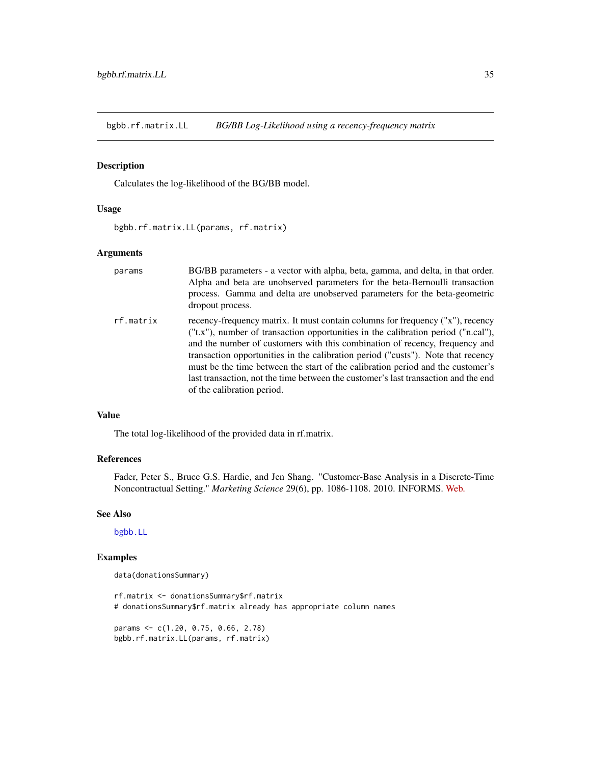## bgbb.rf.matrix.LL *BG/BB Log-Likelihood using a recency-frequency matrix*

### Description

Calculates the log-likelihood of the BG/BB model.

### Usage

```
bgbb.rf.matrix.LL(params, rf.matrix)
```

### Arguments

| | |
|---|---|
| `params` | BG/BB parameters - a vector with alpha, beta, gamma, and delta, in that order. Alpha and beta are unobserved parameters for the beta-Bernoulli transaction process. Gamma and delta are unobserved parameters for the beta-geometric dropout process. |
| `rf.matrix` | recency-frequency matrix. It must contain columns for frequency ("x"), recency ("t.x"), number of transaction opportunities in the calibration period ("n.cal"), and the number of customers with this combination of recency, frequency and transaction opportunities in the calibration period ("custs"). Note that recency must be the time between the start of the calibration period and the customer's last transaction, not the time between the customer's last transaction and the end of the calibration period. |

### Value

The total log-likelihood of the provided data in rf.matrix.

### References

Fader, Peter S., Bruce G.S. Hardie, and Jen Shang. "Customer-Base Analysis in a Discrete-Time Noncontractual Setting." *Marketing Science* 29(6), pp. 1086-1108. 2010. INFORMS. Web.

### See Also

`bgbb.LL`

### Examples

```
data(donationsSummary)

rf.matrix <- donationsSummary$rf.matrix
# donationsSummary$rf.matrix already has appropriate column names

params <- c(1.20, 0.75, 0.66, 2.78)
bgbb.rf.matrix.LL(params, rf.matrix)
```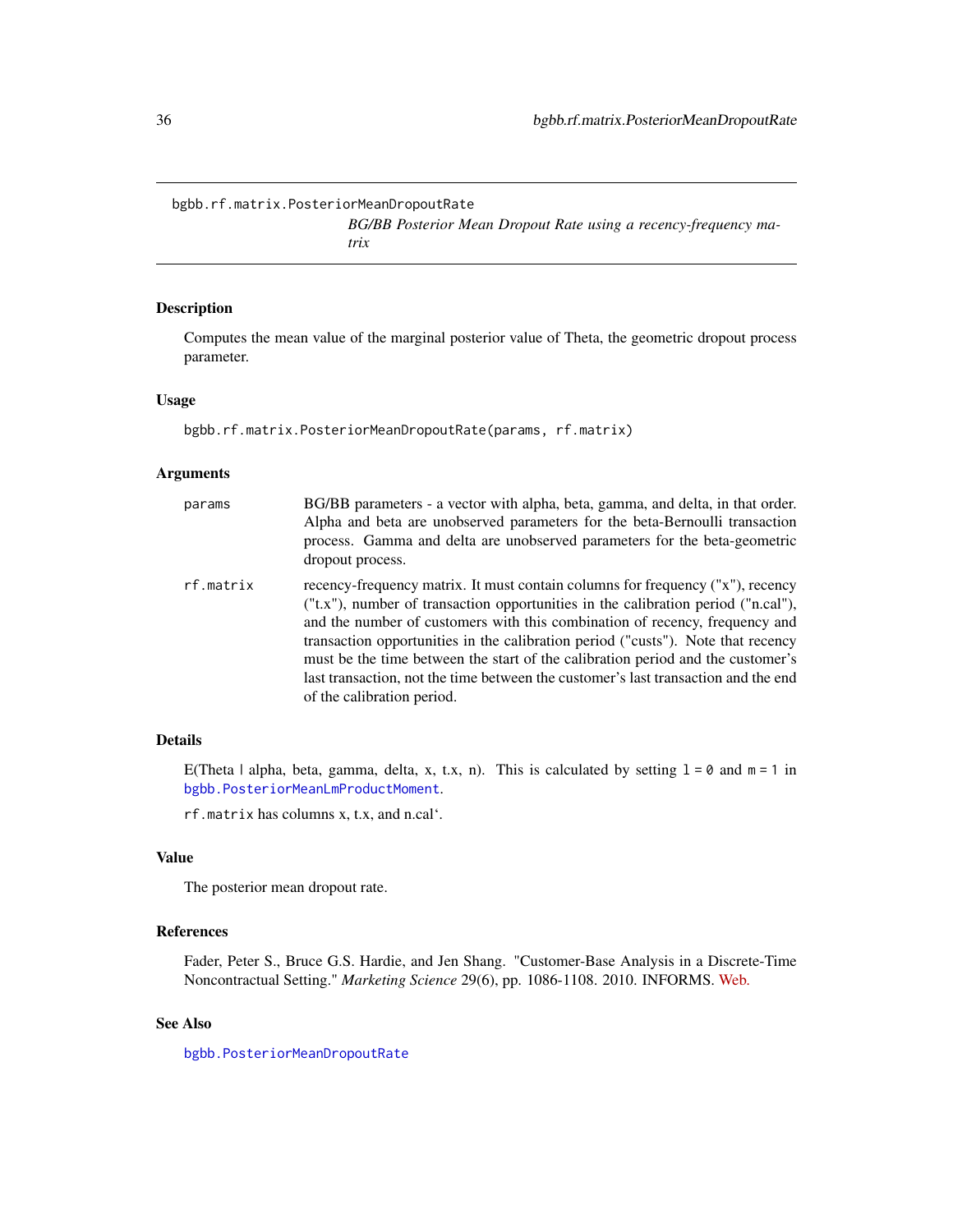bgbb.rf.matrix.PosteriorMeanDropoutRate

*BG/BB Posterior Mean Dropout Rate using a recency-frequency matrix*

## Description

Computes the mean value of the marginal posterior value of Theta, the geometric dropout process parameter.

## Usage

```
bgbb.rf.matrix.PosteriorMeanDropoutRate(params, rf.matrix)
```

## Arguments

| | |
|---|---|
| params | BG/BB parameters - a vector with alpha, beta, gamma, and delta, in that order. Alpha and beta are unobserved parameters for the beta-Bernoulli transaction process. Gamma and delta are unobserved parameters for the beta-geometric dropout process. |
| rf.matrix | recency-frequency matrix. It must contain columns for frequency ("x"), recency ("t.x"), number of transaction opportunities in the calibration period ("n.cal"), and the number of customers with this combination of recency, frequency and transaction opportunities in the calibration period ("custs"). Note that recency must be the time between the start of the calibration period and the customer's last transaction, not the time between the customer's last transaction and the end of the calibration period. |

## Details

E(Theta | alpha, beta, gamma, delta, x, t.x, n). This is calculated by setting `l = 0` and `m = 1` in `bgbb.PosteriorMeanLmProductMoment`.

`rf.matrix` has columns x, t.x, and n.cal'.

## Value

The posterior mean dropout rate.

## References

Fader, Peter S., Bruce G.S. Hardie, and Jen Shang. "Customer-Base Analysis in a Discrete-Time Noncontractual Setting." *Marketing Science* 29(6), pp. 1086-1108. 2010. INFORMS. Web.

## See Also

`bgbb.PosteriorMeanDropoutRate`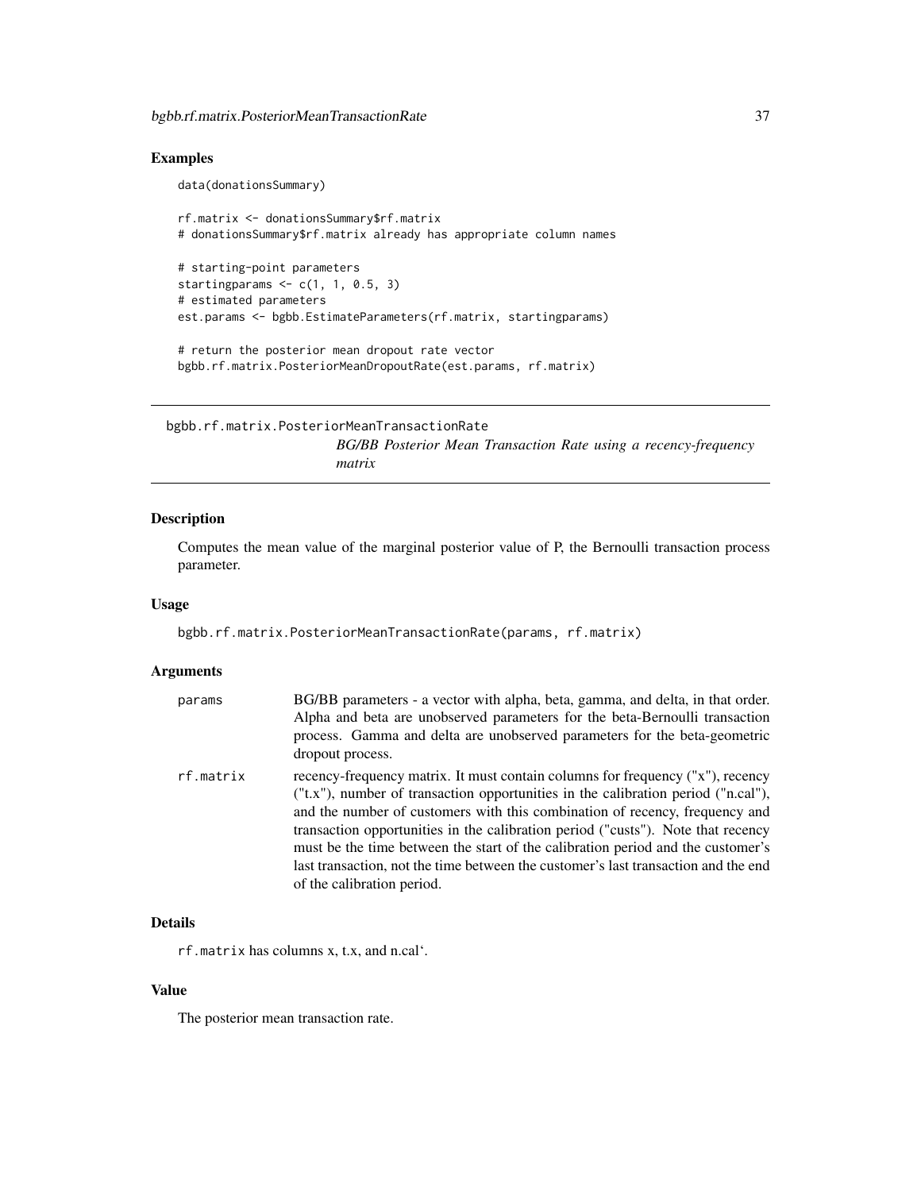## Examples

```
data(donationsSummary)

rf.matrix <- donationsSummary$rf.matrix
# donationsSummary$rf.matrix already has appropriate column names

# starting-point parameters
startingparams <- c(1, 1, 0.5, 3)
# estimated parameters
est.params <- bgbb.EstimateParameters(rf.matrix, startingparams)

# return the posterior mean dropout rate vector
bgbb.rf.matrix.PosteriorMeanDropoutRate(est.params, rf.matrix)
```

---

# bgbb.rf.matrix.PosteriorMeanTransactionRate

*BG/BB Posterior Mean Transaction Rate using a recency-frequency matrix*

---

## Description

Computes the mean value of the marginal posterior value of P, the Bernoulli transaction process parameter.

## Usage

```
bgbb.rf.matrix.PosteriorMeanTransactionRate(params, rf.matrix)
```

## Arguments

| | |
|---|---|
| `params` | BG/BB parameters - a vector with alpha, beta, gamma, and delta, in that order. Alpha and beta are unobserved parameters for the beta-Bernoulli transaction process. Gamma and delta are unobserved parameters for the beta-geometric dropout process. |
| `rf.matrix` | recency-frequency matrix. It must contain columns for frequency ("x"), recency ("t.x"), number of transaction opportunities in the calibration period ("n.cal"), and the number of customers with this combination of recency, frequency and transaction opportunities in the calibration period ("custs"). Note that recency must be the time between the start of the calibration period and the customer's last transaction, not the time between the customer's last transaction and the end of the calibration period. |

## Details

`rf.matrix` has columns x, t.x, and n.cal`.

## Value

The posterior mean transaction rate.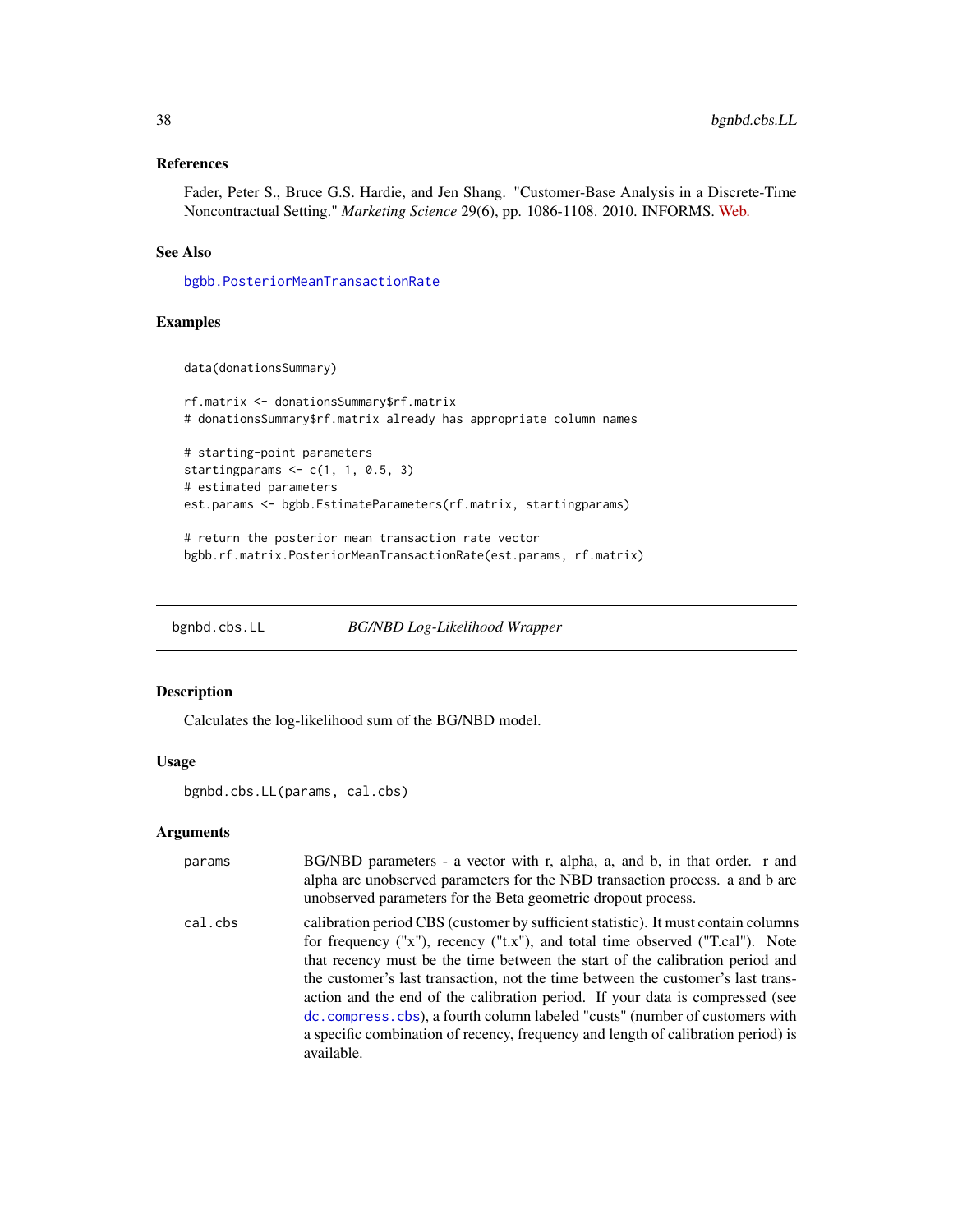### References

Fader, Peter S., Bruce G.S. Hardie, and Jen Shang. "Customer-Base Analysis in a Discrete-Time Noncontractual Setting." *Marketing Science* 29(6), pp. 1086-1108. 2010. INFORMS. Web.

### See Also

bgbb.PosteriorMeanTransactionRate

### Examples

```
data(donationsSummary)

rf.matrix <- donationsSummary$rf.matrix
# donationsSummary$rf.matrix already has appropriate column names

# starting-point parameters
startingparams <- c(1, 1, 0.5, 3)
# estimated parameters
est.params <- bgbb.EstimateParameters(rf.matrix, startingparams)

# return the posterior mean transaction rate vector
bgbb.rf.matrix.PosteriorMeanTransactionRate(est.params, rf.matrix)
```

---

## bgnbd.cbs.LL *BG/NBD Log-Likelihood Wrapper*

### Description

Calculates the log-likelihood sum of the BG/NBD model.

### Usage

```
bgnbd.cbs.LL(params, cal.cbs)
```

### Arguments

| | |
|---|---|
| params | BG/NBD parameters - a vector with r, alpha, a, and b, in that order. r and alpha are unobserved parameters for the NBD transaction process. a and b are unobserved parameters for the Beta geometric dropout process. |
| cal.cbs | calibration period CBS (customer by sufficient statistic). It must contain columns for frequency ("x"), recency ("t.x"), and total time observed ("T.cal"). Note that recency must be the time between the start of the calibration period and the customer's last transaction, not the time between the customer's last transaction and the end of the calibration period. If your data is compressed (see dc.compress.cbs), a fourth column labeled "custs" (number of customers with a specific combination of recency, frequency and length of calibration period) is available. |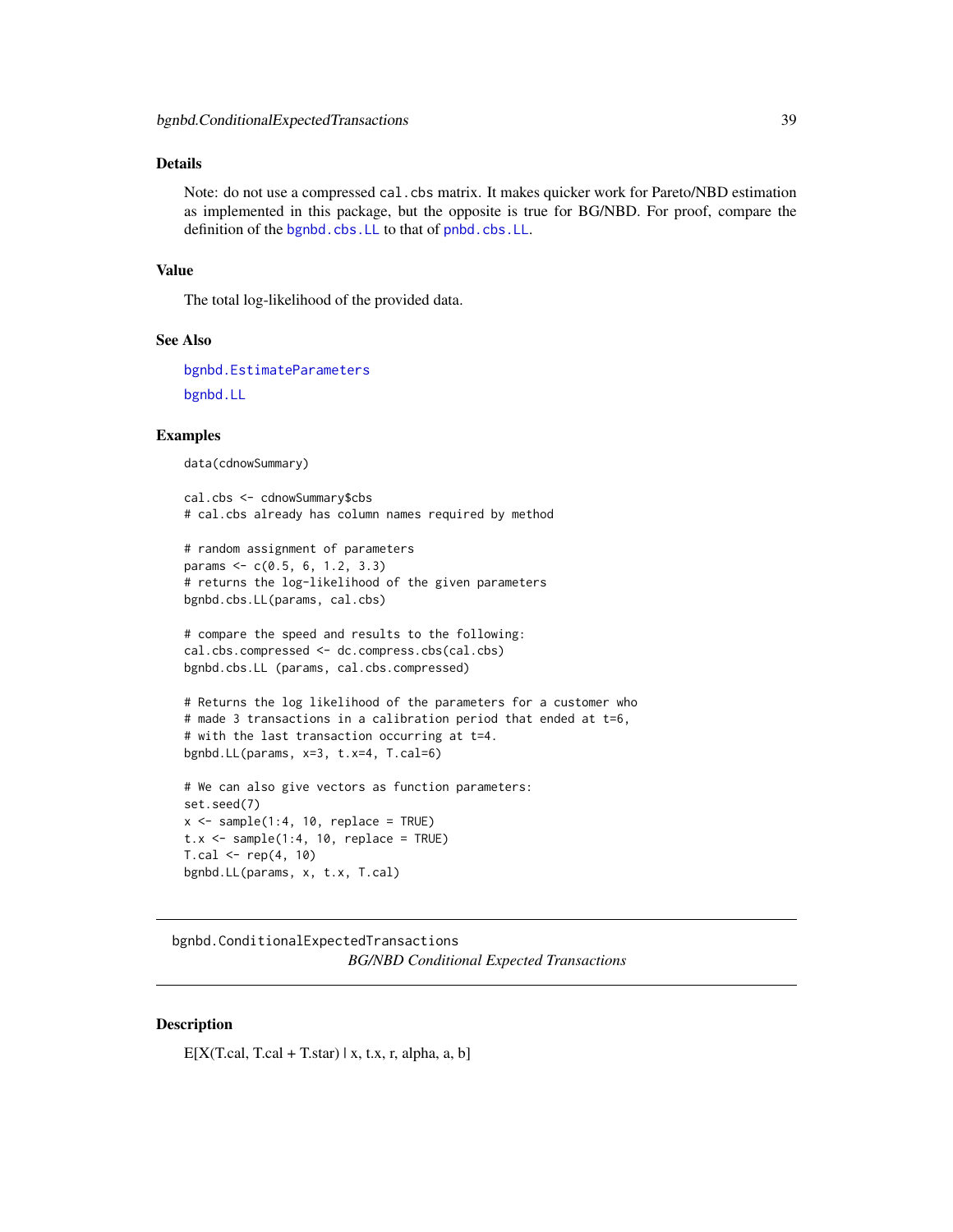### Details

Note: do not use a compressed `cal.cbs` matrix. It makes quicker work for Pareto/NBD estimation as implemented in this package, but the opposite is true for BG/NBD. For proof, compare the definition of the `bgnbd.cbs.LL` to that of `pnbd.cbs.LL`.

### Value

The total log-likelihood of the provided data.

### See Also

`bgnbd.EstimateParameters`

`bgnbd.LL`

### Examples

```
data(cdnowSummary)

cal.cbs <- cdnowSummary$cbs
# cal.cbs already has column names required by method

# random assignment of parameters
params <- c(0.5, 6, 1.2, 3.3)
# returns the log-likelihood of the given parameters
bgnbd.cbs.LL(params, cal.cbs)

# compare the speed and results to the following:
cal.cbs.compressed <- dc.compress.cbs(cal.cbs)
bgnbd.cbs.LL (params, cal.cbs.compressed)

# Returns the log likelihood of the parameters for a customer who
# made 3 transactions in a calibration period that ended at t=6,
# with the last transaction occurring at t=4.
bgnbd.LL(params, x=3, t.x=4, T.cal=6)

# We can also give vectors as function parameters:
set.seed(7)
x <- sample(1:4, 10, replace = TRUE)
t.x <- sample(1:4, 10, replace = TRUE)
T.cal <- rep(4, 10)
bgnbd.LL(params, x, t.x, T.cal)
```

---

## bgnbd.ConditionalExpectedTransactions

*BG/NBD Conditional Expected Transactions*

---

### Description

E[X(T.cal, T.cal + T.star) | x, t.x, r, alpha, a, b]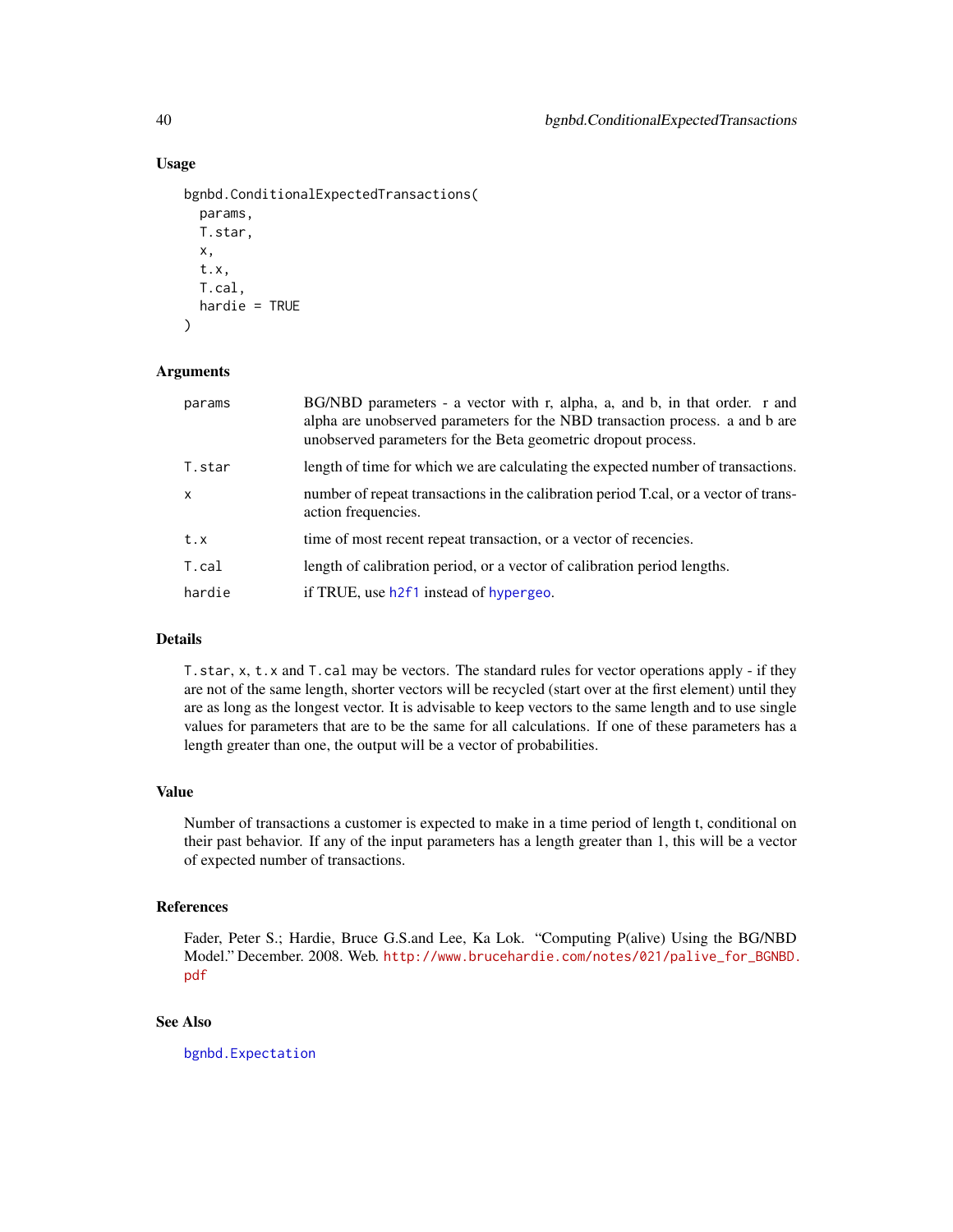### Usage

```
bgnbd.ConditionalExpectedTransactions(
  params,
  T.star,
  x,
  t.x,
  T.cal,
  hardie = TRUE
)
```

### Arguments

| | |
|---|---|
| params | BG/NBD parameters - a vector with r, alpha, a, and b, in that order. r and alpha are unobserved parameters for the NBD transaction process. a and b are unobserved parameters for the Beta geometric dropout process. |
| T.star | length of time for which we are calculating the expected number of transactions. |
| x | number of repeat transactions in the calibration period T.cal, or a vector of transaction frequencies. |
| t.x | time of most recent repeat transaction, or a vector of recencies. |
| T.cal | length of calibration period, or a vector of calibration period lengths. |
| hardie | if TRUE, use h2f1 instead of hypergeo. |

### Details

T.star, x, t.x and T.cal may be vectors. The standard rules for vector operations apply - if they are not of the same length, shorter vectors will be recycled (start over at the first element) until they are as long as the longest vector. It is advisable to keep vectors to the same length and to use single values for parameters that are to be the same for all calculations. If one of these parameters has a length greater than one, the output will be a vector of probabilities.

### Value

Number of transactions a customer is expected to make in a time period of length t, conditional on their past behavior. If any of the input parameters has a length greater than 1, this will be a vector of expected number of transactions.

### References

Fader, Peter S.; Hardie, Bruce G.S.and Lee, Ka Lok. "Computing P(alive) Using the BG/NBD Model." December. 2008. Web. http://www.brucehardie.com/notes/021/palive_for_BGNBD.pdf

### See Also

bgnbd.Expectation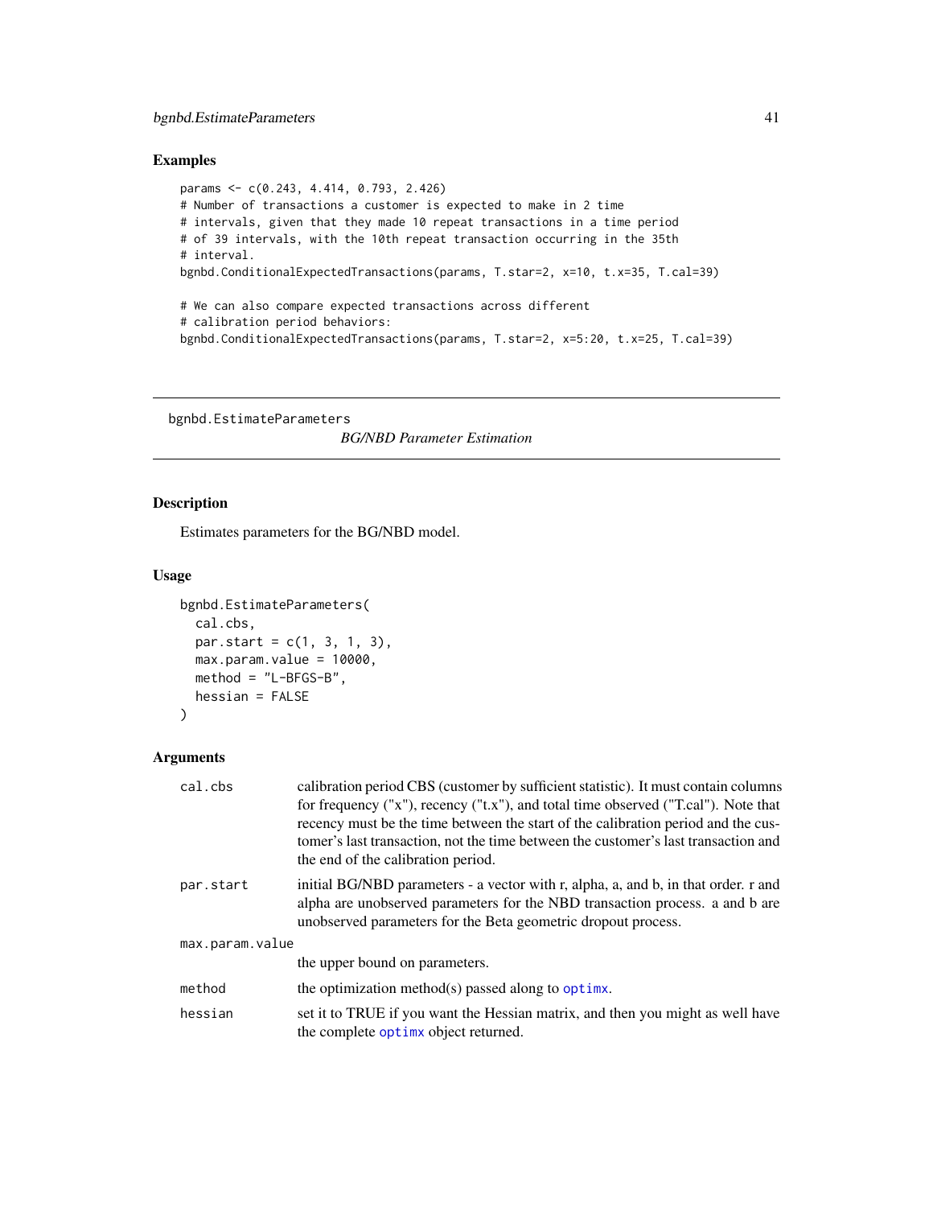## Examples

```
params <- c(0.243, 4.414, 0.793, 2.426)
# Number of transactions a customer is expected to make in 2 time
# intervals, given that they made 10 repeat transactions in a time period
# of 39 intervals, with the 10th repeat transaction occurring in the 35th
# interval.
bgnbd.ConditionalExpectedTransactions(params, T.star=2, x=10, t.x=35, T.cal=39)

# We can also compare expected transactions across different
# calibration period behaviors:
bgnbd.ConditionalExpectedTransactions(params, T.star=2, x=5:20, t.x=25, T.cal=39)
```

---

# bgnbd.EstimateParameters

*BG/NBD Parameter Estimation*

---

## Description

Estimates parameters for the BG/NBD model.

## Usage

```
bgnbd.EstimateParameters(
  cal.cbs,
  par.start = c(1, 3, 1, 3),
  max.param.value = 10000,
  method = "L-BFGS-B",
  hessian = FALSE
)
```

## Arguments

| | |
|---|---|
| `cal.cbs` | calibration period CBS (customer by sufficient statistic). It must contain columns for frequency ("x"), recency ("t.x"), and total time observed ("T.cal"). Note that recency must be the time between the start of the calibration period and the customer's last transaction, not the time between the customer's last transaction and the end of the calibration period. |
| `par.start` | initial BG/NBD parameters - a vector with r, alpha, a, and b, in that order. r and alpha are unobserved parameters for the NBD transaction process. a and b are unobserved parameters for the Beta geometric dropout process. |
| `max.param.value` | the upper bound on parameters. |
| `method` | the optimization method(s) passed along to `optimx`. |
| `hessian` | set it to TRUE if you want the Hessian matrix, and then you might as well have the complete `optimx` object returned. |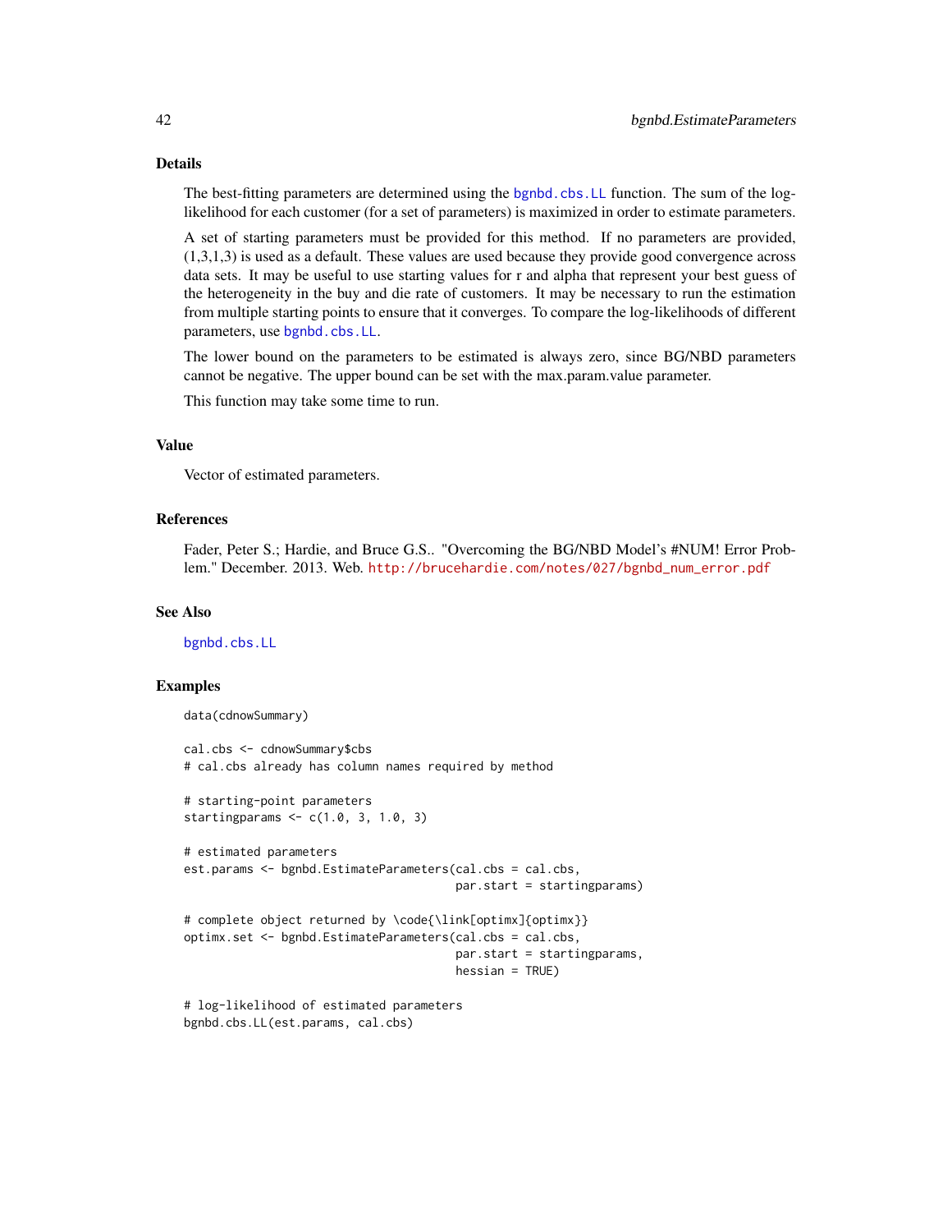## Details

The best-fitting parameters are determined using the `bgnbd.cbs.LL` function. The sum of the log-likelihood for each customer (for a set of parameters) is maximized in order to estimate parameters.

A set of starting parameters must be provided for this method. If no parameters are provided, (1,3,1,3) is used as a default. These values are used because they provide good convergence across data sets. It may be useful to use starting values for r and alpha that represent your best guess of the heterogeneity in the buy and die rate of customers. It may be necessary to run the estimation from multiple starting points to ensure that it converges. To compare the log-likelihoods of different parameters, use `bgnbd.cbs.LL`.

The lower bound on the parameters to be estimated is always zero, since BG/NBD parameters cannot be negative. The upper bound can be set with the max.param.value parameter.

This function may take some time to run.

## Value

Vector of estimated parameters.

## References

Fader, Peter S.; Hardie, and Bruce G.S.. "Overcoming the BG/NBD Model's #NUM! Error Problem." December. 2013. Web. http://brucehardie.com/notes/027/bgnbd_num_error.pdf

## See Also

`bgnbd.cbs.LL`

## Examples

```
data(cdnowSummary)

cal.cbs <- cdnowSummary$cbs
# cal.cbs already has column names required by method

# starting-point parameters
startingparams <- c(1.0, 3, 1.0, 3)

# estimated parameters
est.params <- bgnbd.EstimateParameters(cal.cbs = cal.cbs,
                                        par.start = startingparams)

# complete object returned by \code{\link[optimx]{optimx}}
optimx.set <- bgnbd.EstimateParameters(cal.cbs = cal.cbs,
                                        par.start = startingparams,
                                        hessian = TRUE)

# log-likelihood of estimated parameters
bgnbd.cbs.LL(est.params, cal.cbs)
```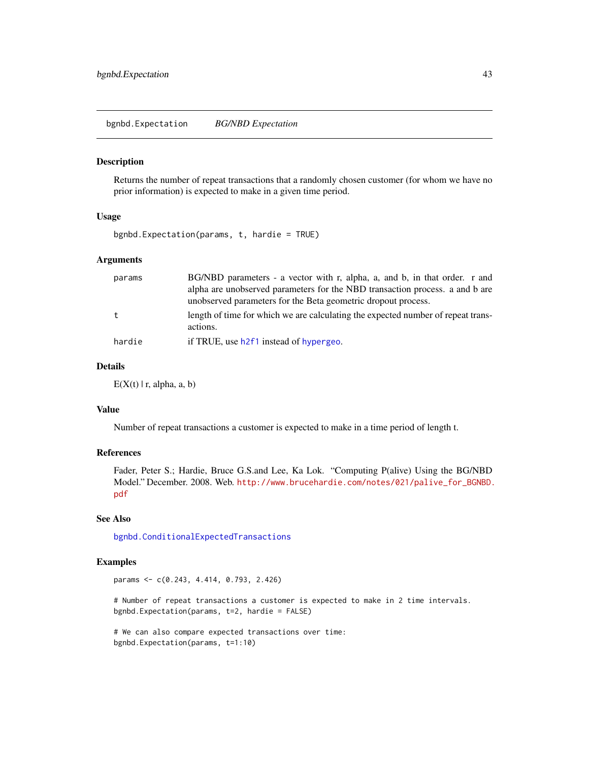# bgnbd.Expectation *BG/NBD Expectation*

## Description

Returns the number of repeat transactions that a randomly chosen customer (for whom we have no prior information) is expected to make in a given time period.

## Usage

```
bgnbd.Expectation(params, t, hardie = TRUE)
```

## Arguments

| | |
|---|---|
| params | BG/NBD parameters - a vector with r, alpha, a, and b, in that order. r and alpha are unobserved parameters for the NBD transaction process. a and b are unobserved parameters for the Beta geometric dropout process. |
| t | length of time for which we are calculating the expected number of repeat transactions. |
| hardie | if TRUE, use h2f1 instead of hypergeo. |

## Details

E(X(t) | r, alpha, a, b)

## Value

Number of repeat transactions a customer is expected to make in a time period of length t.

## References

Fader, Peter S.; Hardie, Bruce G.S.and Lee, Ka Lok. "Computing P(alive) Using the BG/NBD Model." December. 2008. Web. http://www.brucehardie.com/notes/021/palive_for_BGNBD.pdf

## See Also

bgnbd.ConditionalExpectedTransactions

## Examples

```
params <- c(0.243, 4.414, 0.793, 2.426)

# Number of repeat transactions a customer is expected to make in 2 time intervals.
bgnbd.Expectation(params, t=2, hardie = FALSE)

# We can also compare expected transactions over time:
bgnbd.Expectation(params, t=1:10)
```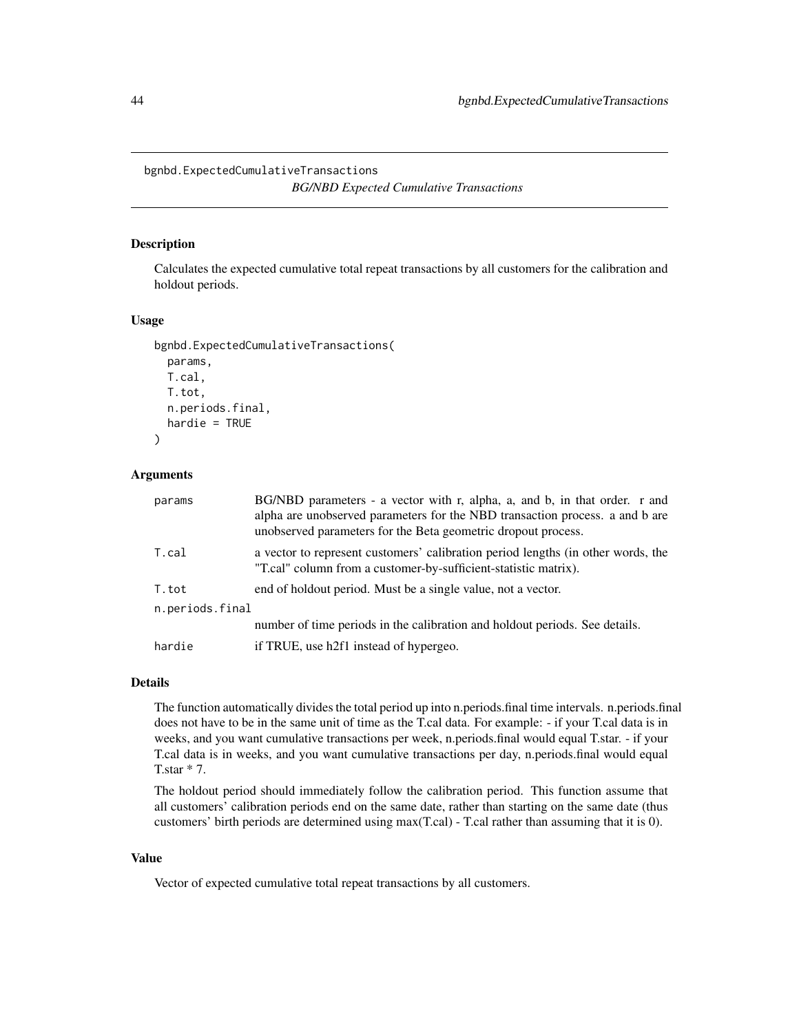# bgnbd.ExpectedCumulativeTransactions

*BG/NBD Expected Cumulative Transactions*

## Description

Calculates the expected cumulative total repeat transactions by all customers for the calibration and holdout periods.

## Usage

```
bgnbd.ExpectedCumulativeTransactions(
  params,
  T.cal,
  T.tot,
  n.periods.final,
  hardie = TRUE
)
```

## Arguments

| | |
|---|---|
| params | BG/NBD parameters - a vector with r, alpha, a, and b, in that order. r and alpha are unobserved parameters for the NBD transaction process. a and b are unobserved parameters for the Beta geometric dropout process. |
| T.cal | a vector to represent customers' calibration period lengths (in other words, the "T.cal" column from a customer-by-sufficient-statistic matrix). |
| T.tot | end of holdout period. Must be a single value, not a vector. |
| n.periods.final | number of time periods in the calibration and holdout periods. See details. |
| hardie | if TRUE, use h2f1 instead of hypergeo. |

## Details

The function automatically divides the total period up into n.periods.final time intervals. n.periods.final does not have to be in the same unit of time as the T.cal data. For example: - if your T.cal data is in weeks, and you want cumulative transactions per week, n.periods.final would equal T.star. - if your T.cal data is in weeks, and you want cumulative transactions per day, n.periods.final would equal T.star * 7.

The holdout period should immediately follow the calibration period. This function assume that all customers' calibration periods end on the same date, rather than starting on the same date (thus customers' birth periods are determined using max(T.cal) - T.cal rather than assuming that it is 0).

## Value

Vector of expected cumulative total repeat transactions by all customers.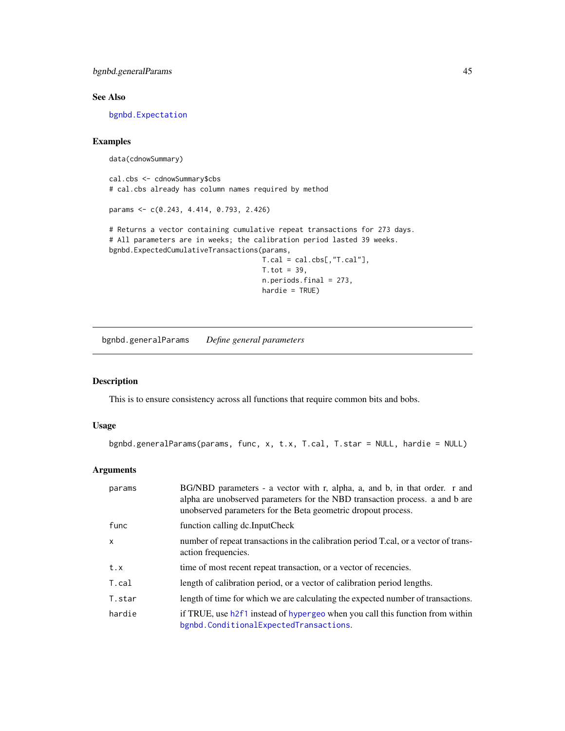## See Also

bgnbd.Expectation

## Examples

```
data(cdnowSummary)

cal.cbs <- cdnowSummary$cbs
# cal.cbs already has column names required by method

params <- c(0.243, 4.414, 0.793, 2.426)

# Returns a vector containing cumulative repeat transactions for 273 days.
# All parameters are in weeks; the calibration period lasted 39 weeks.
bgnbd.ExpectedCumulativeTransactions(params,
                                     T.cal = cal.cbs[,"T.cal"],
                                     T.tot = 39,
                                     n.periods.final = 273,
                                     hardie = TRUE)
```

---

# bgnbd.generalParams    *Define general parameters*

## Description

This is to ensure consistency across all functions that require common bits and bobs.

## Usage

```
bgnbd.generalParams(params, func, x, t.x, T.cal, T.star = NULL, hardie = NULL)
```

## Arguments

| | |
|---|---|
| params | BG/NBD parameters - a vector with r, alpha, a, and b, in that order. r and alpha are unobserved parameters for the NBD transaction process. a and b are unobserved parameters for the Beta geometric dropout process. |
| func | function calling dc.InputCheck |
| x | number of repeat transactions in the calibration period T.cal, or a vector of transaction frequencies. |
| t.x | time of most recent repeat transaction, or a vector of recencies. |
| T.cal | length of calibration period, or a vector of calibration period lengths. |
| T.star | length of time for which we are calculating the expected number of transactions. |
| hardie | if TRUE, use h2f1 instead of hypergeo when you call this function from within bgnbd.ConditionalExpectedTransactions. |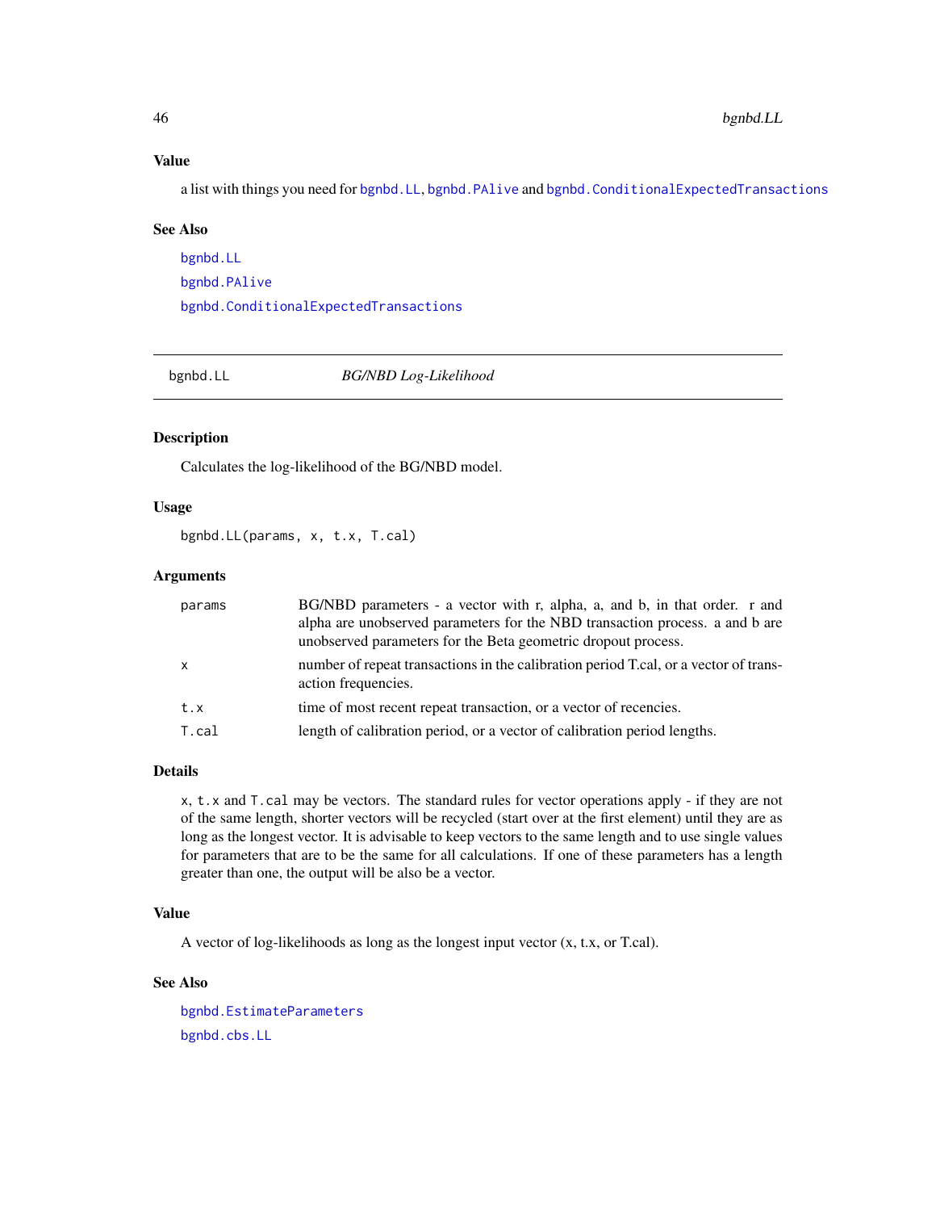### Value

a list with things you need for `bgnbd.LL`, `bgnbd.PAlive` and `bgnbd.ConditionalExpectedTransactions`

### See Also

`bgnbd.LL`

`bgnbd.PAlive`

`bgnbd.ConditionalExpectedTransactions`

---

## bgnbd.LL — *BG/NBD Log-Likelihood*

### Description

Calculates the log-likelihood of the BG/NBD model.

### Usage

```
bgnbd.LL(params, x, t.x, T.cal)
```

### Arguments

| | |
|---|---|
| `params` | BG/NBD parameters - a vector with r, alpha, a, and b, in that order. r and alpha are unobserved parameters for the NBD transaction process. a and b are unobserved parameters for the Beta geometric dropout process. |
| `x` | number of repeat transactions in the calibration period T.cal, or a vector of transaction frequencies. |
| `t.x` | time of most recent repeat transaction, or a vector of recencies. |
| `T.cal` | length of calibration period, or a vector of calibration period lengths. |

### Details

`x`, `t.x` and `T.cal` may be vectors. The standard rules for vector operations apply - if they are not of the same length, shorter vectors will be recycled (start over at the first element) until they are as long as the longest vector. It is advisable to keep vectors to the same length and to use single values for parameters that are to be the same for all calculations. If one of these parameters has a length greater than one, the output will be also be a vector.

### Value

A vector of log-likelihoods as long as the longest input vector (x, t.x, or T.cal).

### See Also

`bgnbd.EstimateParameters`

`bgnbd.cbs.LL`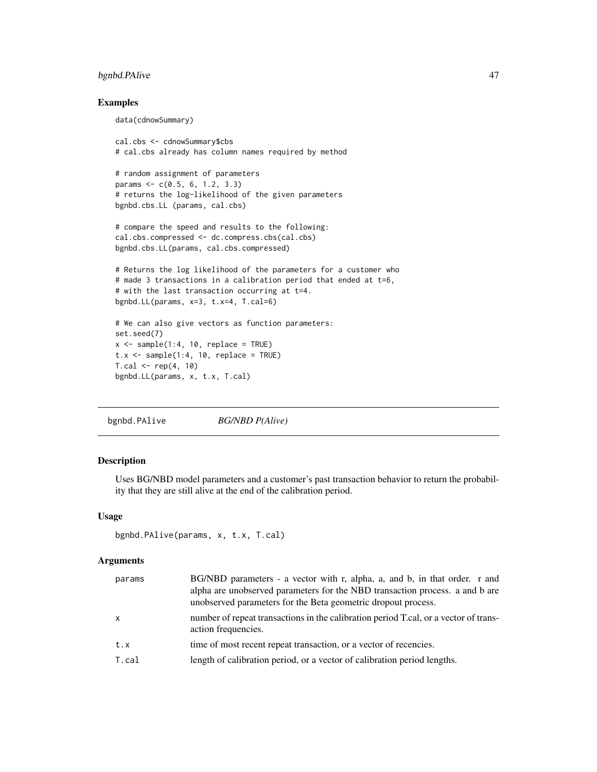## Examples

```
data(cdnowSummary)

cal.cbs <- cdnowSummary$cbs
# cal.cbs already has column names required by method

# random assignment of parameters
params <- c(0.5, 6, 1.2, 3.3)
# returns the log-likelihood of the given parameters
bgnbd.cbs.LL (params, cal.cbs)

# compare the speed and results to the following:
cal.cbs.compressed <- dc.compress.cbs(cal.cbs)
bgnbd.cbs.LL(params, cal.cbs.compressed)

# Returns the log likelihood of the parameters for a customer who
# made 3 transactions in a calibration period that ended at t=6,
# with the last transaction occurring at t=4.
bgnbd.LL(params, x=3, t.x=4, T.cal=6)

# We can also give vectors as function parameters:
set.seed(7)
x <- sample(1:4, 10, replace = TRUE)
t.x <- sample(1:4, 10, replace = TRUE)
T.cal <- rep(4, 10)
bgnbd.LL(params, x, t.x, T.cal)
```

---

# bgnbd.PAlive *BG/NBD P(Alive)*

---

## Description

Uses BG/NBD model parameters and a customer's past transaction behavior to return the probability that they are still alive at the end of the calibration period.

## Usage

```
bgnbd.PAlive(params, x, t.x, T.cal)
```

## Arguments

| | |
|---|---|
| params | BG/NBD parameters - a vector with r, alpha, a, and b, in that order. r and alpha are unobserved parameters for the NBD transaction process. a and b are unobserved parameters for the Beta geometric dropout process. |
| x | number of repeat transactions in the calibration period T.cal, or a vector of transaction frequencies. |
| t.x | time of most recent repeat transaction, or a vector of recencies. |
| T.cal | length of calibration period, or a vector of calibration period lengths. |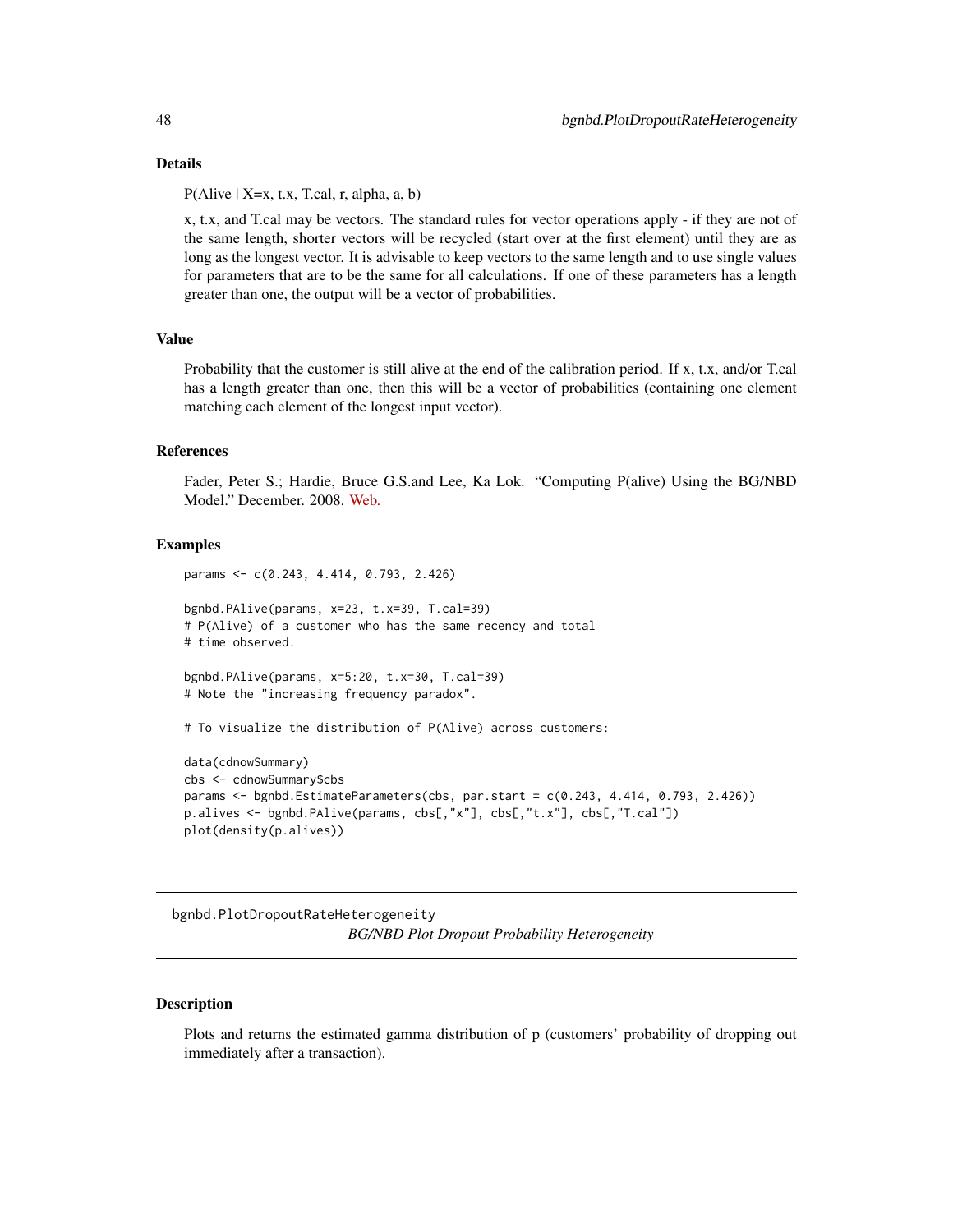### Details

P(Alive | X=x, t.x, T.cal, r, alpha, a, b)

x, t.x, and T.cal may be vectors. The standard rules for vector operations apply - if they are not of the same length, shorter vectors will be recycled (start over at the first element) until they are as long as the longest vector. It is advisable to keep vectors to the same length and to use single values for parameters that are to be the same for all calculations. If one of these parameters has a length greater than one, the output will be a vector of probabilities.

### Value

Probability that the customer is still alive at the end of the calibration period. If x, t.x, and/or T.cal has a length greater than one, then this will be a vector of probabilities (containing one element matching each element of the longest input vector).

### References

Fader, Peter S.; Hardie, Bruce G.S.and Lee, Ka Lok. "Computing P(alive) Using the BG/NBD Model." December. 2008. Web.

### Examples

```
params <- c(0.243, 4.414, 0.793, 2.426)

bgnbd.PAlive(params, x=23, t.x=39, T.cal=39)
# P(Alive) of a customer who has the same recency and total
# time observed.

bgnbd.PAlive(params, x=5:20, t.x=30, T.cal=39)
# Note the "increasing frequency paradox".

# To visualize the distribution of P(Alive) across customers:

data(cdnowSummary)
cbs <- cdnowSummary$cbs
params <- bgnbd.EstimateParameters(cbs, par.start = c(0.243, 4.414, 0.793, 2.426))
p.alives <- bgnbd.PAlive(params, cbs[,"x"], cbs[,"t.x"], cbs[,"T.cal"])
plot(density(p.alives))
```

---

## bgnbd.PlotDropoutRateHeterogeneity

*BG/NBD Plot Dropout Probability Heterogeneity*

---

### Description

Plots and returns the estimated gamma distribution of p (customers' probability of dropping out immediately after a transaction).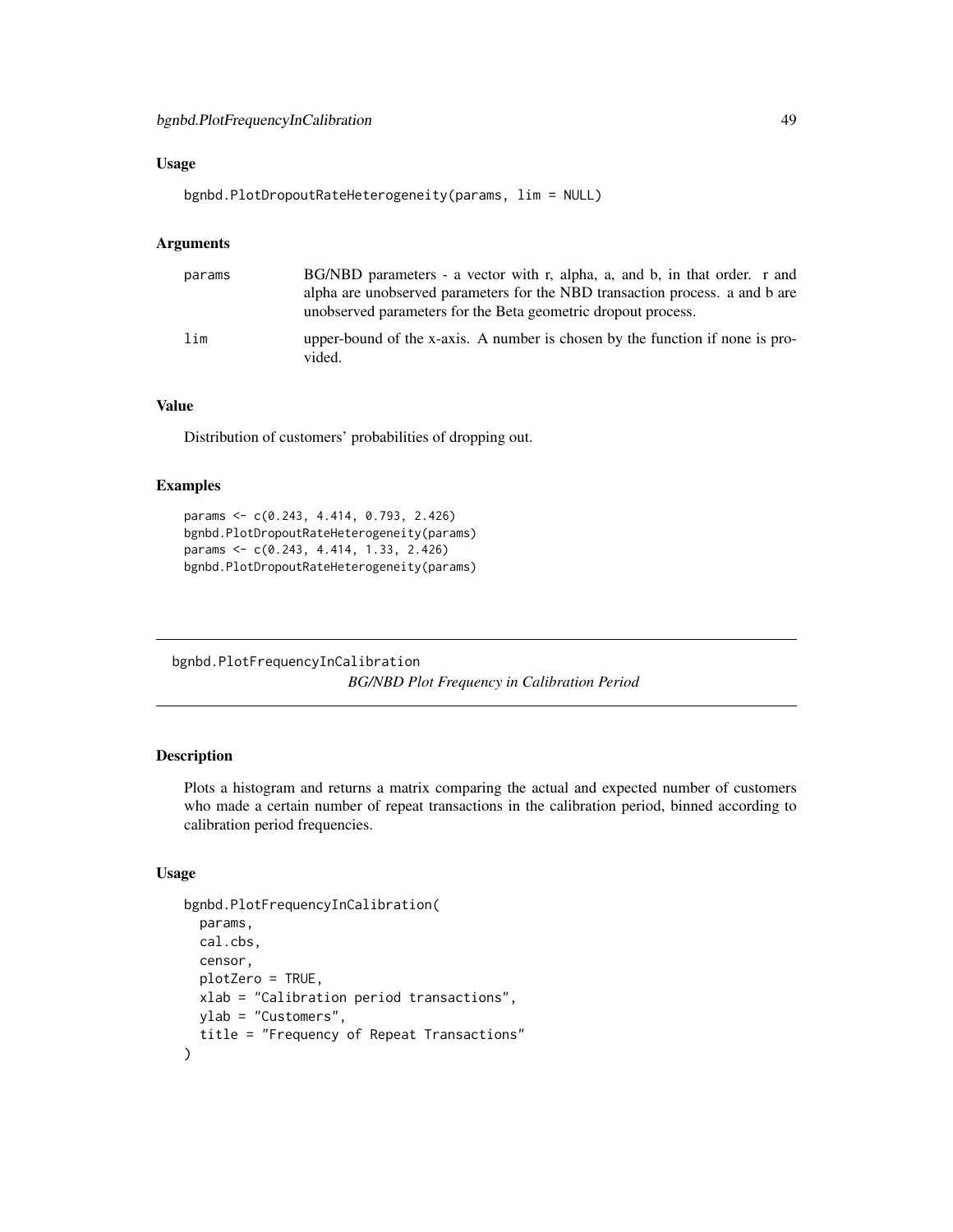### Usage

```
bgnbd.PlotDropoutRateHeterogeneity(params, lim = NULL)
```

### Arguments

| | |
|---|---|
| params | BG/NBD parameters - a vector with r, alpha, a, and b, in that order. r and alpha are unobserved parameters for the NBD transaction process. a and b are unobserved parameters for the Beta geometric dropout process. |
| lim | upper-bound of the x-axis. A number is chosen by the function if none is provided. |

### Value

Distribution of customers' probabilities of dropping out.

### Examples

```
params <- c(0.243, 4.414, 0.793, 2.426)
bgnbd.PlotDropoutRateHeterogeneity(params)
params <- c(0.243, 4.414, 1.33, 2.426)
bgnbd.PlotDropoutRateHeterogeneity(params)
```

---

## bgnbd.PlotFrequencyInCalibration

*BG/NBD Plot Frequency in Calibration Period*

---

### Description

Plots a histogram and returns a matrix comparing the actual and expected number of customers who made a certain number of repeat transactions in the calibration period, binned according to calibration period frequencies.

### Usage

```
bgnbd.PlotFrequencyInCalibration(
  params,
  cal.cbs,
  censor,
  plotZero = TRUE,
  xlab = "Calibration period transactions",
  ylab = "Customers",
  title = "Frequency of Repeat Transactions"
)
```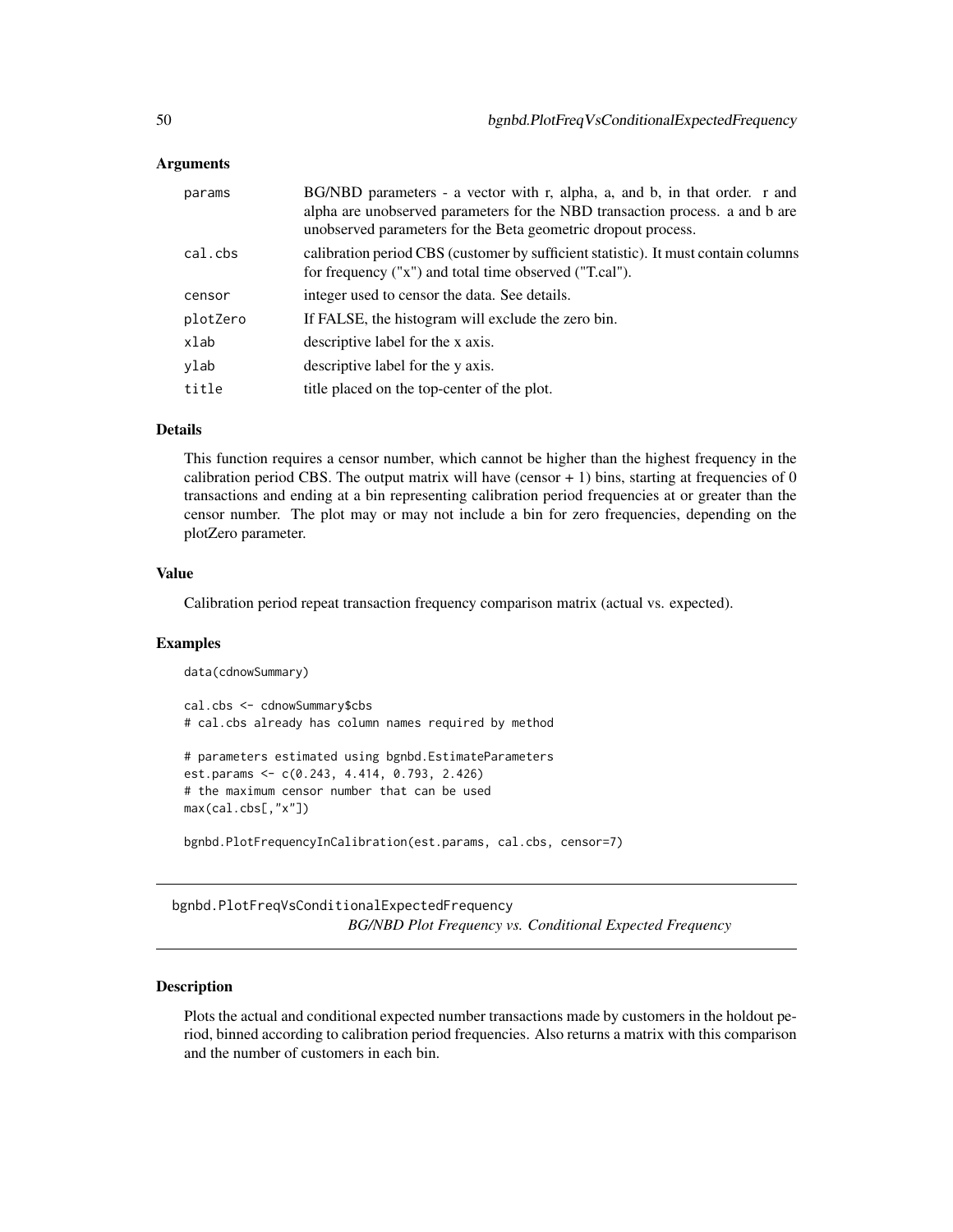## Arguments

| | |
|---|---|
| params | BG/NBD parameters - a vector with r, alpha, a, and b, in that order. r and alpha are unobserved parameters for the NBD transaction process. a and b are unobserved parameters for the Beta geometric dropout process. |
| cal.cbs | calibration period CBS (customer by sufficient statistic). It must contain columns for frequency ("x") and total time observed ("T.cal"). |
| censor | integer used to censor the data. See details. |
| plotZero | If FALSE, the histogram will exclude the zero bin. |
| xlab | descriptive label for the x axis. |
| ylab | descriptive label for the y axis. |
| title | title placed on the top-center of the plot. |

## Details

This function requires a censor number, which cannot be higher than the highest frequency in the calibration period CBS. The output matrix will have (censor + 1) bins, starting at frequencies of 0 transactions and ending at a bin representing calibration period frequencies at or greater than the censor number. The plot may or may not include a bin for zero frequencies, depending on the plotZero parameter.

## Value

Calibration period repeat transaction frequency comparison matrix (actual vs. expected).

## Examples

```
data(cdnowSummary)

cal.cbs <- cdnowSummary$cbs
# cal.cbs already has column names required by method

# parameters estimated using bgnbd.EstimateParameters
est.params <- c(0.243, 4.414, 0.793, 2.426)
# the maximum censor number that can be used
max(cal.cbs[,"x"])

bgnbd.PlotFrequencyInCalibration(est.params, cal.cbs, censor=7)
```

---

# bgnbd.PlotFreqVsConditionalExpectedFrequency

*BG/NBD Plot Frequency vs. Conditional Expected Frequency*

---

## Description

Plots the actual and conditional expected number transactions made by customers in the holdout period, binned according to calibration period frequencies. Also returns a matrix with this comparison and the number of customers in each bin.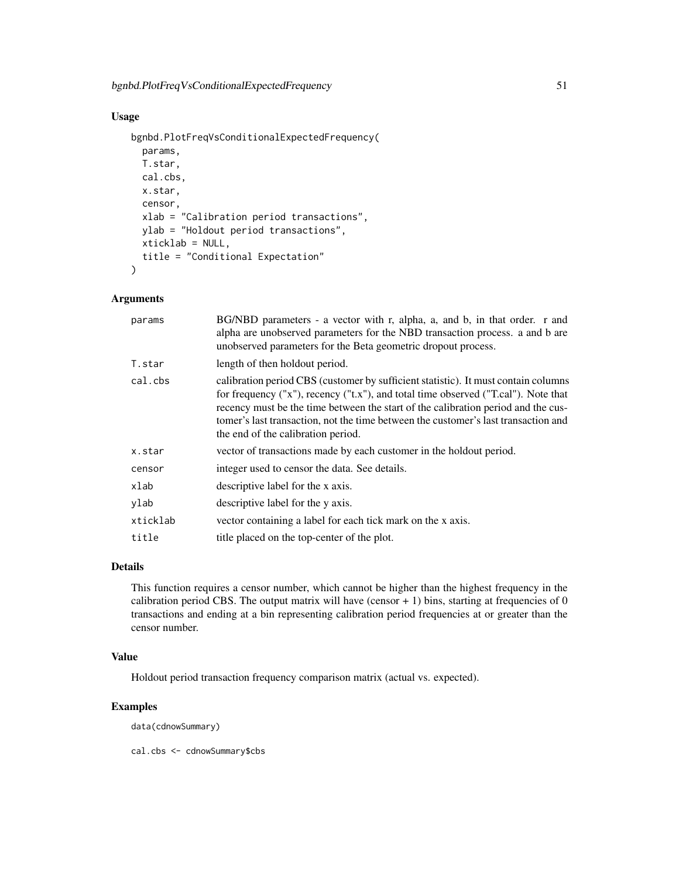## Usage

```
bgnbd.PlotFreqVsConditionalExpectedFrequency(
  params,
  T.star,
  cal.cbs,
  x.star,
  censor,
  xlab = "Calibration period transactions",
  ylab = "Holdout period transactions",
  xticklab = NULL,
  title = "Conditional Expectation"
)
```

## Arguments

| | |
|---|---|
| `params` | BG/NBD parameters - a vector with r, alpha, a, and b, in that order. r and alpha are unobserved parameters for the NBD transaction process. a and b are unobserved parameters for the Beta geometric dropout process. |
| `T.star` | length of then holdout period. |
| `cal.cbs` | calibration period CBS (customer by sufficient statistic). It must contain columns for frequency ("x"), recency ("t.x"), and total time observed ("T.cal"). Note that recency must be the time between the start of the calibration period and the customer's last transaction, not the time between the customer's last transaction and the end of the calibration period. |
| `x.star` | vector of transactions made by each customer in the holdout period. |
| `censor` | integer used to censor the data. See details. |
| `xlab` | descriptive label for the x axis. |
| `ylab` | descriptive label for the y axis. |
| `xticklab` | vector containing a label for each tick mark on the x axis. |
| `title` | title placed on the top-center of the plot. |

## Details

This function requires a censor number, which cannot be higher than the highest frequency in the calibration period CBS. The output matrix will have (censor + 1) bins, starting at frequencies of 0 transactions and ending at a bin representing calibration period frequencies at or greater than the censor number.

## Value

Holdout period transaction frequency comparison matrix (actual vs. expected).

## Examples

```
data(cdnowSummary)

cal.cbs <- cdnowSummary$cbs
```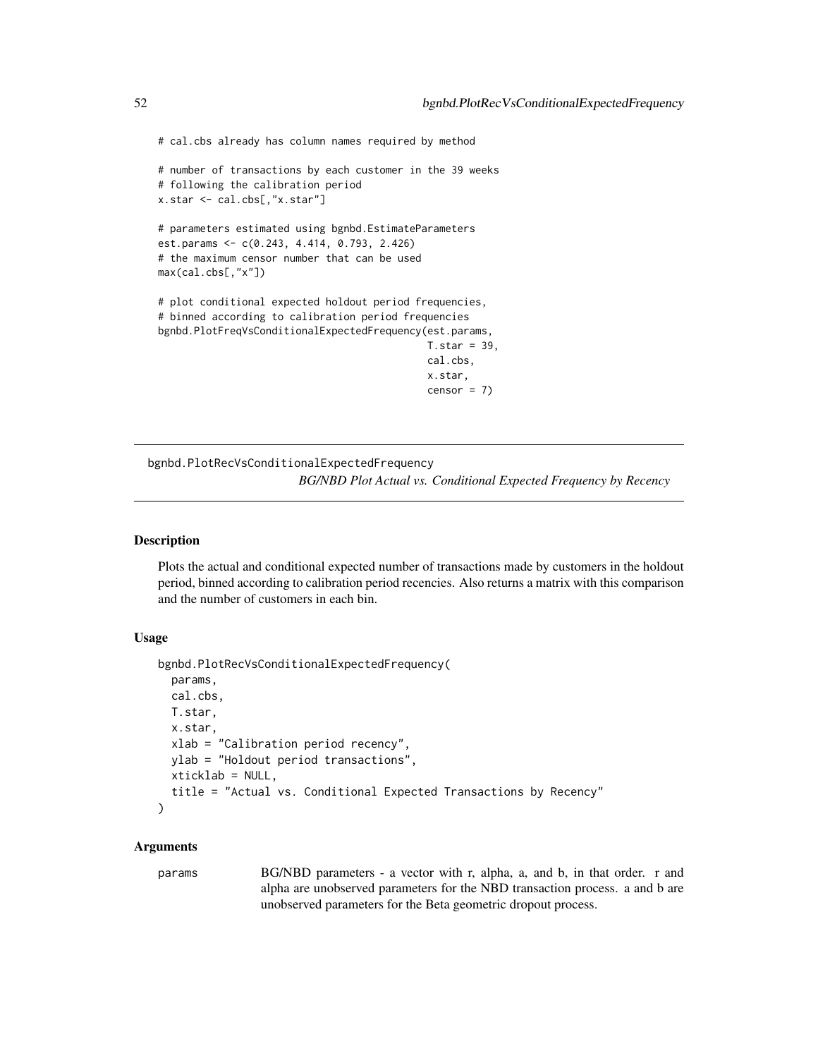```
# cal.cbs already has column names required by method

# number of transactions by each customer in the 39 weeks
# following the calibration period
x.star <- cal.cbs[,"x.star"]

# parameters estimated using bgnbd.EstimateParameters
est.params <- c(0.243, 4.414, 0.793, 2.426)
# the maximum censor number that can be used
max(cal.cbs[,"x"])

# plot conditional expected holdout period frequencies,
# binned according to calibration period frequencies
bgnbd.PlotFreqVsConditionalExpectedFrequency(est.params,
                                             T.star = 39,
                                             cal.cbs,
                                             x.star,
                                             censor = 7)
```

## bgnbd.PlotRecVsConditionalExpectedFrequency

*BG/NBD Plot Actual vs. Conditional Expected Frequency by Recency*

### Description

Plots the actual and conditional expected number of transactions made by customers in the holdout period, binned according to calibration period recencies. Also returns a matrix with this comparison and the number of customers in each bin.

### Usage

```
bgnbd.PlotRecVsConditionalExpectedFrequency(
  params,
  cal.cbs,
  T.star,
  x.star,
  xlab = "Calibration period recency",
  ylab = "Holdout period transactions",
  xticklab = NULL,
  title = "Actual vs. Conditional Expected Transactions by Recency"
)
```

### Arguments

`params` BG/NBD parameters - a vector with r, alpha, a, and b, in that order. r and alpha are unobserved parameters for the NBD transaction process. a and b are unobserved parameters for the Beta geometric dropout process.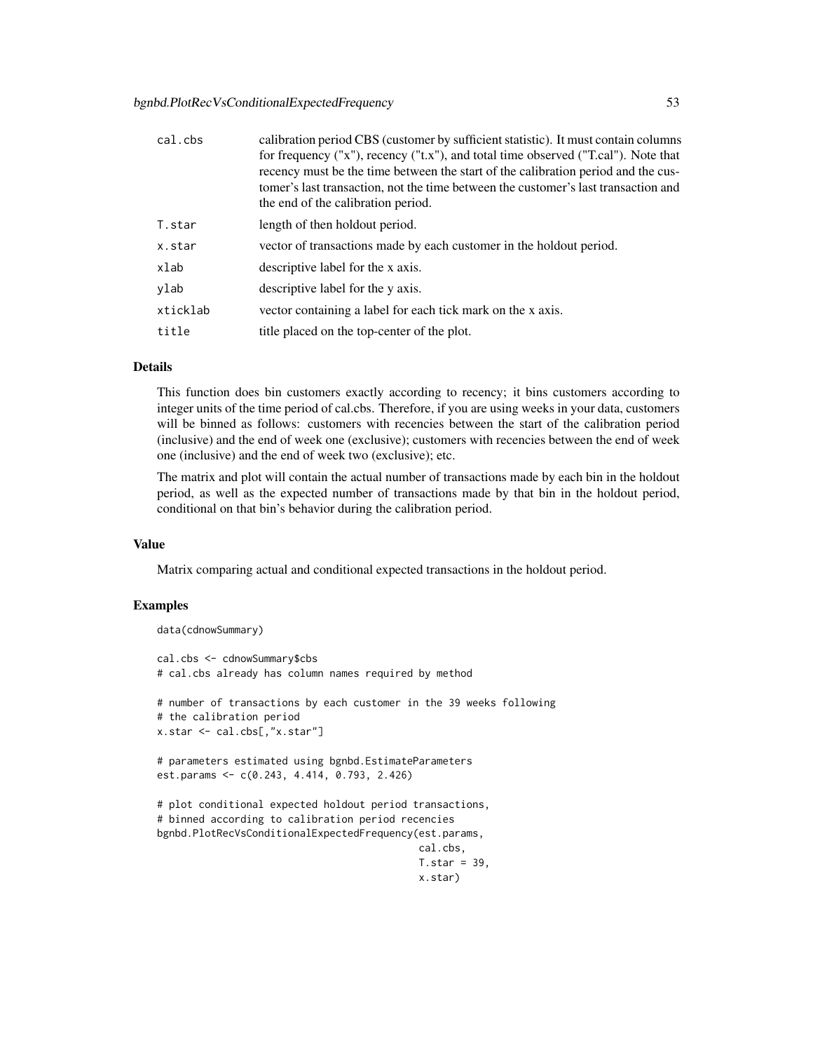| | |
|---|---|
| cal.cbs | calibration period CBS (customer by sufficient statistic). It must contain columns for frequency ("x"), recency ("t.x"), and total time observed ("T.cal"). Note that recency must be the time between the start of the calibration period and the customer's last transaction, not the time between the customer's last transaction and the end of the calibration period. |
| T.star | length of then holdout period. |
| x.star | vector of transactions made by each customer in the holdout period. |
| xlab | descriptive label for the x axis. |
| ylab | descriptive label for the y axis. |
| xticklab | vector containing a label for each tick mark on the x axis. |
| title | title placed on the top-center of the plot. |

## Details

This function does bin customers exactly according to recency; it bins customers according to integer units of the time period of cal.cbs. Therefore, if you are using weeks in your data, customers will be binned as follows: customers with recencies between the start of the calibration period (inclusive) and the end of week one (exclusive); customers with recencies between the end of week one (inclusive) and the end of week two (exclusive); etc.

The matrix and plot will contain the actual number of transactions made by each bin in the holdout period, as well as the expected number of transactions made by that bin in the holdout period, conditional on that bin's behavior during the calibration period.

## Value

Matrix comparing actual and conditional expected transactions in the holdout period.

## Examples

```
data(cdnowSummary)

cal.cbs <- cdnowSummary$cbs
# cal.cbs already has column names required by method

# number of transactions by each customer in the 39 weeks following
# the calibration period
x.star <- cal.cbs[,"x.star"]

# parameters estimated using bgnbd.EstimateParameters
est.params <- c(0.243, 4.414, 0.793, 2.426)

# plot conditional expected holdout period transactions,
# binned according to calibration period recencies
bgnbd.PlotRecVsConditionalExpectedFrequency(est.params,
                                            cal.cbs,
                                            T.star = 39,
                                            x.star)
```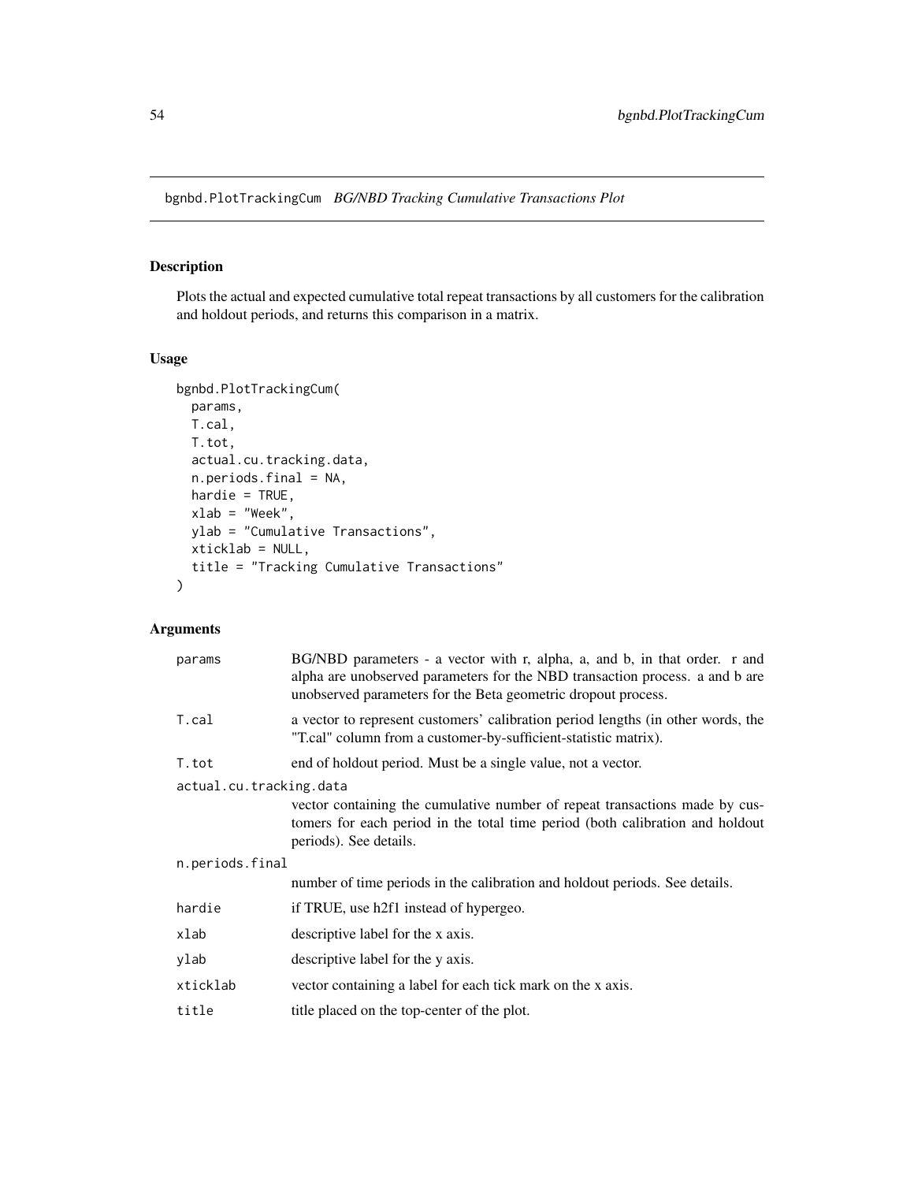bgnbd.PlotTrackingCum *BG/NBD Tracking Cumulative Transactions Plot*

## Description

Plots the actual and expected cumulative total repeat transactions by all customers for the calibration and holdout periods, and returns this comparison in a matrix.

## Usage

```
bgnbd.PlotTrackingCum(
  params,
  T.cal,
  T.tot,
  actual.cu.tracking.data,
  n.periods.final = NA,
  hardie = TRUE,
  xlab = "Week",
  ylab = "Cumulative Transactions",
  xticklab = NULL,
  title = "Tracking Cumulative Transactions"
)
```

## Arguments

| | |
|---|---|
| params | BG/NBD parameters - a vector with r, alpha, a, and b, in that order. r and alpha are unobserved parameters for the NBD transaction process. a and b are unobserved parameters for the Beta geometric dropout process. |
| T.cal | a vector to represent customers' calibration period lengths (in other words, the "T.cal" column from a customer-by-sufficient-statistic matrix). |
| T.tot | end of holdout period. Must be a single value, not a vector. |
| actual.cu.tracking.data | vector containing the cumulative number of repeat transactions made by customers for each period in the total time period (both calibration and holdout periods). See details. |
| n.periods.final | number of time periods in the calibration and holdout periods. See details. |
| hardie | if TRUE, use h2f1 instead of hypergeo. |
| xlab | descriptive label for the x axis. |
| ylab | descriptive label for the y axis. |
| xticklab | vector containing a label for each tick mark on the x axis. |
| title | title placed on the top-center of the plot. |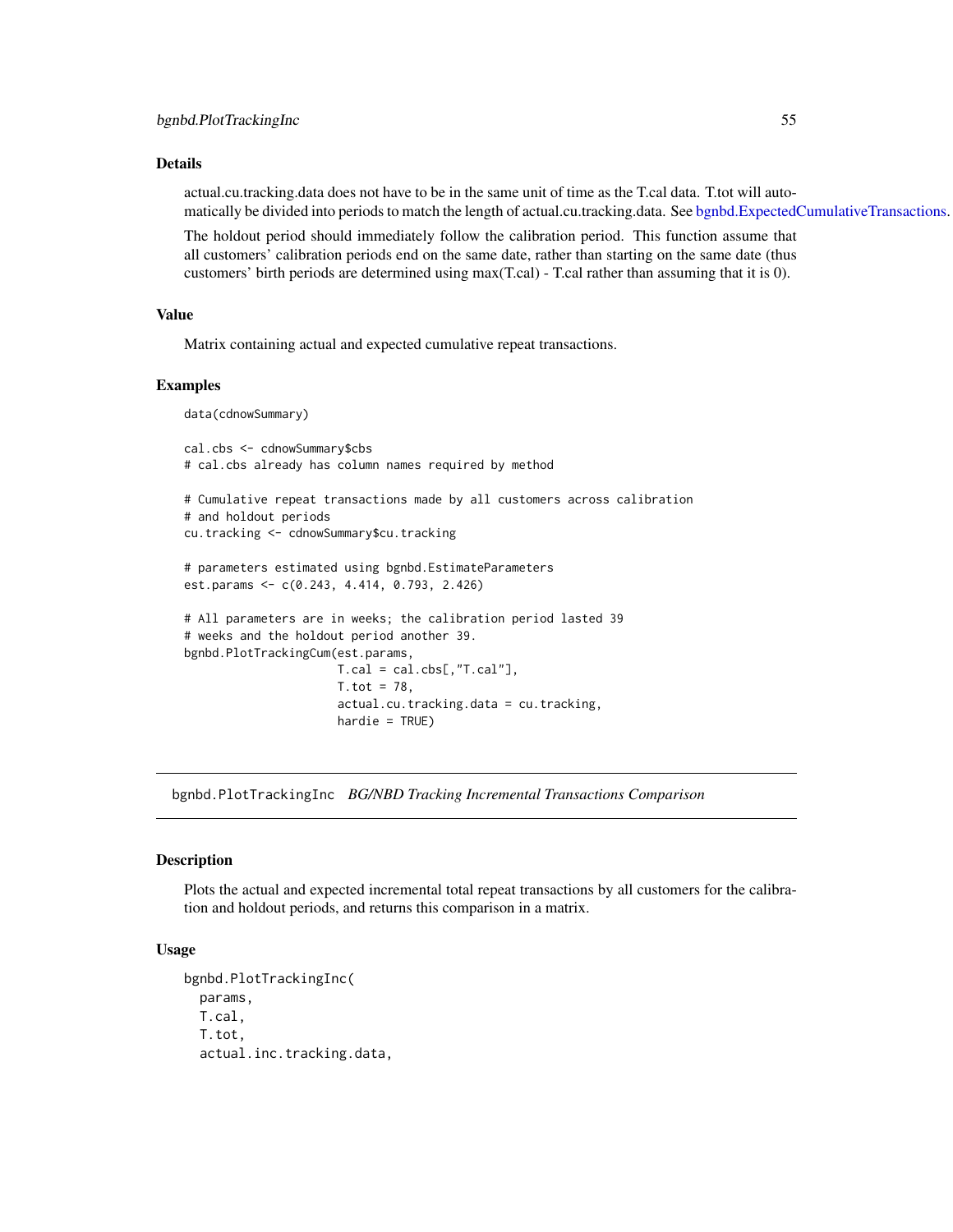### Details

actual.cu.tracking.data does not have to be in the same unit of time as the T.cal data. T.tot will automatically be divided into periods to match the length of actual.cu.tracking.data. See bgnbd.ExpectedCumulativeTransactions.

The holdout period should immediately follow the calibration period. This function assume that all customers' calibration periods end on the same date, rather than starting on the same date (thus customers' birth periods are determined using max(T.cal) - T.cal rather than assuming that it is 0).

### Value

Matrix containing actual and expected cumulative repeat transactions.

### Examples

```
data(cdnowSummary)

cal.cbs <- cdnowSummary$cbs
# cal.cbs already has column names required by method

# Cumulative repeat transactions made by all customers across calibration
# and holdout periods
cu.tracking <- cdnowSummary$cu.tracking

# parameters estimated using bgnbd.EstimateParameters
est.params <- c(0.243, 4.414, 0.793, 2.426)

# All parameters are in weeks; the calibration period lasted 39
# weeks and the holdout period another 39.
bgnbd.PlotTrackingCum(est.params,
                      T.cal = cal.cbs[,"T.cal"],
                      T.tot = 78,
                      actual.cu.tracking.data = cu.tracking,
                      hardie = TRUE)
```

---

## bgnbd.PlotTrackingInc *BG/NBD Tracking Incremental Transactions Comparison*

### Description

Plots the actual and expected incremental total repeat transactions by all customers for the calibration and holdout periods, and returns this comparison in a matrix.

### Usage

```
bgnbd.PlotTrackingInc(
  params,
  T.cal,
  T.tot,
  actual.inc.tracking.data,
```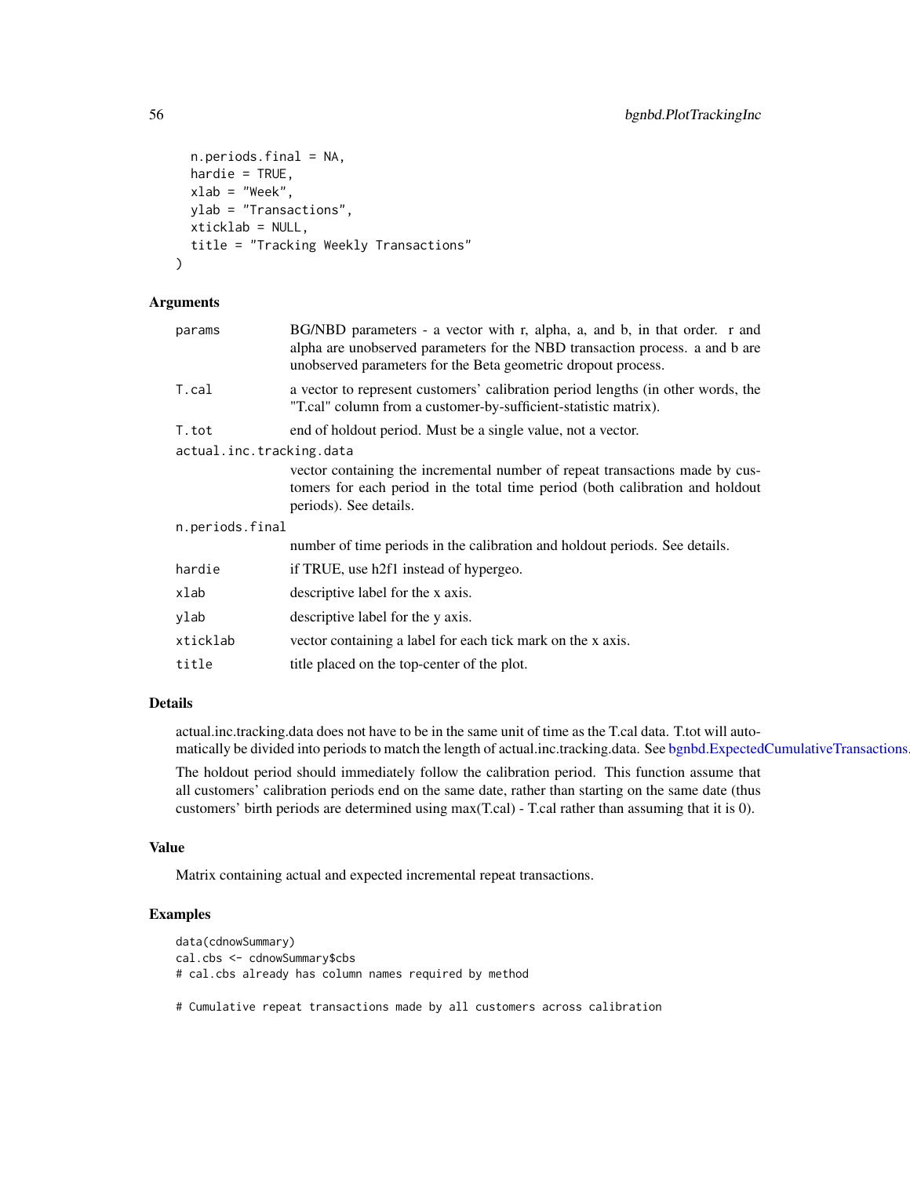```
  n.periods.final = NA,
  hardie = TRUE,
  xlab = "Week",
  ylab = "Transactions",
  xticklab = NULL,
  title = "Tracking Weekly Transactions"
)
```

## Arguments

| | |
|---|---|
| params | BG/NBD parameters - a vector with r, alpha, a, and b, in that order. r and alpha are unobserved parameters for the NBD transaction process. a and b are unobserved parameters for the Beta geometric dropout process. |
| T.cal | a vector to represent customers' calibration period lengths (in other words, the "T.cal" column from a customer-by-sufficient-statistic matrix). |
| T.tot | end of holdout period. Must be a single value, not a vector. |
| actual.inc.tracking.data | vector containing the incremental number of repeat transactions made by customers for each period in the total time period (both calibration and holdout periods). See details. |
| n.periods.final | number of time periods in the calibration and holdout periods. See details. |
| hardie | if TRUE, use h2f1 instead of hypergeo. |
| xlab | descriptive label for the x axis. |
| ylab | descriptive label for the y axis. |
| xticklab | vector containing a label for each tick mark on the x axis. |
| title | title placed on the top-center of the plot. |

## Details

actual.inc.tracking.data does not have to be in the same unit of time as the T.cal data. T.tot will automatically be divided into periods to match the length of actual.inc.tracking.data. See bgnbd.ExpectedCumulativeTransactions.

The holdout period should immediately follow the calibration period. This function assume that all customers' calibration periods end on the same date, rather than starting on the same date (thus customers' birth periods are determined using max(T.cal) - T.cal rather than assuming that it is 0).

## Value

Matrix containing actual and expected incremental repeat transactions.

## Examples

```
data(cdnowSummary)
cal.cbs <- cdnowSummary$cbs
# cal.cbs already has column names required by method

# Cumulative repeat transactions made by all customers across calibration
```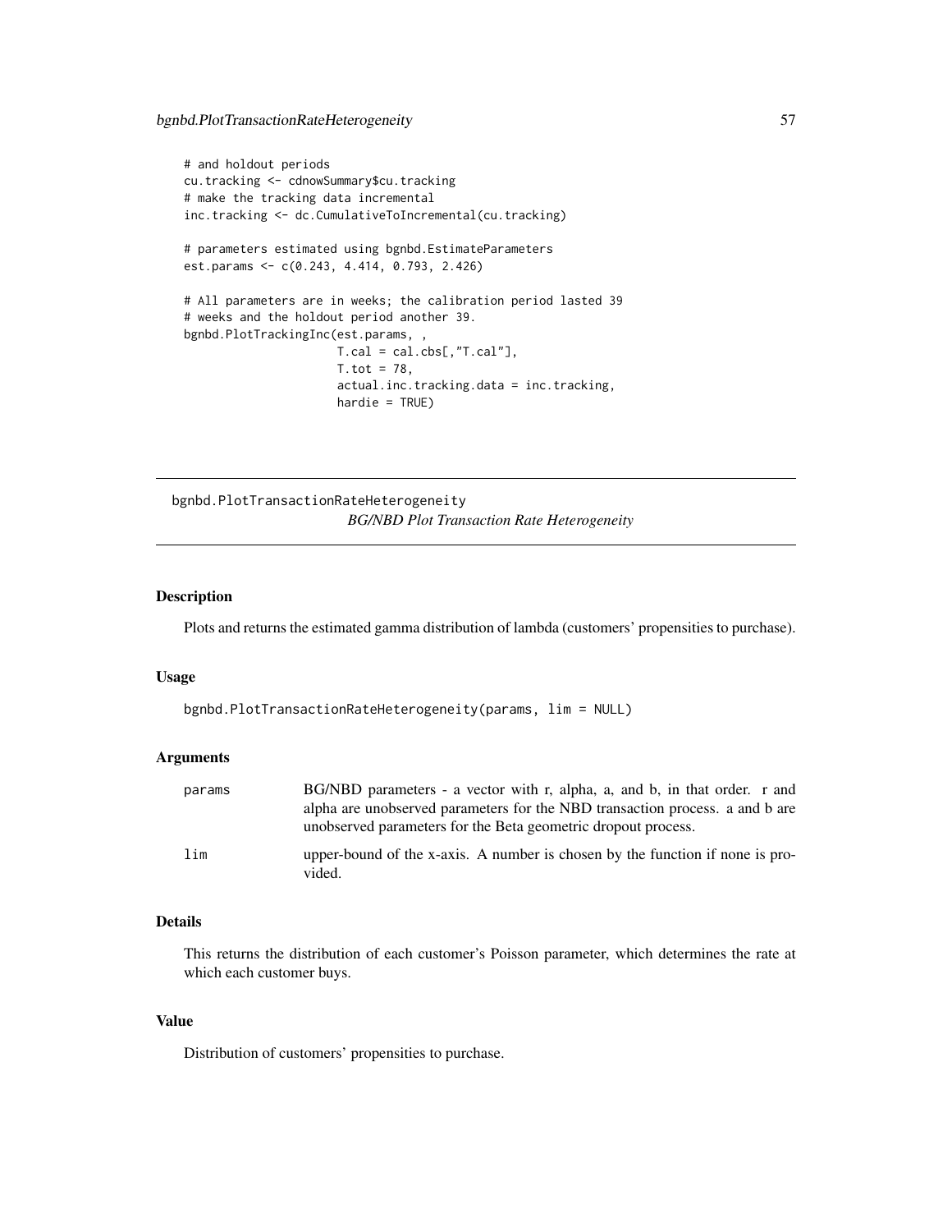```
# and holdout periods
cu.tracking <- cdnowSummary$cu.tracking
# make the tracking data incremental
inc.tracking <- dc.CumulativeToIncremental(cu.tracking)

# parameters estimated using bgnbd.EstimateParameters
est.params <- c(0.243, 4.414, 0.793, 2.426)

# All parameters are in weeks; the calibration period lasted 39
# weeks and the holdout period another 39.
bgnbd.PlotTrackingInc(est.params, ,
                      T.cal = cal.cbs[,"T.cal"],
                      T.tot = 78,
                      actual.inc.tracking.data = inc.tracking,
                      hardie = TRUE)
```

---

bgnbd.PlotTransactionRateHeterogeneity
*BG/NBD Plot Transaction Rate Heterogeneity*

---

### Description

Plots and returns the estimated gamma distribution of lambda (customers' propensities to purchase).

### Usage

```
bgnbd.PlotTransactionRateHeterogeneity(params, lim = NULL)
```

### Arguments

| | |
|---|---|
| `params` | BG/NBD parameters - a vector with r, alpha, a, and b, in that order. r and alpha are unobserved parameters for the NBD transaction process. a and b are unobserved parameters for the Beta geometric dropout process. |
| `lim` | upper-bound of the x-axis. A number is chosen by the function if none is provided. |

### Details

This returns the distribution of each customer's Poisson parameter, which determines the rate at which each customer buys.

### Value

Distribution of customers' propensities to purchase.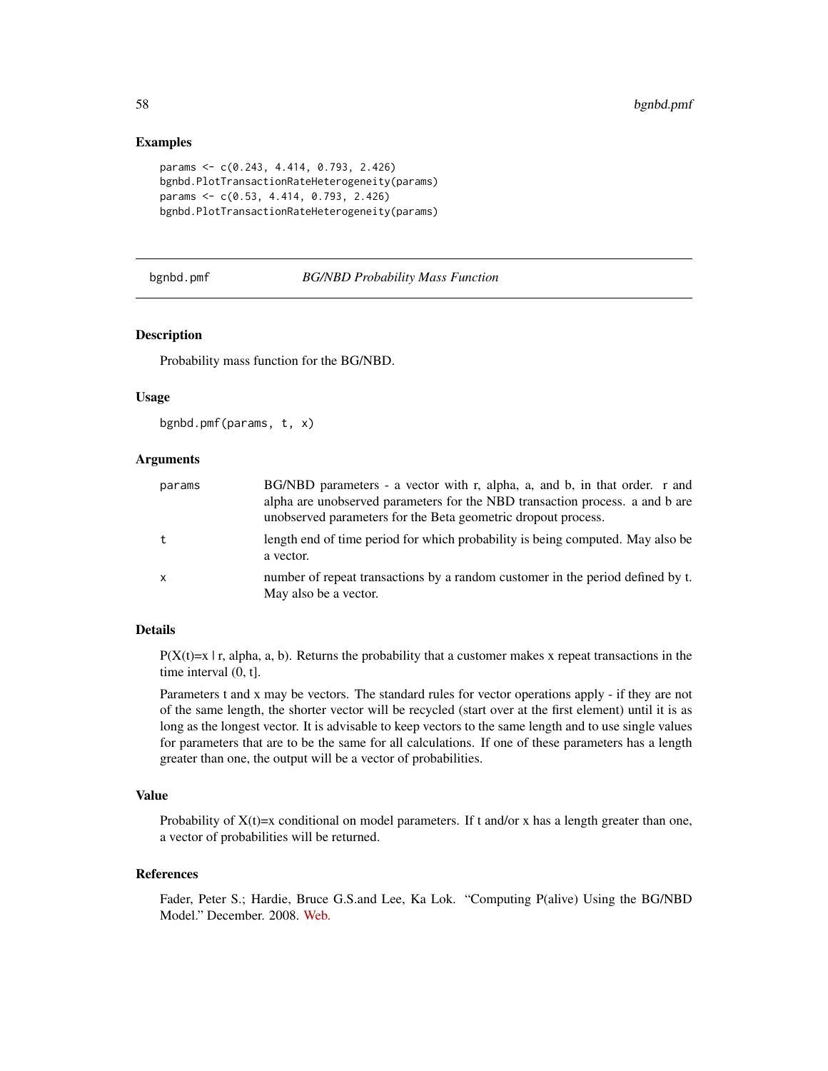## Examples

```
params <- c(0.243, 4.414, 0.793, 2.426)
bgnbd.PlotTransactionRateHeterogeneity(params)
params <- c(0.53, 4.414, 0.793, 2.426)
bgnbd.PlotTransactionRateHeterogeneity(params)
```

---

# bgnbd.pmf *BG/NBD Probability Mass Function*

---

## Description

Probability mass function for the BG/NBD.

## Usage

```
bgnbd.pmf(params, t, x)
```

## Arguments

| | |
|---|---|
| params | BG/NBD parameters - a vector with r, alpha, a, and b, in that order. r and alpha are unobserved parameters for the NBD transaction process. a and b are unobserved parameters for the Beta geometric dropout process. |
| t | length end of time period for which probability is being computed. May also be a vector. |
| x | number of repeat transactions by a random customer in the period defined by t. May also be a vector. |

## Details

P(X(t)=x | r, alpha, a, b). Returns the probability that a customer makes x repeat transactions in the time interval (0, t].

Parameters t and x may be vectors. The standard rules for vector operations apply - if they are not of the same length, the shorter vector will be recycled (start over at the first element) until it is as long as the longest vector. It is advisable to keep vectors to the same length and to use single values for parameters that are to be the same for all calculations. If one of these parameters has a length greater than one, the output will be a vector of probabilities.

## Value

Probability of X(t)=x conditional on model parameters. If t and/or x has a length greater than one, a vector of probabilities will be returned.

## References

Fader, Peter S.; Hardie, Bruce G.S.and Lee, Ka Lok. "Computing P(alive) Using the BG/NBD Model." December. 2008. Web.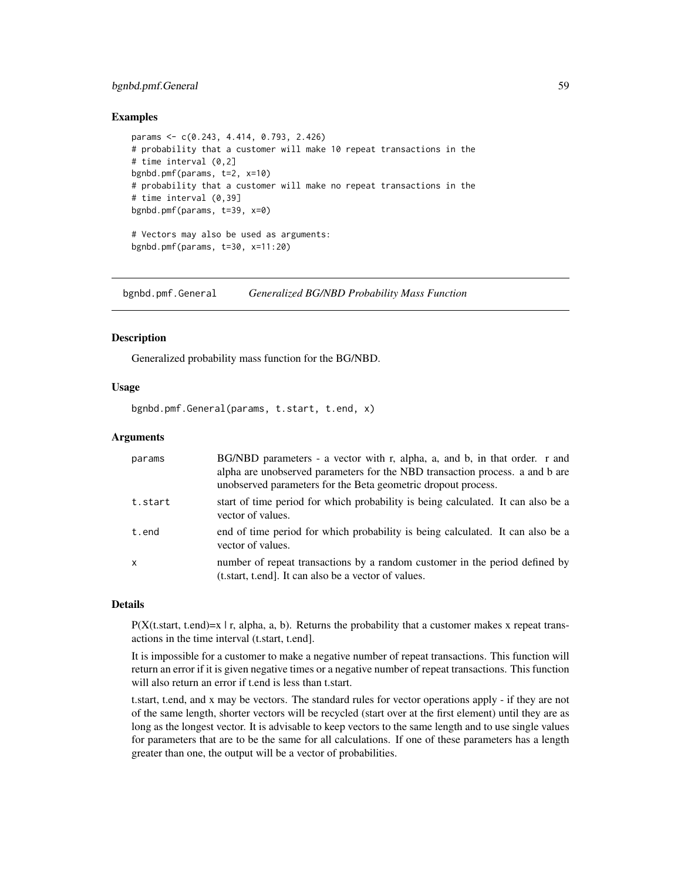### Examples

```
params <- c(0.243, 4.414, 0.793, 2.426)
# probability that a customer will make 10 repeat transactions in the
# time interval (0,2]
bgnbd.pmf(params, t=2, x=10)
# probability that a customer will make no repeat transactions in the
# time interval (0,39]
bgnbd.pmf(params, t=39, x=0)

# Vectors may also be used as arguments:
bgnbd.pmf(params, t=30, x=11:20)
```

---

## bgnbd.pmf.General *Generalized BG/NBD Probability Mass Function*

---

### Description

Generalized probability mass function for the BG/NBD.

### Usage

```
bgnbd.pmf.General(params, t.start, t.end, x)
```

### Arguments

| | |
|---|---|
| params | BG/NBD parameters - a vector with r, alpha, a, and b, in that order. r and alpha are unobserved parameters for the NBD transaction process. a and b are unobserved parameters for the Beta geometric dropout process. |
| t.start | start of time period for which probability is being calculated. It can also be a vector of values. |
| t.end | end of time period for which probability is being calculated. It can also be a vector of values. |
| x | number of repeat transactions by a random customer in the period defined by (t.start, t.end]. It can also be a vector of values. |

### Details

P(X(t.start, t.end)=x | r, alpha, a, b). Returns the probability that a customer makes x repeat transactions in the time interval (t.start, t.end].

It is impossible for a customer to make a negative number of repeat transactions. This function will return an error if it is given negative times or a negative number of repeat transactions. This function will also return an error if t.end is less than t.start.

t.start, t.end, and x may be vectors. The standard rules for vector operations apply - if they are not of the same length, shorter vectors will be recycled (start over at the first element) until they are as long as the longest vector. It is advisable to keep vectors to the same length and to use single values for parameters that are to be the same for all calculations. If one of these parameters has a length greater than one, the output will be a vector of probabilities.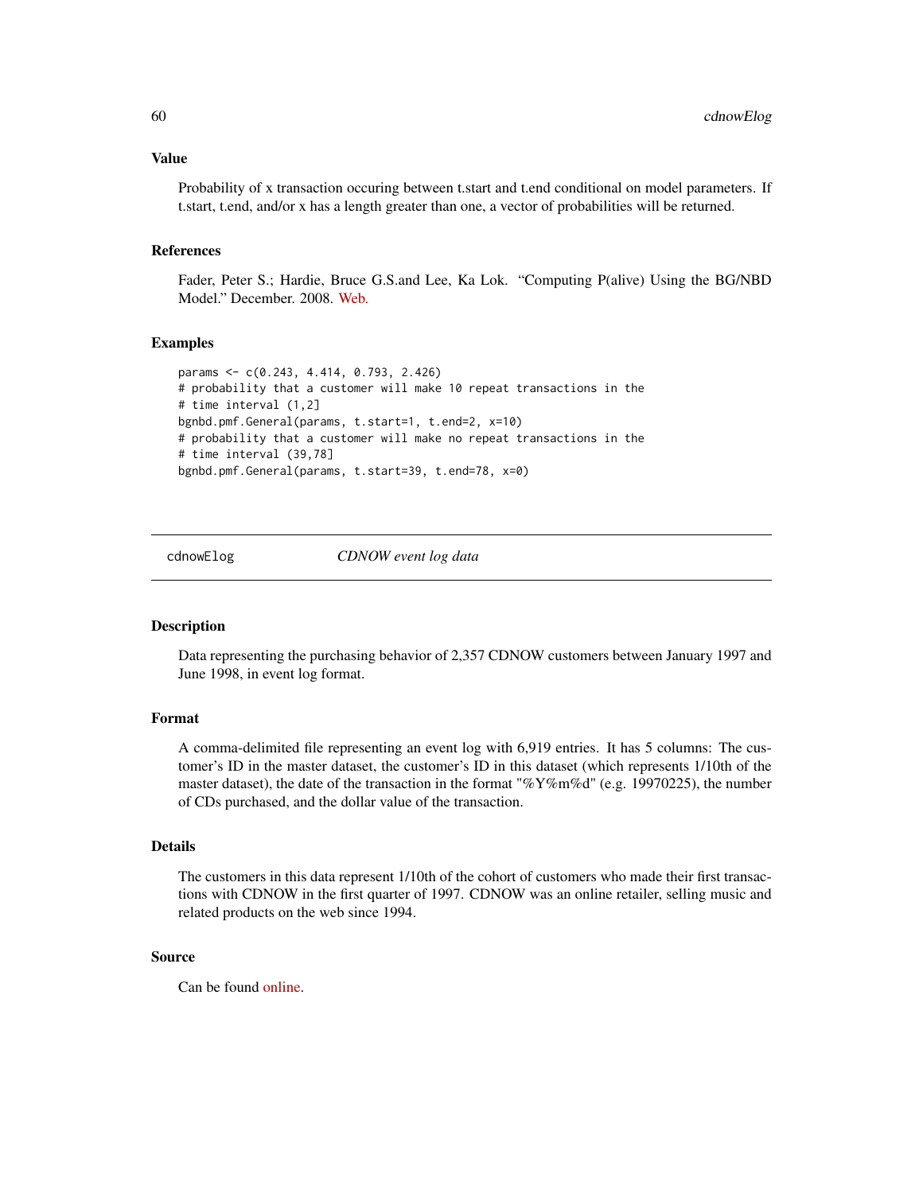### Value

Probability of x transaction occuring between t.start and t.end conditional on model parameters. If t.start, t.end, and/or x has a length greater than one, a vector of probabilities will be returned.

### References

Fader, Peter S.; Hardie, Bruce G.S.and Lee, Ka Lok. "Computing P(alive) Using the BG/NBD Model." December. 2008. Web.

### Examples

```
params <- c(0.243, 4.414, 0.793, 2.426)
# probability that a customer will make 10 repeat transactions in the
# time interval (1,2]
bgnbd.pmf.General(params, t.start=1, t.end=2, x=10)
# probability that a customer will make no repeat transactions in the
# time interval (39,78]
bgnbd.pmf.General(params, t.start=39, t.end=78, x=0)
```

---

## cdnowElog — *CDNOW event log data*

---

### Description

Data representing the purchasing behavior of 2,357 CDNOW customers between January 1997 and June 1998, in event log format.

### Format

A comma-delimited file representing an event log with 6,919 entries. It has 5 columns: The customer's ID in the master dataset, the customer's ID in this dataset (which represents 1/10th of the master dataset), the date of the transaction in the format "%Y%m%d" (e.g. 19970225), the number of CDs purchased, and the dollar value of the transaction.

### Details

The customers in this data represent 1/10th of the cohort of customers who made their first transactions with CDNOW in the first quarter of 1997. CDNOW was an online retailer, selling music and related products on the web since 1994.

### Source

Can be found online.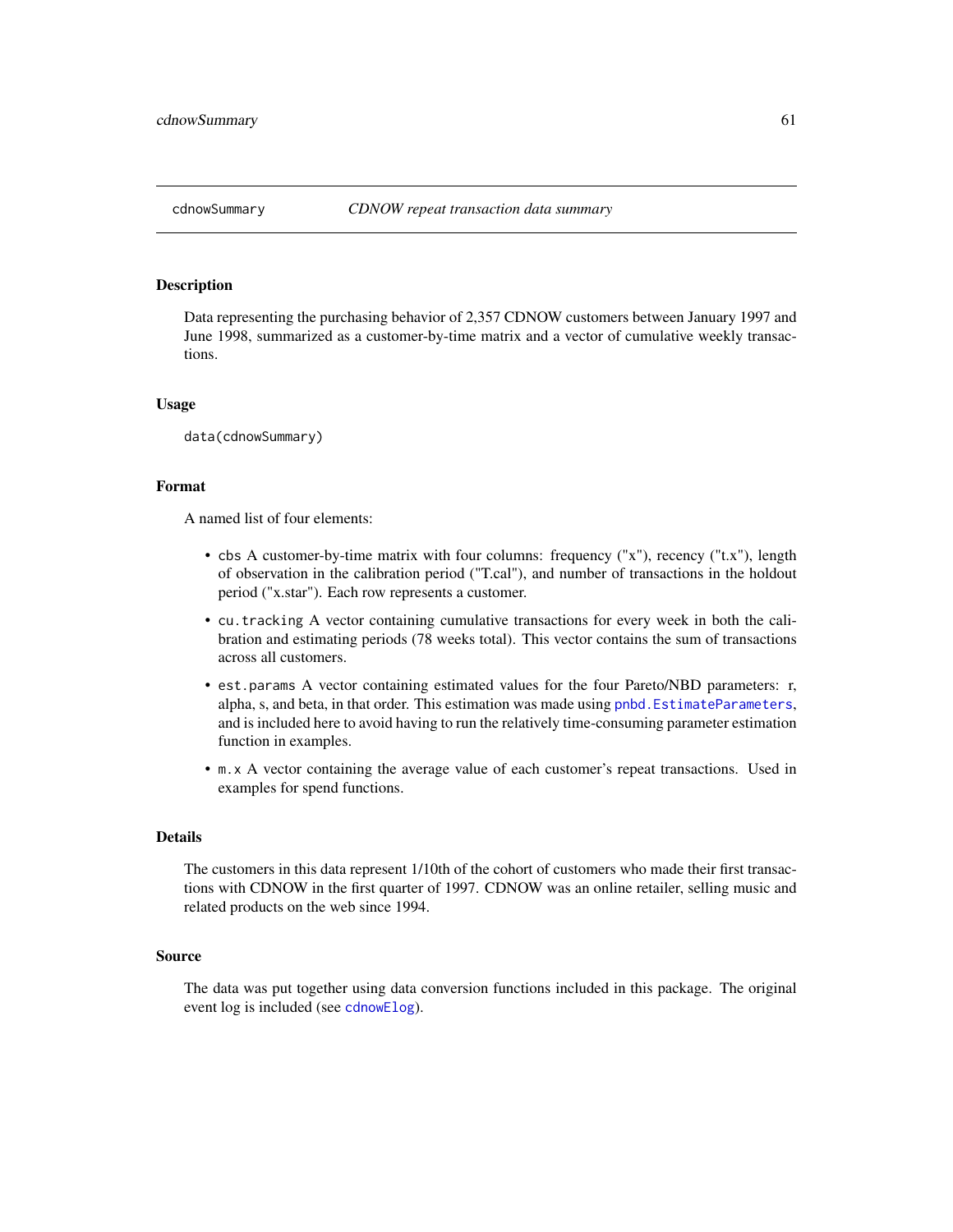## cdnowSummary *CDNOW repeat transaction data summary*

### Description

Data representing the purchasing behavior of 2,357 CDNOW customers between January 1997 and June 1998, summarized as a customer-by-time matrix and a vector of cumulative weekly transactions.

### Usage

```
data(cdnowSummary)
```

### Format

A named list of four elements:

- `cbs` A customer-by-time matrix with four columns: frequency ("x"), recency ("t.x"), length of observation in the calibration period ("T.cal"), and number of transactions in the holdout period ("x.star"). Each row represents a customer.
- `cu.tracking` A vector containing cumulative transactions for every week in both the calibration and estimating periods (78 weeks total). This vector contains the sum of transactions across all customers.
- `est.params` A vector containing estimated values for the four Pareto/NBD parameters: r, alpha, s, and beta, in that order. This estimation was made using `pnbd.EstimateParameters`, and is included here to avoid having to run the relatively time-consuming parameter estimation function in examples.
- `m.x` A vector containing the average value of each customer's repeat transactions. Used in examples for spend functions.

### Details

The customers in this data represent 1/10th of the cohort of customers who made their first transactions with CDNOW in the first quarter of 1997. CDNOW was an online retailer, selling music and related products on the web since 1994.

### Source

The data was put together using data conversion functions included in this package. The original event log is included (see `cdnowElog`).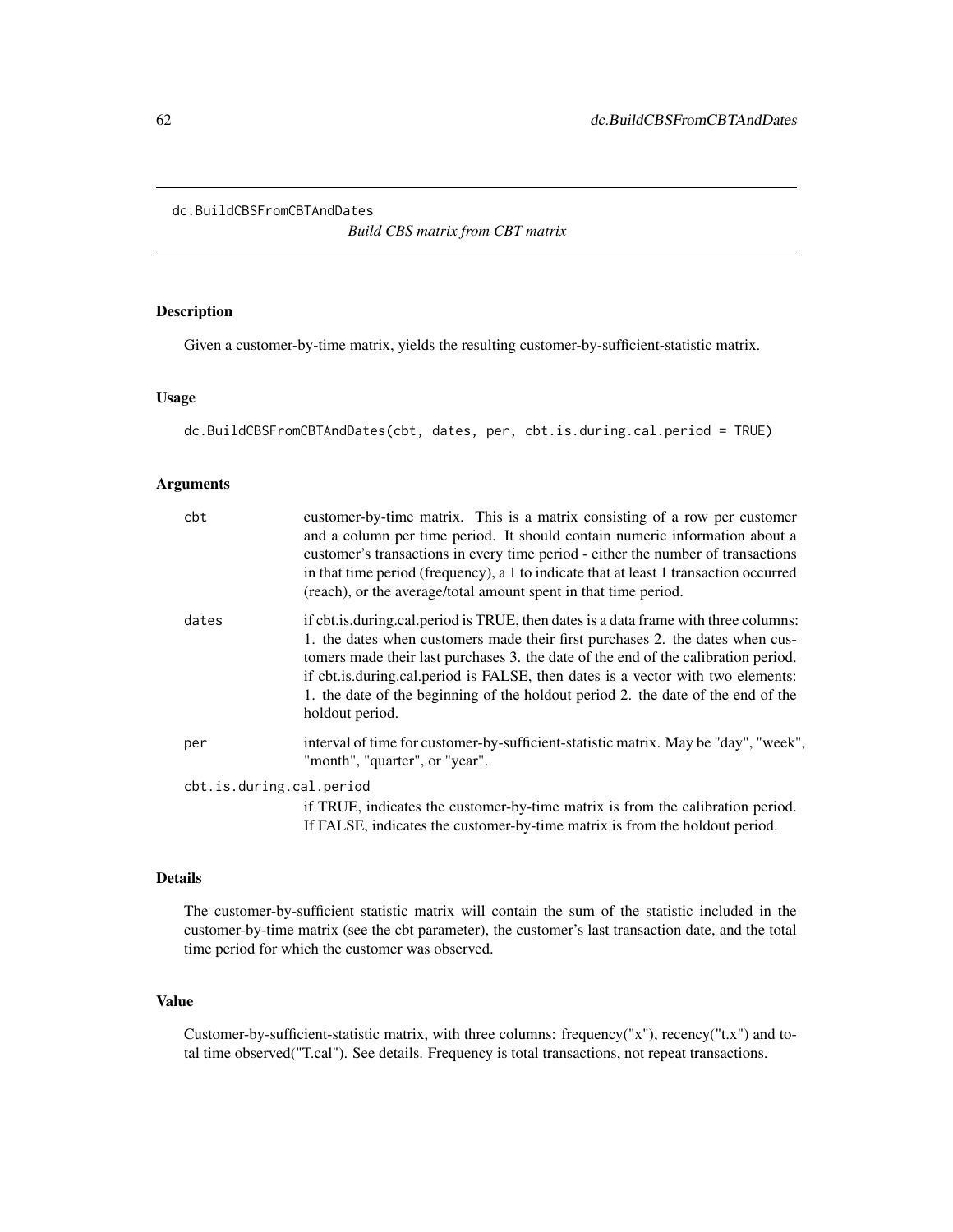dc.BuildCBSFromCBTAndDates

*Build CBS matrix from CBT matrix*

## Description

Given a customer-by-time matrix, yields the resulting customer-by-sufficient-statistic matrix.

## Usage

```
dc.BuildCBSFromCBTAndDates(cbt, dates, per, cbt.is.during.cal.period = TRUE)
```

## Arguments

| | |
|---|---|
| `cbt` | customer-by-time matrix. This is a matrix consisting of a row per customer and a column per time period. It should contain numeric information about a customer's transactions in every time period - either the number of transactions in that time period (frequency), a 1 to indicate that at least 1 transaction occurred (reach), or the average/total amount spent in that time period. |
| `dates` | if cbt.is.during.cal.period is TRUE, then dates is a data frame with three columns: 1. the dates when customers made their first purchases 2. the dates when customers made their last purchases 3. the date of the end of the calibration period. if cbt.is.during.cal.period is FALSE, then dates is a vector with two elements: 1. the date of the beginning of the holdout period 2. the date of the end of the holdout period. |
| `per` | interval of time for customer-by-sufficient-statistic matrix. May be "day", "week", "month", "quarter", or "year". |
| `cbt.is.during.cal.period` | if TRUE, indicates the customer-by-time matrix is from the calibration period. If FALSE, indicates the customer-by-time matrix is from the holdout period. |

## Details

The customer-by-sufficient statistic matrix will contain the sum of the statistic included in the customer-by-time matrix (see the cbt parameter), the customer's last transaction date, and the total time period for which the customer was observed.

## Value

Customer-by-sufficient-statistic matrix, with three columns: frequency("x"), recency("t.x") and total time observed("T.cal"). See details. Frequency is total transactions, not repeat transactions.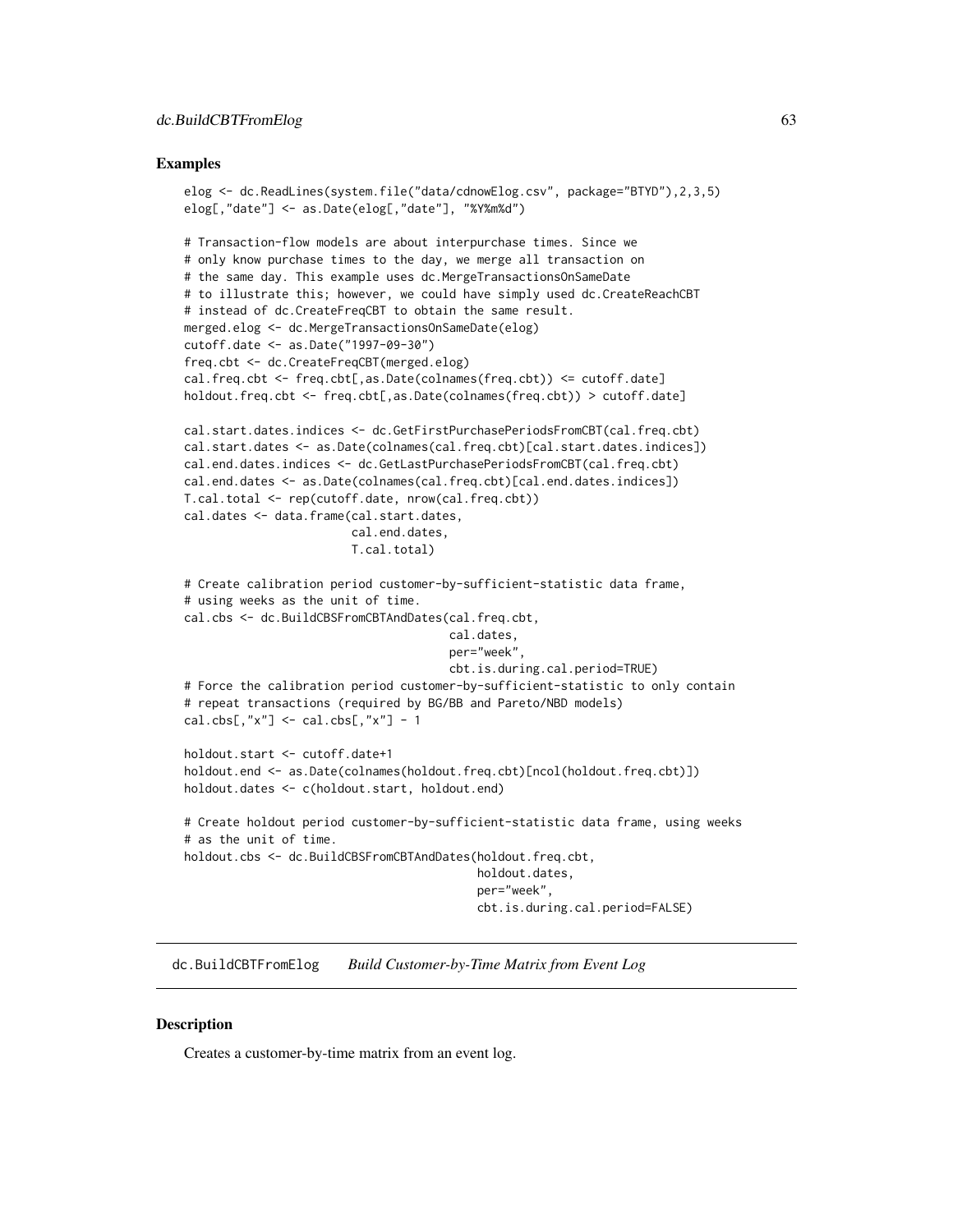## Examples

```
elog <- dc.ReadLines(system.file("data/cdnowElog.csv", package="BTYD"),2,3,5)
elog[,"date"] <- as.Date(elog[,"date"], "%Y%m%d")

# Transaction-flow models are about interpurchase times. Since we
# only know purchase times to the day, we merge all transaction on
# the same day. This example uses dc.MergeTransactionsOnSameDate
# to illustrate this; however, we could have simply used dc.CreateReachCBT
# instead of dc.CreateFreqCBT to obtain the same result.
merged.elog <- dc.MergeTransactionsOnSameDate(elog)
cutoff.date <- as.Date("1997-09-30")
freq.cbt <- dc.CreateFreqCBT(merged.elog)
cal.freq.cbt <- freq.cbt[,as.Date(colnames(freq.cbt)) <= cutoff.date]
holdout.freq.cbt <- freq.cbt[,as.Date(colnames(freq.cbt)) > cutoff.date]

cal.start.dates.indices <- dc.GetFirstPurchasePeriodsFromCBT(cal.freq.cbt)
cal.start.dates <- as.Date(colnames(cal.freq.cbt)[cal.start.dates.indices])
cal.end.dates.indices <- dc.GetLastPurchasePeriodsFromCBT(cal.freq.cbt)
cal.end.dates <- as.Date(colnames(cal.freq.cbt)[cal.end.dates.indices])
T.cal.total <- rep(cutoff.date, nrow(cal.freq.cbt))
cal.dates <- data.frame(cal.start.dates,
                        cal.end.dates,
                        T.cal.total)

# Create calibration period customer-by-sufficient-statistic data frame,
# using weeks as the unit of time.
cal.cbs <- dc.BuildCBSFromCBTAndDates(cal.freq.cbt,
                                      cal.dates,
                                      per="week",
                                      cbt.is.during.cal.period=TRUE)
# Force the calibration period customer-by-sufficient-statistic to only contain
# repeat transactions (required by BG/BB and Pareto/NBD models)
cal.cbs[,"x"] <- cal.cbs[,"x"] - 1

holdout.start <- cutoff.date+1
holdout.end <- as.Date(colnames(holdout.freq.cbt)[ncol(holdout.freq.cbt)])
holdout.dates <- c(holdout.start, holdout.end)

# Create holdout period customer-by-sufficient-statistic data frame, using weeks
# as the unit of time.
holdout.cbs <- dc.BuildCBSFromCBTAndDates(holdout.freq.cbt,
                                          holdout.dates,
                                          per="week",
                                          cbt.is.during.cal.period=FALSE)
```

---

dc.BuildCBTFromElog    *Build Customer-by-Time Matrix from Event Log*

---

## Description

Creates a customer-by-time matrix from an event log.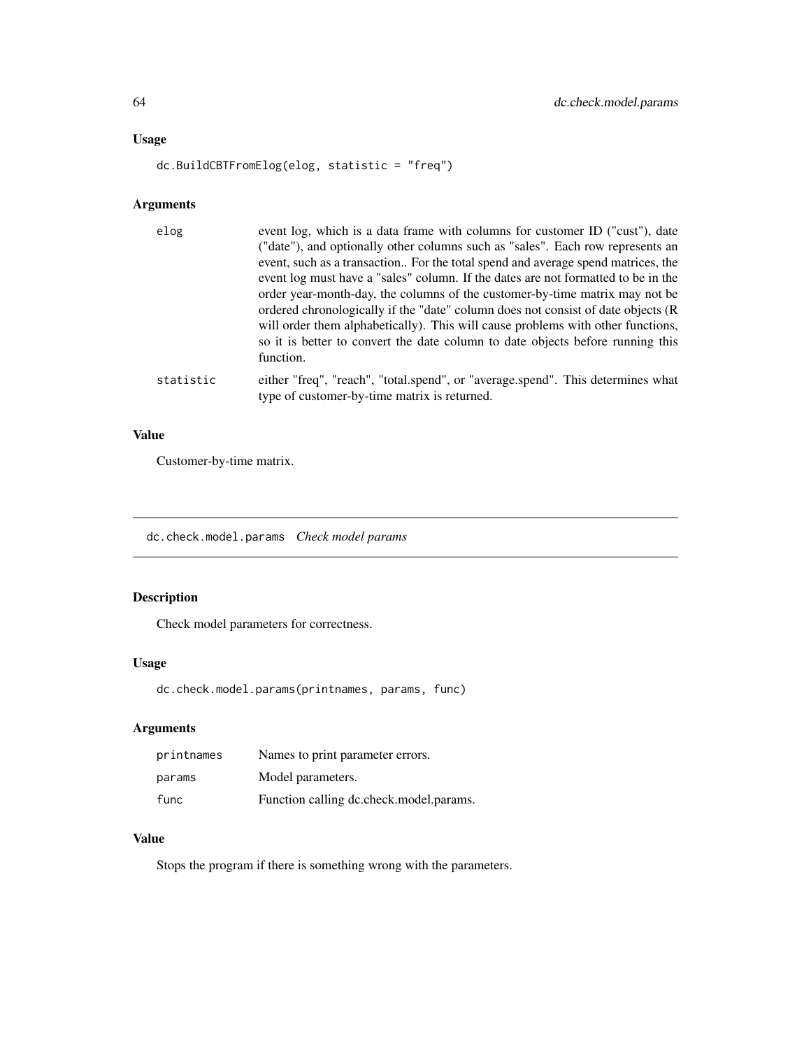### Usage

```
dc.BuildCBTFromElog(elog, statistic = "freq")
```

### Arguments

| | |
|---|---|
| elog | event log, which is a data frame with columns for customer ID ("cust"), date ("date"), and optionally other columns such as "sales". Each row represents an event, such as a transaction.. For the total spend and average spend matrices, the event log must have a "sales" column. If the dates are not formatted to be in the order year-month-day, the columns of the customer-by-time matrix may not be ordered chronologically if the "date" column does not consist of date objects (R will order them alphabetically). This will cause problems with other functions, so it is better to convert the date column to date objects before running this function. |
| statistic | either "freq", "reach", "total.spend", or "average.spend". This determines what type of customer-by-time matrix is returned. |

### Value

Customer-by-time matrix.

---

## dc.check.model.params *Check model params*

### Description

Check model parameters for correctness.

### Usage

```
dc.check.model.params(printnames, params, func)
```

### Arguments

| | |
|---|---|
| printnames | Names to print parameter errors. |
| params | Model parameters. |
| func | Function calling dc.check.model.params. |

### Value

Stops the program if there is something wrong with the parameters.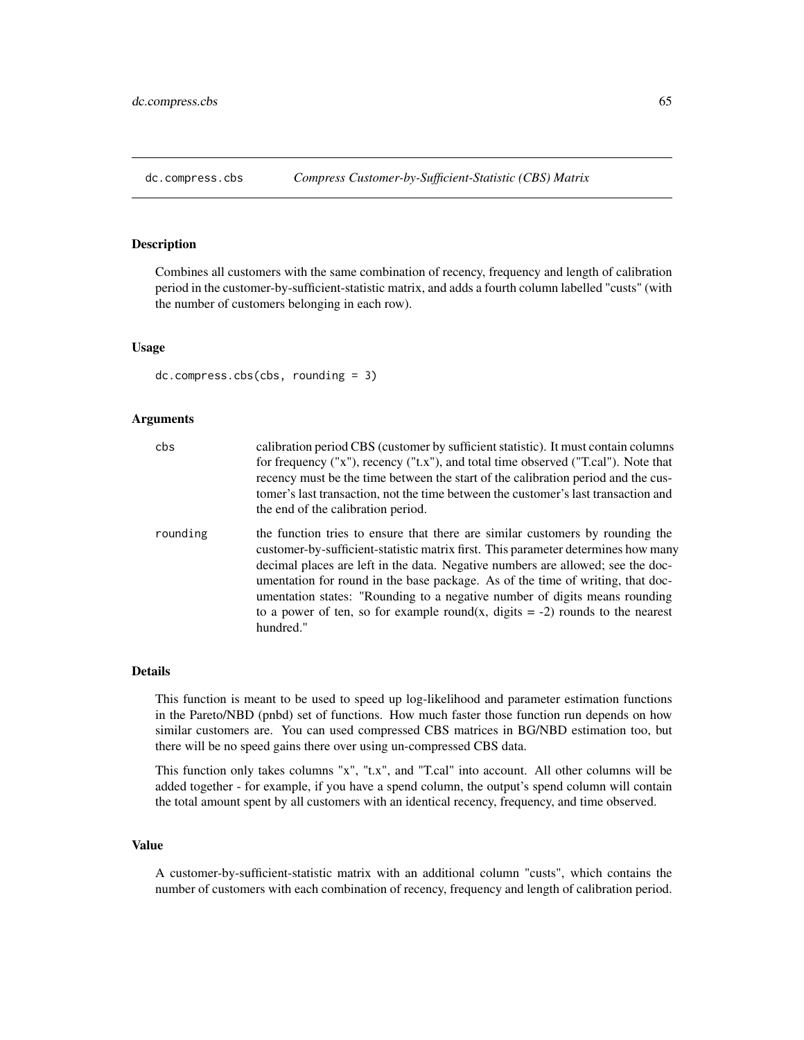# dc.compress.cbs — *Compress Customer-by-Sufficient-Statistic (CBS) Matrix*

## Description

Combines all customers with the same combination of recency, frequency and length of calibration period in the customer-by-sufficient-statistic matrix, and adds a fourth column labelled "custs" (with the number of customers belonging in each row).

## Usage

```
dc.compress.cbs(cbs, rounding = 3)
```

## Arguments

| | |
|---|---|
| `cbs` | calibration period CBS (customer by sufficient statistic). It must contain columns for frequency ("x"), recency ("t.x"), and total time observed ("T.cal"). Note that recency must be the time between the start of the calibration period and the customer's last transaction, not the time between the customer's last transaction and the end of the calibration period. |
| `rounding` | the function tries to ensure that there are similar customers by rounding the customer-by-sufficient-statistic matrix first. This parameter determines how many decimal places are left in the data. Negative numbers are allowed; see the documentation for round in the base package. As of the time of writing, that documentation states: "Rounding to a negative number of digits means rounding to a power of ten, so for example round(x, digits = -2) rounds to the nearest hundred." |

## Details

This function is meant to be used to speed up log-likelihood and parameter estimation functions in the Pareto/NBD (pnbd) set of functions. How much faster those function run depends on how similar customers are. You can used compressed CBS matrices in BG/NBD estimation too, but there will be no speed gains there over using un-compressed CBS data.

This function only takes columns "x", "t.x", and "T.cal" into account. All other columns will be added together - for example, if you have a spend column, the output's spend column will contain the total amount spent by all customers with an identical recency, frequency, and time observed.

## Value

A customer-by-sufficient-statistic matrix with an additional column "custs", which contains the number of customers with each combination of recency, frequency and length of calibration period.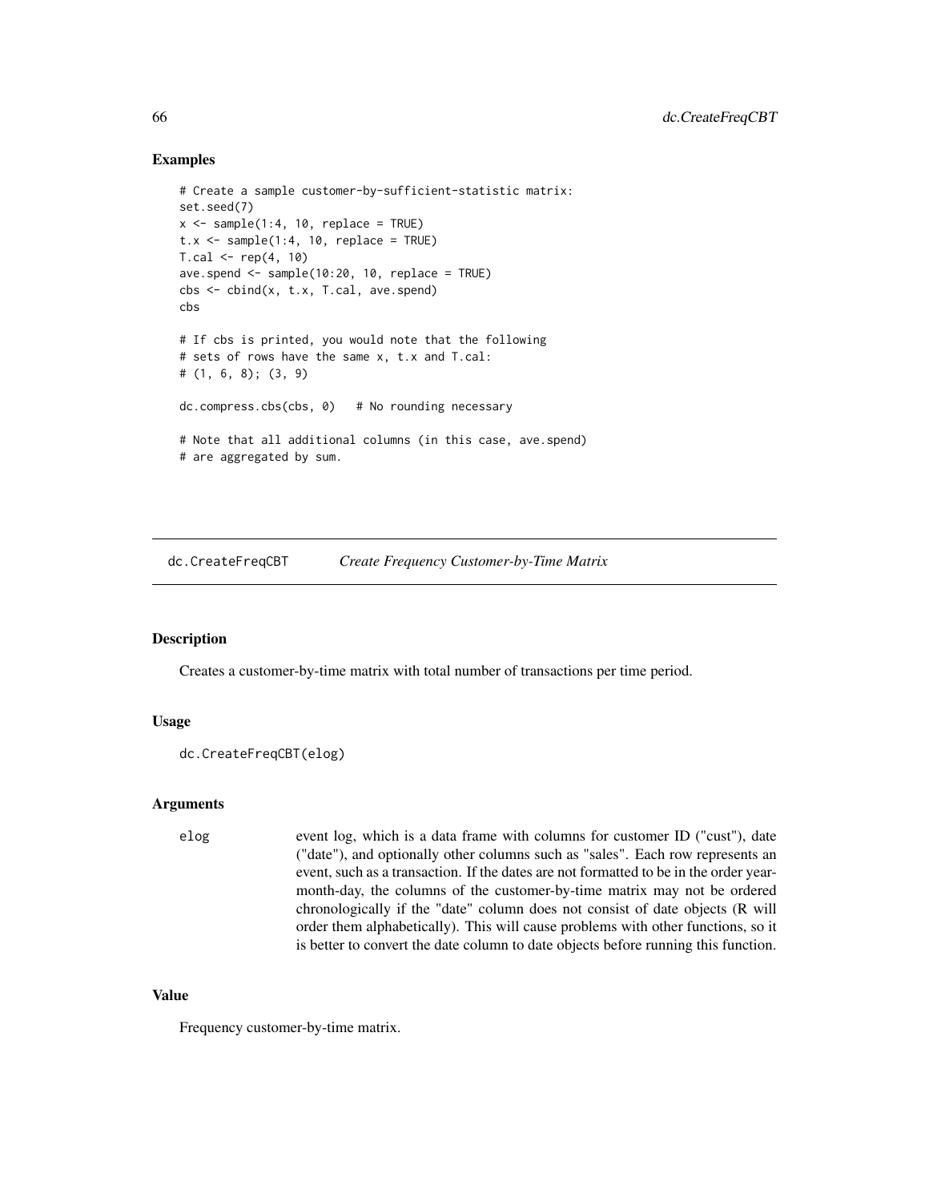## Examples

```
# Create a sample customer-by-sufficient-statistic matrix:
set.seed(7)
x <- sample(1:4, 10, replace = TRUE)
t.x <- sample(1:4, 10, replace = TRUE)
T.cal <- rep(4, 10)
ave.spend <- sample(10:20, 10, replace = TRUE)
cbs <- cbind(x, t.x, T.cal, ave.spend)
cbs

# If cbs is printed, you would note that the following
# sets of rows have the same x, t.x and T.cal:
# (1, 6, 8); (3, 9)

dc.compress.cbs(cbs, 0)   # No rounding necessary

# Note that all additional columns (in this case, ave.spend)
# are aggregated by sum.
```

---

# dc.CreateFreqCBT *Create Frequency Customer-by-Time Matrix*

## Description

Creates a customer-by-time matrix with total number of transactions per time period.

## Usage

```
dc.CreateFreqCBT(elog)
```

## Arguments

| | |
|---|---|
| elog | event log, which is a data frame with columns for customer ID ("cust"), date ("date"), and optionally other columns such as "sales". Each row represents an event, such as a transaction. If the dates are not formatted to be in the order year-month-day, the columns of the customer-by-time matrix may not be ordered chronologically if the "date" column does not consist of date objects (R will order them alphabetically). This will cause problems with other functions, so it is better to convert the date column to date objects before running this function. |

## Value

Frequency customer-by-time matrix.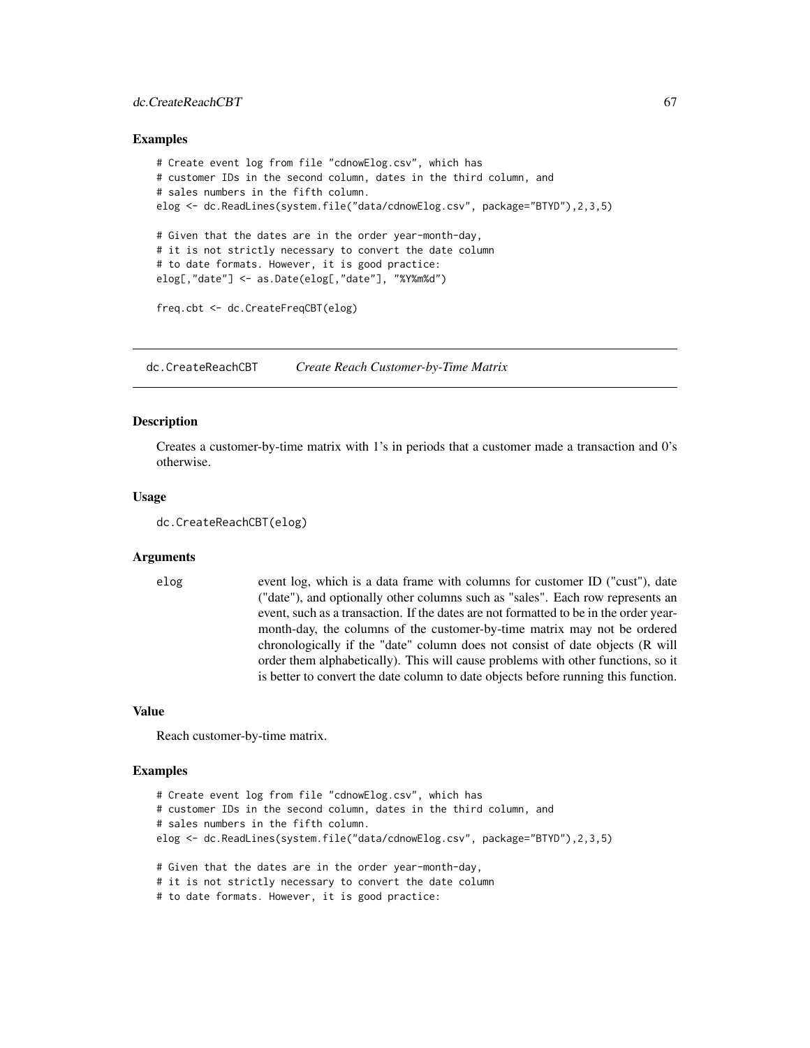### Examples

```
# Create event log from file "cdnowElog.csv", which has
# customer IDs in the second column, dates in the third column, and
# sales numbers in the fifth column.
elog <- dc.ReadLines(system.file("data/cdnowElog.csv", package="BTYD"),2,3,5)

# Given that the dates are in the order year-month-day,
# it is not strictly necessary to convert the date column
# to date formats. However, it is good practice:
elog[,"date"] <- as.Date(elog[,"date"], "%Y%m%d")

freq.cbt <- dc.CreateFreqCBT(elog)
```

---

## dc.CreateReachCBT    *Create Reach Customer-by-Time Matrix*

### Description

Creates a customer-by-time matrix with 1's in periods that a customer made a transaction and 0's otherwise.

### Usage

```
dc.CreateReachCBT(elog)
```

### Arguments

| | |
|---|---|
| elog | event log, which is a data frame with columns for customer ID ("cust"), date ("date"), and optionally other columns such as "sales". Each row represents an event, such as a transaction. If the dates are not formatted to be in the order year-month-day, the columns of the customer-by-time matrix may not be ordered chronologically if the "date" column does not consist of date objects (R will order them alphabetically). This will cause problems with other functions, so it is better to convert the date column to date objects before running this function. |

### Value

Reach customer-by-time matrix.

### Examples

```
# Create event log from file "cdnowElog.csv", which has
# customer IDs in the second column, dates in the third column, and
# sales numbers in the fifth column.
elog <- dc.ReadLines(system.file("data/cdnowElog.csv", package="BTYD"),2,3,5)

# Given that the dates are in the order year-month-day,
# it is not strictly necessary to convert the date column
# to date formats. However, it is good practice:
```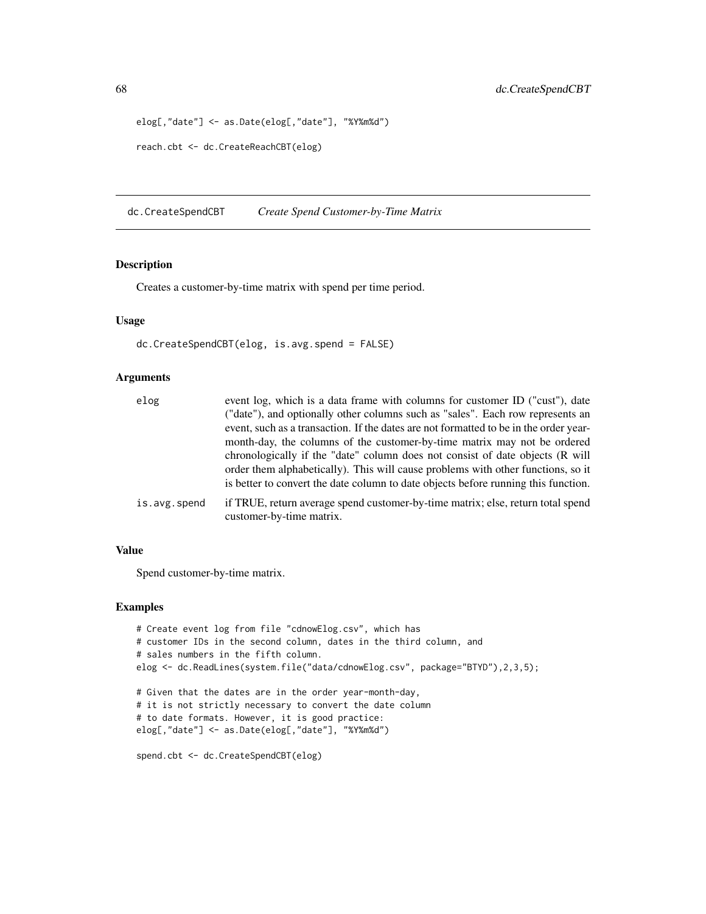```
elog[,"date"] <- as.Date(elog[,"date"], "%Y%m%d")

reach.cbt <- dc.CreateReachCBT(elog)
```

## dc.CreateSpendCBT &nbsp;&nbsp;&nbsp; *Create Spend Customer-by-Time Matrix*

### Description

Creates a customer-by-time matrix with spend per time period.

### Usage

```
dc.CreateSpendCBT(elog, is.avg.spend = FALSE)
```

### Arguments

| | |
|---|---|
| elog | event log, which is a data frame with columns for customer ID ("cust"), date ("date"), and optionally other columns such as "sales". Each row represents an event, such as a transaction. If the dates are not formatted to be in the order year-month-day, the columns of the customer-by-time matrix may not be ordered chronologically if the "date" column does not consist of date objects (R will order them alphabetically). This will cause problems with other functions, so it is better to convert the date column to date objects before running this function. |
| is.avg.spend | if TRUE, return average spend customer-by-time matrix; else, return total spend customer-by-time matrix. |

### Value

Spend customer-by-time matrix.

### Examples

```
# Create event log from file "cdnowElog.csv", which has
# customer IDs in the second column, dates in the third column, and
# sales numbers in the fifth column.
elog <- dc.ReadLines(system.file("data/cdnowElog.csv", package="BTYD"),2,3,5);

# Given that the dates are in the order year-month-day,
# it is not strictly necessary to convert the date column
# to date formats. However, it is good practice:
elog[,"date"] <- as.Date(elog[,"date"], "%Y%m%d")

spend.cbt <- dc.CreateSpendCBT(elog)
```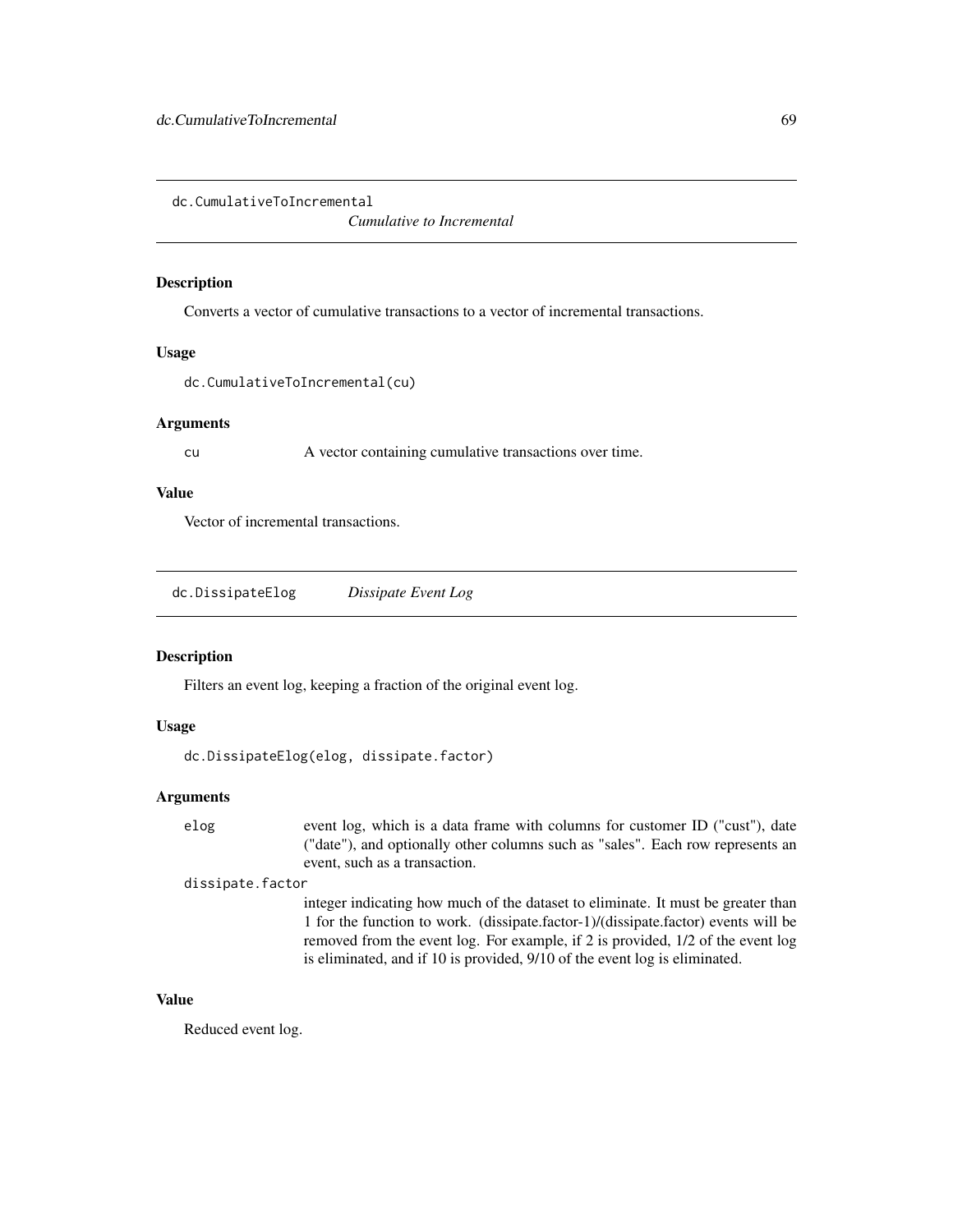## dc.CumulativeToIncremental

*Cumulative to Incremental*

### Description

Converts a vector of cumulative transactions to a vector of incremental transactions.

### Usage

```
dc.CumulativeToIncremental(cu)
```

### Arguments

| | |
|---|---|
| cu | A vector containing cumulative transactions over time. |

### Value

Vector of incremental transactions.

## dc.DissipateElog

*Dissipate Event Log*

### Description

Filters an event log, keeping a fraction of the original event log.

### Usage

```
dc.DissipateElog(elog, dissipate.factor)
```

### Arguments

| | |
|---|---|
| elog | event log, which is a data frame with columns for customer ID ("cust"), date ("date"), and optionally other columns such as "sales". Each row represents an event, such as a transaction. |
| dissipate.factor | integer indicating how much of the dataset to eliminate. It must be greater than 1 for the function to work. (dissipate.factor-1)/(dissipate.factor) events will be removed from the event log. For example, if 2 is provided, 1/2 of the event log is eliminated, and if 10 is provided, 9/10 of the event log is eliminated. |

### Value

Reduced event log.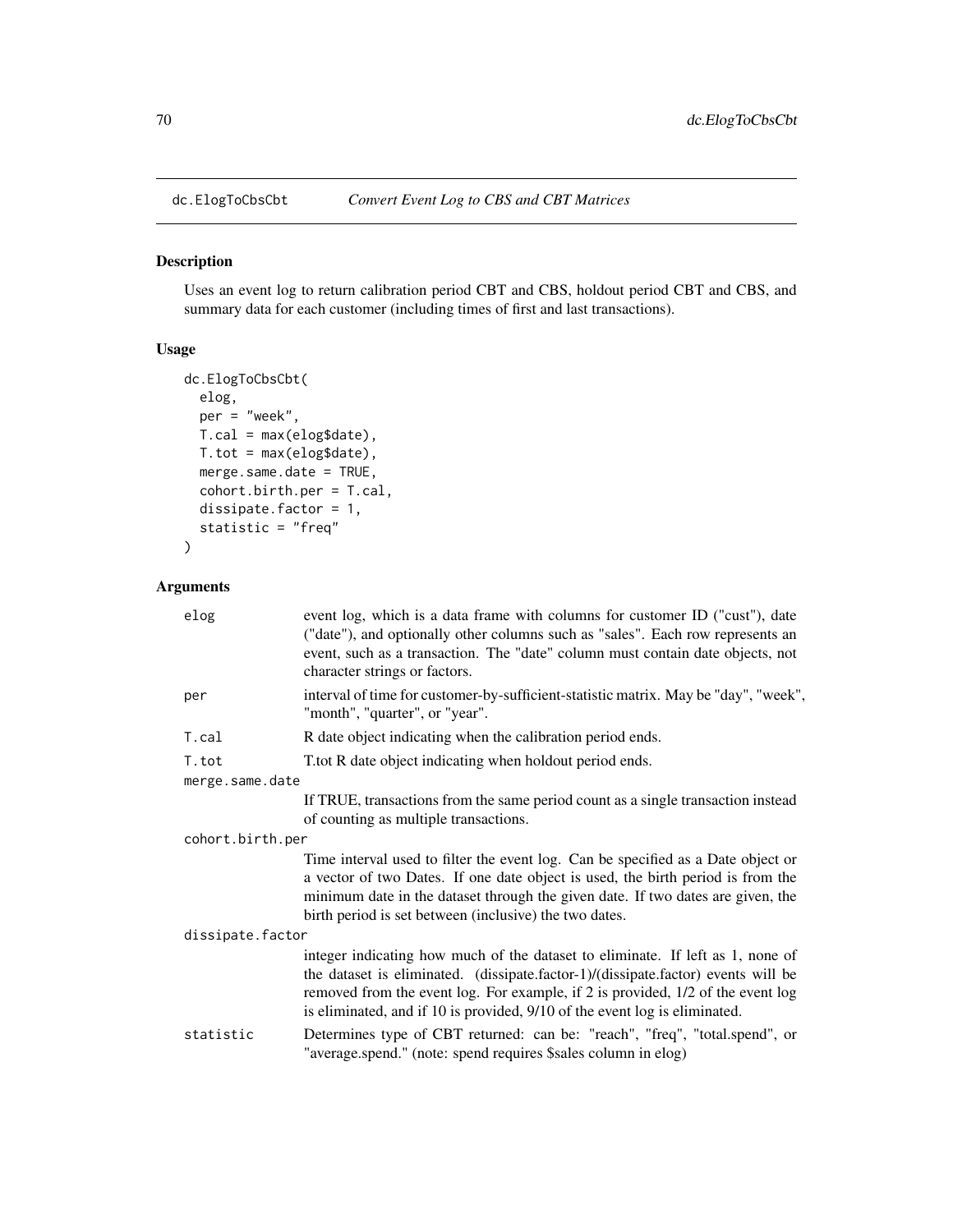## dc.ElogToCbsCbt *Convert Event Log to CBS and CBT Matrices*

### Description

Uses an event log to return calibration period CBT and CBS, holdout period CBT and CBS, and summary data for each customer (including times of first and last transactions).

### Usage

```
dc.ElogToCbsCbt(
  elog,
  per = "week",
  T.cal = max(elog$date),
  T.tot = max(elog$date),
  merge.same.date = TRUE,
  cohort.birth.per = T.cal,
  dissipate.factor = 1,
  statistic = "freq"
)
```

### Arguments

| | |
|---|---|
| elog | event log, which is a data frame with columns for customer ID ("cust"), date ("date"), and optionally other columns such as "sales". Each row represents an event, such as a transaction. The "date" column must contain date objects, not character strings or factors. |
| per | interval of time for customer-by-sufficient-statistic matrix. May be "day", "week", "month", "quarter", or "year". |
| T.cal | R date object indicating when the calibration period ends. |
| T.tot | T.tot R date object indicating when holdout period ends. |
| merge.same.date | If TRUE, transactions from the same period count as a single transaction instead of counting as multiple transactions. |
| cohort.birth.per | Time interval used to filter the event log. Can be specified as a Date object or a vector of two Dates. If one date object is used, the birth period is from the minimum date in the dataset through the given date. If two dates are given, the birth period is set between (inclusive) the two dates. |
| dissipate.factor | integer indicating how much of the dataset to eliminate. If left as 1, none of the dataset is eliminated. (dissipate.factor-1)/(dissipate.factor) events will be removed from the event log. For example, if 2 is provided, 1/2 of the event log is eliminated, and if 10 is provided, 9/10 of the event log is eliminated. |
| statistic | Determines type of CBT returned: can be: "reach", "freq", "total.spend", or "average.spend." (note: spend requires $sales column in elog) |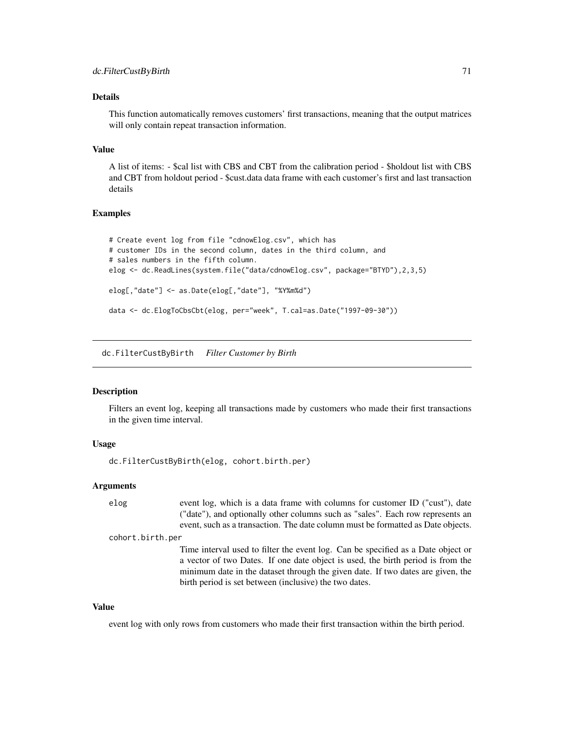### Details

This function automatically removes customers' first transactions, meaning that the output matrices will only contain repeat transaction information.

### Value

A list of items: - $cal list with CBS and CBT from the calibration period - $holdout list with CBS and CBT from holdout period - $cust.data data frame with each customer's first and last transaction details

### Examples

```
# Create event log from file "cdnowElog.csv", which has
# customer IDs in the second column, dates in the third column, and
# sales numbers in the fifth column.
elog <- dc.ReadLines(system.file("data/cdnowElog.csv", package="BTYD"),2,3,5)

elog[,"date"] <- as.Date(elog[,"date"], "%Y%m%d")

data <- dc.ElogToCbsCbt(elog, per="week", T.cal=as.Date("1997-09-30"))
```

---

## dc.FilterCustByBirth *Filter Customer by Birth*

### Description

Filters an event log, keeping all transactions made by customers who made their first transactions in the given time interval.

### Usage

```
dc.FilterCustByBirth(elog, cohort.birth.per)
```

### Arguments

| | |
|---|---|
| `elog` | event log, which is a data frame with columns for customer ID ("cust"), date ("date"), and optionally other columns such as "sales". Each row represents an event, such as a transaction. The date column must be formatted as Date objects. |
| `cohort.birth.per` | Time interval used to filter the event log. Can be specified as a Date object or a vector of two Dates. If one date object is used, the birth period is from the minimum date in the dataset through the given date. If two dates are given, the birth period is set between (inclusive) the two dates. |

### Value

event log with only rows from customers who made their first transaction within the birth period.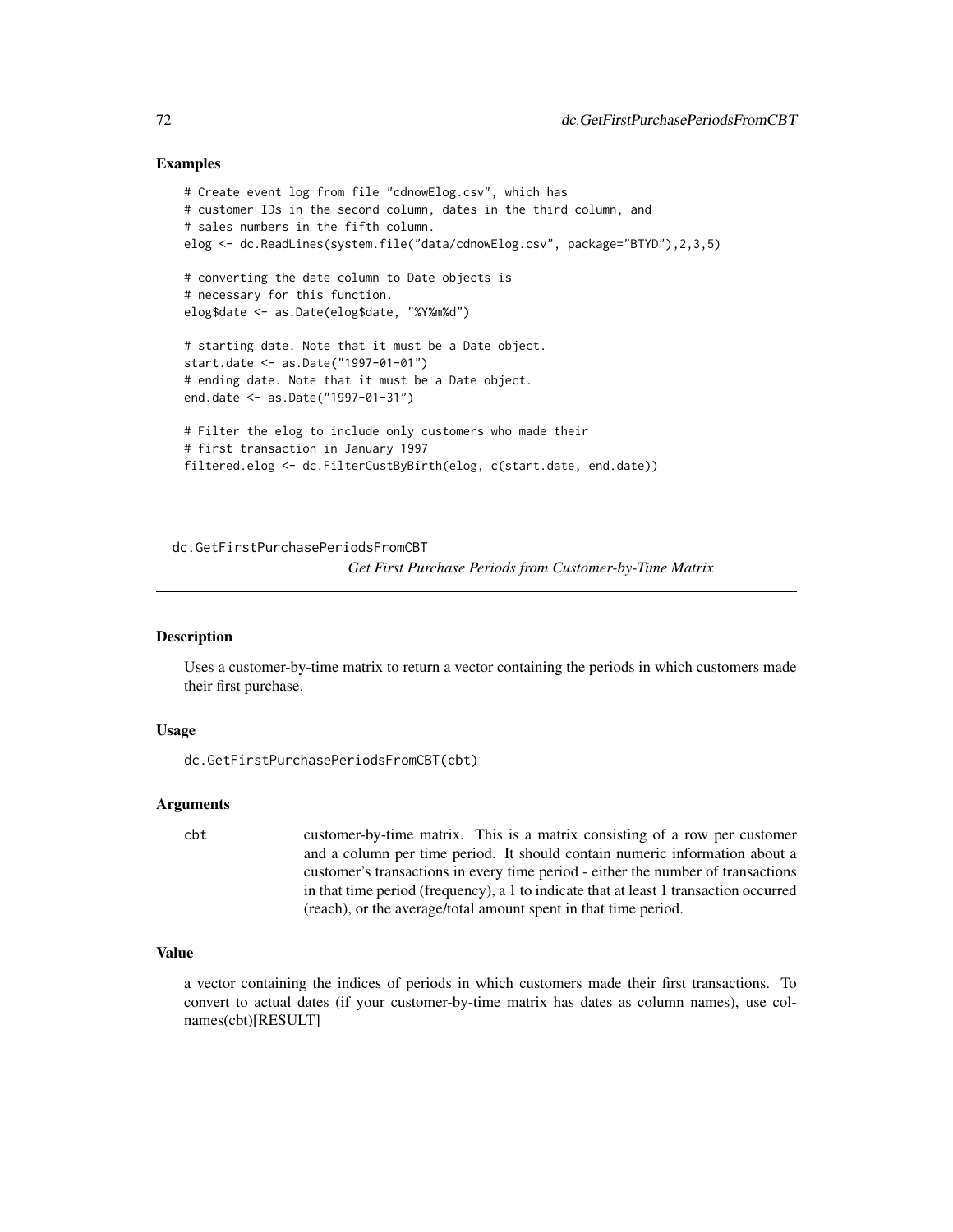### Examples

```
# Create event log from file "cdnowElog.csv", which has
# customer IDs in the second column, dates in the third column, and
# sales numbers in the fifth column.
elog <- dc.ReadLines(system.file("data/cdnowElog.csv", package="BTYD"),2,3,5)

# converting the date column to Date objects is
# necessary for this function.
elog$date <- as.Date(elog$date, "%Y%m%d")

# starting date. Note that it must be a Date object.
start.date <- as.Date("1997-01-01")
# ending date. Note that it must be a Date object.
end.date <- as.Date("1997-01-31")

# Filter the elog to include only customers who made their
# first transaction in January 1997
filtered.elog <- dc.FilterCustByBirth(elog, c(start.date, end.date))
```

---

## dc.GetFirstPurchasePeriodsFromCBT

*Get First Purchase Periods from Customer-by-Time Matrix*

---

### Description

Uses a customer-by-time matrix to return a vector containing the periods in which customers made their first purchase.

### Usage

```
dc.GetFirstPurchasePeriodsFromCBT(cbt)
```

### Arguments

| | |
|---|---|
| cbt | customer-by-time matrix. This is a matrix consisting of a row per customer and a column per time period. It should contain numeric information about a customer's transactions in every time period - either the number of transactions in that time period (frequency), a 1 to indicate that at least 1 transaction occurred (reach), or the average/total amount spent in that time period. |

### Value

a vector containing the indices of periods in which customers made their first transactions. To convert to actual dates (if your customer-by-time matrix has dates as column names), use colnames(cbt)[RESULT]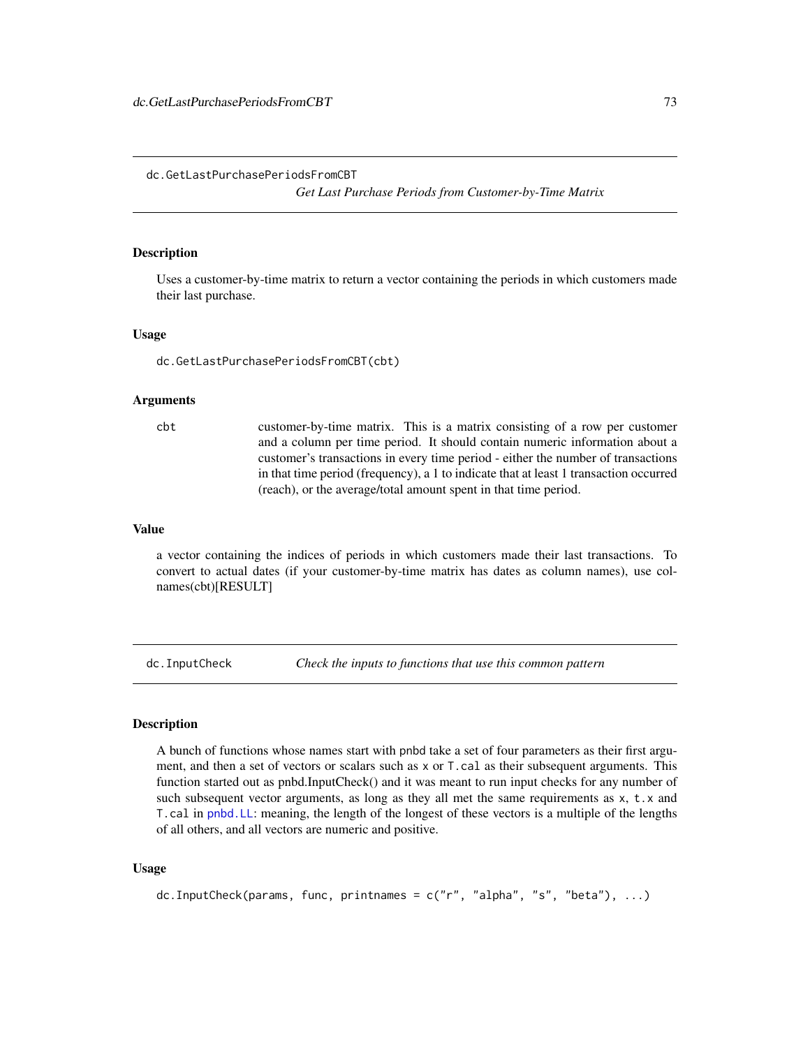## dc.GetLastPurchasePeriodsFromCBT

*Get Last Purchase Periods from Customer-by-Time Matrix*

### Description

Uses a customer-by-time matrix to return a vector containing the periods in which customers made their last purchase.

### Usage

```
dc.GetLastPurchasePeriodsFromCBT(cbt)
```

### Arguments

| | |
|---|---|
| `cbt` | customer-by-time matrix. This is a matrix consisting of a row per customer and a column per time period. It should contain numeric information about a customer's transactions in every time period - either the number of transactions in that time period (frequency), a 1 to indicate that at least 1 transaction occurred (reach), or the average/total amount spent in that time period. |

### Value

a vector containing the indices of periods in which customers made their last transactions. To convert to actual dates (if your customer-by-time matrix has dates as column names), use colnames(cbt)[RESULT]

## dc.InputCheck

*Check the inputs to functions that use this common pattern*

### Description

A bunch of functions whose names start with pnbd take a set of four parameters as their first argument, and then a set of vectors or scalars such as `x` or `T.cal` as their subsequent arguments. This function started out as pnbd.InputCheck() and it was meant to run input checks for any number of such subsequent vector arguments, as long as they all met the same requirements as `x`, `t.x` and `T.cal` in `pnbd.LL`: meaning, the length of the longest of these vectors is a multiple of the lengths of all others, and all vectors are numeric and positive.

### Usage

```
dc.InputCheck(params, func, printnames = c("r", "alpha", "s", "beta"), ...)
```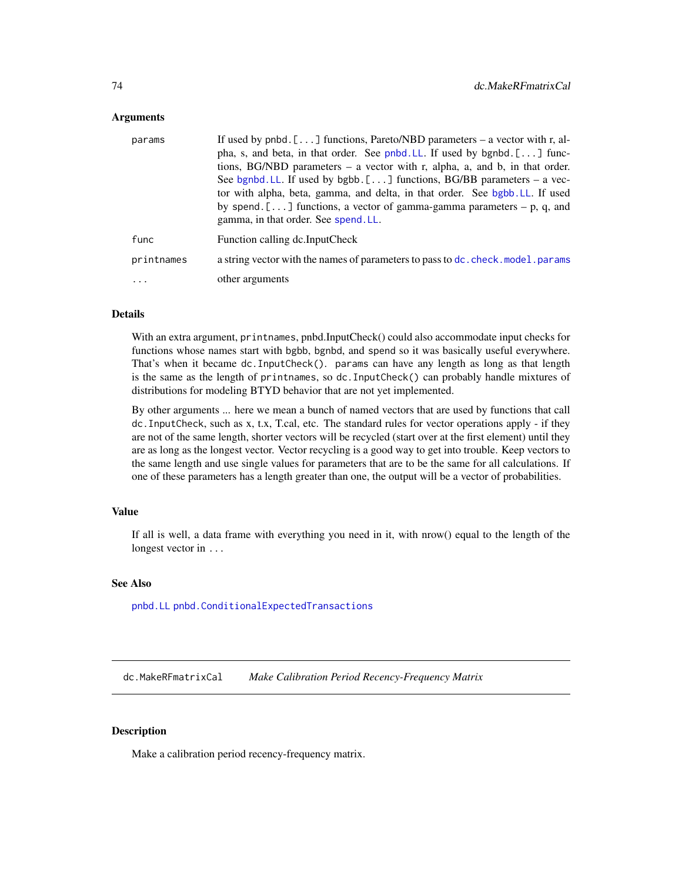### Arguments

| | |
|---|---|
| params | If used by pnbd.[...] functions, Pareto/NBD parameters – a vector with r, alpha, s, and beta, in that order. See pnbd.LL. If used by bgnbd.[...] functions, BG/NBD parameters – a vector with r, alpha, a, and b, in that order. See bgnbd.LL. If used by bgbb.[...] functions, BG/BB parameters – a vector with alpha, beta, gamma, and delta, in that order. See bgbb.LL. If used by spend.[...] functions, a vector of gamma-gamma parameters – p, q, and gamma, in that order. See spend.LL. |
| func | Function calling dc.InputCheck |
| printnames | a string vector with the names of parameters to pass to dc.check.model.params |
| ... | other arguments |

### Details

With an extra argument, printnames, pnbd.InputCheck() could also accommodate input checks for functions whose names start with bgbb, bgnbd, and spend so it was basically useful everywhere. That's when it became dc.InputCheck(). params can have any length as long as that length is the same as the length of printnames, so dc.InputCheck() can probably handle mixtures of distributions for modeling BTYD behavior that are not yet implemented.

By other arguments ... here we mean a bunch of named vectors that are used by functions that call dc.InputCheck, such as x, t.x, T.cal, etc. The standard rules for vector operations apply - if they are not of the same length, shorter vectors will be recycled (start over at the first element) until they are as long as the longest vector. Vector recycling is a good way to get into trouble. Keep vectors to the same length and use single values for parameters that are to be the same for all calculations. If one of these parameters has a length greater than one, the output will be a vector of probabilities.

### Value

If all is well, a data frame with everything you need in it, with nrow() equal to the length of the longest vector in ...

### See Also

pnbd.LL pnbd.ConditionalExpectedTransactions

---

## dc.MakeRFmatrixCal *Make Calibration Period Recency-Frequency Matrix*

### Description

Make a calibration period recency-frequency matrix.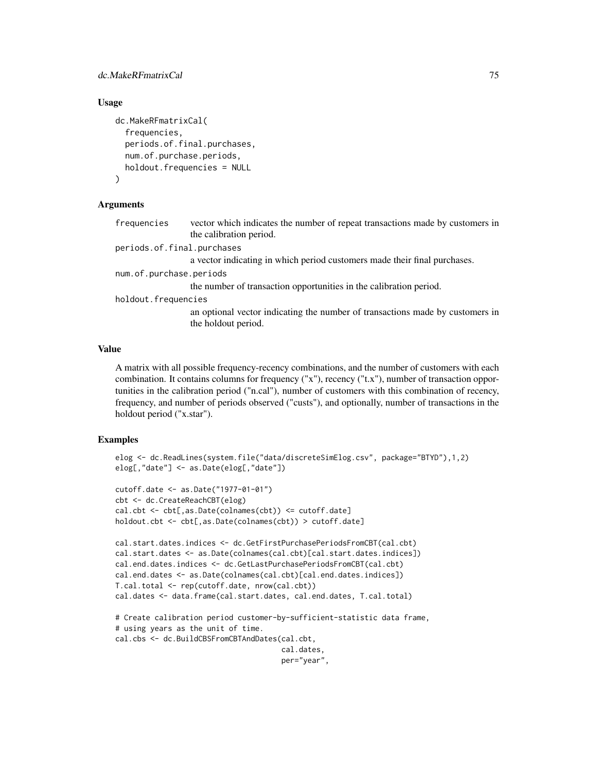## Usage

```
dc.MakeRFmatrixCal(
  frequencies,
  periods.of.final.purchases,
  num.of.purchase.periods,
  holdout.frequencies = NULL
)
```

## Arguments

`frequencies` vector which indicates the number of repeat transactions made by customers in the calibration period.

`periods.of.final.purchases` a vector indicating in which period customers made their final purchases.

`num.of.purchase.periods` the number of transaction opportunities in the calibration period.

`holdout.frequencies` an optional vector indicating the number of transactions made by customers in the holdout period.

## Value

A matrix with all possible frequency-recency combinations, and the number of customers with each combination. It contains columns for frequency ("x"), recency ("t.x"), number of transaction opportunities in the calibration period ("n.cal"), number of customers with this combination of recency, frequency, and number of periods observed ("custs"), and optionally, number of transactions in the holdout period ("x.star").

## Examples

```
elog <- dc.ReadLines(system.file("data/discreteSimElog.csv", package="BTYD"),1,2)
elog[,"date"] <- as.Date(elog[,"date"])

cutoff.date <- as.Date("1977-01-01")
cbt <- dc.CreateReachCBT(elog)
cal.cbt <- cbt[,as.Date(colnames(cbt)) <= cutoff.date]
holdout.cbt <- cbt[,as.Date(colnames(cbt)) > cutoff.date]

cal.start.dates.indices <- dc.GetFirstPurchasePeriodsFromCBT(cal.cbt)
cal.start.dates <- as.Date(colnames(cal.cbt)[cal.start.dates.indices])
cal.end.dates.indices <- dc.GetLastPurchasePeriodsFromCBT(cal.cbt)
cal.end.dates <- as.Date(colnames(cal.cbt)[cal.end.dates.indices])
T.cal.total <- rep(cutoff.date, nrow(cal.cbt))
cal.dates <- data.frame(cal.start.dates, cal.end.dates, T.cal.total)

# Create calibration period customer-by-sufficient-statistic data frame,
# using years as the unit of time.
cal.cbs <- dc.BuildCBSFromCBTAndDates(cal.cbt,
                                      cal.dates,
                                      per="year",
```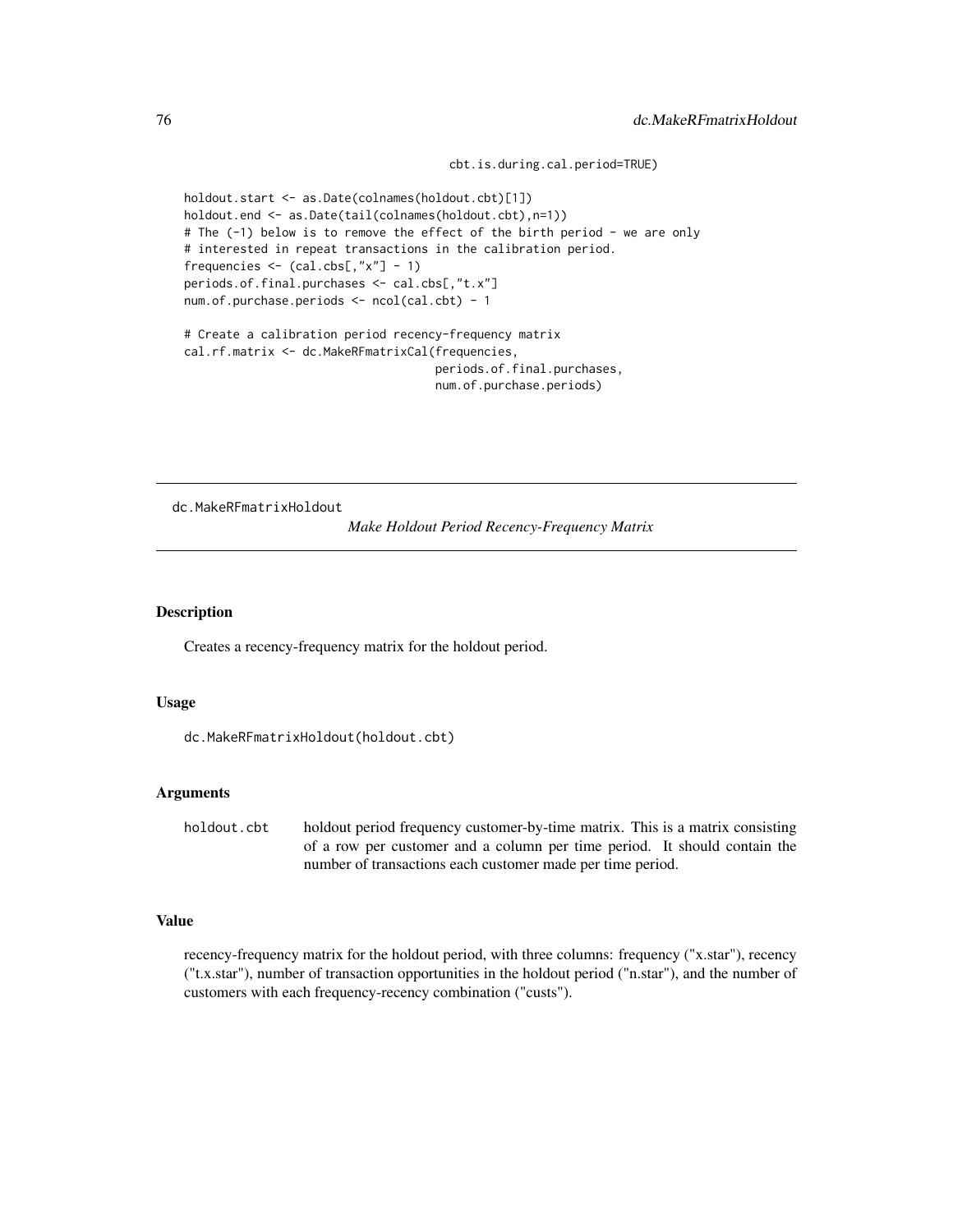```
                                    cbt.is.during.cal.period=TRUE)

holdout.start <- as.Date(colnames(holdout.cbt)[1])
holdout.end <- as.Date(tail(colnames(holdout.cbt),n=1))
# The (-1) below is to remove the effect of the birth period - we are only
# interested in repeat transactions in the calibration period.
frequencies <- (cal.cbs[,"x"] - 1)
periods.of.final.purchases <- cal.cbs[,"t.x"]
num.of.purchase.periods <- ncol(cal.cbt) - 1

# Create a calibration period recency-frequency matrix
cal.rf.matrix <- dc.MakeRFmatrixCal(frequencies,
                                    periods.of.final.purchases,
                                    num.of.purchase.periods)
```

## dc.MakeRFmatrixHoldout    *Make Holdout Period Recency-Frequency Matrix*

### Description

Creates a recency-frequency matrix for the holdout period.

### Usage

```
dc.MakeRFmatrixHoldout(holdout.cbt)
```

### Arguments

| | |
|---|---|
| holdout.cbt | holdout period frequency customer-by-time matrix. This is a matrix consisting of a row per customer and a column per time period. It should contain the number of transactions each customer made per time period. |

### Value

recency-frequency matrix for the holdout period, with three columns: frequency ("x.star"), recency ("t.x.star"), number of transaction opportunities in the holdout period ("n.star"), and the number of customers with each frequency-recency combination ("custs").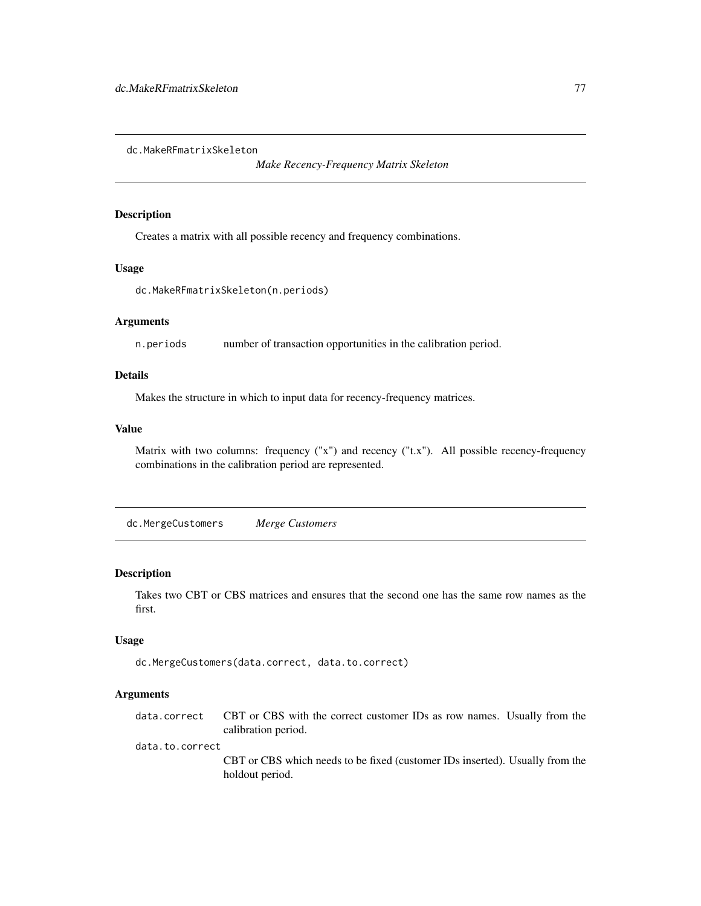## dc.MakeRFmatrixSkeleton    *Make Recency-Frequency Matrix Skeleton*

### Description

Creates a matrix with all possible recency and frequency combinations.

### Usage

```
dc.MakeRFmatrixSkeleton(n.periods)
```

### Arguments

| | |
|---|---|
| `n.periods` | number of transaction opportunities in the calibration period. |

### Details

Makes the structure in which to input data for recency-frequency matrices.

### Value

Matrix with two columns: frequency ("x") and recency ("t.x"). All possible recency-frequency combinations in the calibration period are represented.

## dc.MergeCustomers    *Merge Customers*

### Description

Takes two CBT or CBS matrices and ensures that the second one has the same row names as the first.

### Usage

```
dc.MergeCustomers(data.correct, data.to.correct)
```

### Arguments

| | |
|---|---|
| `data.correct` | CBT or CBS with the correct customer IDs as row names. Usually from the calibration period. |
| `data.to.correct` | CBT or CBS which needs to be fixed (customer IDs inserted). Usually from the holdout period. |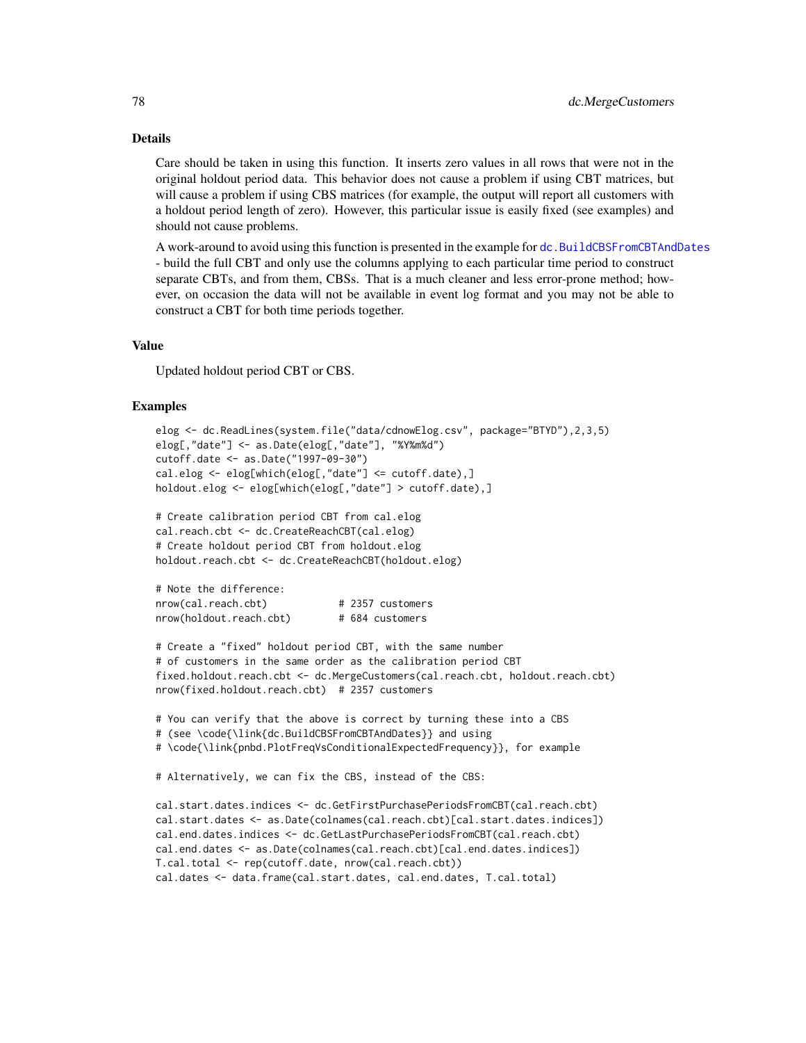## Details

Care should be taken in using this function. It inserts zero values in all rows that were not in the original holdout period data. This behavior does not cause a problem if using CBT matrices, but will cause a problem if using CBS matrices (for example, the output will report all customers with a holdout period length of zero). However, this particular issue is easily fixed (see examples) and should not cause problems.

A work-around to avoid using this function is presented in the example for dc.BuildCBSFromCBTAndDates - build the full CBT and only use the columns applying to each particular time period to construct separate CBTs, and from them, CBSs. That is a much cleaner and less error-prone method; however, on occasion the data will not be available in event log format and you may not be able to construct a CBT for both time periods together.

## Value

Updated holdout period CBT or CBS.

## Examples

```
elog <- dc.ReadLines(system.file("data/cdnowElog.csv", package="BTYD"),2,3,5)
elog[,"date"] <- as.Date(elog[,"date"], "%Y%m%d")
cutoff.date <- as.Date("1997-09-30")
cal.elog <- elog[which(elog[,"date"] <= cutoff.date),]
holdout.elog <- elog[which(elog[,"date"] > cutoff.date),]

# Create calibration period CBT from cal.elog
cal.reach.cbt <- dc.CreateReachCBT(cal.elog)
# Create holdout period CBT from holdout.elog
holdout.reach.cbt <- dc.CreateReachCBT(holdout.elog)

# Note the difference:
nrow(cal.reach.cbt)            # 2357 customers
nrow(holdout.reach.cbt)        # 684 customers

# Create a "fixed" holdout period CBT, with the same number
# of customers in the same order as the calibration period CBT
fixed.holdout.reach.cbt <- dc.MergeCustomers(cal.reach.cbt, holdout.reach.cbt)
nrow(fixed.holdout.reach.cbt)  # 2357 customers

# You can verify that the above is correct by turning these into a CBS
# (see \code{\link{dc.BuildCBSFromCBTAndDates}} and using
# \code{\link{pnbd.PlotFreqVsConditionalExpectedFrequency}}, for example

# Alternatively, we can fix the CBS, instead of the CBS:

cal.start.dates.indices <- dc.GetFirstPurchasePeriodsFromCBT(cal.reach.cbt)
cal.start.dates <- as.Date(colnames(cal.reach.cbt)[cal.start.dates.indices])
cal.end.dates.indices <- dc.GetLastPurchasePeriodsFromCBT(cal.reach.cbt)
cal.end.dates <- as.Date(colnames(cal.reach.cbt)[cal.end.dates.indices])
T.cal.total <- rep(cutoff.date, nrow(cal.reach.cbt))
cal.dates <- data.frame(cal.start.dates, cal.end.dates, T.cal.total)
```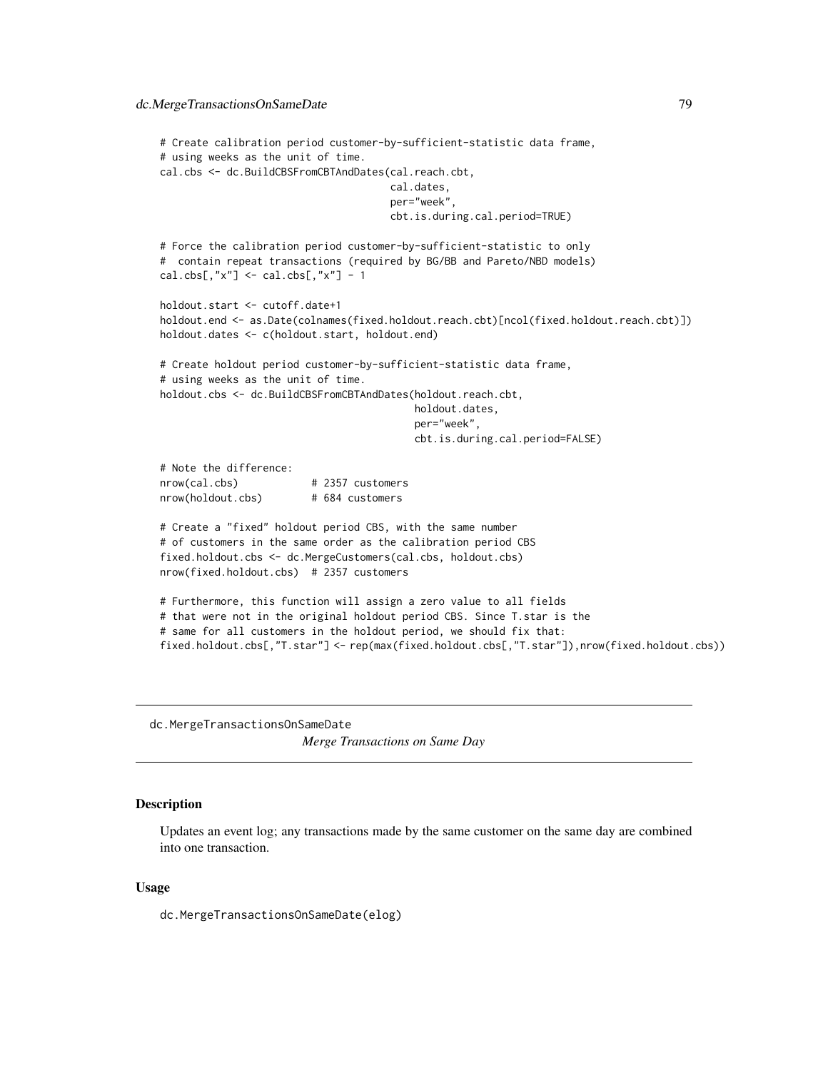```
# Create calibration period customer-by-sufficient-statistic data frame,
# using weeks as the unit of time.
cal.cbs <- dc.BuildCBSFromCBTAndDates(cal.reach.cbt,
                                      cal.dates,
                                      per="week",
                                      cbt.is.during.cal.period=TRUE)

# Force the calibration period customer-by-sufficient-statistic to only
#  contain repeat transactions (required by BG/BB and Pareto/NBD models)
cal.cbs[,"x"] <- cal.cbs[,"x"] - 1

holdout.start <- cutoff.date+1
holdout.end <- as.Date(colnames(fixed.holdout.reach.cbt)[ncol(fixed.holdout.reach.cbt)])
holdout.dates <- c(holdout.start, holdout.end)

# Create holdout period customer-by-sufficient-statistic data frame,
# using weeks as the unit of time.
holdout.cbs <- dc.BuildCBSFromCBTAndDates(holdout.reach.cbt,
                                          holdout.dates,
                                          per="week",
                                          cbt.is.during.cal.period=FALSE)

# Note the difference:
nrow(cal.cbs)            # 2357 customers
nrow(holdout.cbs)        # 684 customers

# Create a "fixed" holdout period CBS, with the same number
# of customers in the same order as the calibration period CBS
fixed.holdout.cbs <- dc.MergeCustomers(cal.cbs, holdout.cbs)
nrow(fixed.holdout.cbs)  # 2357 customers

# Furthermore, this function will assign a zero value to all fields
# that were not in the original holdout period CBS. Since T.star is the
# same for all customers in the holdout period, we should fix that:
fixed.holdout.cbs[,"T.star"] <- rep(max(fixed.holdout.cbs[,"T.star"]),nrow(fixed.holdout.cbs))
```

---

`dc.MergeTransactionsOnSameDate` *Merge Transactions on Same Day*

---

## Description

Updates an event log; any transactions made by the same customer on the same day are combined into one transaction.

## Usage

```
dc.MergeTransactionsOnSameDate(elog)
```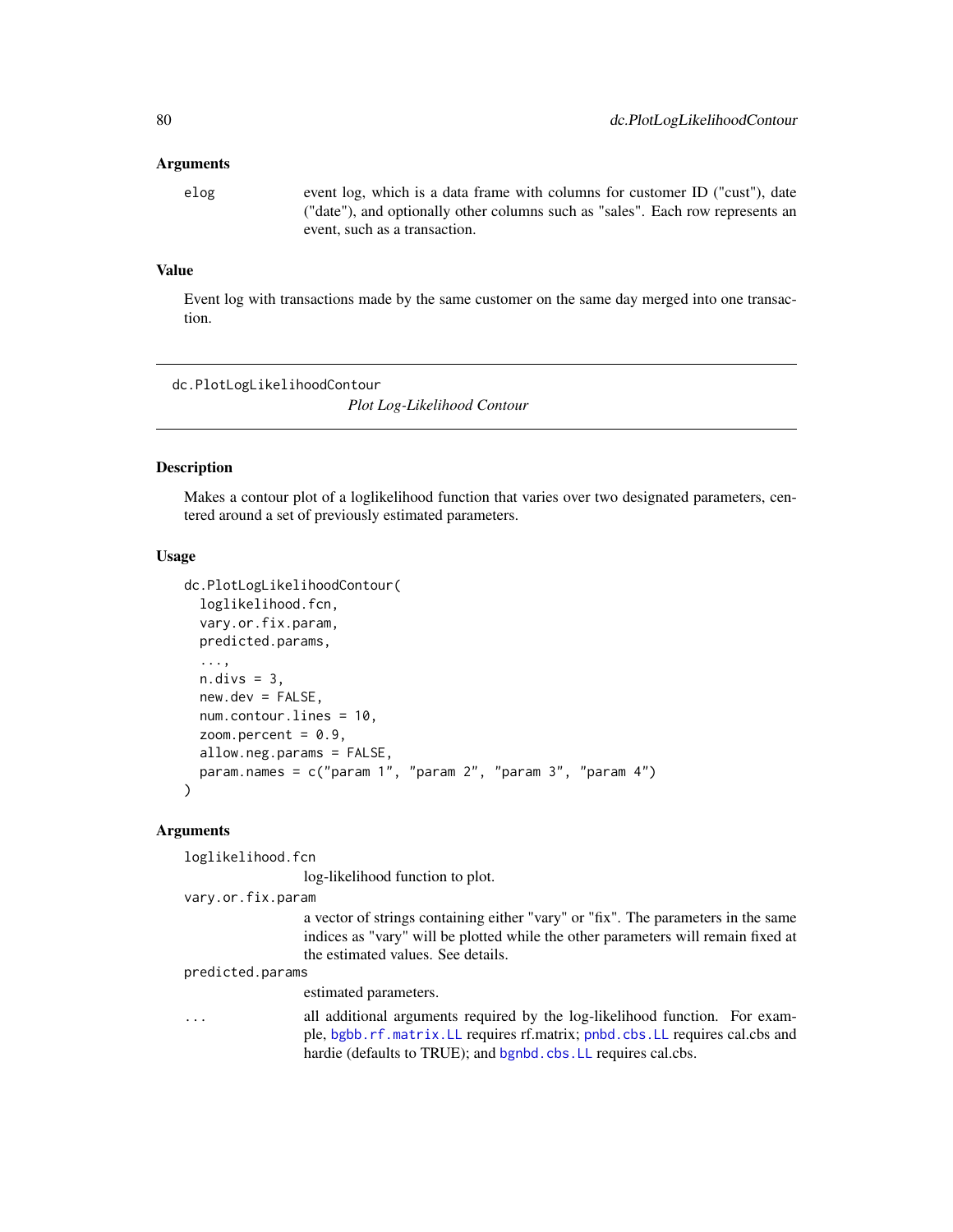### Arguments

elog
: event log, which is a data frame with columns for customer ID ("cust"), date ("date"), and optionally other columns such as "sales". Each row represents an event, such as a transaction.

### Value

Event log with transactions made by the same customer on the same day merged into one transaction.

---

## dc.PlotLogLikelihoodContour

*Plot Log-Likelihood Contour*

---

### Description

Makes a contour plot of a loglikelihood function that varies over two designated parameters, centered around a set of previously estimated parameters.

### Usage

```
dc.PlotLogLikelihoodContour(
  loglikelihood.fcn,
  vary.or.fix.param,
  predicted.params,
  ...,
  n.divs = 3,
  new.dev = FALSE,
  num.contour.lines = 10,
  zoom.percent = 0.9,
  allow.neg.params = FALSE,
  param.names = c("param 1", "param 2", "param 3", "param 4")
)
```

### Arguments

loglikelihood.fcn
: log-likelihood function to plot.

vary.or.fix.param
: a vector of strings containing either "vary" or "fix". The parameters in the same indices as "vary" will be plotted while the other parameters will remain fixed at the estimated values. See details.

predicted.params
: estimated parameters.

...
: all additional arguments required by the log-likelihood function. For example, bgbb.rf.matrix.LL requires rf.matrix; pnbd.cbs.LL requires cal.cbs and hardie (defaults to TRUE); and bgnbd.cbs.LL requires cal.cbs.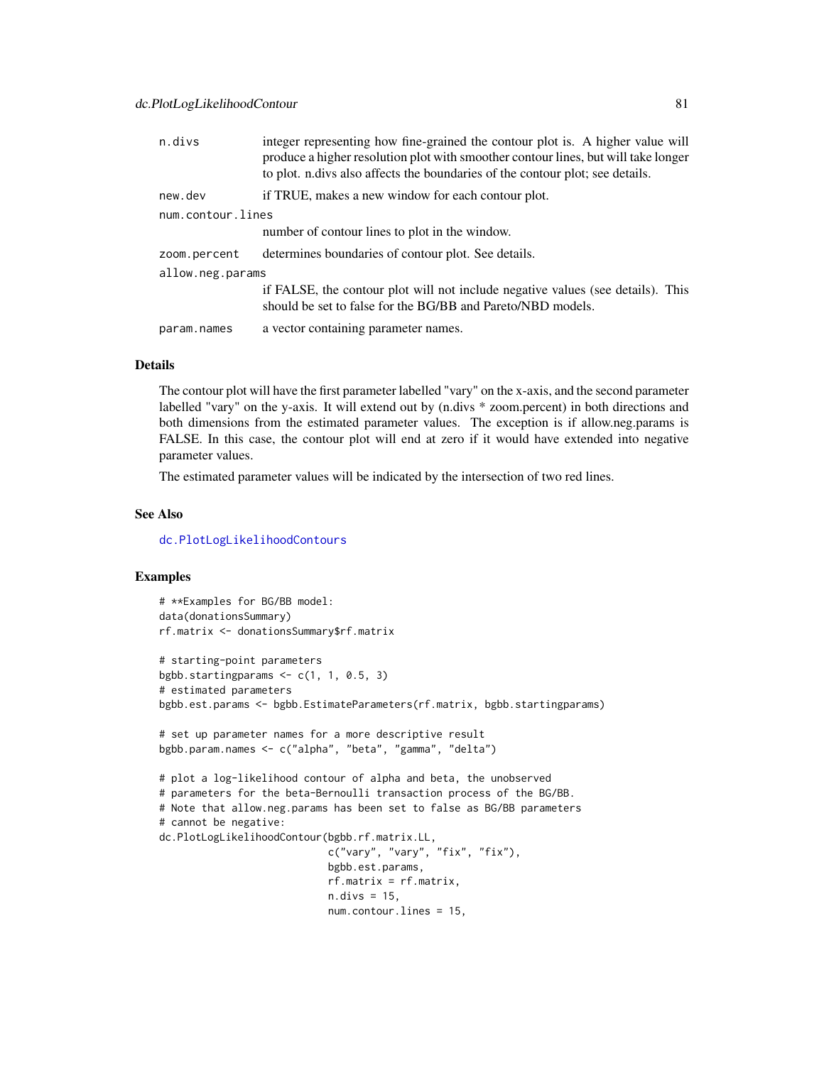| | |
|---|---|
| n.divs | integer representing how fine-grained the contour plot is. A higher value will produce a higher resolution plot with smoother contour lines, but will take longer to plot. n.divs also affects the boundaries of the contour plot; see details. |
| new.dev | if TRUE, makes a new window for each contour plot. |
| num.contour.lines | number of contour lines to plot in the window. |
| zoom.percent | determines boundaries of contour plot. See details. |
| allow.neg.params | if FALSE, the contour plot will not include negative values (see details). This should be set to false for the BG/BB and Pareto/NBD models. |
| param.names | a vector containing parameter names. |

## Details

The contour plot will have the first parameter labelled "vary" on the x-axis, and the second parameter labelled "vary" on the y-axis. It will extend out by (n.divs * zoom.percent) in both directions and both dimensions from the estimated parameter values. The exception is if allow.neg.params is FALSE. In this case, the contour plot will end at zero if it would have extended into negative parameter values.

The estimated parameter values will be indicated by the intersection of two red lines.

## See Also

dc.PlotLogLikelihoodContours

## Examples

```
# **Examples for BG/BB model:
data(donationsSummary)
rf.matrix <- donationsSummary$rf.matrix

# starting-point parameters
bgbb.startingparams <- c(1, 1, 0.5, 3)
# estimated parameters
bgbb.est.params <- bgbb.EstimateParameters(rf.matrix, bgbb.startingparams)

# set up parameter names for a more descriptive result
bgbb.param.names <- c("alpha", "beta", "gamma", "delta")

# plot a log-likelihood contour of alpha and beta, the unobserved
# parameters for the beta-Bernoulli transaction process of the BG/BB.
# Note that allow.neg.params has been set to false as BG/BB parameters
# cannot be negative:
dc.PlotLogLikelihoodContour(bgbb.rf.matrix.LL,
                            c("vary", "vary", "fix", "fix"),
                            bgbb.est.params,
                            rf.matrix = rf.matrix,
                            n.divs = 15,
                            num.contour.lines = 15,
```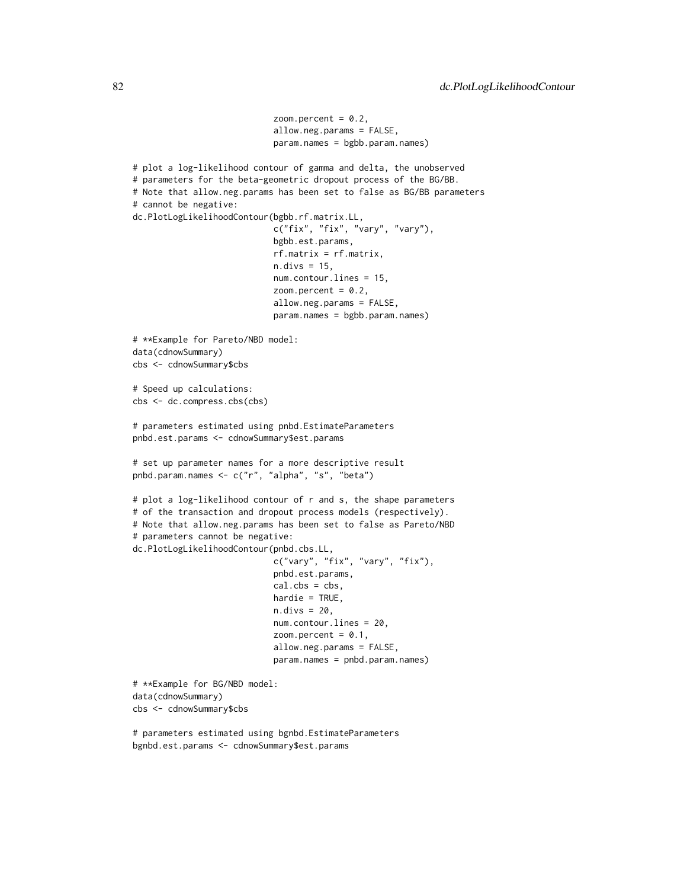```
                            zoom.percent = 0.2,
                            allow.neg.params = FALSE,
                            param.names = bgbb.param.names)

# plot a log-likelihood contour of gamma and delta, the unobserved
# parameters for the beta-geometric dropout process of the BG/BB.
# Note that allow.neg.params has been set to false as BG/BB parameters
# cannot be negative:
dc.PlotLogLikelihoodContour(bgbb.rf.matrix.LL,
                            c("fix", "fix", "vary", "vary"),
                            bgbb.est.params,
                            rf.matrix = rf.matrix,
                            n.divs = 15,
                            num.contour.lines = 15,
                            zoom.percent = 0.2,
                            allow.neg.params = FALSE,
                            param.names = bgbb.param.names)

# **Example for Pareto/NBD model:
data(cdnowSummary)
cbs <- cdnowSummary$cbs

# Speed up calculations:
cbs <- dc.compress.cbs(cbs)

# parameters estimated using pnbd.EstimateParameters
pnbd.est.params <- cdnowSummary$est.params

# set up parameter names for a more descriptive result
pnbd.param.names <- c("r", "alpha", "s", "beta")

# plot a log-likelihood contour of r and s, the shape parameters
# of the transaction and dropout process models (respectively).
# Note that allow.neg.params has been set to false as Pareto/NBD
# parameters cannot be negative:
dc.PlotLogLikelihoodContour(pnbd.cbs.LL,
                            c("vary", "fix", "vary", "fix"),
                            pnbd.est.params,
                            cal.cbs = cbs,
                            hardie = TRUE,
                            n.divs = 20,
                            num.contour.lines = 20,
                            zoom.percent = 0.1,
                            allow.neg.params = FALSE,
                            param.names = pnbd.param.names)

# **Example for BG/NBD model:
data(cdnowSummary)
cbs <- cdnowSummary$cbs

# parameters estimated using bgnbd.EstimateParameters
bgnbd.est.params <- cdnowSummary$est.params
```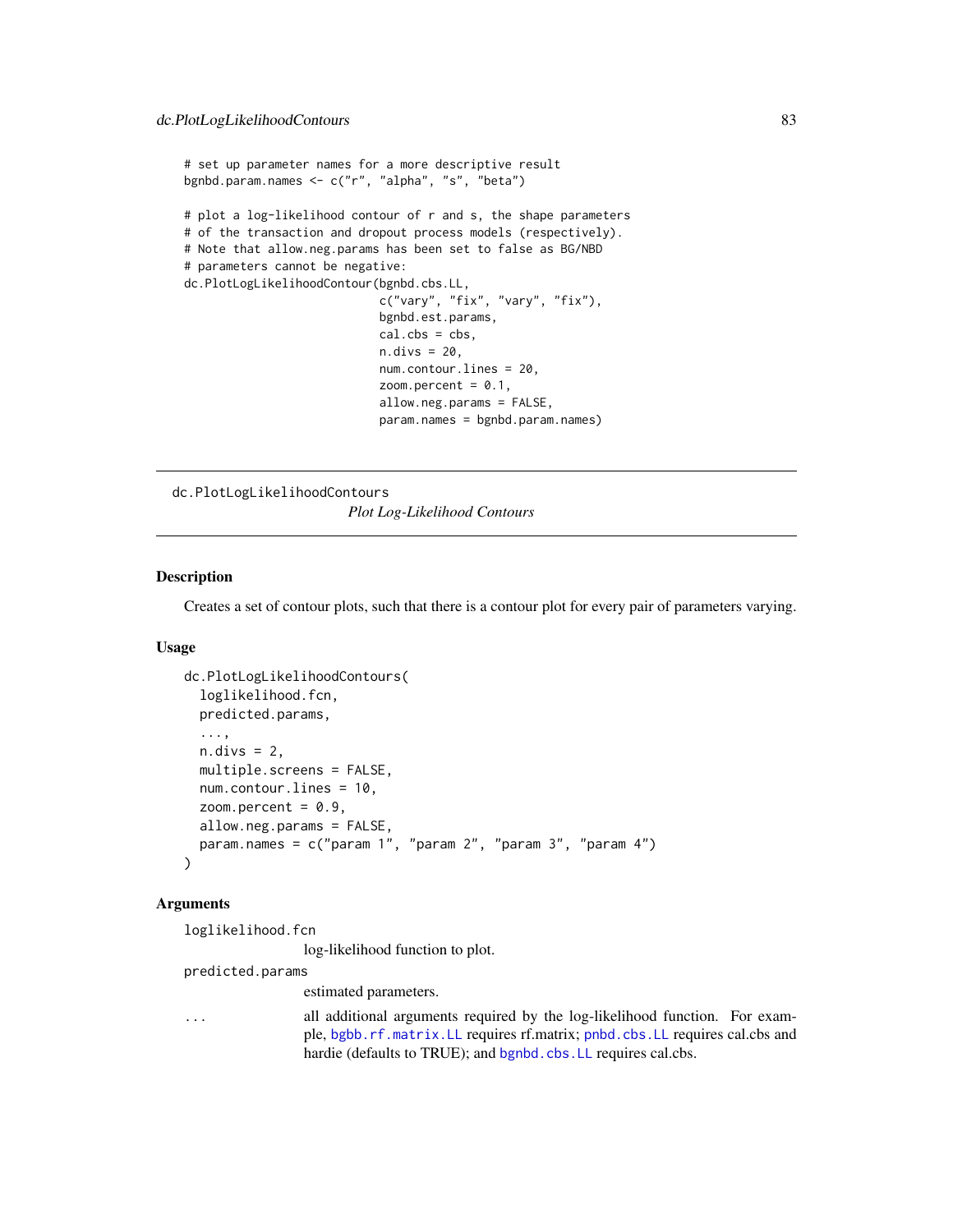```
# set up parameter names for a more descriptive result
bgnbd.param.names <- c("r", "alpha", "s", "beta")

# plot a log-likelihood contour of r and s, the shape parameters
# of the transaction and dropout process models (respectively).
# Note that allow.neg.params has been set to false as BG/NBD
# parameters cannot be negative:
dc.PlotLogLikelihoodContour(bgnbd.cbs.LL,
                            c("vary", "fix", "vary", "fix"),
                            bgnbd.est.params,
                            cal.cbs = cbs,
                            n.divs = 20,
                            num.contour.lines = 20,
                            zoom.percent = 0.1,
                            allow.neg.params = FALSE,
                            param.names = bgnbd.param.names)
```

---

## dc.PlotLogLikelihoodContours — *Plot Log-Likelihood Contours*

---

### Description

Creates a set of contour plots, such that there is a contour plot for every pair of parameters varying.

### Usage

```
dc.PlotLogLikelihoodContours(
  loglikelihood.fcn,
  predicted.params,
  ...,
  n.divs = 2,
  multiple.screens = FALSE,
  num.contour.lines = 10,
  zoom.percent = 0.9,
  allow.neg.params = FALSE,
  param.names = c("param 1", "param 2", "param 3", "param 4")
)
```

### Arguments

`loglikelihood.fcn`
: log-likelihood function to plot.

`predicted.params`
: estimated parameters.

`...`
: all additional arguments required by the log-likelihood function. For example, `bgbb.rf.matrix.LL` requires rf.matrix; `pnbd.cbs.LL` requires cal.cbs and hardie (defaults to TRUE); and `bgnbd.cbs.LL` requires cal.cbs.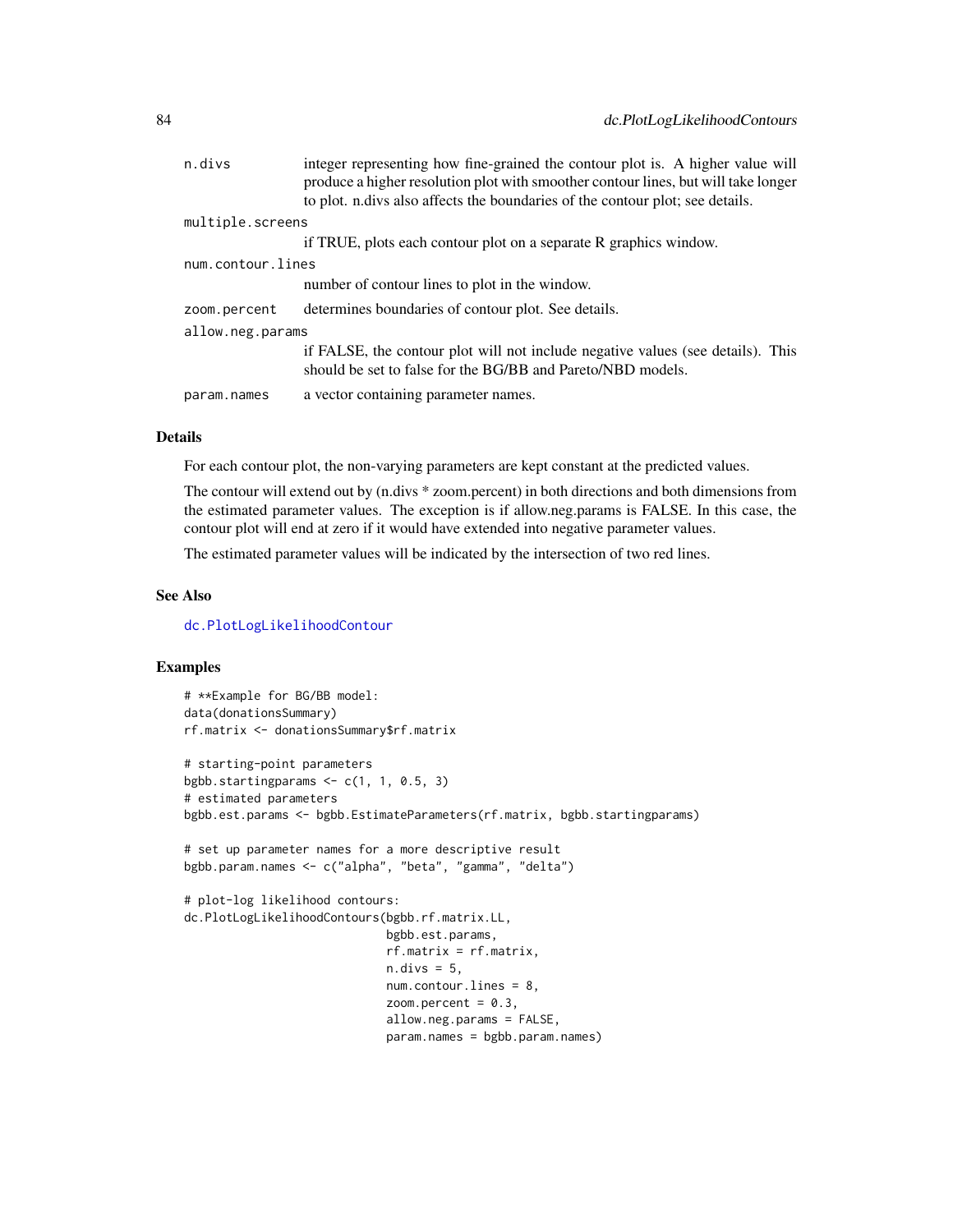| | |
|---|---|
| `n.divs` | integer representing how fine-grained the contour plot is. A higher value will produce a higher resolution plot with smoother contour lines, but will take longer to plot. n.divs also affects the boundaries of the contour plot; see details. |
| `multiple.screens` | if TRUE, plots each contour plot on a separate R graphics window. |
| `num.contour.lines` | number of contour lines to plot in the window. |
| `zoom.percent` | determines boundaries of contour plot. See details. |
| `allow.neg.params` | if FALSE, the contour plot will not include negative values (see details). This should be set to false for the BG/BB and Pareto/NBD models. |
| `param.names` | a vector containing parameter names. |

## Details

For each contour plot, the non-varying parameters are kept constant at the predicted values.

The contour will extend out by (n.divs * zoom.percent) in both directions and both dimensions from the estimated parameter values. The exception is if allow.neg.params is FALSE. In this case, the contour plot will end at zero if it would have extended into negative parameter values.

The estimated parameter values will be indicated by the intersection of two red lines.

## See Also

`dc.PlotLogLikelihoodContour`

## Examples

```
# **Example for BG/BB model:
data(donationsSummary)
rf.matrix <- donationsSummary$rf.matrix

# starting-point parameters
bgbb.startingparams <- c(1, 1, 0.5, 3)
# estimated parameters
bgbb.est.params <- bgbb.EstimateParameters(rf.matrix, bgbb.startingparams)

# set up parameter names for a more descriptive result
bgbb.param.names <- c("alpha", "beta", "gamma", "delta")

# plot-log likelihood contours:
dc.PlotLogLikelihoodContours(bgbb.rf.matrix.LL,
                             bgbb.est.params,
                             rf.matrix = rf.matrix,
                             n.divs = 5,
                             num.contour.lines = 8,
                             zoom.percent = 0.3,
                             allow.neg.params = FALSE,
                             param.names = bgbb.param.names)
```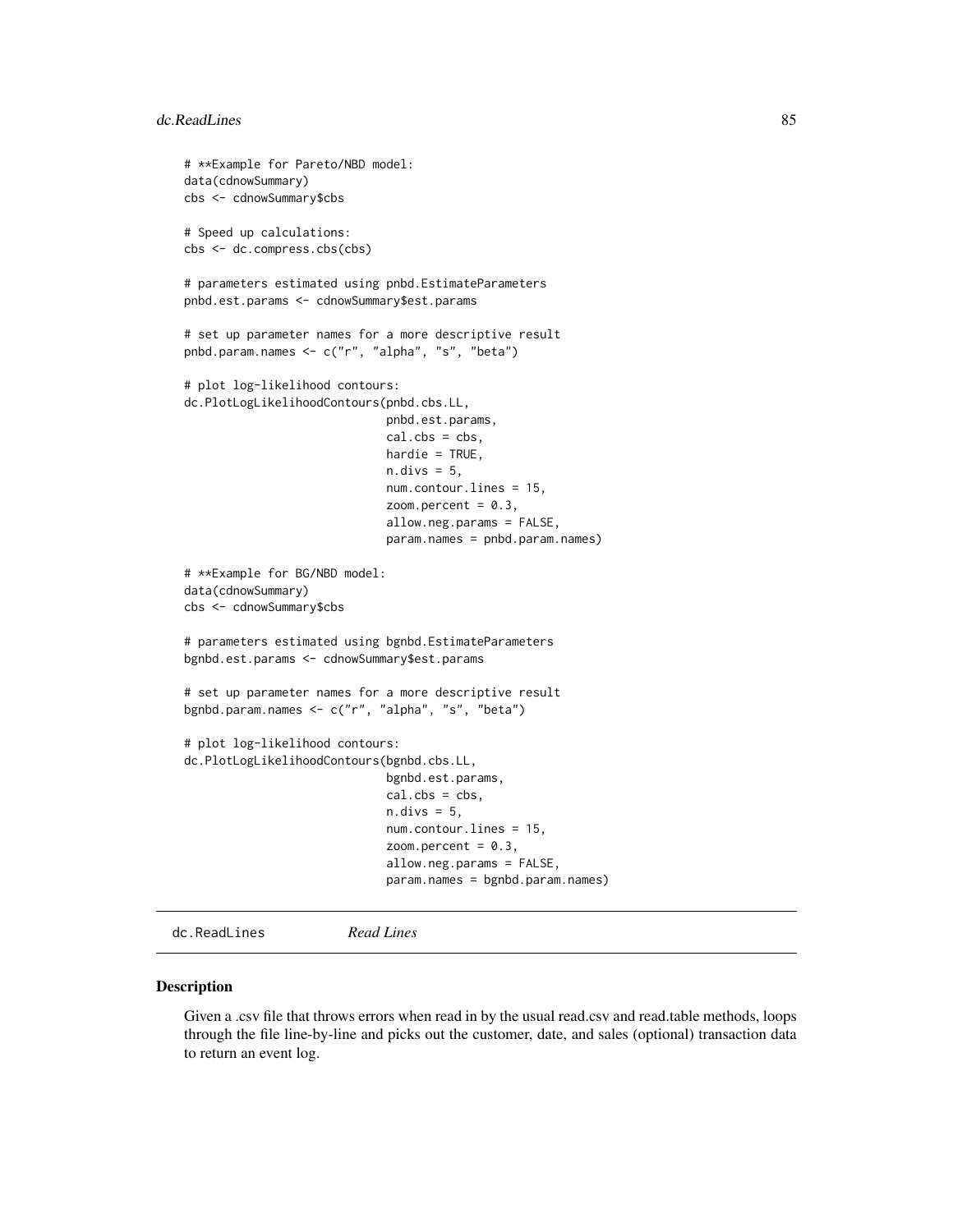```
# **Example for Pareto/NBD model:
data(cdnowSummary)
cbs <- cdnowSummary$cbs

# Speed up calculations:
cbs <- dc.compress.cbs(cbs)

# parameters estimated using pnbd.EstimateParameters
pnbd.est.params <- cdnowSummary$est.params

# set up parameter names for a more descriptive result
pnbd.param.names <- c("r", "alpha", "s", "beta")

# plot log-likelihood contours:
dc.PlotLogLikelihoodContours(pnbd.cbs.LL,
                             pnbd.est.params,
                             cal.cbs = cbs,
                             hardie = TRUE,
                             n.divs = 5,
                             num.contour.lines = 15,
                             zoom.percent = 0.3,
                             allow.neg.params = FALSE,
                             param.names = pnbd.param.names)

# **Example for BG/NBD model:
data(cdnowSummary)
cbs <- cdnowSummary$cbs

# parameters estimated using bgnbd.EstimateParameters
bgnbd.est.params <- cdnowSummary$est.params

# set up parameter names for a more descriptive result
bgnbd.param.names <- c("r", "alpha", "s", "beta")

# plot log-likelihood contours:
dc.PlotLogLikelihoodContours(bgnbd.cbs.LL,
                             bgnbd.est.params,
                             cal.cbs = cbs,
                             n.divs = 5,
                             num.contour.lines = 15,
                             zoom.percent = 0.3,
                             allow.neg.params = FALSE,
                             param.names = bgnbd.param.names)
```

## dc.ReadLines *Read Lines*

### Description

Given a .csv file that throws errors when read in by the usual read.csv and read.table methods, loops through the file line-by-line and picks out the customer, date, and sales (optional) transaction data to return an event log.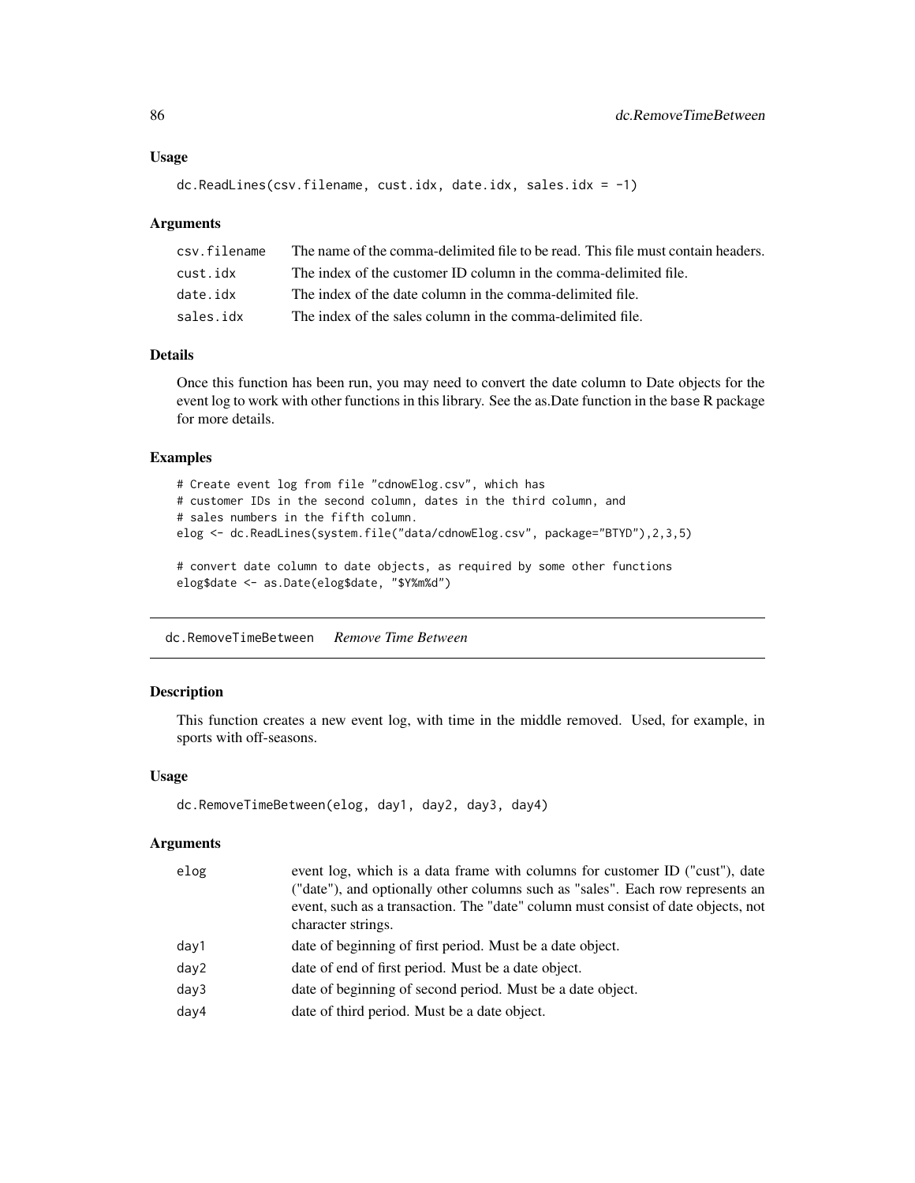## Usage

```
dc.ReadLines(csv.filename, cust.idx, date.idx, sales.idx = -1)
```

## Arguments

| | |
|---|---|
| csv.filename | The name of the comma-delimited file to be read. This file must contain headers. |
| cust.idx | The index of the customer ID column in the comma-delimited file. |
| date.idx | The index of the date column in the comma-delimited file. |
| sales.idx | The index of the sales column in the comma-delimited file. |

## Details

Once this function has been run, you may need to convert the date column to Date objects for the event log to work with other functions in this library. See the as.Date function in the base R package for more details.

## Examples

```
# Create event log from file "cdnowElog.csv", which has
# customer IDs in the second column, dates in the third column, and
# sales numbers in the fifth column.
elog <- dc.ReadLines(system.file("data/cdnowElog.csv", package="BTYD"),2,3,5)

# convert date column to date objects, as required by some other functions
elog$date <- as.Date(elog$date, "$Y%m%d")
```

---

# dc.RemoveTimeBetween *Remove Time Between*

## Description

This function creates a new event log, with time in the middle removed. Used, for example, in sports with off-seasons.

## Usage

```
dc.RemoveTimeBetween(elog, day1, day2, day3, day4)
```

## Arguments

| | |
|---|---|
| elog | event log, which is a data frame with columns for customer ID ("cust"), date ("date"), and optionally other columns such as "sales". Each row represents an event, such as a transaction. The "date" column must consist of date objects, not character strings. |
| day1 | date of beginning of first period. Must be a date object. |
| day2 | date of end of first period. Must be a date object. |
| day3 | date of beginning of second period. Must be a date object. |
| day4 | date of third period. Must be a date object. |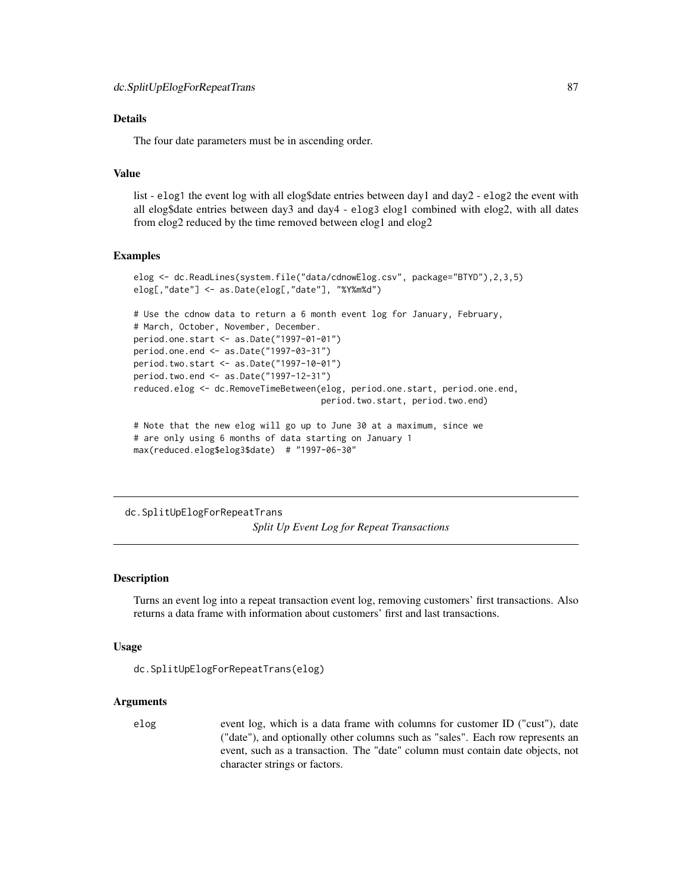### Details

The four date parameters must be in ascending order.

### Value

list - elog1 the event log with all elog$date entries between day1 and day2 - elog2 the event with all elog$date entries between day3 and day4 - elog3 elog1 combined with elog2, with all dates from elog2 reduced by the time removed between elog1 and elog2

### Examples

```
elog <- dc.ReadLines(system.file("data/cdnowElog.csv", package="BTYD"),2,3,5)
elog[,"date"] <- as.Date(elog[,"date"], "%Y%m%d")

# Use the cdnow data to return a 6 month event log for January, February,
# March, October, November, December.
period.one.start <- as.Date("1997-01-01")
period.one.end <- as.Date("1997-03-31")
period.two.start <- as.Date("1997-10-01")
period.two.end <- as.Date("1997-12-31")
reduced.elog <- dc.RemoveTimeBetween(elog, period.one.start, period.one.end,
                                     period.two.start, period.two.end)

# Note that the new elog will go up to June 30 at a maximum, since we
# are only using 6 months of data starting on January 1
max(reduced.elog$elog3$date)  # "1997-06-30"
```

---

## dc.SplitUpElogForRepeatTrans *Split Up Event Log for Repeat Transactions*

---

### Description

Turns an event log into a repeat transaction event log, removing customers' first transactions. Also returns a data frame with information about customers' first and last transactions.

### Usage

```
dc.SplitUpElogForRepeatTrans(elog)
```

### Arguments

| | |
|---|---|
| elog | event log, which is a data frame with columns for customer ID ("cust"), date ("date"), and optionally other columns such as "sales". Each row represents an event, such as a transaction. The "date" column must contain date objects, not character strings or factors. |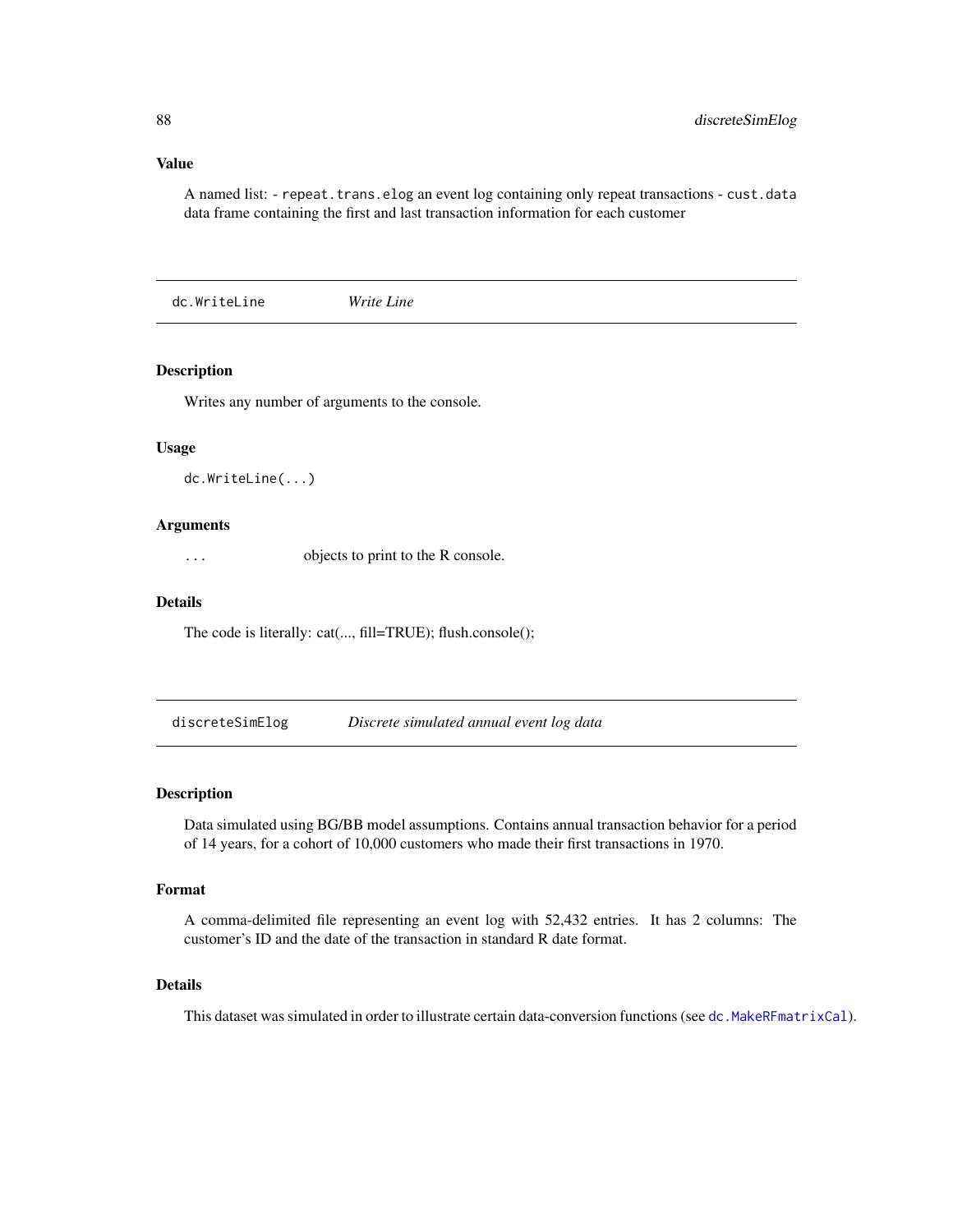### Value

A named list: - `repeat.trans.elog` an event log containing only repeat transactions - `cust.data` data frame containing the first and last transaction information for each customer

---

## dc.WriteLine — *Write Line*

### Description

Writes any number of arguments to the console.

### Usage

```
dc.WriteLine(...)
```

### Arguments

| | |
|---|---|
| `...` | objects to print to the R console. |

### Details

The code is literally: cat(..., fill=TRUE); flush.console();

---

## discreteSimElog — *Discrete simulated annual event log data*

### Description

Data simulated using BG/BB model assumptions. Contains annual transaction behavior for a period of 14 years, for a cohort of 10,000 customers who made their first transactions in 1970.

### Format

A comma-delimited file representing an event log with 52,432 entries. It has 2 columns: The customer's ID and the date of the transaction in standard R date format.

### Details

This dataset was simulated in order to illustrate certain data-conversion functions (see `dc.MakeRFmatrixCal`).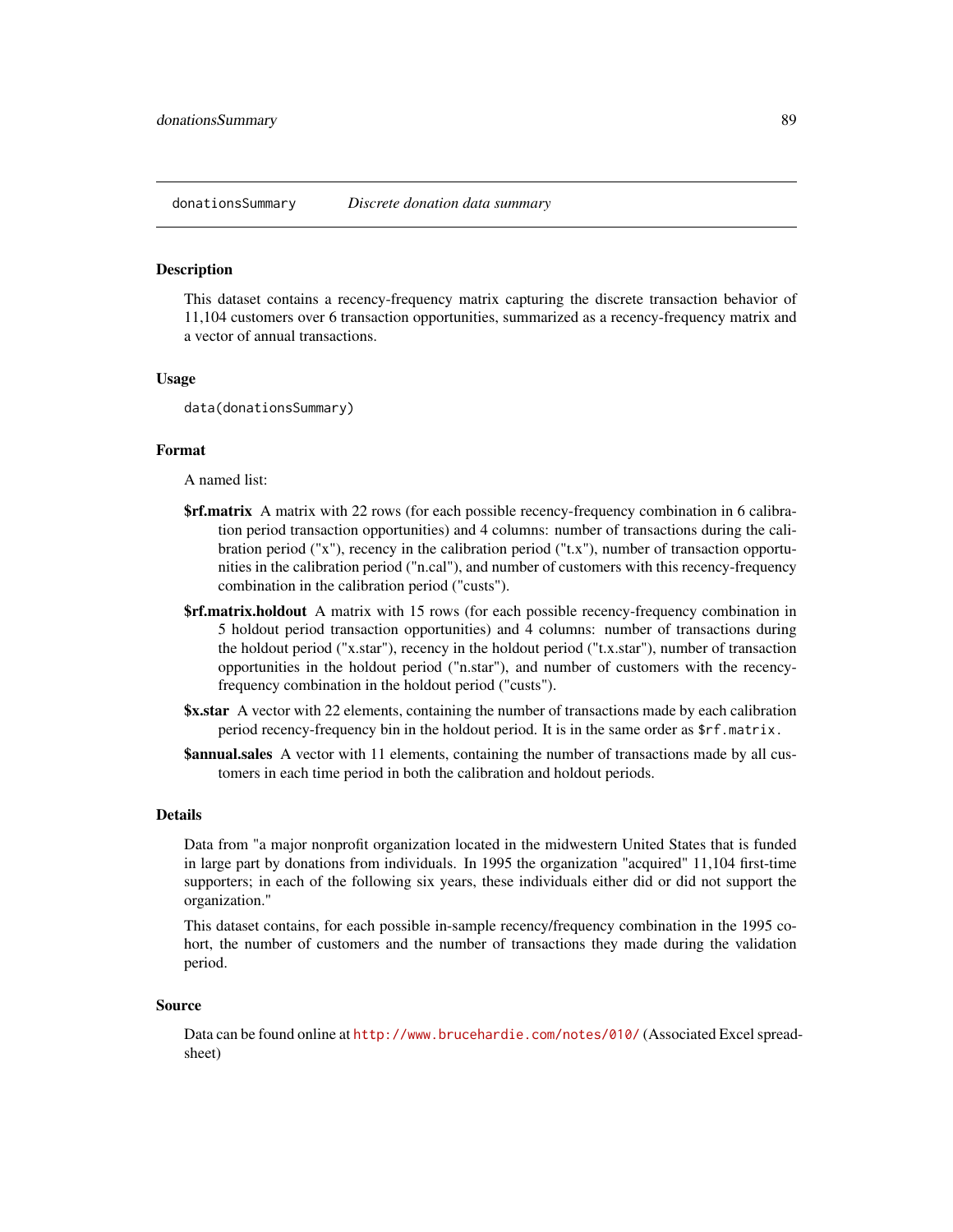## donationsSummary *Discrete donation data summary*

### Description

This dataset contains a recency-frequency matrix capturing the discrete transaction behavior of 11,104 customers over 6 transaction opportunities, summarized as a recency-frequency matrix and a vector of annual transactions.

### Usage

```
data(donationsSummary)
```

### Format

A named list:

**$rf.matrix** A matrix with 22 rows (for each possible recency-frequency combination in 6 calibration period transaction opportunities) and 4 columns: number of transactions during the calibration period ("x"), recency in the calibration period ("t.x"), number of transaction opportunities in the calibration period ("n.cal"), and number of customers with this recency-frequency combination in the calibration period ("custs").

**$rf.matrix.holdout** A matrix with 15 rows (for each possible recency-frequency combination in 5 holdout period transaction opportunities) and 4 columns: number of transactions during the holdout period ("x.star"), recency in the holdout period ("t.x.star"), number of transaction opportunities in the holdout period ("n.star"), and number of customers with the recency-frequency combination in the holdout period ("custs").

**$x.star** A vector with 22 elements, containing the number of transactions made by each calibration period recency-frequency bin in the holdout period. It is in the same order as `$rf.matrix`.

**$annual.sales** A vector with 11 elements, containing the number of transactions made by all customers in each time period in both the calibration and holdout periods.

### Details

Data from "a major nonprofit organization located in the midwestern United States that is funded in large part by donations from individuals. In 1995 the organization "acquired" 11,104 first-time supporters; in each of the following six years, these individuals either did or did not support the organization."

This dataset contains, for each possible in-sample recency/frequency combination in the 1995 cohort, the number of customers and the number of transactions they made during the validation period.

### Source

Data can be found online at http://www.brucehardie.com/notes/010/ (Associated Excel spreadsheet)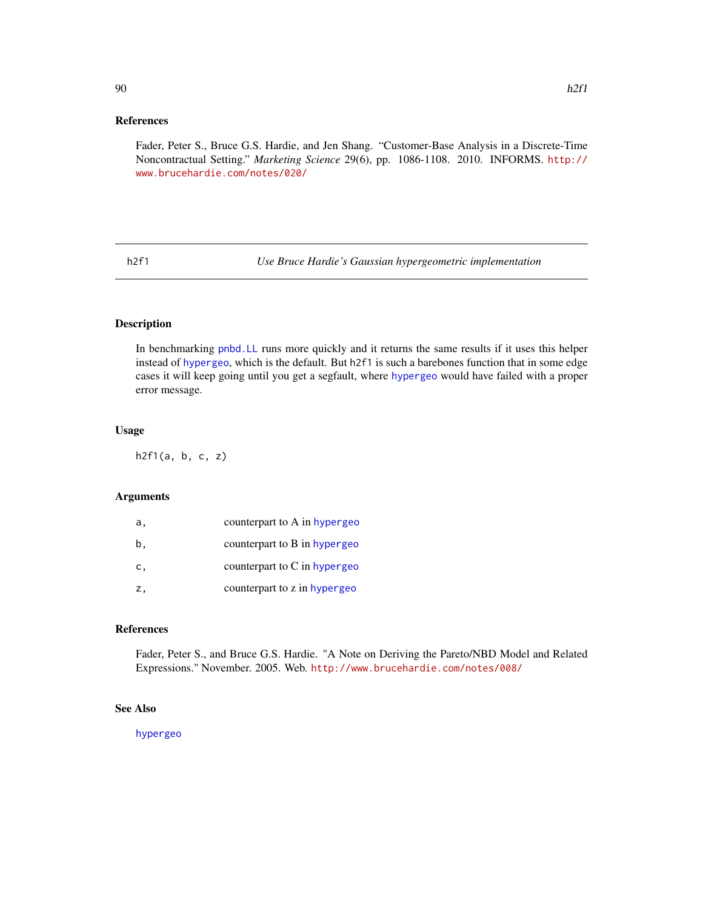## References

Fader, Peter S., Bruce G.S. Hardie, and Jen Shang. "Customer-Base Analysis in a Discrete-Time Noncontractual Setting." *Marketing Science* 29(6), pp. 1086-1108. 2010. INFORMS. http://www.brucehardie.com/notes/020/

---

# h2f1 — *Use Bruce Hardie's Gaussian hypergeometric implementation*

---

## Description

In benchmarking `pnbd.LL` runs more quickly and it returns the same results if it uses this helper instead of `hypergeo`, which is the default. But `h2f1` is such a barebones function that in some edge cases it will keep going until you get a segfault, where `hypergeo` would have failed with a proper error message.

## Usage

```
h2f1(a, b, c, z)
```

## Arguments

| | |
|---|---|
| `a,` | counterpart to A in `hypergeo` |
| `b,` | counterpart to B in `hypergeo` |
| `c,` | counterpart to C in `hypergeo` |
| `z,` | counterpart to z in `hypergeo` |

## References

Fader, Peter S., and Bruce G.S. Hardie. "A Note on Deriving the Pareto/NBD Model and Related Expressions." November. 2005. Web. http://www.brucehardie.com/notes/008/

## See Also

`hypergeo`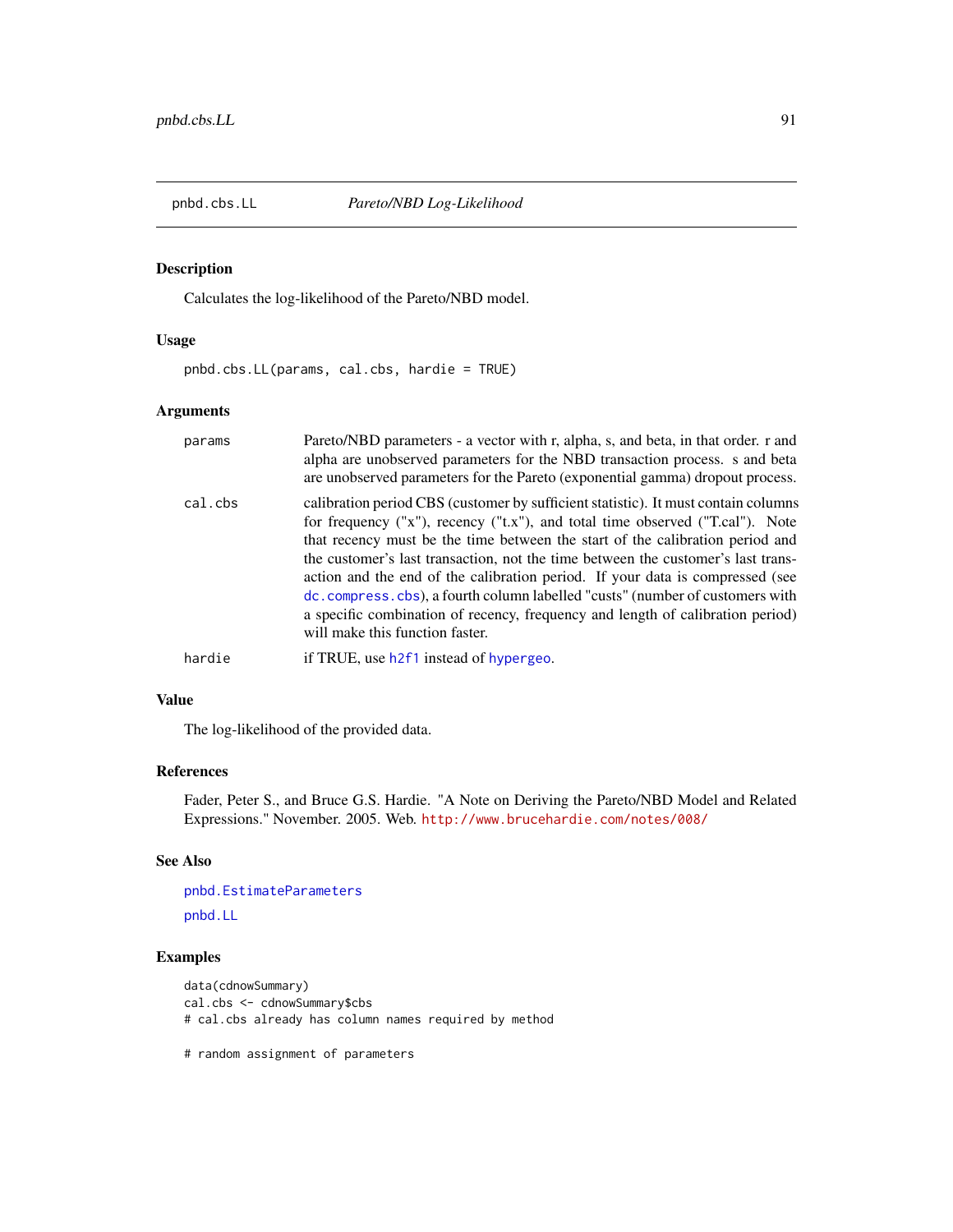## pnbd.cbs.LL *Pareto/NBD Log-Likelihood*

### Description

Calculates the log-likelihood of the Pareto/NBD model.

### Usage

```
pnbd.cbs.LL(params, cal.cbs, hardie = TRUE)
```

### Arguments

| | |
|---|---|
| params | Pareto/NBD parameters - a vector with r, alpha, s, and beta, in that order. r and alpha are unobserved parameters for the NBD transaction process. s and beta are unobserved parameters for the Pareto (exponential gamma) dropout process. |
| cal.cbs | calibration period CBS (customer by sufficient statistic). It must contain columns for frequency ("x"), recency ("t.x"), and total time observed ("T.cal"). Note that recency must be the time between the start of the calibration period and the customer's last transaction, not the time between the customer's last transaction and the end of the calibration period. If your data is compressed (see `dc.compress.cbs`), a fourth column labelled "custs" (number of customers with a specific combination of recency, frequency and length of calibration period) will make this function faster. |
| hardie | if TRUE, use `h2f1` instead of `hypergeo`. |

### Value

The log-likelihood of the provided data.

### References

Fader, Peter S., and Bruce G.S. Hardie. "A Note on Deriving the Pareto/NBD Model and Related Expressions." November. 2005. Web. http://www.brucehardie.com/notes/008/

### See Also

`pnbd.EstimateParameters`

`pnbd.LL`

### Examples

```
data(cdnowSummary)
cal.cbs <- cdnowSummary$cbs
# cal.cbs already has column names required by method

# random assignment of parameters
```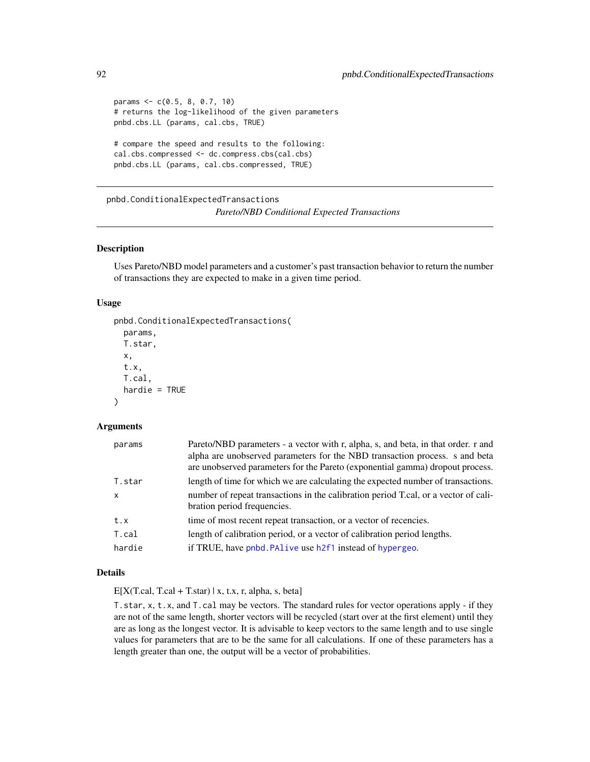```
params <- c(0.5, 8, 0.7, 10)
# returns the log-likelihood of the given parameters
pnbd.cbs.LL (params, cal.cbs, TRUE)

# compare the speed and results to the following:
cal.cbs.compressed <- dc.compress.cbs(cal.cbs)
pnbd.cbs.LL (params, cal.cbs.compressed, TRUE)
```

---

## pnbd.ConditionalExpectedTransactions

*Pareto/NBD Conditional Expected Transactions*

---

### Description

Uses Pareto/NBD model parameters and a customer's past transaction behavior to return the number of transactions they are expected to make in a given time period.

### Usage

```
pnbd.ConditionalExpectedTransactions(
  params,
  T.star,
  x,
  t.x,
  T.cal,
  hardie = TRUE
)
```

### Arguments

| | |
|---|---|
| `params` | Pareto/NBD parameters - a vector with r, alpha, s, and beta, in that order. r and alpha are unobserved parameters for the NBD transaction process. s and beta are unobserved parameters for the Pareto (exponential gamma) dropout process. |
| `T.star` | length of time for which we are calculating the expected number of transactions. |
| `x` | number of repeat transactions in the calibration period T.cal, or a vector of calibration period frequencies. |
| `t.x` | time of most recent repeat transaction, or a vector of recencies. |
| `T.cal` | length of calibration period, or a vector of calibration period lengths. |
| `hardie` | if TRUE, have `pnbd.PAlive` use `h2f1` instead of `hypergeo`. |

### Details

E[X(T.cal, T.cal + T.star) | x, t.x, r, alpha, s, beta]

`T.star`, `x`, `t.x`, and `T.cal` may be vectors. The standard rules for vector operations apply - if they are not of the same length, shorter vectors will be recycled (start over at the first element) until they are as long as the longest vector. It is advisable to keep vectors to the same length and to use single values for parameters that are to be the same for all calculations. If one of these parameters has a length greater than one, the output will be a vector of probabilities.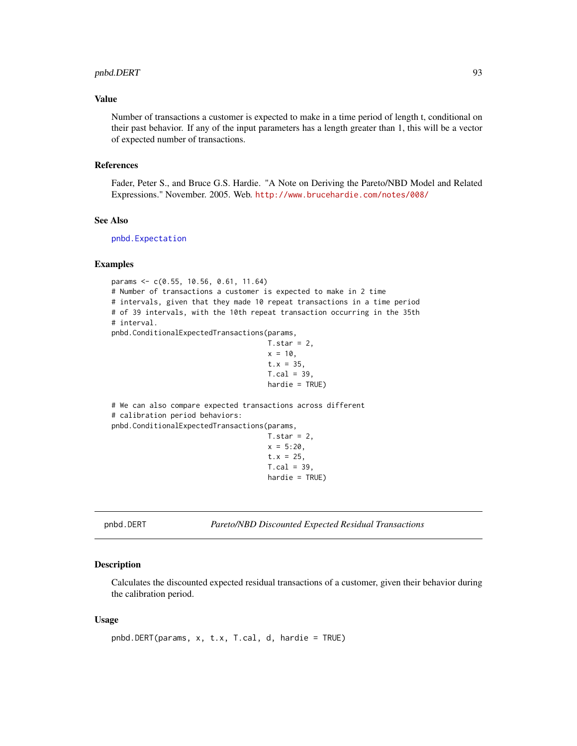### Value

Number of transactions a customer is expected to make in a time period of length t, conditional on their past behavior. If any of the input parameters has a length greater than 1, this will be a vector of expected number of transactions.

### References

Fader, Peter S., and Bruce G.S. Hardie. "A Note on Deriving the Pareto/NBD Model and Related Expressions." November. 2005. Web. http://www.brucehardie.com/notes/008/

### See Also

pnbd.Expectation

### Examples

```
params <- c(0.55, 10.56, 0.61, 11.64)
# Number of transactions a customer is expected to make in 2 time
# intervals, given that they made 10 repeat transactions in a time period
# of 39 intervals, with the 10th repeat transaction occurring in the 35th
# interval.
pnbd.ConditionalExpectedTransactions(params,
                                     T.star = 2,
                                     x = 10,
                                     t.x = 35,
                                     T.cal = 39,
                                     hardie = TRUE)

# We can also compare expected transactions across different
# calibration period behaviors:
pnbd.ConditionalExpectedTransactions(params,
                                     T.star = 2,
                                     x = 5:20,
                                     t.x = 25,
                                     T.cal = 39,
                                     hardie = TRUE)
```

---

## pnbd.DERT — *Pareto/NBD Discounted Expected Residual Transactions*

### Description

Calculates the discounted expected residual transactions of a customer, given their behavior during the calibration period.

### Usage

```
pnbd.DERT(params, x, t.x, T.cal, d, hardie = TRUE)
```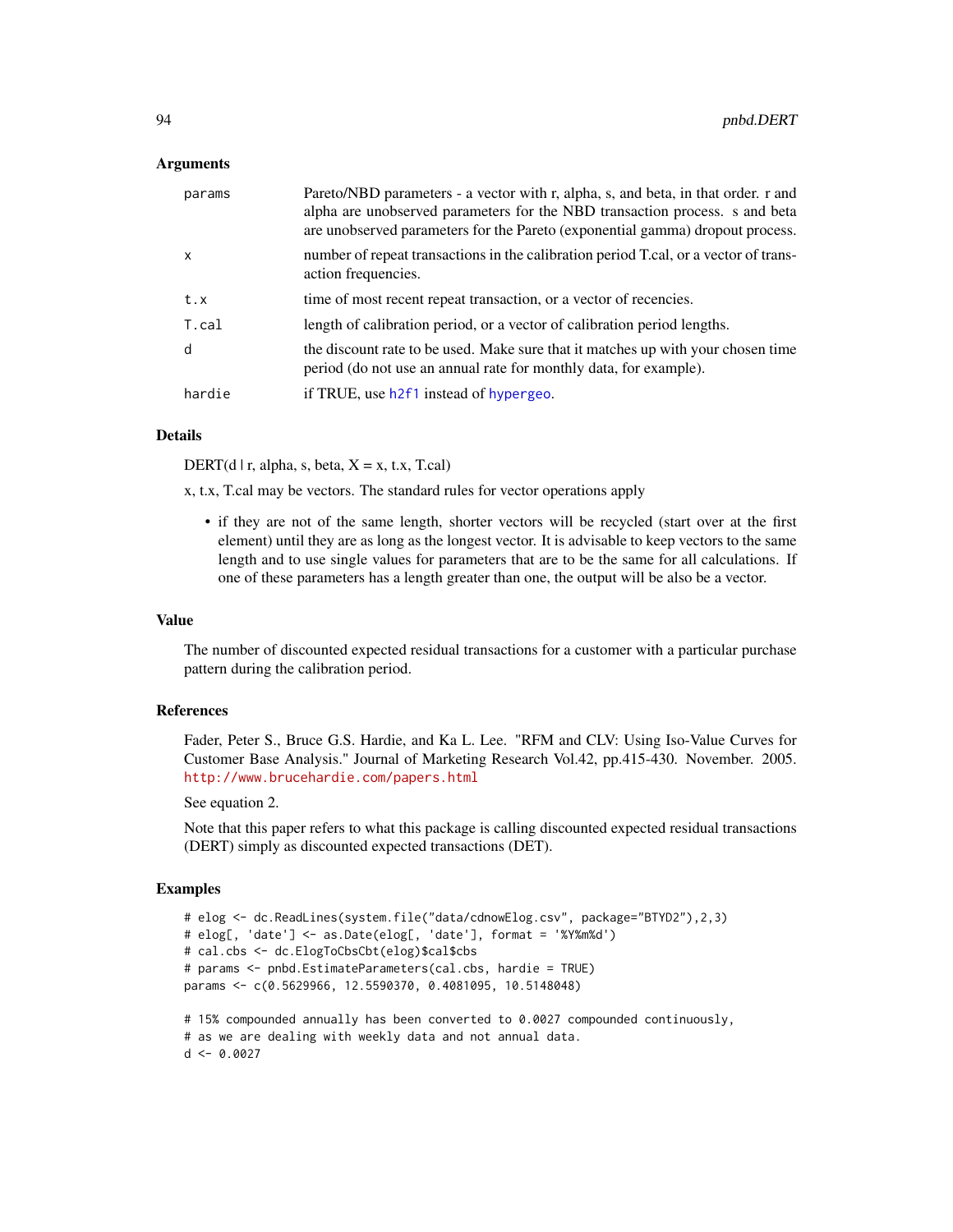### Arguments

| | |
|---|---|
| params | Pareto/NBD parameters - a vector with r, alpha, s, and beta, in that order. r and alpha are unobserved parameters for the NBD transaction process. s and beta are unobserved parameters for the Pareto (exponential gamma) dropout process. |
| x | number of repeat transactions in the calibration period T.cal, or a vector of transaction frequencies. |
| t.x | time of most recent repeat transaction, or a vector of recencies. |
| T.cal | length of calibration period, or a vector of calibration period lengths. |
| d | the discount rate to be used. Make sure that it matches up with your chosen time period (do not use an annual rate for monthly data, for example). |
| hardie | if TRUE, use h2f1 instead of hypergeo. |

### Details

DERT(d | r, alpha, s, beta, X = x, t.x, T.cal)

x, t.x, T.cal may be vectors. The standard rules for vector operations apply

- if they are not of the same length, shorter vectors will be recycled (start over at the first element) until they are as long as the longest vector. It is advisable to keep vectors to the same length and to use single values for parameters that are to be the same for all calculations. If one of these parameters has a length greater than one, the output will be also be a vector.

### Value

The number of discounted expected residual transactions for a customer with a particular purchase pattern during the calibration period.

### References

Fader, Peter S., Bruce G.S. Hardie, and Ka L. Lee. "RFM and CLV: Using Iso-Value Curves for Customer Base Analysis." Journal of Marketing Research Vol.42, pp.415-430. November. 2005. http://www.brucehardie.com/papers.html

See equation 2.

Note that this paper refers to what this package is calling discounted expected residual transactions (DERT) simply as discounted expected transactions (DET).

### Examples

```
# elog <- dc.ReadLines(system.file("data/cdnowElog.csv", package="BTYD2"),2,3)
# elog[, 'date'] <- as.Date(elog[, 'date'], format = '%Y%m%d')
# cal.cbs <- dc.ElogToCbsCbt(elog)$cal$cbs
# params <- pnbd.EstimateParameters(cal.cbs, hardie = TRUE)
params <- c(0.5629966, 12.5590370, 0.4081095, 10.5148048)

# 15% compounded annually has been converted to 0.0027 compounded continuously,
# as we are dealing with weekly data and not annual data.
d <- 0.0027
```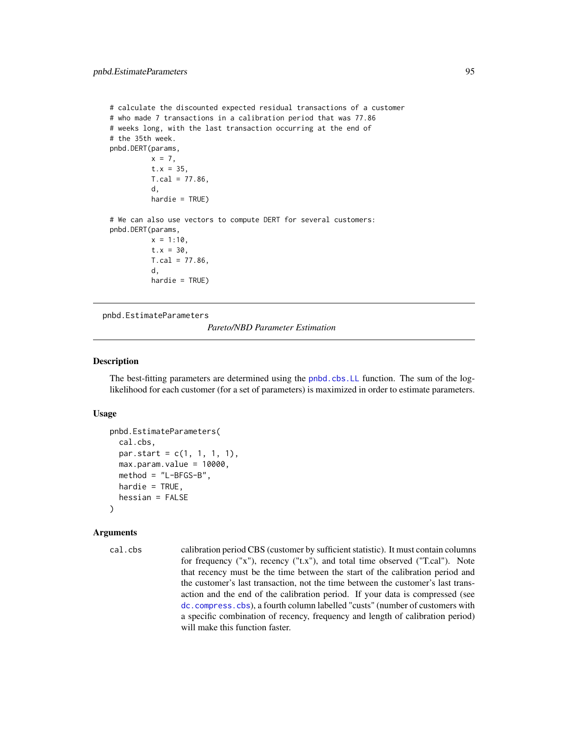```
# calculate the discounted expected residual transactions of a customer
# who made 7 transactions in a calibration period that was 77.86
# weeks long, with the last transaction occurring at the end of
# the 35th week.
pnbd.DERT(params,
          x = 7,
          t.x = 35,
          T.cal = 77.86,
          d,
          hardie = TRUE)

# We can also use vectors to compute DERT for several customers:
pnbd.DERT(params,
          x = 1:10,
          t.x = 30,
          T.cal = 77.86,
          d,
          hardie = TRUE)
```

---

pnbd.EstimateParameters — *Pareto/NBD Parameter Estimation*

---

## Description

The best-fitting parameters are determined using the pnbd.cbs.LL function. The sum of the log-likelihood for each customer (for a set of parameters) is maximized in order to estimate parameters.

## Usage

```
pnbd.EstimateParameters(
  cal.cbs,
  par.start = c(1, 1, 1, 1),
  max.param.value = 10000,
  method = "L-BFGS-B",
  hardie = TRUE,
  hessian = FALSE
)
```

## Arguments

| | |
|---|---|
| cal.cbs | calibration period CBS (customer by sufficient statistic). It must contain columns for frequency ("x"), recency ("t.x"), and total time observed ("T.cal"). Note that recency must be the time between the start of the calibration period and the customer's last transaction, not the time between the customer's last transaction and the end of the calibration period. If your data is compressed (see dc.compress.cbs), a fourth column labelled "custs" (number of customers with a specific combination of recency, frequency and length of calibration period) will make this function faster. |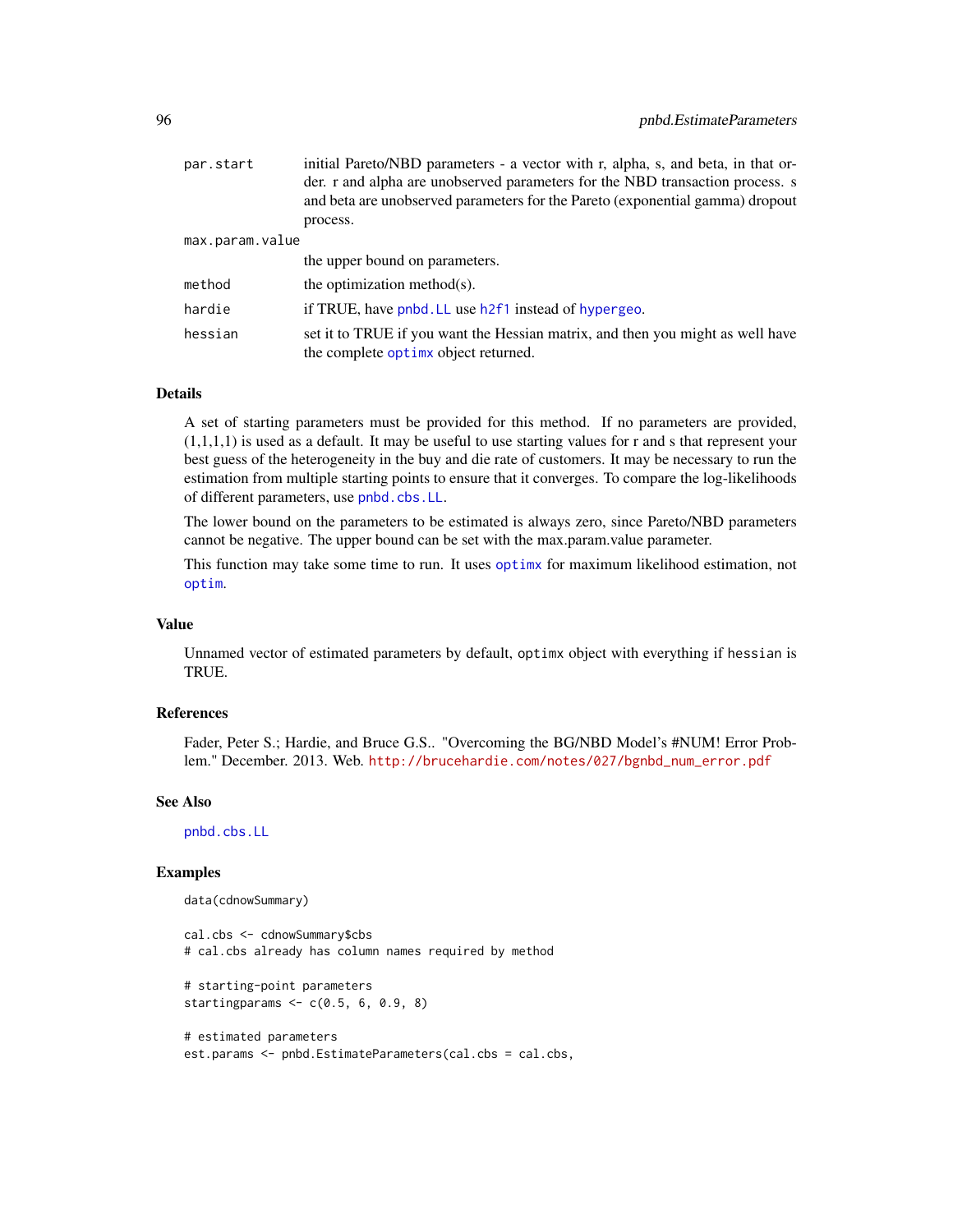| | |
|---|---|
| par.start | initial Pareto/NBD parameters - a vector with r, alpha, s, and beta, in that order. r and alpha are unobserved parameters for the NBD transaction process. s and beta are unobserved parameters for the Pareto (exponential gamma) dropout process. |
| max.param.value | the upper bound on parameters. |
| method | the optimization method(s). |
| hardie | if TRUE, have pnbd.LL use h2f1 instead of hypergeo. |
| hessian | set it to TRUE if you want the Hessian matrix, and then you might as well have the complete optimx object returned. |

## Details

A set of starting parameters must be provided for this method. If no parameters are provided, (1,1,1,1) is used as a default. It may be useful to use starting values for r and s that represent your best guess of the heterogeneity in the buy and die rate of customers. It may be necessary to run the estimation from multiple starting points to ensure that it converges. To compare the log-likelihoods of different parameters, use pnbd.cbs.LL.

The lower bound on the parameters to be estimated is always zero, since Pareto/NBD parameters cannot be negative. The upper bound can be set with the max.param.value parameter.

This function may take some time to run. It uses optimx for maximum likelihood estimation, not optim.

## Value

Unnamed vector of estimated parameters by default, optimx object with everything if hessian is TRUE.

## References

Fader, Peter S.; Hardie, and Bruce G.S.. "Overcoming the BG/NBD Model's #NUM! Error Problem." December. 2013. Web. http://brucehardie.com/notes/027/bgnbd_num_error.pdf

## See Also

pnbd.cbs.LL

## Examples

```
data(cdnowSummary)

cal.cbs <- cdnowSummary$cbs
# cal.cbs already has column names required by method

# starting-point parameters
startingparams <- c(0.5, 6, 0.9, 8)

# estimated parameters
est.params <- pnbd.EstimateParameters(cal.cbs = cal.cbs,
```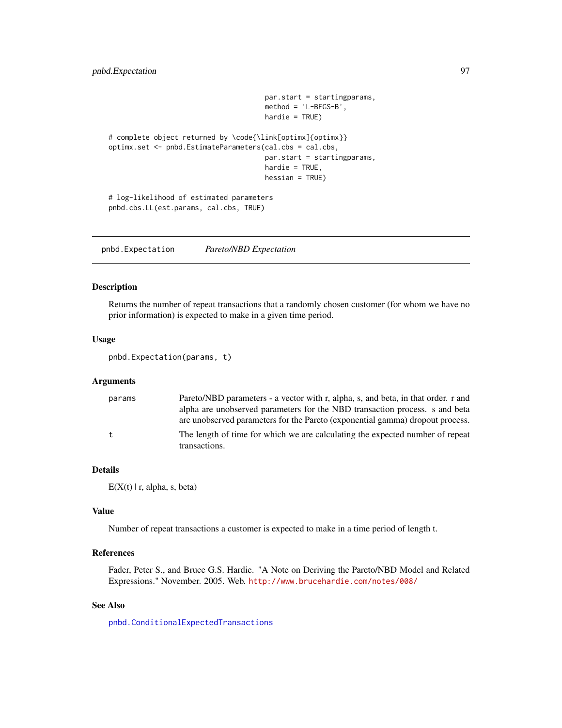```
                                      par.start = startingparams,
                                      method = 'L-BFGS-B',
                                      hardie = TRUE)

# complete object returned by \code{\link[optimx]{optimx}}
optimx.set <- pnbd.EstimateParameters(cal.cbs = cal.cbs,
                                      par.start = startingparams,
                                      hardie = TRUE,
                                      hessian = TRUE)

# log-likelihood of estimated parameters
pnbd.cbs.LL(est.params, cal.cbs, TRUE)
```

---

## pnbd.Expectation    *Pareto/NBD Expectation*

---

### Description

Returns the number of repeat transactions that a randomly chosen customer (for whom we have no prior information) is expected to make in a given time period.

### Usage

```
pnbd.Expectation(params, t)
```

### Arguments

| | |
|---|---|
| params | Pareto/NBD parameters - a vector with r, alpha, s, and beta, in that order. r and alpha are unobserved parameters for the NBD transaction process. s and beta are unobserved parameters for the Pareto (exponential gamma) dropout process. |
| t | The length of time for which we are calculating the expected number of repeat transactions. |

### Details

E(X(t) | r, alpha, s, beta)

### Value

Number of repeat transactions a customer is expected to make in a time period of length t.

### References

Fader, Peter S., and Bruce G.S. Hardie. "A Note on Deriving the Pareto/NBD Model and Related Expressions." November. 2005. Web. http://www.brucehardie.com/notes/008/

### See Also

pnbd.ConditionalExpectedTransactions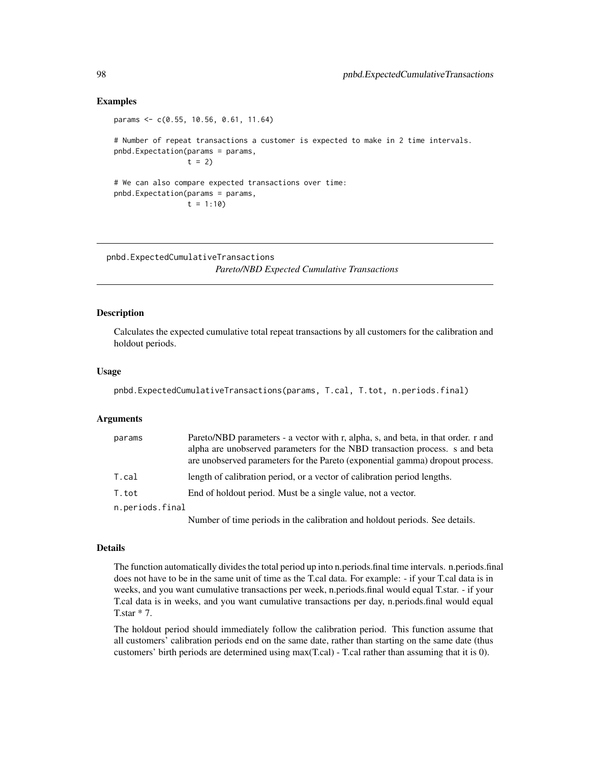## Examples

```
params <- c(0.55, 10.56, 0.61, 11.64)

# Number of repeat transactions a customer is expected to make in 2 time intervals.
pnbd.Expectation(params = params,
                 t = 2)

# We can also compare expected transactions over time:
pnbd.Expectation(params = params,
                 t = 1:10)
```

---

# pnbd.ExpectedCumulativeTransactions

*Pareto/NBD Expected Cumulative Transactions*

---

## Description

Calculates the expected cumulative total repeat transactions by all customers for the calibration and holdout periods.

## Usage

```
pnbd.ExpectedCumulativeTransactions(params, T.cal, T.tot, n.periods.final)
```

## Arguments

| | |
|---|---|
| `params` | Pareto/NBD parameters - a vector with r, alpha, s, and beta, in that order. r and alpha are unobserved parameters for the NBD transaction process. s and beta are unobserved parameters for the Pareto (exponential gamma) dropout process. |
| `T.cal` | length of calibration period, or a vector of calibration period lengths. |
| `T.tot` | End of holdout period. Must be a single value, not a vector. |
| `n.periods.final` | Number of time periods in the calibration and holdout periods. See details. |

## Details

The function automatically divides the total period up into n.periods.final time intervals. n.periods.final does not have to be in the same unit of time as the T.cal data. For example: - if your T.cal data is in weeks, and you want cumulative transactions per week, n.periods.final would equal T.star. - if your T.cal data is in weeks, and you want cumulative transactions per day, n.periods.final would equal T.star * 7.

The holdout period should immediately follow the calibration period. This function assume that all customers' calibration periods end on the same date, rather than starting on the same date (thus customers' birth periods are determined using max(T.cal) - T.cal rather than assuming that it is 0).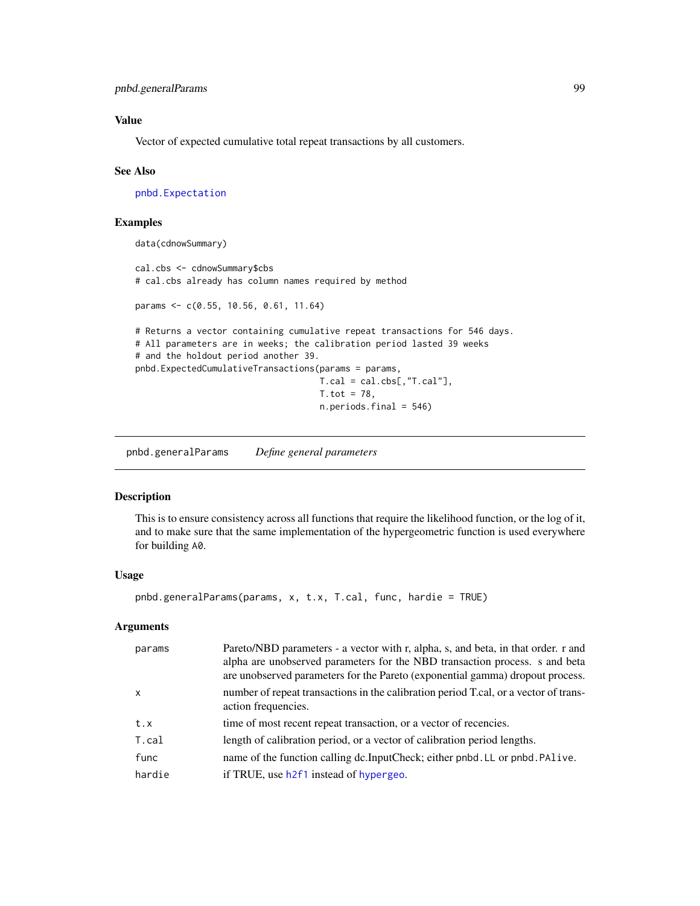## Value

Vector of expected cumulative total repeat transactions by all customers.

## See Also

pnbd.Expectation

## Examples

```
data(cdnowSummary)

cal.cbs <- cdnowSummary$cbs
# cal.cbs already has column names required by method

params <- c(0.55, 10.56, 0.61, 11.64)

# Returns a vector containing cumulative repeat transactions for 546 days.
# All parameters are in weeks; the calibration period lasted 39 weeks
# and the holdout period another 39.
pnbd.ExpectedCumulativeTransactions(params = params,
                                    T.cal = cal.cbs[,"T.cal"],
                                    T.tot = 78,
                                    n.periods.final = 546)
```

---

# pnbd.generalParams    *Define general parameters*

## Description

This is to ensure consistency across all functions that require the likelihood function, or the log of it, and to make sure that the same implementation of the hypergeometric function is used everywhere for building `A0`.

## Usage

```
pnbd.generalParams(params, x, t.x, T.cal, func, hardie = TRUE)
```

## Arguments

| | |
|---|---|
| `params` | Pareto/NBD parameters - a vector with r, alpha, s, and beta, in that order. r and alpha are unobserved parameters for the NBD transaction process. s and beta are unobserved parameters for the Pareto (exponential gamma) dropout process. |
| `x` | number of repeat transactions in the calibration period T.cal, or a vector of transaction frequencies. |
| `t.x` | time of most recent repeat transaction, or a vector of recencies. |
| `T.cal` | length of calibration period, or a vector of calibration period lengths. |
| `func` | name of the function calling dc.InputCheck; either `pnbd.LL` or `pnbd.PAlive`. |
| `hardie` | if TRUE, use `h2f1` instead of `hypergeo`. |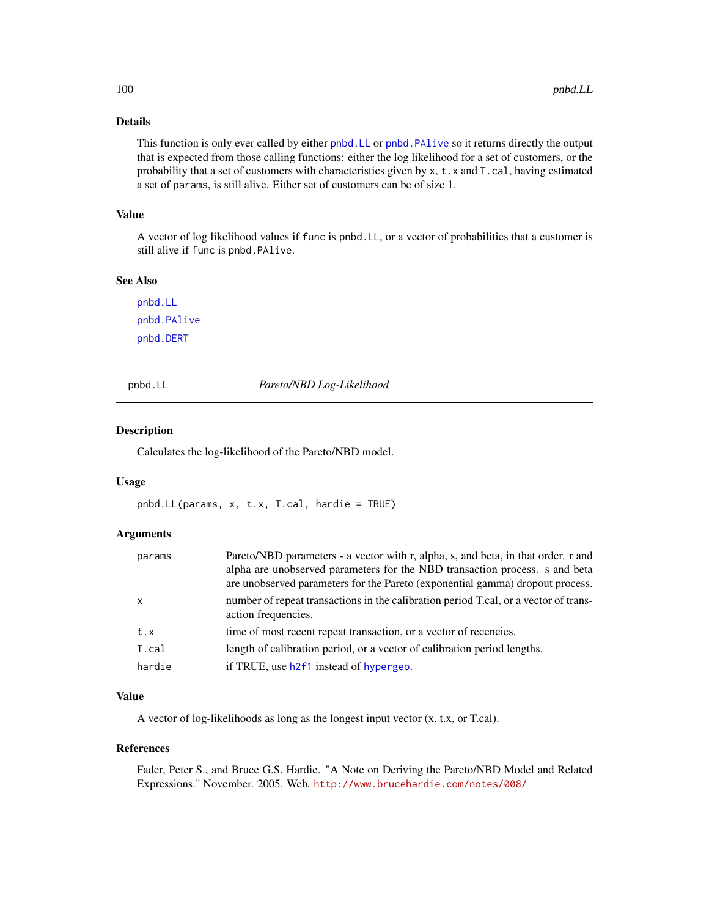## Details

This function is only ever called by either pnbd.LL or pnbd.PAlive so it returns directly the output that is expected from those calling functions: either the log likelihood for a set of customers, or the probability that a set of customers with characteristics given by x, t.x and T.cal, having estimated a set of params, is still alive. Either set of customers can be of size 1.

## Value

A vector of log likelihood values if func is pnbd.LL, or a vector of probabilities that a customer is still alive if func is pnbd.PAlive.

## See Also

pnbd.LL

pnbd.PAlive

pnbd.DERT

---

# pnbd.LL — *Pareto/NBD Log-Likelihood*

## Description

Calculates the log-likelihood of the Pareto/NBD model.

## Usage

```
pnbd.LL(params, x, t.x, T.cal, hardie = TRUE)
```

## Arguments

| | |
|---|---|
| params | Pareto/NBD parameters - a vector with r, alpha, s, and beta, in that order. r and alpha are unobserved parameters for the NBD transaction process. s and beta are unobserved parameters for the Pareto (exponential gamma) dropout process. |
| x | number of repeat transactions in the calibration period T.cal, or a vector of transaction frequencies. |
| t.x | time of most recent repeat transaction, or a vector of recencies. |
| T.cal | length of calibration period, or a vector of calibration period lengths. |
| hardie | if TRUE, use h2f1 instead of hypergeo. |

## Value

A vector of log-likelihoods as long as the longest input vector (x, t.x, or T.cal).

## References

Fader, Peter S., and Bruce G.S. Hardie. "A Note on Deriving the Pareto/NBD Model and Related Expressions." November. 2005. Web. http://www.brucehardie.com/notes/008/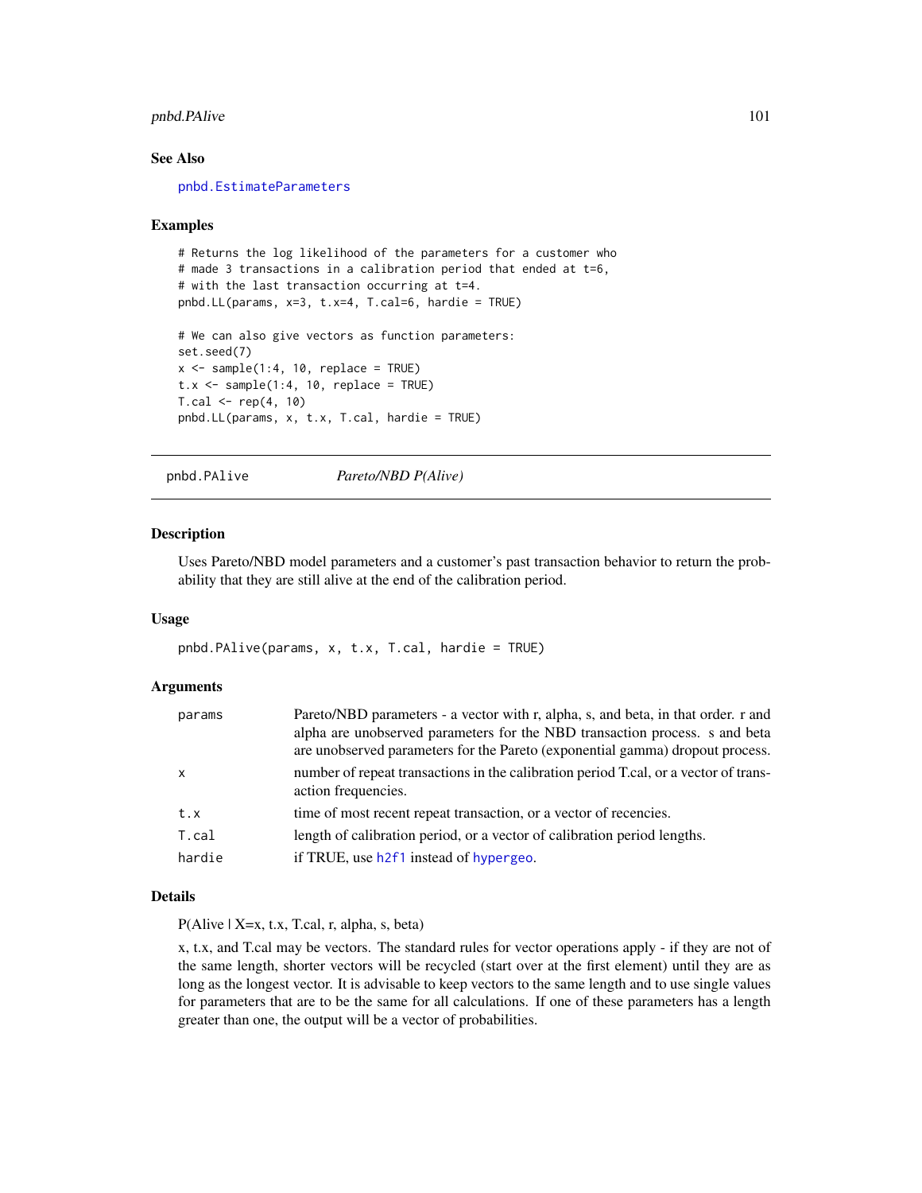### See Also

pnbd.EstimateParameters

### Examples

```
# Returns the log likelihood of the parameters for a customer who
# made 3 transactions in a calibration period that ended at t=6,
# with the last transaction occurring at t=4.
pnbd.LL(params, x=3, t.x=4, T.cal=6, hardie = TRUE)

# We can also give vectors as function parameters:
set.seed(7)
x <- sample(1:4, 10, replace = TRUE)
t.x <- sample(1:4, 10, replace = TRUE)
T.cal <- rep(4, 10)
pnbd.LL(params, x, t.x, T.cal, hardie = TRUE)
```

---

## pnbd.PAlive — *Pareto/NBD P(Alive)*

### Description

Uses Pareto/NBD model parameters and a customer's past transaction behavior to return the probability that they are still alive at the end of the calibration period.

### Usage

```
pnbd.PAlive(params, x, t.x, T.cal, hardie = TRUE)
```

### Arguments

| | |
|---|---|
| params | Pareto/NBD parameters - a vector with r, alpha, s, and beta, in that order. r and alpha are unobserved parameters for the NBD transaction process. s and beta are unobserved parameters for the Pareto (exponential gamma) dropout process. |
| x | number of repeat transactions in the calibration period T.cal, or a vector of transaction frequencies. |
| t.x | time of most recent repeat transaction, or a vector of recencies. |
| T.cal | length of calibration period, or a vector of calibration period lengths. |
| hardie | if TRUE, use h2f1 instead of hypergeo. |

### Details

P(Alive | X=x, t.x, T.cal, r, alpha, s, beta)

x, t.x, and T.cal may be vectors. The standard rules for vector operations apply - if they are not of the same length, shorter vectors will be recycled (start over at the first element) until they are as long as the longest vector. It is advisable to keep vectors to the same length and to use single values for parameters that are to be the same for all calculations. If one of these parameters has a length greater than one, the output will be a vector of probabilities.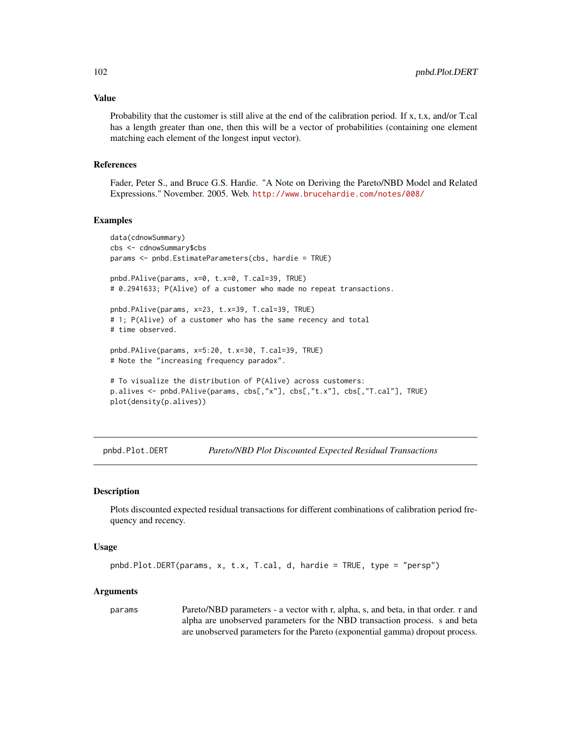### Value

Probability that the customer is still alive at the end of the calibration period. If x, t.x, and/or T.cal has a length greater than one, then this will be a vector of probabilities (containing one element matching each element of the longest input vector).

### References

Fader, Peter S., and Bruce G.S. Hardie. "A Note on Deriving the Pareto/NBD Model and Related Expressions." November. 2005. Web. http://www.brucehardie.com/notes/008/

### Examples

```
data(cdnowSummary)
cbs <- cdnowSummary$cbs
params <- pnbd.EstimateParameters(cbs, hardie = TRUE)

pnbd.PAlive(params, x=0, t.x=0, T.cal=39, TRUE)
# 0.2941633; P(Alive) of a customer who made no repeat transactions.

pnbd.PAlive(params, x=23, t.x=39, T.cal=39, TRUE)
# 1; P(Alive) of a customer who has the same recency and total
# time observed.

pnbd.PAlive(params, x=5:20, t.x=30, T.cal=39, TRUE)
# Note the "increasing frequency paradox".

# To visualize the distribution of P(Alive) across customers:
p.alives <- pnbd.PAlive(params, cbs[,"x"], cbs[,"t.x"], cbs[,"T.cal"], TRUE)
plot(density(p.alives))
```

---

## pnbd.Plot.DERT — *Pareto/NBD Plot Discounted Expected Residual Transactions*

### Description

Plots discounted expected residual transactions for different combinations of calibration period frequency and recency.

### Usage

```
pnbd.Plot.DERT(params, x, t.x, T.cal, d, hardie = TRUE, type = "persp")
```

### Arguments

| | |
|---|---|
| params | Pareto/NBD parameters - a vector with r, alpha, s, and beta, in that order. r and alpha are unobserved parameters for the NBD transaction process. s and beta are unobserved parameters for the Pareto (exponential gamma) dropout process. |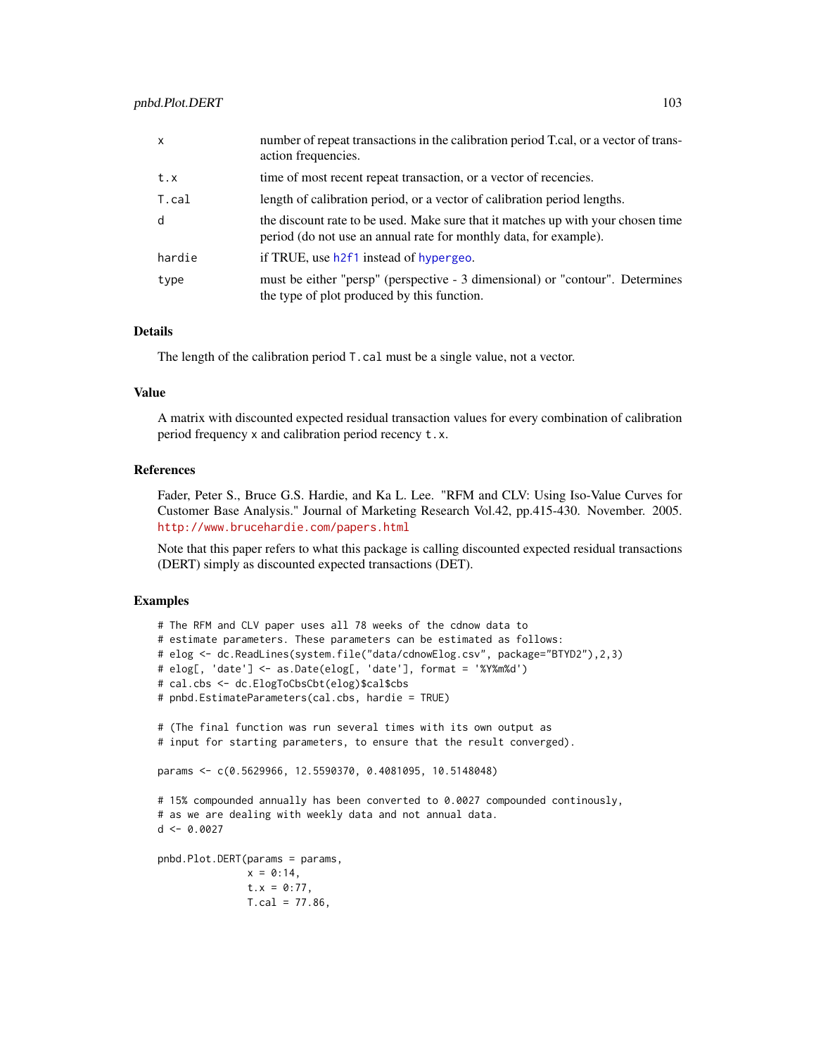| | |
|---|---|
| x | number of repeat transactions in the calibration period T.cal, or a vector of transaction frequencies. |
| t.x | time of most recent repeat transaction, or a vector of recencies. |
| T.cal | length of calibration period, or a vector of calibration period lengths. |
| d | the discount rate to be used. Make sure that it matches up with your chosen time period (do not use an annual rate for monthly data, for example). |
| hardie | if TRUE, use h2f1 instead of hypergeo. |
| type | must be either "persp" (perspective - 3 dimensional) or "contour". Determines the type of plot produced by this function. |

### Details

The length of the calibration period T.cal must be a single value, not a vector.

### Value

A matrix with discounted expected residual transaction values for every combination of calibration period frequency x and calibration period recency t.x.

### References

Fader, Peter S., Bruce G.S. Hardie, and Ka L. Lee. "RFM and CLV: Using Iso-Value Curves for Customer Base Analysis." Journal of Marketing Research Vol.42, pp.415-430. November. 2005. http://www.brucehardie.com/papers.html

Note that this paper refers to what this package is calling discounted expected residual transactions (DERT) simply as discounted expected transactions (DET).

### Examples

```
# The RFM and CLV paper uses all 78 weeks of the cdnow data to
# estimate parameters. These parameters can be estimated as follows:
# elog <- dc.ReadLines(system.file("data/cdnowElog.csv", package="BTYD2"),2,3)
# elog[, 'date'] <- as.Date(elog[, 'date'], format = '%Y%m%d')
# cal.cbs <- dc.ElogToCbsCbt(elog)$cal$cbs
# pnbd.EstimateParameters(cal.cbs, hardie = TRUE)

# (The final function was run several times with its own output as
# input for starting parameters, to ensure that the result converged).

params <- c(0.5629966, 12.5590370, 0.4081095, 10.5148048)

# 15% compounded annually has been converted to 0.0027 compounded continously,
# as we are dealing with weekly data and not annual data.
d <- 0.0027

pnbd.Plot.DERT(params = params,
               x = 0:14,
               t.x = 0:77,
               T.cal = 77.86,
```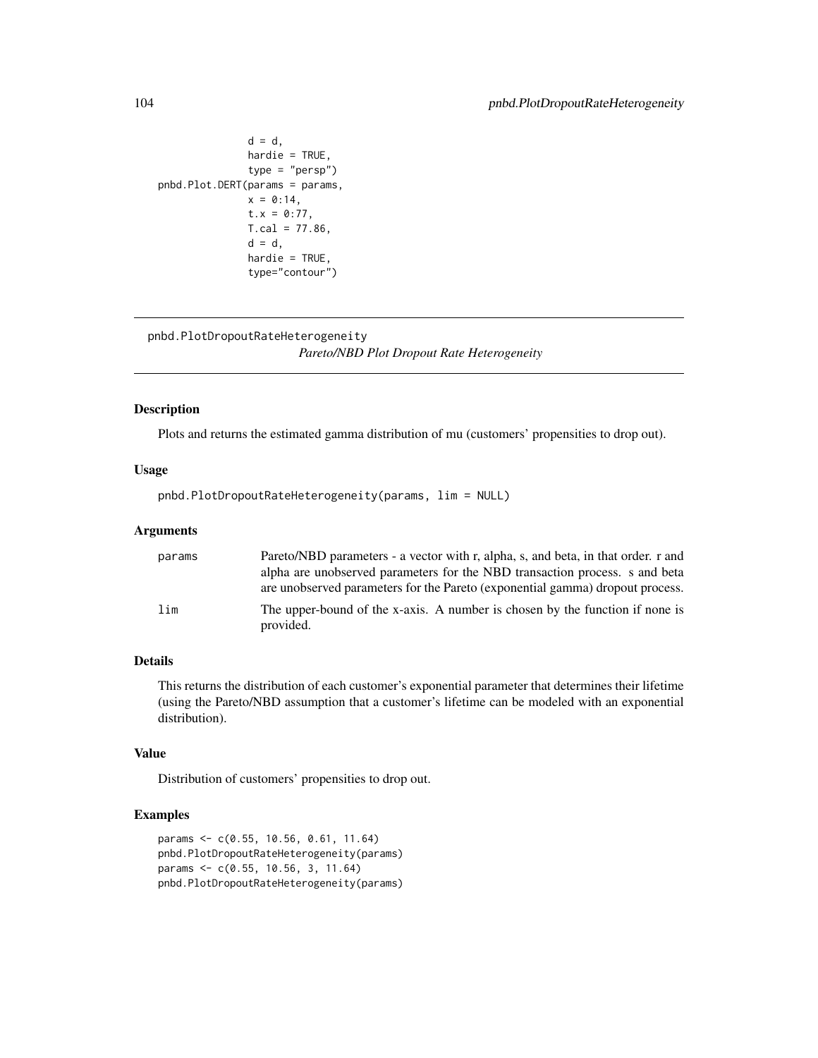```
                d = d,
                hardie = TRUE,
                type = "persp")
pnbd.Plot.DERT(params = params,
                x = 0:14,
                t.x = 0:77,
                T.cal = 77.86,
                d = d,
                hardie = TRUE,
                type="contour")
```

## pnbd.PlotDropoutRateHeterogeneity

*Pareto/NBD Plot Dropout Rate Heterogeneity*

### Description

Plots and returns the estimated gamma distribution of mu (customers' propensities to drop out).

### Usage

```
pnbd.PlotDropoutRateHeterogeneity(params, lim = NULL)
```

### Arguments

| | |
|---|---|
| params | Pareto/NBD parameters - a vector with r, alpha, s, and beta, in that order. r and alpha are unobserved parameters for the NBD transaction process. s and beta are unobserved parameters for the Pareto (exponential gamma) dropout process. |
| lim | The upper-bound of the x-axis. A number is chosen by the function if none is provided. |

### Details

This returns the distribution of each customer's exponential parameter that determines their lifetime (using the Pareto/NBD assumption that a customer's lifetime can be modeled with an exponential distribution).

### Value

Distribution of customers' propensities to drop out.

### Examples

```
params <- c(0.55, 10.56, 0.61, 11.64)
pnbd.PlotDropoutRateHeterogeneity(params)
params <- c(0.55, 10.56, 3, 11.64)
pnbd.PlotDropoutRateHeterogeneity(params)
```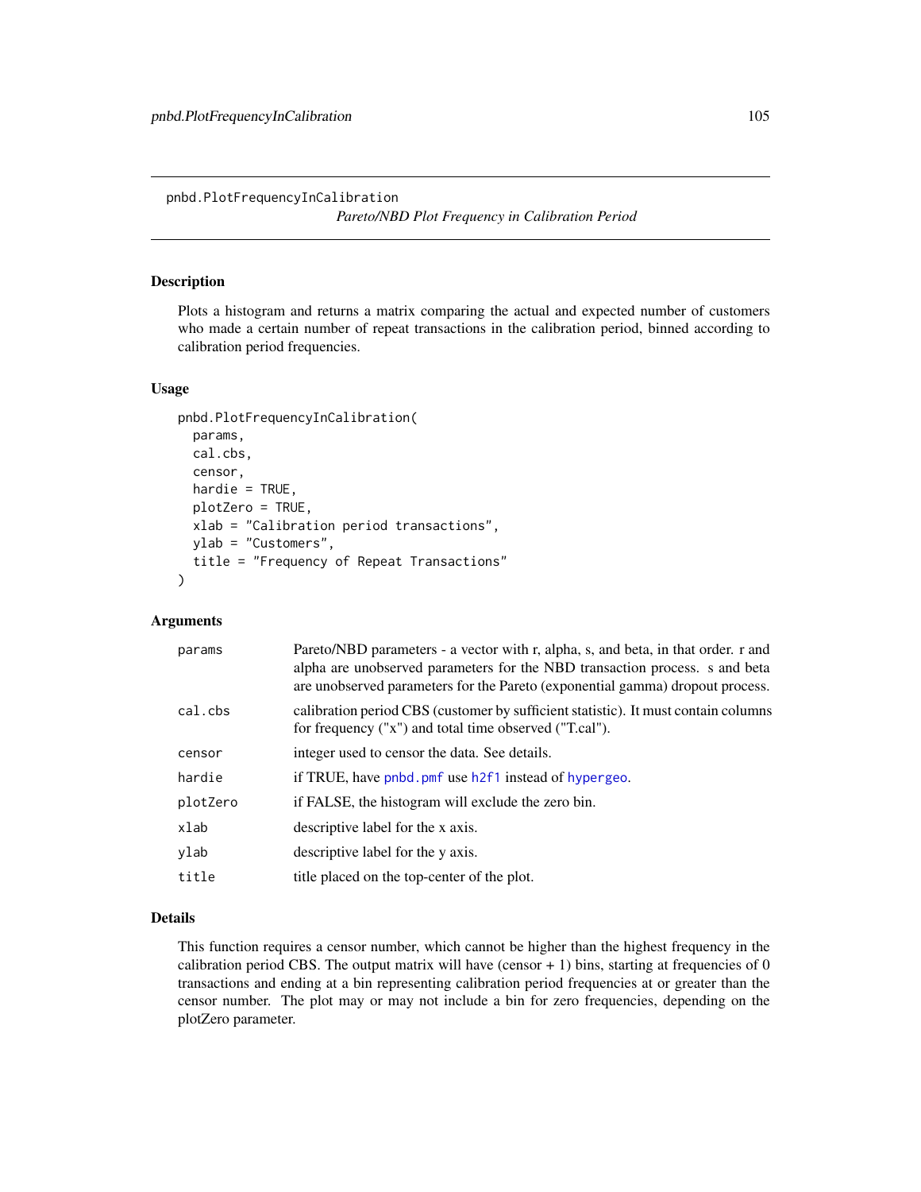pnbd.PlotFrequencyInCalibration

*Pareto/NBD Plot Frequency in Calibration Period*

## Description

Plots a histogram and returns a matrix comparing the actual and expected number of customers who made a certain number of repeat transactions in the calibration period, binned according to calibration period frequencies.

## Usage

```
pnbd.PlotFrequencyInCalibration(
  params,
  cal.cbs,
  censor,
  hardie = TRUE,
  plotZero = TRUE,
  xlab = "Calibration period transactions",
  ylab = "Customers",
  title = "Frequency of Repeat Transactions"
)
```

## Arguments

| | |
|---|---|
| `params` | Pareto/NBD parameters - a vector with r, alpha, s, and beta, in that order. r and alpha are unobserved parameters for the NBD transaction process. s and beta are unobserved parameters for the Pareto (exponential gamma) dropout process. |
| `cal.cbs` | calibration period CBS (customer by sufficient statistic). It must contain columns for frequency ("x") and total time observed ("T.cal"). |
| `censor` | integer used to censor the data. See details. |
| `hardie` | if TRUE, have `pnbd.pmf` use `h2f1` instead of `hypergeo`. |
| `plotZero` | if FALSE, the histogram will exclude the zero bin. |
| `xlab` | descriptive label for the x axis. |
| `ylab` | descriptive label for the y axis. |
| `title` | title placed on the top-center of the plot. |

## Details

This function requires a censor number, which cannot be higher than the highest frequency in the calibration period CBS. The output matrix will have (censor + 1) bins, starting at frequencies of 0 transactions and ending at a bin representing calibration period frequencies at or greater than the censor number. The plot may or may not include a bin for zero frequencies, depending on the plotZero parameter.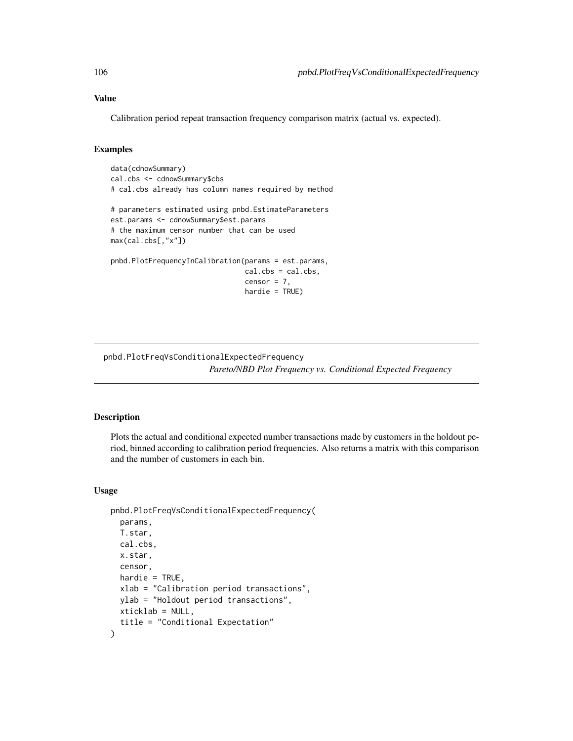### Value

Calibration period repeat transaction frequency comparison matrix (actual vs. expected).

### Examples

```
data(cdnowSummary)
cal.cbs <- cdnowSummary$cbs
# cal.cbs already has column names required by method

# parameters estimated using pnbd.EstimateParameters
est.params <- cdnowSummary$est.params
# the maximum censor number that can be used
max(cal.cbs[,"x"])

pnbd.PlotFrequencyInCalibration(params = est.params,
                                cal.cbs = cal.cbs,
                                censor = 7,
                                hardie = TRUE)
```

---

## pnbd.PlotFreqVsConditionalExpectedFrequency

*Pareto/NBD Plot Frequency vs. Conditional Expected Frequency*

---

### Description

Plots the actual and conditional expected number transactions made by customers in the holdout period, binned according to calibration period frequencies. Also returns a matrix with this comparison and the number of customers in each bin.

### Usage

```
pnbd.PlotFreqVsConditionalExpectedFrequency(
  params,
  T.star,
  cal.cbs,
  x.star,
  censor,
  hardie = TRUE,
  xlab = "Calibration period transactions",
  ylab = "Holdout period transactions",
  xticklab = NULL,
  title = "Conditional Expectation"
)
```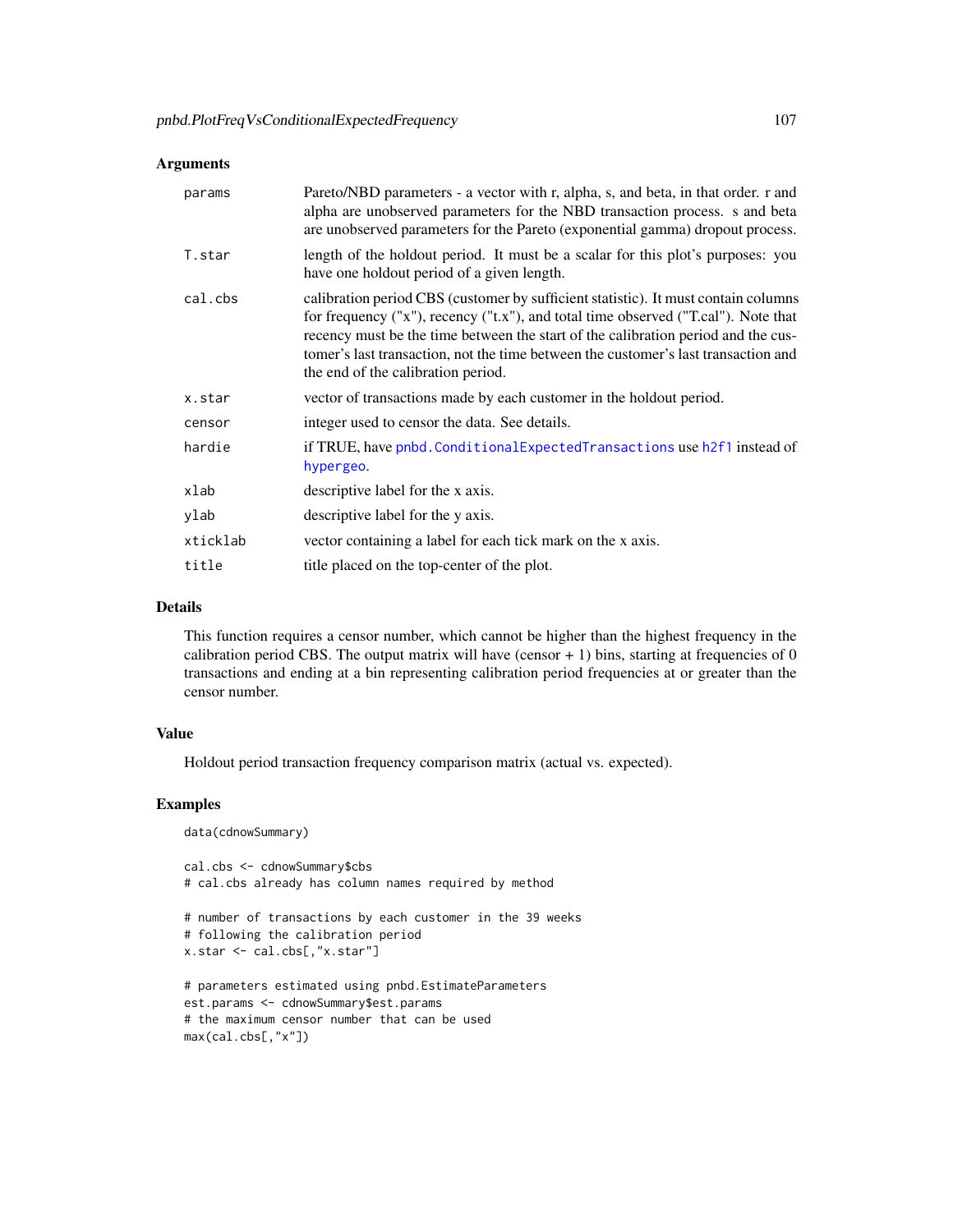## Arguments

| | |
|---|---|
| params | Pareto/NBD parameters - a vector with r, alpha, s, and beta, in that order. r and alpha are unobserved parameters for the NBD transaction process. s and beta are unobserved parameters for the Pareto (exponential gamma) dropout process. |
| T.star | length of the holdout period. It must be a scalar for this plot's purposes: you have one holdout period of a given length. |
| cal.cbs | calibration period CBS (customer by sufficient statistic). It must contain columns for frequency ("x"), recency ("t.x"), and total time observed ("T.cal"). Note that recency must be the time between the start of the calibration period and the customer's last transaction, not the time between the customer's last transaction and the end of the calibration period. |
| x.star | vector of transactions made by each customer in the holdout period. |
| censor | integer used to censor the data. See details. |
| hardie | if TRUE, have `pnbd.ConditionalExpectedTransactions` use `h2f1` instead of `hypergeo`. |
| xlab | descriptive label for the x axis. |
| ylab | descriptive label for the y axis. |
| xticklab | vector containing a label for each tick mark on the x axis. |
| title | title placed on the top-center of the plot. |

## Details

This function requires a censor number, which cannot be higher than the highest frequency in the calibration period CBS. The output matrix will have (censor + 1) bins, starting at frequencies of 0 transactions and ending at a bin representing calibration period frequencies at or greater than the censor number.

## Value

Holdout period transaction frequency comparison matrix (actual vs. expected).

## Examples

```
data(cdnowSummary)

cal.cbs <- cdnowSummary$cbs
# cal.cbs already has column names required by method

# number of transactions by each customer in the 39 weeks
# following the calibration period
x.star <- cal.cbs[,"x.star"]

# parameters estimated using pnbd.EstimateParameters
est.params <- cdnowSummary$est.params
# the maximum censor number that can be used
max(cal.cbs[,"x"])
```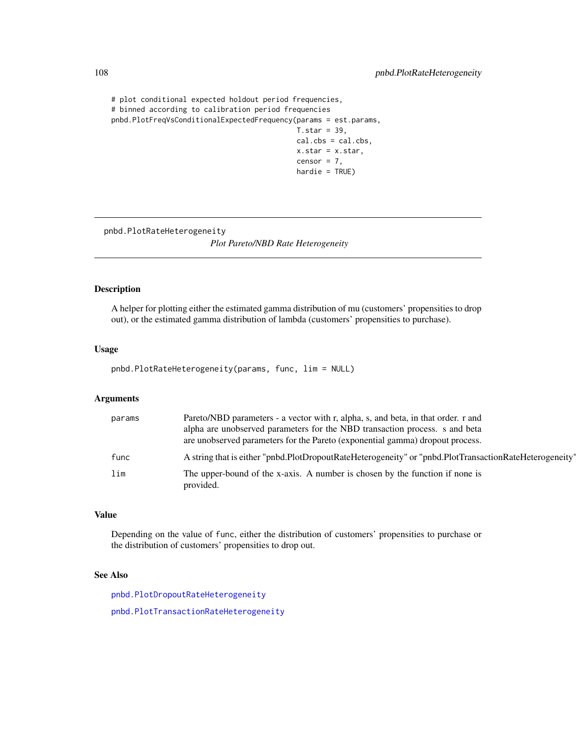```
# plot conditional expected holdout period frequencies,
# binned according to calibration period frequencies
pnbd.PlotFreqVsConditionalExpectedFrequency(params = est.params,
                                            T.star = 39,
                                            cal.cbs = cal.cbs,
                                            x.star = x.star,
                                            censor = 7,
                                            hardie = TRUE)
```

---

pnbd.PlotRateHeterogeneity

## *Plot Pareto/NBD Rate Heterogeneity*

---

### Description

A helper for plotting either the estimated gamma distribution of mu (customers' propensities to drop out), or the estimated gamma distribution of lambda (customers' propensities to purchase).

### Usage

```
pnbd.PlotRateHeterogeneity(params, func, lim = NULL)
```

### Arguments

| | |
|---|---|
| params | Pareto/NBD parameters - a vector with r, alpha, s, and beta, in that order. r and alpha are unobserved parameters for the NBD transaction process. s and beta are unobserved parameters for the Pareto (exponential gamma) dropout process. |
| func | A string that is either "pnbd.PlotDropoutRateHeterogeneity" or "pnbd.PlotTransactionRateHeterogeneity". |
| lim | The upper-bound of the x-axis. A number is chosen by the function if none is provided. |

### Value

Depending on the value of func, either the distribution of customers' propensities to purchase or the distribution of customers' propensities to drop out.

### See Also

pnbd.PlotDropoutRateHeterogeneity

pnbd.PlotTransactionRateHeterogeneity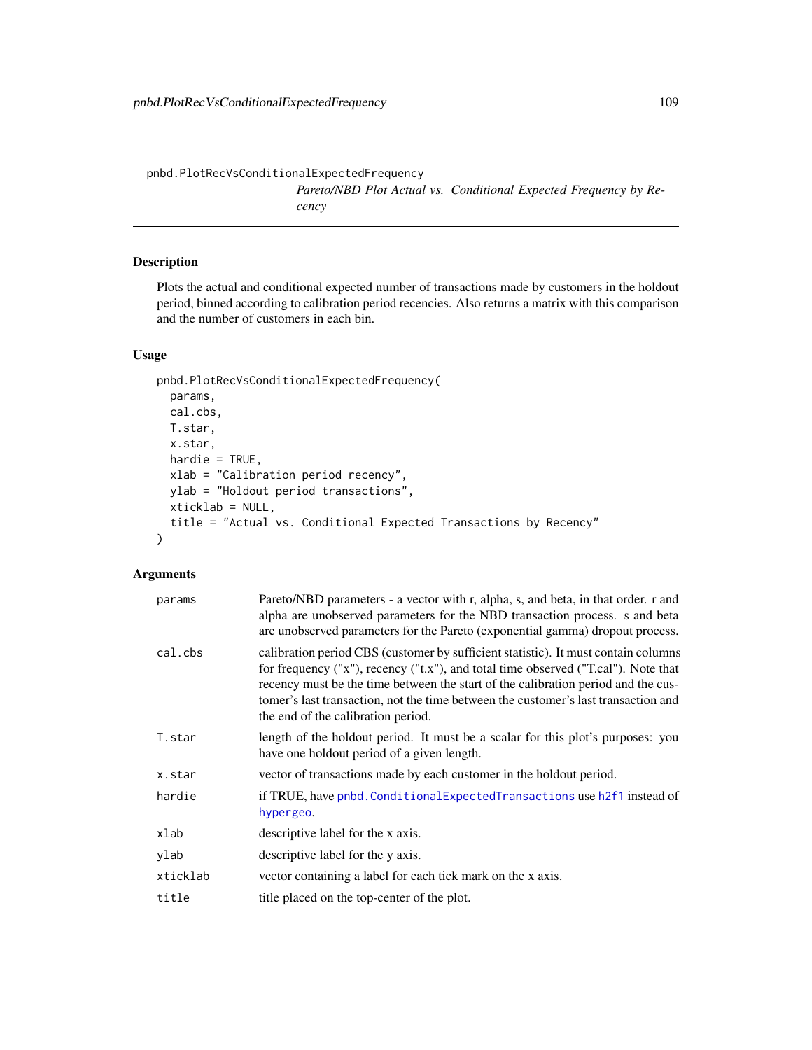pnbd.PlotRecVsConditionalExpectedFrequency

*Pareto/NBD Plot Actual vs. Conditional Expected Frequency by Recency*

## Description

Plots the actual and conditional expected number of transactions made by customers in the holdout period, binned according to calibration period recencies. Also returns a matrix with this comparison and the number of customers in each bin.

## Usage

```
pnbd.PlotRecVsConditionalExpectedFrequency(
  params,
  cal.cbs,
  T.star,
  x.star,
  hardie = TRUE,
  xlab = "Calibration period recency",
  ylab = "Holdout period transactions",
  xticklab = NULL,
  title = "Actual vs. Conditional Expected Transactions by Recency"
)
```

## Arguments

| | |
|---|---|
| params | Pareto/NBD parameters - a vector with r, alpha, s, and beta, in that order. r and alpha are unobserved parameters for the NBD transaction process. s and beta are unobserved parameters for the Pareto (exponential gamma) dropout process. |
| cal.cbs | calibration period CBS (customer by sufficient statistic). It must contain columns for frequency ("x"), recency ("t.x"), and total time observed ("T.cal"). Note that recency must be the time between the start of the calibration period and the customer's last transaction, not the time between the customer's last transaction and the end of the calibration period. |
| T.star | length of the holdout period. It must be a scalar for this plot's purposes: you have one holdout period of a given length. |
| x.star | vector of transactions made by each customer in the holdout period. |
| hardie | if TRUE, have pnbd.ConditionalExpectedTransactions use h2f1 instead of hypergeo. |
| xlab | descriptive label for the x axis. |
| ylab | descriptive label for the y axis. |
| xticklab | vector containing a label for each tick mark on the x axis. |
| title | title placed on the top-center of the plot. |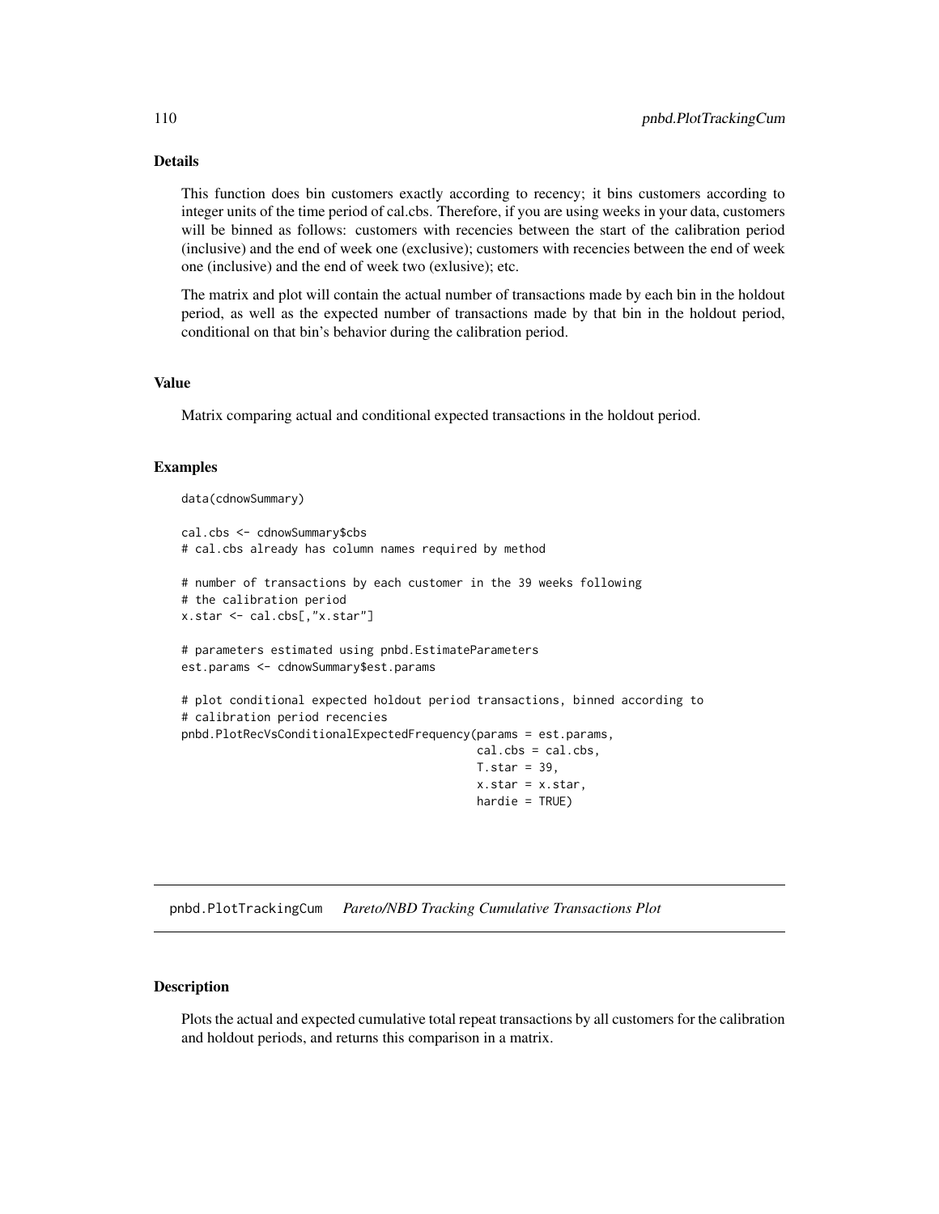## Details

This function does bin customers exactly according to recency; it bins customers according to integer units of the time period of cal.cbs. Therefore, if you are using weeks in your data, customers will be binned as follows: customers with recencies between the start of the calibration period (inclusive) and the end of week one (exclusive); customers with recencies between the end of week one (inclusive) and the end of week two (exlusive); etc.

The matrix and plot will contain the actual number of transactions made by each bin in the holdout period, as well as the expected number of transactions made by that bin in the holdout period, conditional on that bin's behavior during the calibration period.

## Value

Matrix comparing actual and conditional expected transactions in the holdout period.

## Examples

```
data(cdnowSummary)

cal.cbs <- cdnowSummary$cbs
# cal.cbs already has column names required by method

# number of transactions by each customer in the 39 weeks following
# the calibration period
x.star <- cal.cbs[,"x.star"]

# parameters estimated using pnbd.EstimateParameters
est.params <- cdnowSummary$est.params

# plot conditional expected holdout period transactions, binned according to
# calibration period recencies
pnbd.PlotRecVsConditionalExpectedFrequency(params = est.params,
                                           cal.cbs = cal.cbs,
                                           T.star = 39,
                                           x.star = x.star,
                                           hardie = TRUE)
```

---

# pnbd.PlotTrackingCum *Pareto/NBD Tracking Cumulative Transactions Plot*

## Description

Plots the actual and expected cumulative total repeat transactions by all customers for the calibration and holdout periods, and returns this comparison in a matrix.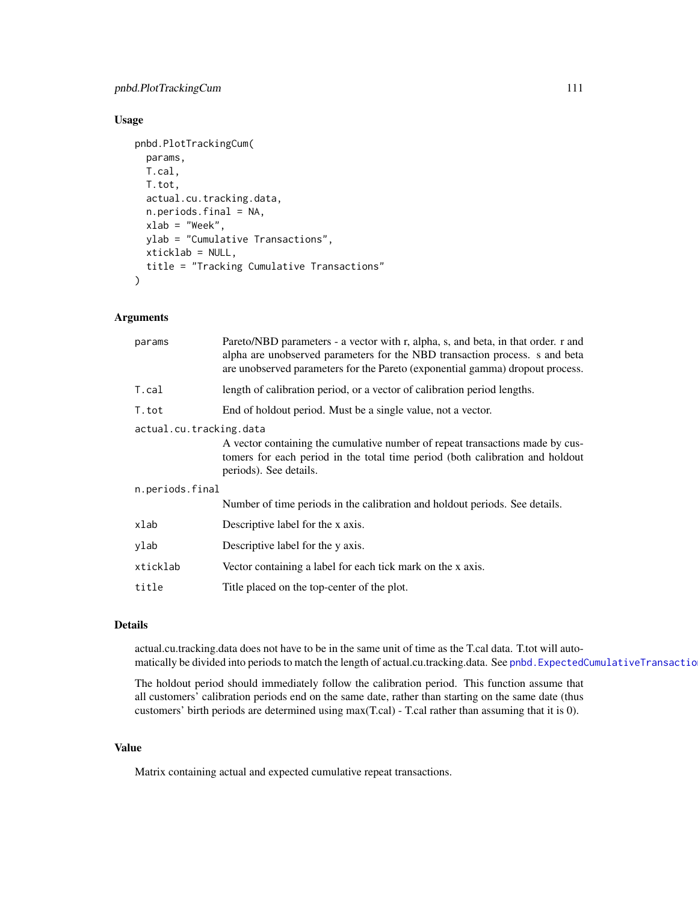## Usage

```
pnbd.PlotTrackingCum(
  params,
  T.cal,
  T.tot,
  actual.cu.tracking.data,
  n.periods.final = NA,
  xlab = "Week",
  ylab = "Cumulative Transactions",
  xticklab = NULL,
  title = "Tracking Cumulative Transactions"
)
```

## Arguments

| | |
|---|---|
| params | Pareto/NBD parameters - a vector with r, alpha, s, and beta, in that order. r and alpha are unobserved parameters for the NBD transaction process. s and beta are unobserved parameters for the Pareto (exponential gamma) dropout process. |
| T.cal | length of calibration period, or a vector of calibration period lengths. |
| T.tot | End of holdout period. Must be a single value, not a vector. |
| actual.cu.tracking.data | A vector containing the cumulative number of repeat transactions made by customers for each period in the total time period (both calibration and holdout periods). See details. |
| n.periods.final | Number of time periods in the calibration and holdout periods. See details. |
| xlab | Descriptive label for the x axis. |
| ylab | Descriptive label for the y axis. |
| xticklab | Vector containing a label for each tick mark on the x axis. |
| title | Title placed on the top-center of the plot. |

## Details

actual.cu.tracking.data does not have to be in the same unit of time as the T.cal data. T.tot will automatically be divided into periods to match the length of actual.cu.tracking.data. See pnbd.ExpectedCumulativeTransactions.

The holdout period should immediately follow the calibration period. This function assume that all customers' calibration periods end on the same date, rather than starting on the same date (thus customers' birth periods are determined using max(T.cal) - T.cal rather than assuming that it is 0).

## Value

Matrix containing actual and expected cumulative repeat transactions.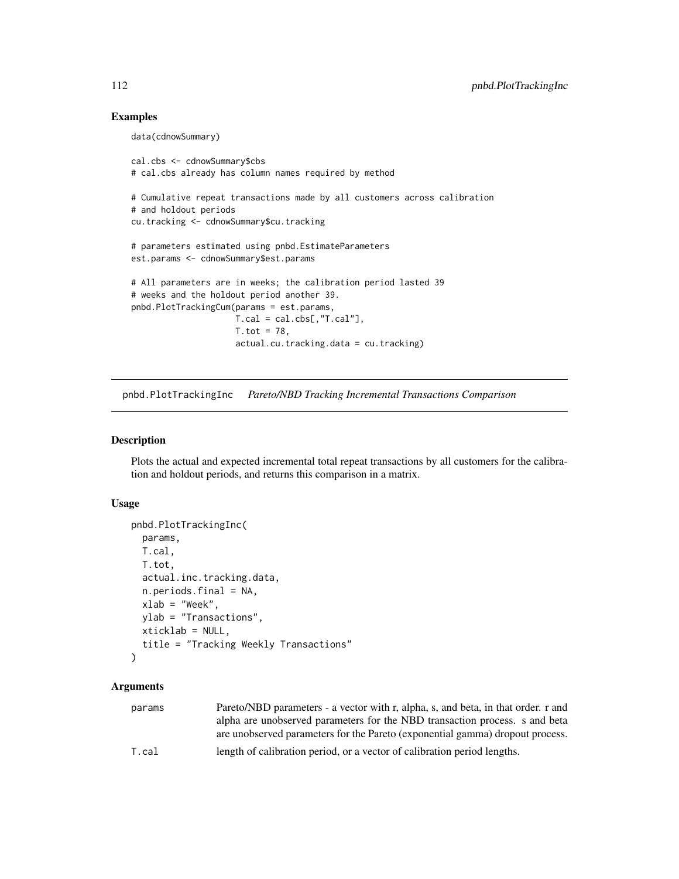## Examples

```
data(cdnowSummary)

cal.cbs <- cdnowSummary$cbs
# cal.cbs already has column names required by method

# Cumulative repeat transactions made by all customers across calibration
# and holdout periods
cu.tracking <- cdnowSummary$cu.tracking

# parameters estimated using pnbd.EstimateParameters
est.params <- cdnowSummary$est.params

# All parameters are in weeks; the calibration period lasted 39
# weeks and the holdout period another 39.
pnbd.PlotTrackingCum(params = est.params,
                     T.cal = cal.cbs[,"T.cal"],
                     T.tot = 78,
                     actual.cu.tracking.data = cu.tracking)
```

---

# pnbd.PlotTrackingInc *Pareto/NBD Tracking Incremental Transactions Comparison*

---

## Description

Plots the actual and expected incremental total repeat transactions by all customers for the calibration and holdout periods, and returns this comparison in a matrix.

## Usage

```
pnbd.PlotTrackingInc(
  params,
  T.cal,
  T.tot,
  actual.inc.tracking.data,
  n.periods.final = NA,
  xlab = "Week",
  ylab = "Transactions",
  xticklab = NULL,
  title = "Tracking Weekly Transactions"
)
```

## Arguments

| | |
|---|---|
| params | Pareto/NBD parameters - a vector with r, alpha, s, and beta, in that order. r and alpha are unobserved parameters for the NBD transaction process. s and beta are unobserved parameters for the Pareto (exponential gamma) dropout process. |
| T.cal | length of calibration period, or a vector of calibration period lengths. |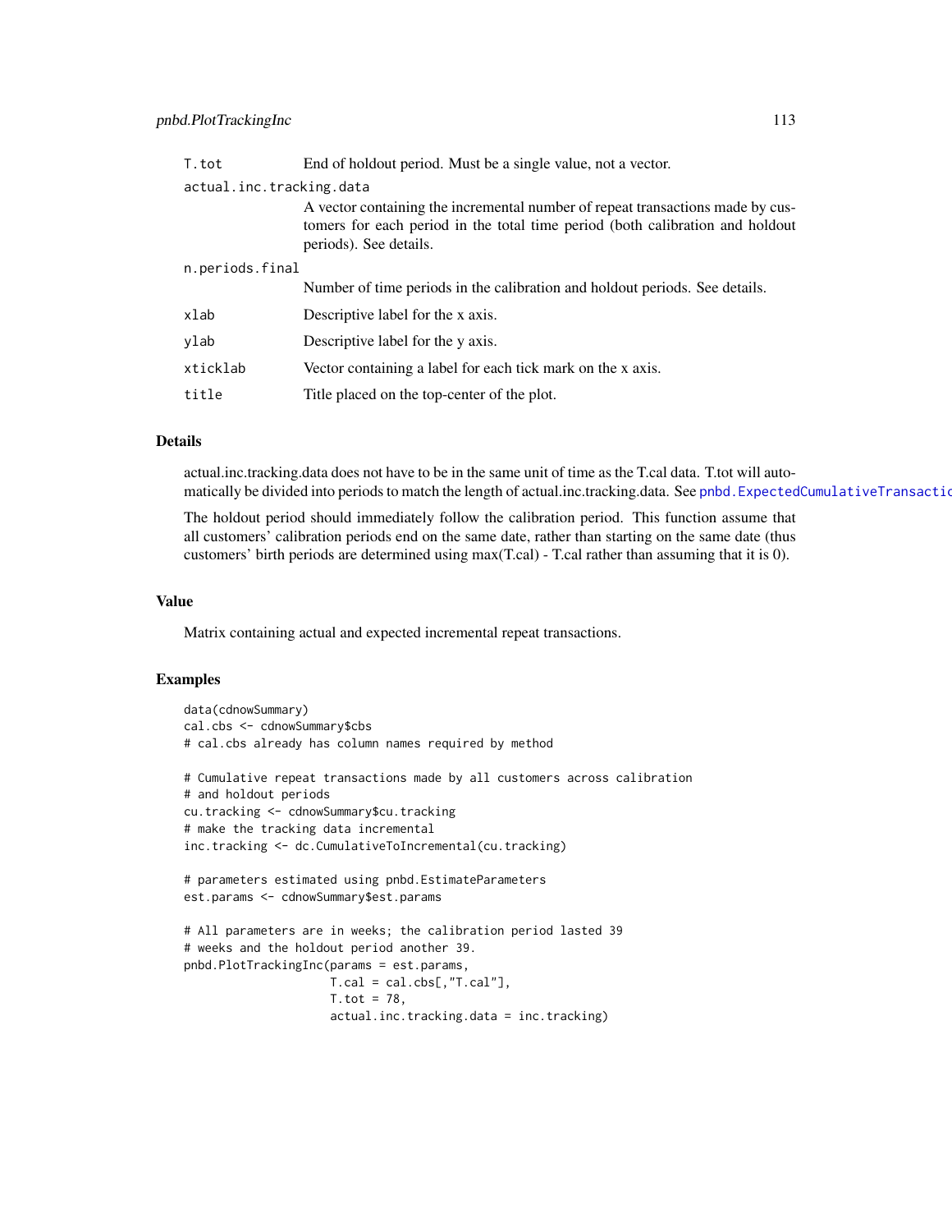| | |
|---|---|
| T.tot | End of holdout period. Must be a single value, not a vector. |
| actual.inc.tracking.data | A vector containing the incremental number of repeat transactions made by customers for each period in the total time period (both calibration and holdout periods). See details. |
| n.periods.final | Number of time periods in the calibration and holdout periods. See details. |
| xlab | Descriptive label for the x axis. |
| ylab | Descriptive label for the y axis. |
| xticklab | Vector containing a label for each tick mark on the x axis. |
| title | Title placed on the top-center of the plot. |

## Details

actual.inc.tracking.data does not have to be in the same unit of time as the T.cal data. T.tot will automatically be divided into periods to match the length of actual.inc.tracking.data. See pnbd.ExpectedCumulativeTransactio

The holdout period should immediately follow the calibration period. This function assume that all customers' calibration periods end on the same date, rather than starting on the same date (thus customers' birth periods are determined using max(T.cal) - T.cal rather than assuming that it is 0).

## Value

Matrix containing actual and expected incremental repeat transactions.

## Examples

```
data(cdnowSummary)
cal.cbs <- cdnowSummary$cbs
# cal.cbs already has column names required by method

# Cumulative repeat transactions made by all customers across calibration
# and holdout periods
cu.tracking <- cdnowSummary$cu.tracking
# make the tracking data incremental
inc.tracking <- dc.CumulativeToIncremental(cu.tracking)

# parameters estimated using pnbd.EstimateParameters
est.params <- cdnowSummary$est.params

# All parameters are in weeks; the calibration period lasted 39
# weeks and the holdout period another 39.
pnbd.PlotTrackingInc(params = est.params,
                     T.cal = cal.cbs[,"T.cal"],
                     T.tot = 78,
                     actual.inc.tracking.data = inc.tracking)
```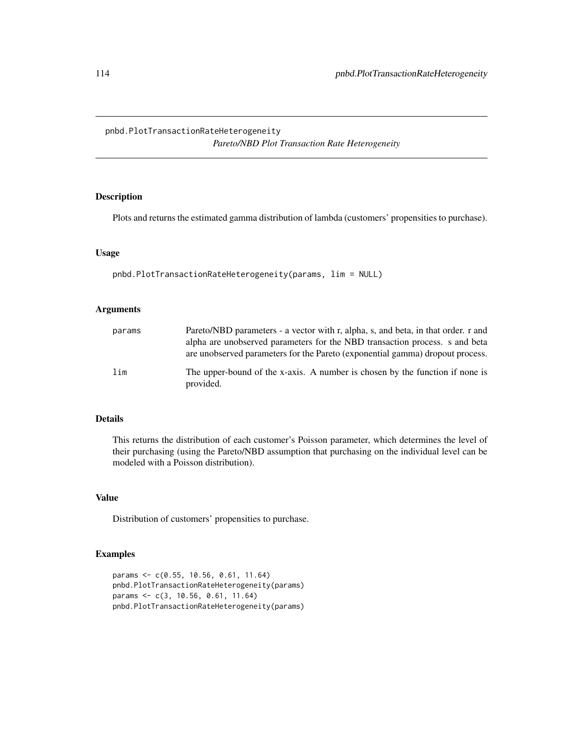# pnbd.PlotTransactionRateHeterogeneity

*Pareto/NBD Plot Transaction Rate Heterogeneity*

## Description

Plots and returns the estimated gamma distribution of lambda (customers' propensities to purchase).

## Usage

```
pnbd.PlotTransactionRateHeterogeneity(params, lim = NULL)
```

## Arguments

| | |
|---|---|
| params | Pareto/NBD parameters - a vector with r, alpha, s, and beta, in that order. r and alpha are unobserved parameters for the NBD transaction process. s and beta are unobserved parameters for the Pareto (exponential gamma) dropout process. |
| lim | The upper-bound of the x-axis. A number is chosen by the function if none is provided. |

## Details

This returns the distribution of each customer's Poisson parameter, which determines the level of their purchasing (using the Pareto/NBD assumption that purchasing on the individual level can be modeled with a Poisson distribution).

## Value

Distribution of customers' propensities to purchase.

## Examples

```
params <- c(0.55, 10.56, 0.61, 11.64)
pnbd.PlotTransactionRateHeterogeneity(params)
params <- c(3, 10.56, 0.61, 11.64)
pnbd.PlotTransactionRateHeterogeneity(params)
```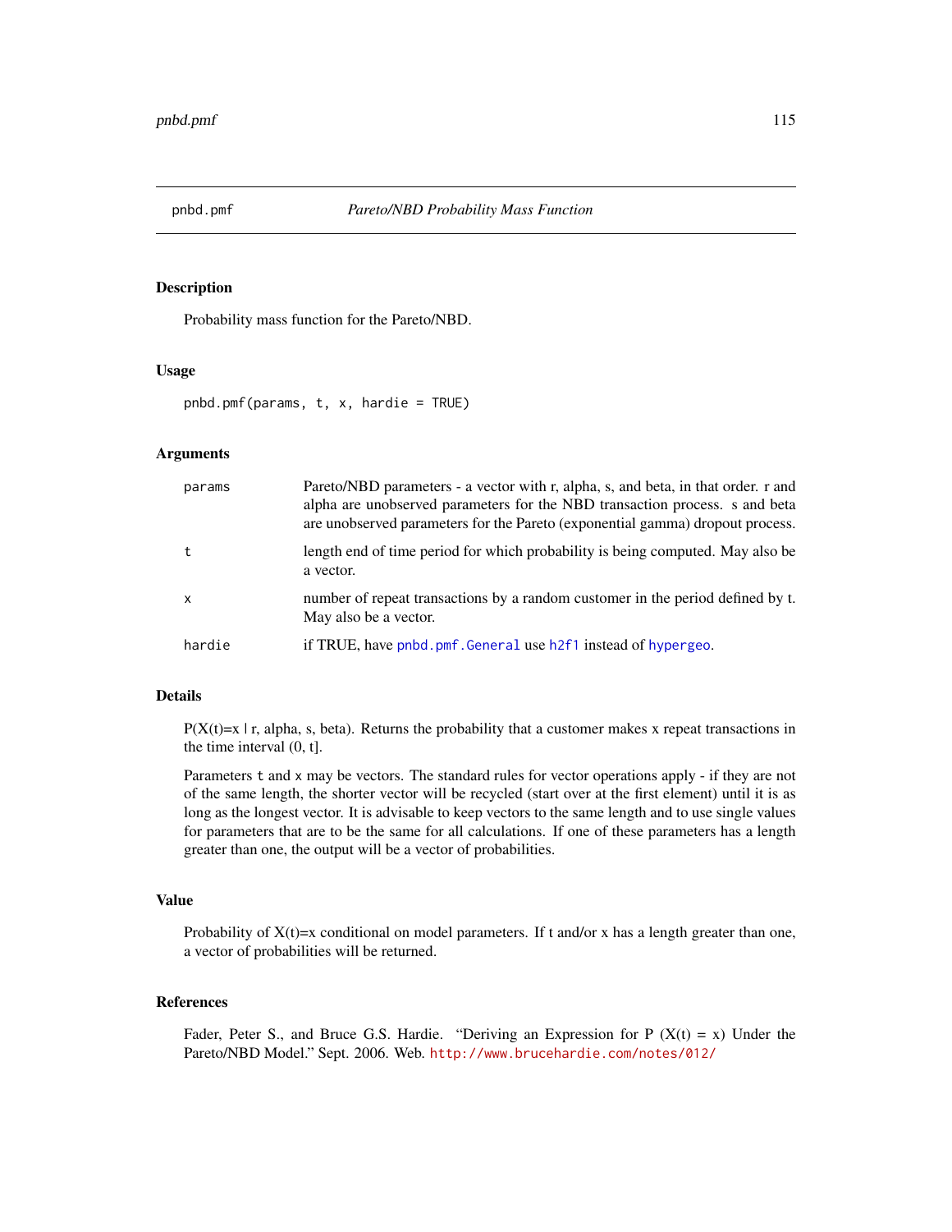## pnbd.pmf — *Pareto/NBD Probability Mass Function*

### Description

Probability mass function for the Pareto/NBD.

### Usage

```
pnbd.pmf(params, t, x, hardie = TRUE)
```

### Arguments

| | |
|---|---|
| params | Pareto/NBD parameters - a vector with r, alpha, s, and beta, in that order. r and alpha are unobserved parameters for the NBD transaction process. s and beta are unobserved parameters for the Pareto (exponential gamma) dropout process. |
| t | length end of time period for which probability is being computed. May also be a vector. |
| x | number of repeat transactions by a random customer in the period defined by t. May also be a vector. |
| hardie | if TRUE, have `pnbd.pmf.General` use `h2f1` instead of `hypergeo`. |

### Details

P(X(t)=x | r, alpha, s, beta). Returns the probability that a customer makes x repeat transactions in the time interval (0, t].

Parameters `t` and `x` may be vectors. The standard rules for vector operations apply - if they are not of the same length, the shorter vector will be recycled (start over at the first element) until it is as long as the longest vector. It is advisable to keep vectors to the same length and to use single values for parameters that are to be the same for all calculations. If one of these parameters has a length greater than one, the output will be a vector of probabilities.

### Value

Probability of X(t)=x conditional on model parameters. If t and/or x has a length greater than one, a vector of probabilities will be returned.

### References

Fader, Peter S., and Bruce G.S. Hardie. "Deriving an Expression for P (X(t) = x) Under the Pareto/NBD Model." Sept. 2006. Web. http://www.brucehardie.com/notes/012/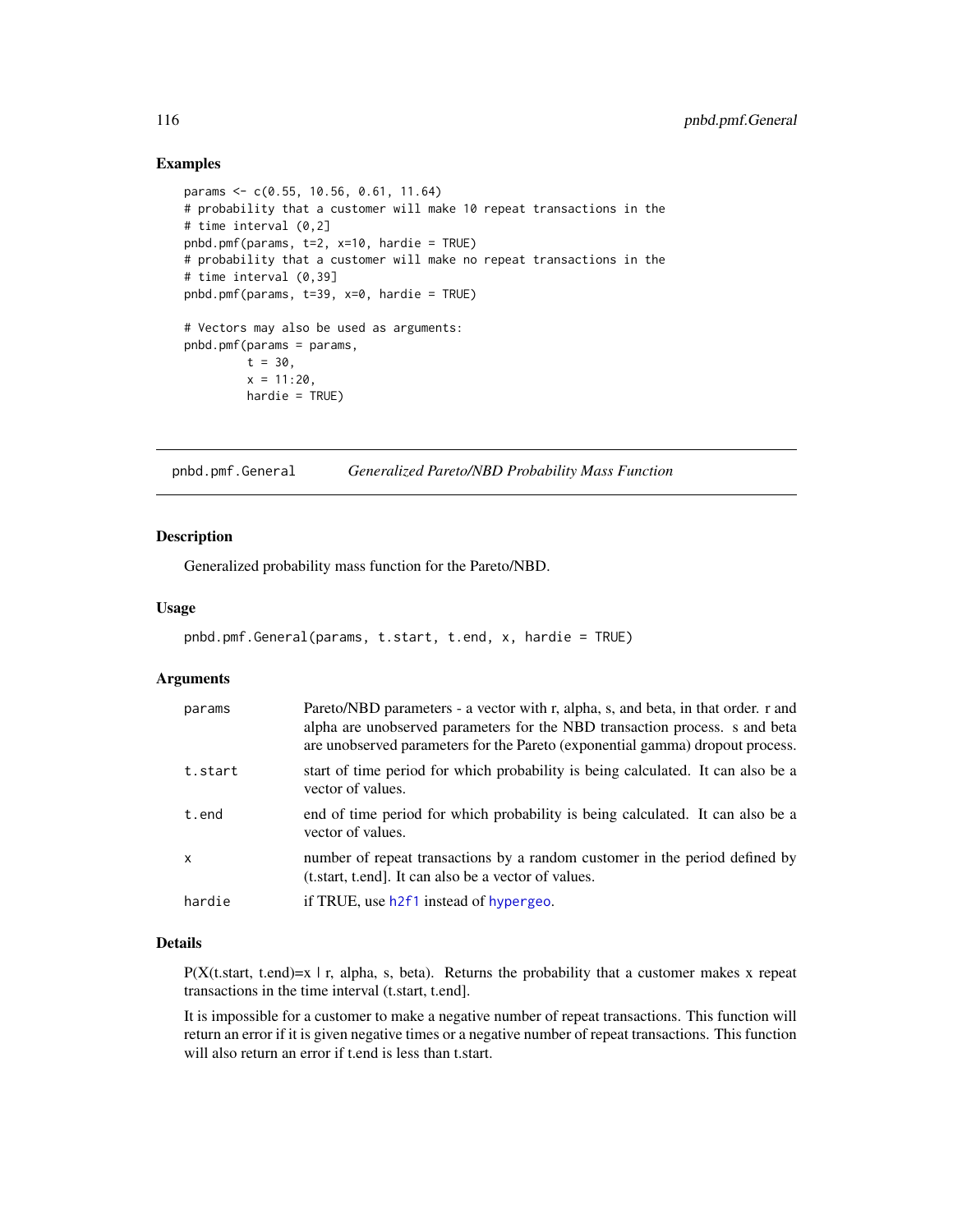## Examples

```
params <- c(0.55, 10.56, 0.61, 11.64)
# probability that a customer will make 10 repeat transactions in the
# time interval (0,2]
pnbd.pmf(params, t=2, x=10, hardie = TRUE)
# probability that a customer will make no repeat transactions in the
# time interval (0,39]
pnbd.pmf(params, t=39, x=0, hardie = TRUE)

# Vectors may also be used as arguments:
pnbd.pmf(params = params,
         t = 30,
         x = 11:20,
         hardie = TRUE)
```

---

# pnbd.pmf.General    *Generalized Pareto/NBD Probability Mass Function*

---

## Description

Generalized probability mass function for the Pareto/NBD.

## Usage

```
pnbd.pmf.General(params, t.start, t.end, x, hardie = TRUE)
```

## Arguments

| | |
|---|---|
| params | Pareto/NBD parameters - a vector with r, alpha, s, and beta, in that order. r and alpha are unobserved parameters for the NBD transaction process. s and beta are unobserved parameters for the Pareto (exponential gamma) dropout process. |
| t.start | start of time period for which probability is being calculated. It can also be a vector of values. |
| t.end | end of time period for which probability is being calculated. It can also be a vector of values. |
| x | number of repeat transactions by a random customer in the period defined by (t.start, t.end]. It can also be a vector of values. |
| hardie | if TRUE, use h2f1 instead of hypergeo. |

## Details

P(X(t.start, t.end)=x | r, alpha, s, beta). Returns the probability that a customer makes x repeat transactions in the time interval (t.start, t.end].

It is impossible for a customer to make a negative number of repeat transactions. This function will return an error if it is given negative times or a negative number of repeat transactions. This function will also return an error if t.end is less than t.start.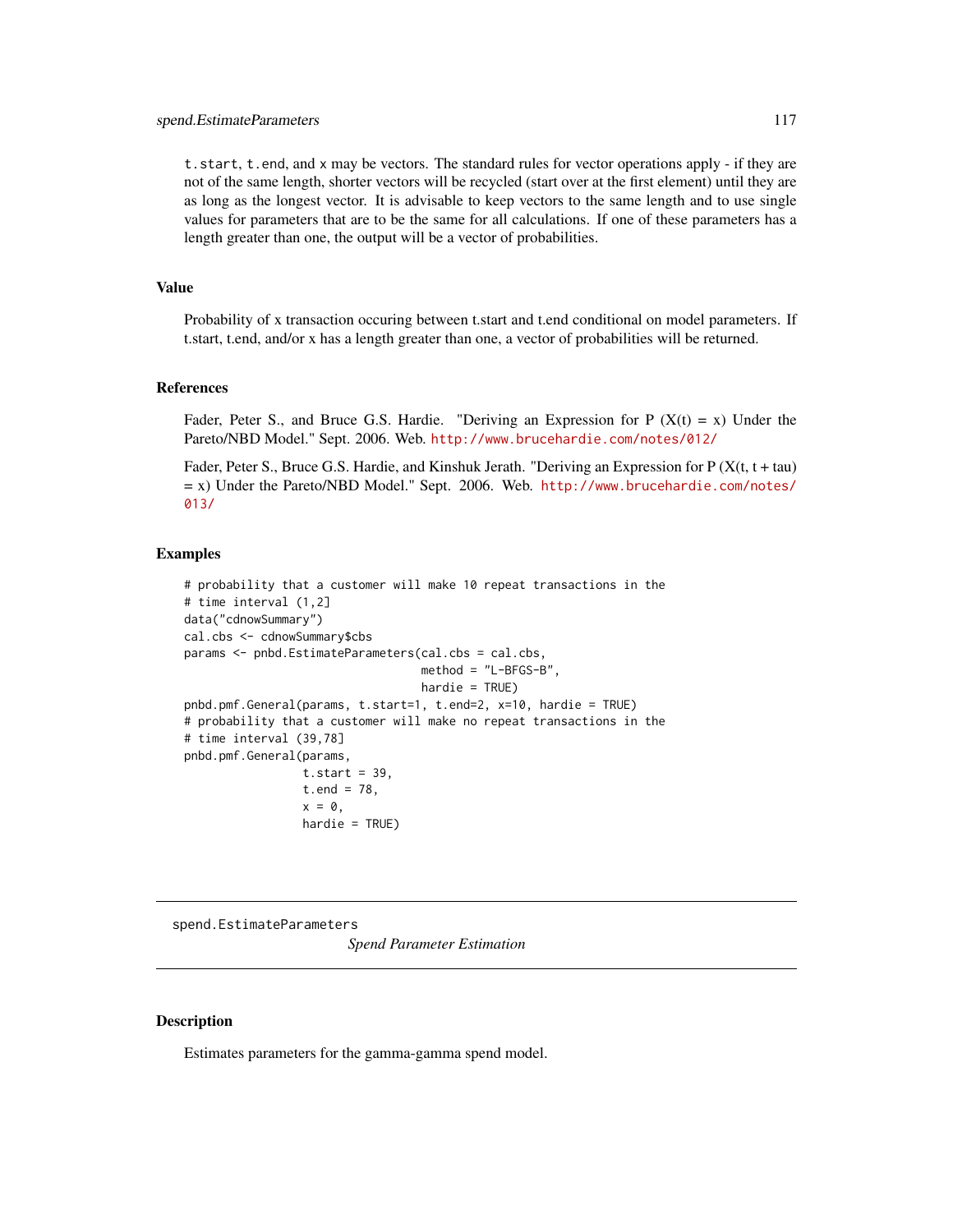`t.start`, `t.end`, and `x` may be vectors. The standard rules for vector operations apply - if they are not of the same length, shorter vectors will be recycled (start over at the first element) until they are as long as the longest vector. It is advisable to keep vectors to the same length and to use single values for parameters that are to be the same for all calculations. If one of these parameters has a length greater than one, the output will be a vector of probabilities.

### Value

Probability of x transaction occuring between t.start and t.end conditional on model parameters. If t.start, t.end, and/or x has a length greater than one, a vector of probabilities will be returned.

### References

Fader, Peter S., and Bruce G.S. Hardie. "Deriving an Expression for P (X(t) = x) Under the Pareto/NBD Model." Sept. 2006. Web. http://www.brucehardie.com/notes/012/

Fader, Peter S., Bruce G.S. Hardie, and Kinshuk Jerath. "Deriving an Expression for P (X(t, t + tau) = x) Under the Pareto/NBD Model." Sept. 2006. Web. http://www.brucehardie.com/notes/013/

### Examples

```
# probability that a customer will make 10 repeat transactions in the
# time interval (1,2]
data("cdnowSummary")
cal.cbs <- cdnowSummary$cbs
params <- pnbd.EstimateParameters(cal.cbs = cal.cbs,
                                  method = "L-BFGS-B",
                                  hardie = TRUE)
pnbd.pmf.General(params, t.start=1, t.end=2, x=10, hardie = TRUE)
# probability that a customer will make no repeat transactions in the
# time interval (39,78]
pnbd.pmf.General(params,
                 t.start = 39,
                 t.end = 78,
                 x = 0,
                 hardie = TRUE)
```

---

## spend.EstimateParameters    *Spend Parameter Estimation*

---

### Description

Estimates parameters for the gamma-gamma spend model.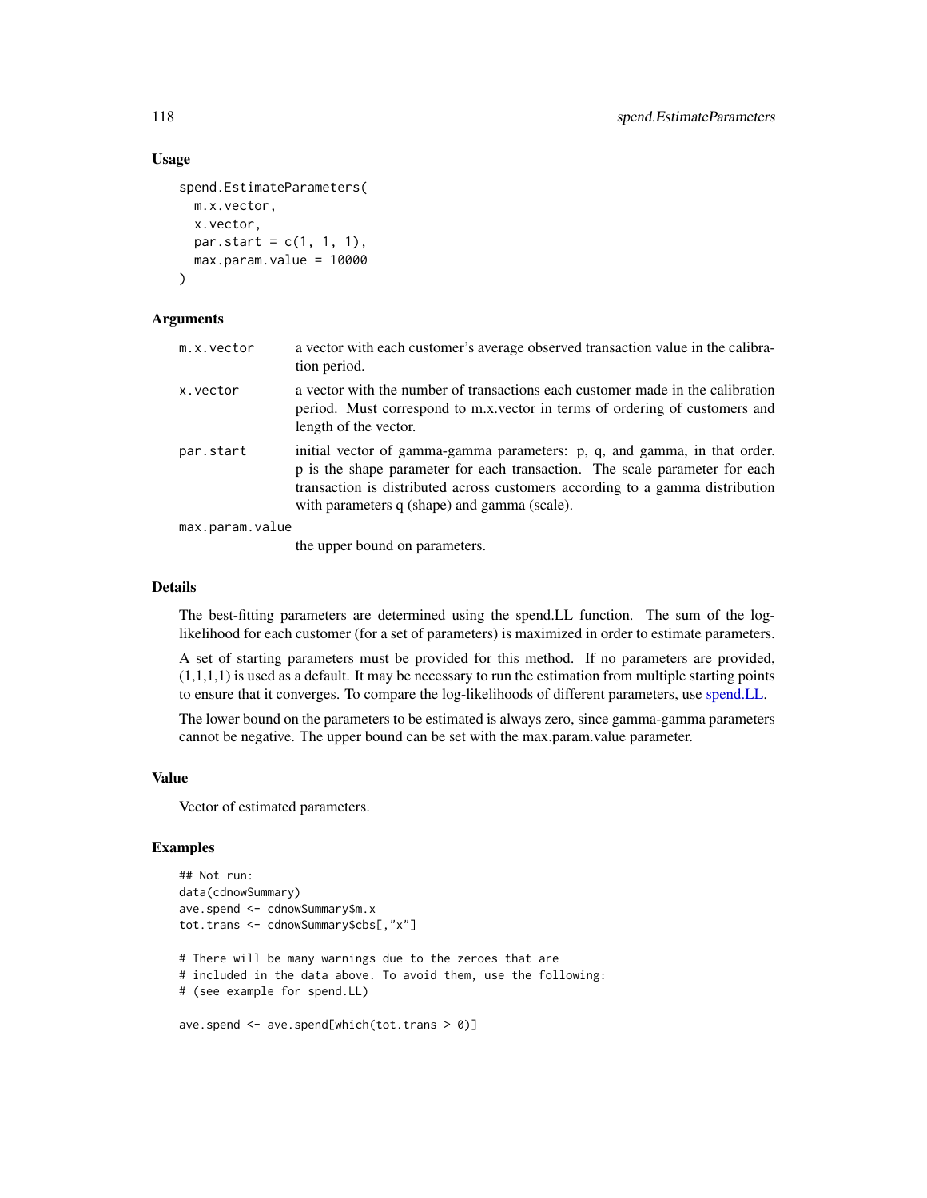## Usage

```
spend.EstimateParameters(
  m.x.vector,
  x.vector,
  par.start = c(1, 1, 1),
  max.param.value = 10000
)
```

## Arguments

| | |
|---|---|
| m.x.vector | a vector with each customer's average observed transaction value in the calibration period. |
| x.vector | a vector with the number of transactions each customer made in the calibration period. Must correspond to m.x.vector in terms of ordering of customers and length of the vector. |
| par.start | initial vector of gamma-gamma parameters: p, q, and gamma, in that order. p is the shape parameter for each transaction. The scale parameter for each transaction is distributed across customers according to a gamma distribution with parameters q (shape) and gamma (scale). |
| max.param.value | the upper bound on parameters. |

## Details

The best-fitting parameters are determined using the spend.LL function. The sum of the log-likelihood for each customer (for a set of parameters) is maximized in order to estimate parameters.

A set of starting parameters must be provided for this method. If no parameters are provided, (1,1,1,1) is used as a default. It may be necessary to run the estimation from multiple starting points to ensure that it converges. To compare the log-likelihoods of different parameters, use spend.LL.

The lower bound on the parameters to be estimated is always zero, since gamma-gamma parameters cannot be negative. The upper bound can be set with the max.param.value parameter.

## Value

Vector of estimated parameters.

## Examples

```
## Not run:
data(cdnowSummary)
ave.spend <- cdnowSummary$m.x
tot.trans <- cdnowSummary$cbs[,"x"]

# There will be many warnings due to the zeroes that are
# included in the data above. To avoid them, use the following:
# (see example for spend.LL)

ave.spend <- ave.spend[which(tot.trans > 0)]
```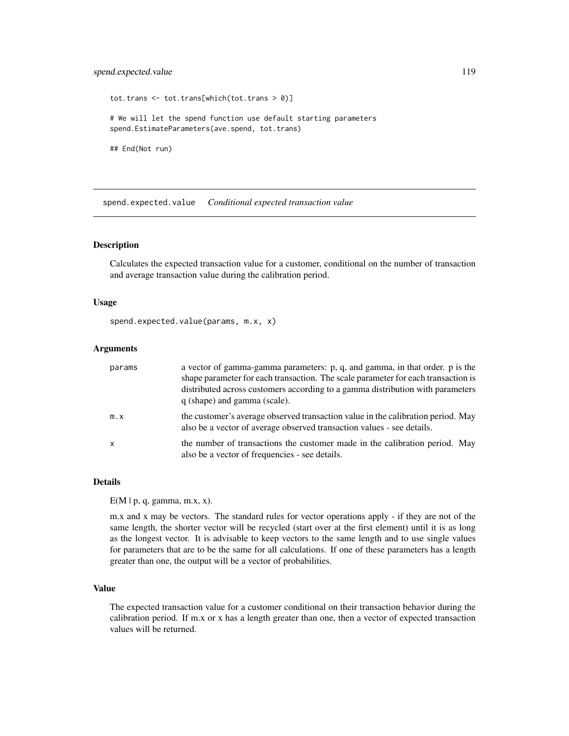```
tot.trans <- tot.trans[which(tot.trans > 0)]

# We will let the spend function use default starting parameters
spend.EstimateParameters(ave.spend, tot.trans)

## End(Not run)
```

---

## spend.expected.value *Conditional expected transaction value*

### Description

Calculates the expected transaction value for a customer, conditional on the number of transaction and average transaction value during the calibration period.

### Usage

```
spend.expected.value(params, m.x, x)
```

### Arguments

| | |
|---|---|
| `params` | a vector of gamma-gamma parameters: p, q, and gamma, in that order. p is the shape parameter for each transaction. The scale parameter for each transaction is distributed across customers according to a gamma distribution with parameters q (shape) and gamma (scale). |
| `m.x` | the customer's average observed transaction value in the calibration period. May also be a vector of average observed transaction values - see details. |
| `x` | the number of transactions the customer made in the calibration period. May also be a vector of frequencies - see details. |

### Details

E(M | p, q, gamma, m.x, x).

m.x and x may be vectors. The standard rules for vector operations apply - if they are not of the same length, the shorter vector will be recycled (start over at the first element) until it is as long as the longest vector. It is advisable to keep vectors to the same length and to use single values for parameters that are to be the same for all calculations. If one of these parameters has a length greater than one, the output will be a vector of probabilities.

### Value

The expected transaction value for a customer conditional on their transaction behavior during the calibration period. If m.x or x has a length greater than one, then a vector of expected transaction values will be returned.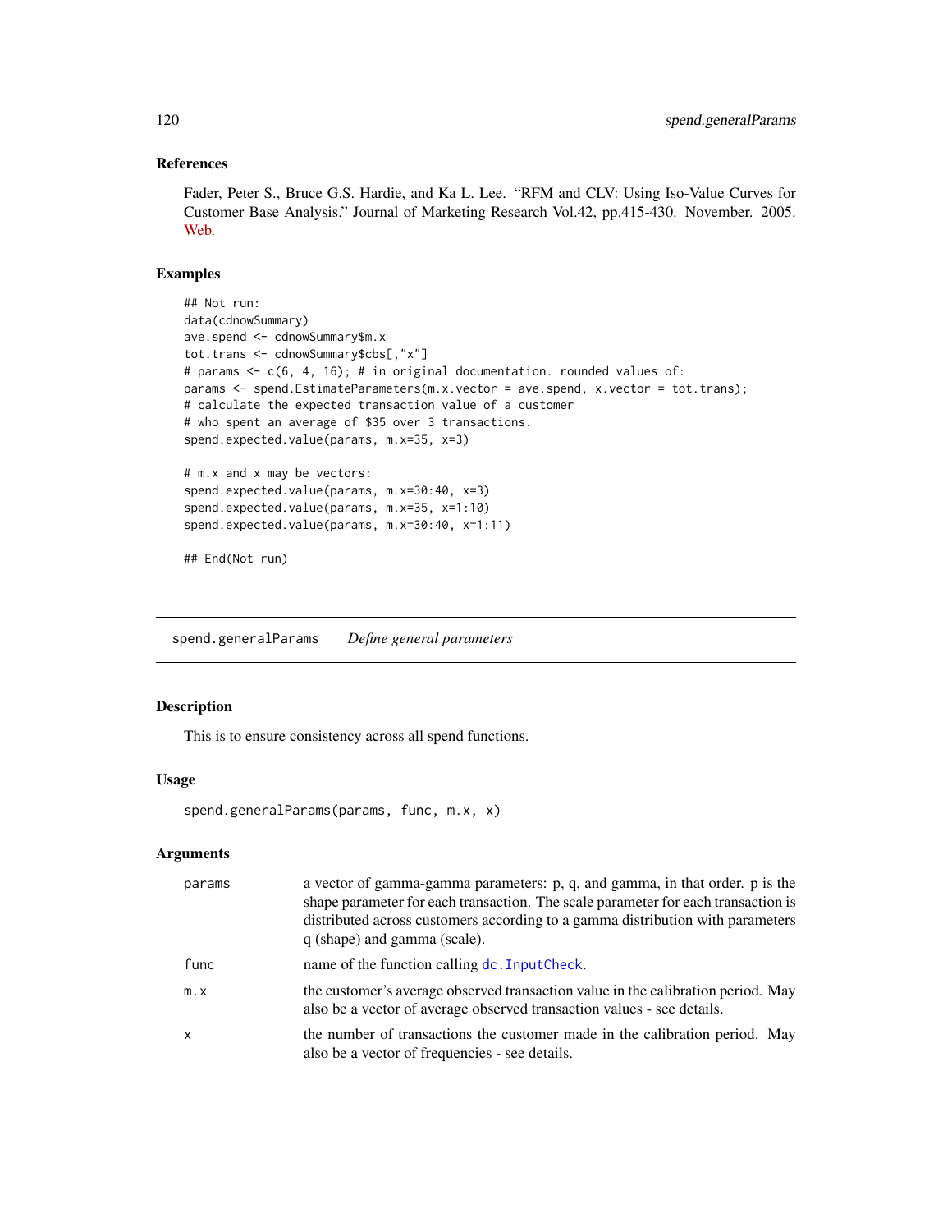## References

Fader, Peter S., Bruce G.S. Hardie, and Ka L. Lee. "RFM and CLV: Using Iso-Value Curves for Customer Base Analysis." Journal of Marketing Research Vol.42, pp.415-430. November. 2005. Web.

## Examples

```
## Not run:
data(cdnowSummary)
ave.spend <- cdnowSummary$m.x
tot.trans <- cdnowSummary$cbs[,"x"]
# params <- c(6, 4, 16); # in original documentation. rounded values of:
params <- spend.EstimateParameters(m.x.vector = ave.spend, x.vector = tot.trans);
# calculate the expected transaction value of a customer
# who spent an average of $35 over 3 transactions.
spend.expected.value(params, m.x=35, x=3)

# m.x and x may be vectors:
spend.expected.value(params, m.x=30:40, x=3)
spend.expected.value(params, m.x=35, x=1:10)
spend.expected.value(params, m.x=30:40, x=1:11)

## End(Not run)
```

---

# spend.generalParams — *Define general parameters*

## Description

This is to ensure consistency across all spend functions.

## Usage

```
spend.generalParams(params, func, m.x, x)
```

## Arguments

| | |
|---|---|
| `params` | a vector of gamma-gamma parameters: p, q, and gamma, in that order. p is the shape parameter for each transaction. The scale parameter for each transaction is distributed across customers according to a gamma distribution with parameters q (shape) and gamma (scale). |
| `func` | name of the function calling `dc.InputCheck`. |
| `m.x` | the customer's average observed transaction value in the calibration period. May also be a vector of average observed transaction values - see details. |
| `x` | the number of transactions the customer made in the calibration period. May also be a vector of frequencies - see details. |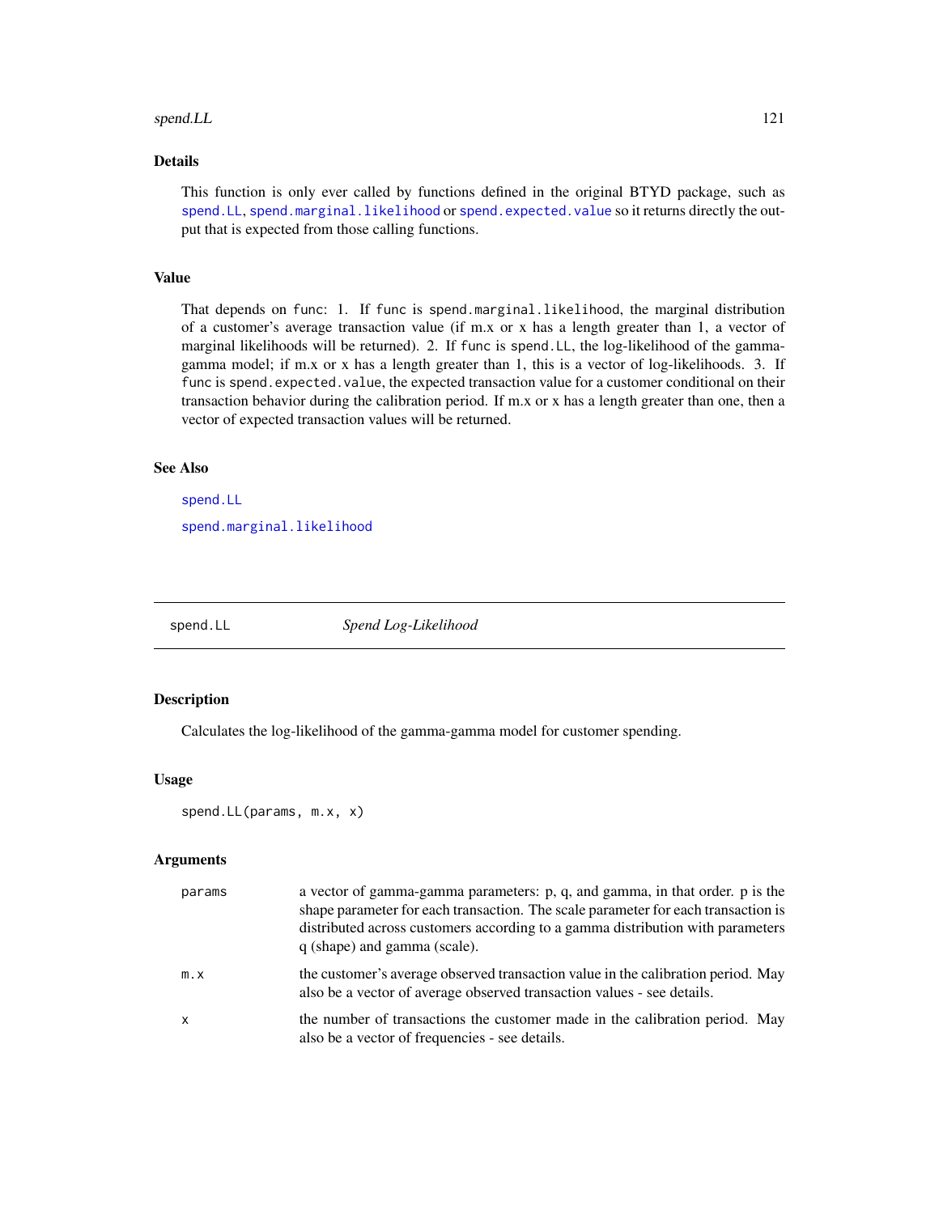## Details

This function is only ever called by functions defined in the original BTYD package, such as `spend.LL`, `spend.marginal.likelihood` or `spend.expected.value` so it returns directly the output that is expected from those calling functions.

## Value

That depends on `func`: 1. If `func` is `spend.marginal.likelihood`, the marginal distribution of a customer's average transaction value (if m.x or x has a length greater than 1, a vector of marginal likelihoods will be returned). 2. If `func` is `spend.LL`, the log-likelihood of the gamma-gamma model; if m.x or x has a length greater than 1, this is a vector of log-likelihoods. 3. If `func` is `spend.expected.value`, the expected transaction value for a customer conditional on their transaction behavior during the calibration period. If m.x or x has a length greater than one, then a vector of expected transaction values will be returned.

## See Also

`spend.LL`

`spend.marginal.likelihood`

---

# spend.LL — *Spend Log-Likelihood*

## Description

Calculates the log-likelihood of the gamma-gamma model for customer spending.

## Usage

```
spend.LL(params, m.x, x)
```

## Arguments

| | |
|---|---|
| `params` | a vector of gamma-gamma parameters: p, q, and gamma, in that order. p is the shape parameter for each transaction. The scale parameter for each transaction is distributed across customers according to a gamma distribution with parameters q (shape) and gamma (scale). |
| `m.x` | the customer's average observed transaction value in the calibration period. May also be a vector of average observed transaction values - see details. |
| `x` | the number of transactions the customer made in the calibration period. May also be a vector of frequencies - see details. |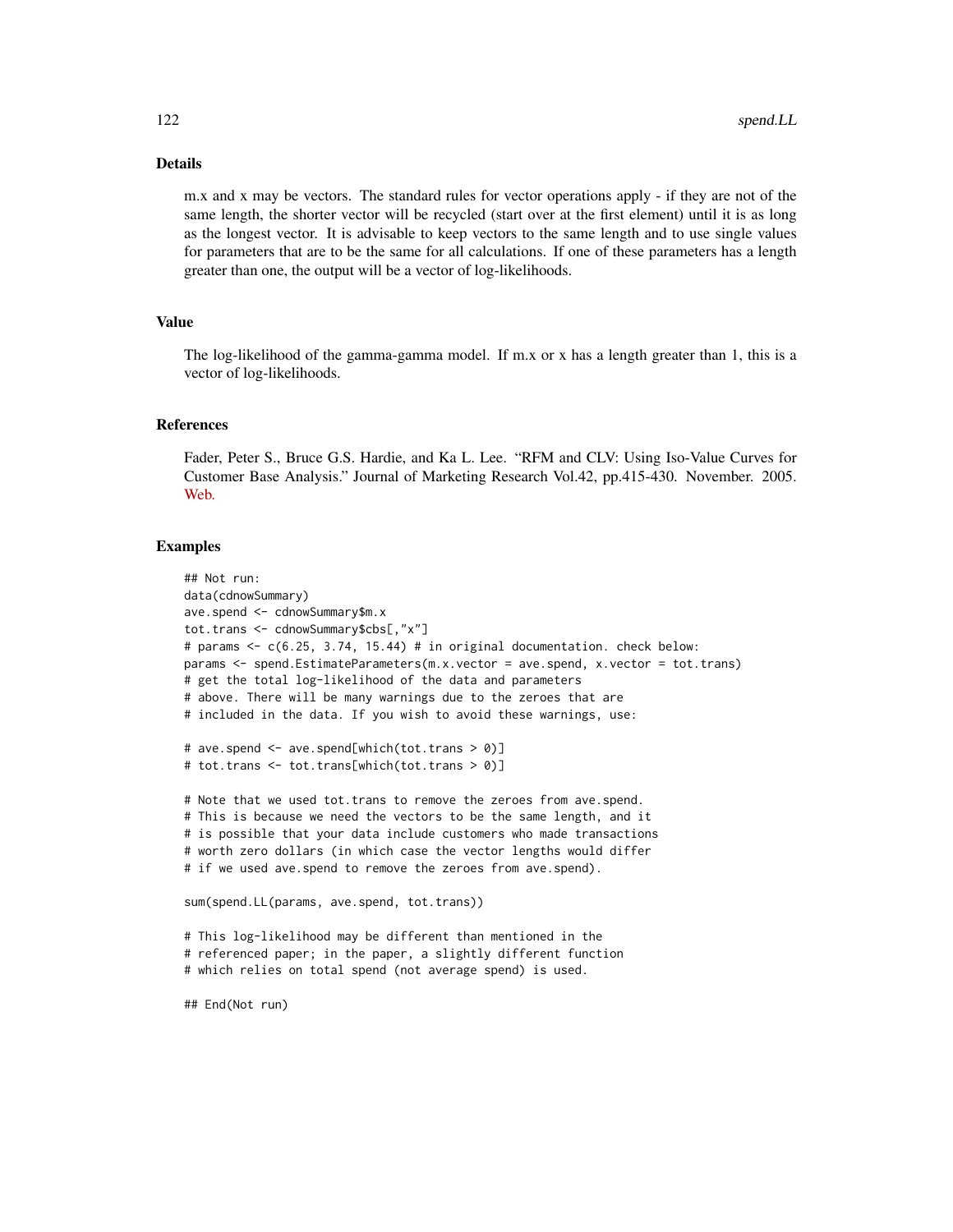## Details

m.x and x may be vectors. The standard rules for vector operations apply - if they are not of the same length, the shorter vector will be recycled (start over at the first element) until it is as long as the longest vector. It is advisable to keep vectors to the same length and to use single values for parameters that are to be the same for all calculations. If one of these parameters has a length greater than one, the output will be a vector of log-likelihoods.

## Value

The log-likelihood of the gamma-gamma model. If m.x or x has a length greater than 1, this is a vector of log-likelihoods.

## References

Fader, Peter S., Bruce G.S. Hardie, and Ka L. Lee. "RFM and CLV: Using Iso-Value Curves for Customer Base Analysis." Journal of Marketing Research Vol.42, pp.415-430. November. 2005. Web.

## Examples

```
## Not run:
data(cdnowSummary)
ave.spend <- cdnowSummary$m.x
tot.trans <- cdnowSummary$cbs[,"x"]
# params <- c(6.25, 3.74, 15.44) # in original documentation. check below:
params <- spend.EstimateParameters(m.x.vector = ave.spend, x.vector = tot.trans)
# get the total log-likelihood of the data and parameters
# above. There will be many warnings due to the zeroes that are
# included in the data. If you wish to avoid these warnings, use:

# ave.spend <- ave.spend[which(tot.trans > 0)]
# tot.trans <- tot.trans[which(tot.trans > 0)]

# Note that we used tot.trans to remove the zeroes from ave.spend.
# This is because we need the vectors to be the same length, and it
# is possible that your data include customers who made transactions
# worth zero dollars (in which case the vector lengths would differ
# if we used ave.spend to remove the zeroes from ave.spend).

sum(spend.LL(params, ave.spend, tot.trans))

# This log-likelihood may be different than mentioned in the
# referenced paper; in the paper, a slightly different function
# which relies on total spend (not average spend) is used.

## End(Not run)
```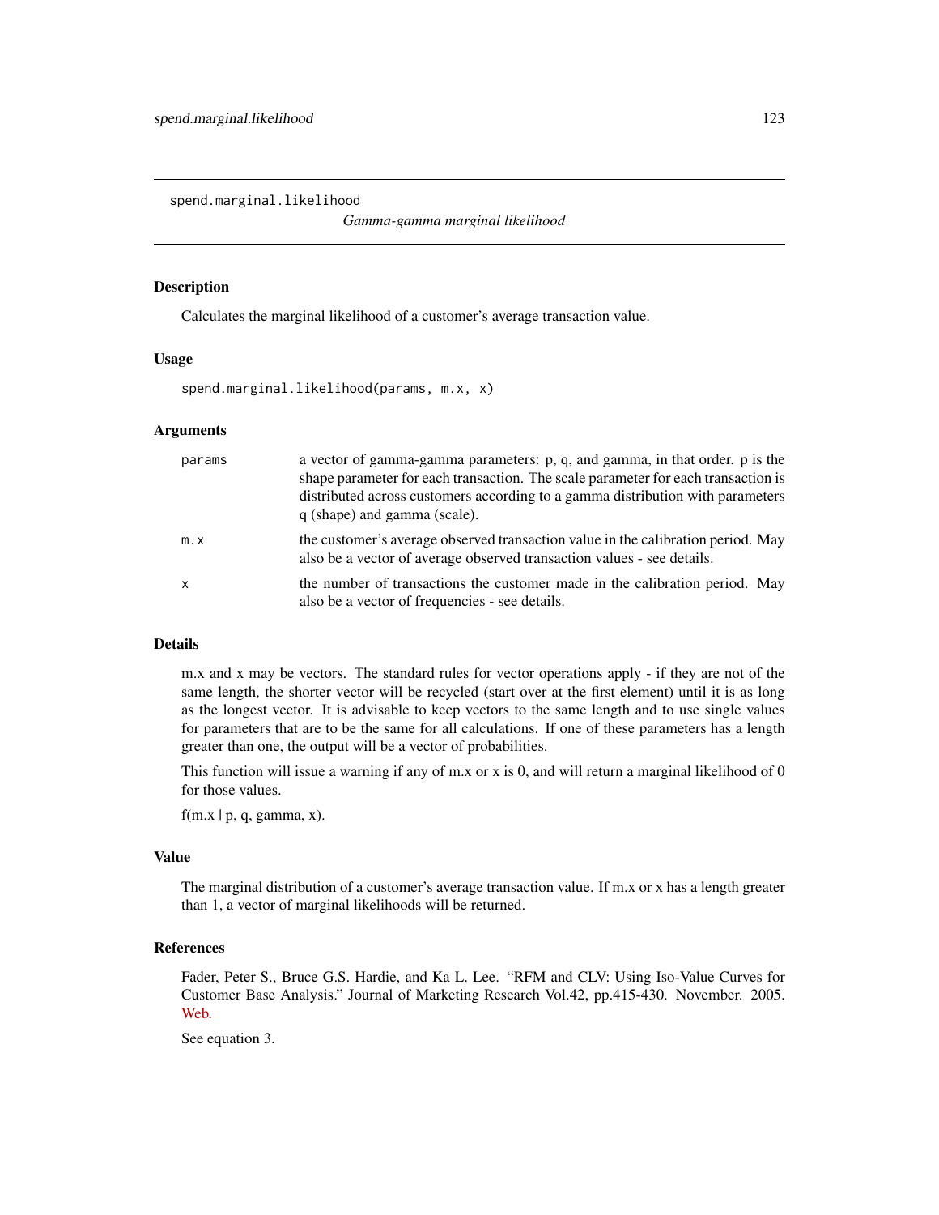## spend.marginal.likelihood

*Gamma-gamma marginal likelihood*

### Description

Calculates the marginal likelihood of a customer's average transaction value.

### Usage

```
spend.marginal.likelihood(params, m.x, x)
```

### Arguments

| | |
|---|---|
| `params` | a vector of gamma-gamma parameters: p, q, and gamma, in that order. p is the shape parameter for each transaction. The scale parameter for each transaction is distributed across customers according to a gamma distribution with parameters q (shape) and gamma (scale). |
| `m.x` | the customer's average observed transaction value in the calibration period. May also be a vector of average observed transaction values - see details. |
| `x` | the number of transactions the customer made in the calibration period. May also be a vector of frequencies - see details. |

### Details

m.x and x may be vectors. The standard rules for vector operations apply - if they are not of the same length, the shorter vector will be recycled (start over at the first element) until it is as long as the longest vector. It is advisable to keep vectors to the same length and to use single values for parameters that are to be the same for all calculations. If one of these parameters has a length greater than one, the output will be a vector of probabilities.

This function will issue a warning if any of m.x or x is 0, and will return a marginal likelihood of 0 for those values.

f(m.x | p, q, gamma, x).

### Value

The marginal distribution of a customer's average transaction value. If m.x or x has a length greater than 1, a vector of marginal likelihoods will be returned.

### References

Fader, Peter S., Bruce G.S. Hardie, and Ka L. Lee. "RFM and CLV: Using Iso-Value Curves for Customer Base Analysis." Journal of Marketing Research Vol.42, pp.415-430. November. 2005. Web.

See equation 3.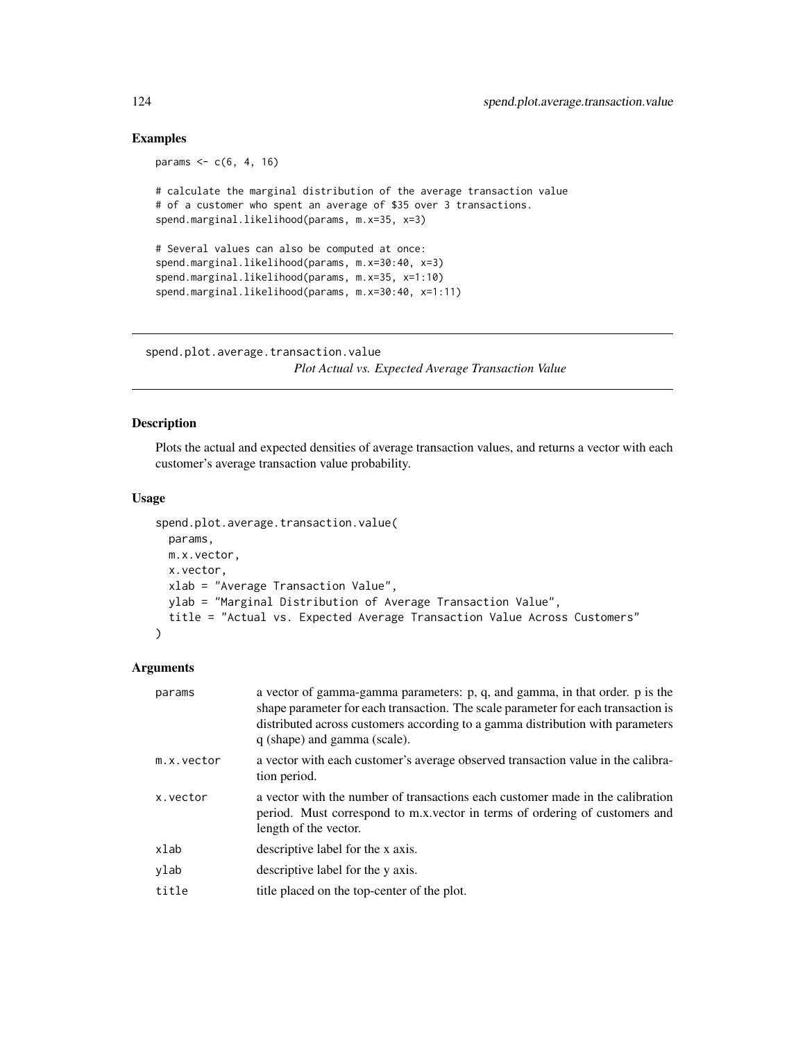## Examples

```
params <- c(6, 4, 16)

# calculate the marginal distribution of the average transaction value
# of a customer who spent an average of $35 over 3 transactions.
spend.marginal.likelihood(params, m.x=35, x=3)

# Several values can also be computed at once:
spend.marginal.likelihood(params, m.x=30:40, x=3)
spend.marginal.likelihood(params, m.x=35, x=1:10)
spend.marginal.likelihood(params, m.x=30:40, x=1:11)
```

---

# spend.plot.average.transaction.value

*Plot Actual vs. Expected Average Transaction Value*

---

## Description

Plots the actual and expected densities of average transaction values, and returns a vector with each customer's average transaction value probability.

## Usage

```
spend.plot.average.transaction.value(
  params,
  m.x.vector,
  x.vector,
  xlab = "Average Transaction Value",
  ylab = "Marginal Distribution of Average Transaction Value",
  title = "Actual vs. Expected Average Transaction Value Across Customers"
)
```

## Arguments

| | |
|---|---|
| params | a vector of gamma-gamma parameters: p, q, and gamma, in that order. p is the shape parameter for each transaction. The scale parameter for each transaction is distributed across customers according to a gamma distribution with parameters q (shape) and gamma (scale). |
| m.x.vector | a vector with each customer's average observed transaction value in the calibration period. |
| x.vector | a vector with the number of transactions each customer made in the calibration period. Must correspond to m.x.vector in terms of ordering of customers and length of the vector. |
| xlab | descriptive label for the x axis. |
| ylab | descriptive label for the y axis. |
| title | title placed on the top-center of the plot. |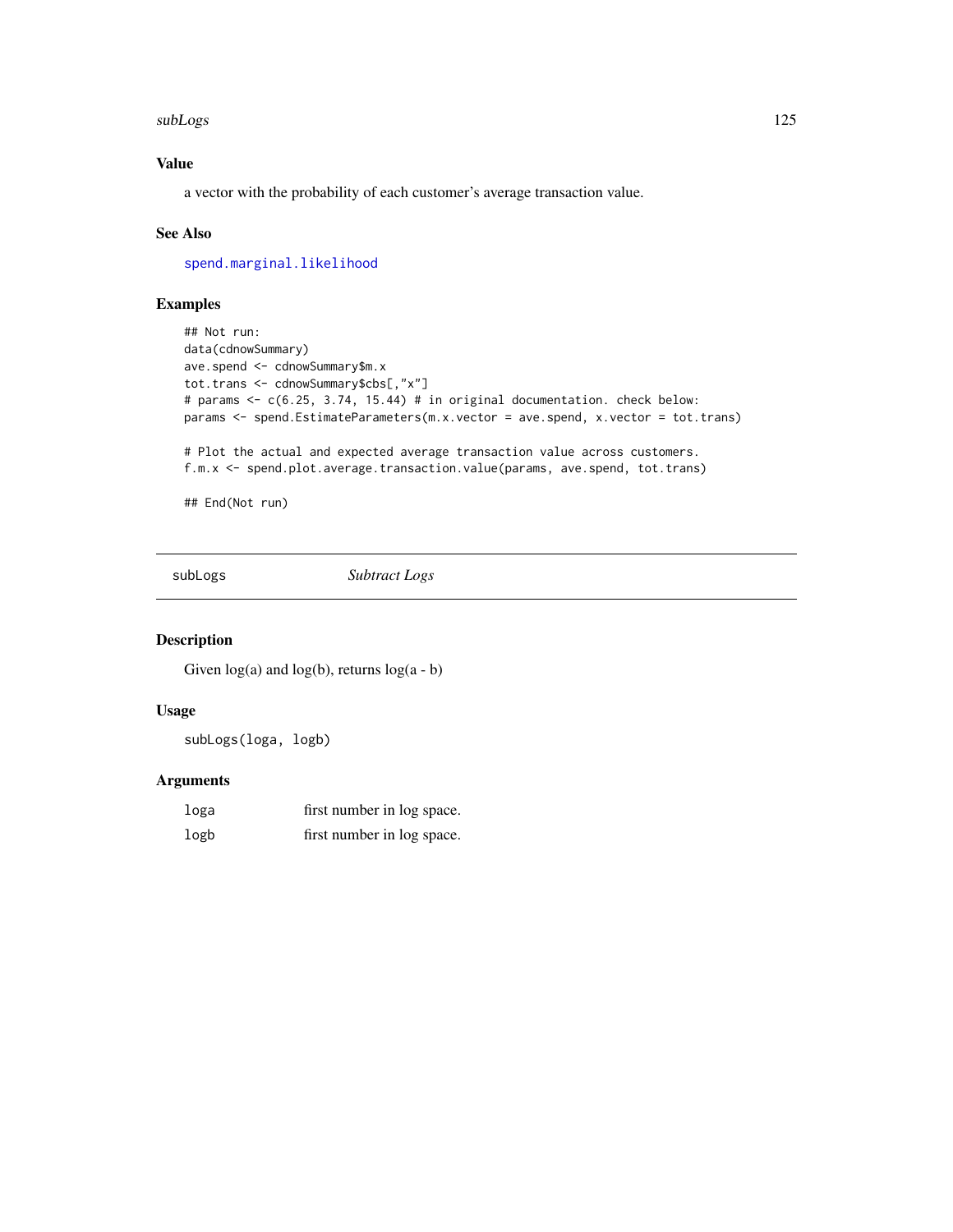### Value

a vector with the probability of each customer's average transaction value.

### See Also

spend.marginal.likelihood

### Examples

```
## Not run:
data(cdnowSummary)
ave.spend <- cdnowSummary$m.x
tot.trans <- cdnowSummary$cbs[,"x"]
# params <- c(6.25, 3.74, 15.44) # in original documentation. check below:
params <- spend.EstimateParameters(m.x.vector = ave.spend, x.vector = tot.trans)

# Plot the actual and expected average transaction value across customers.
f.m.x <- spend.plot.average.transaction.value(params, ave.spend, tot.trans)

## End(Not run)
```

---

## subLogs *Subtract Logs*

### Description

Given log(a) and log(b), returns log(a - b)

### Usage

```
subLogs(loga, logb)
```

### Arguments

| | |
|---|---|
| loga | first number in log space. |
| logb | first number in log space. |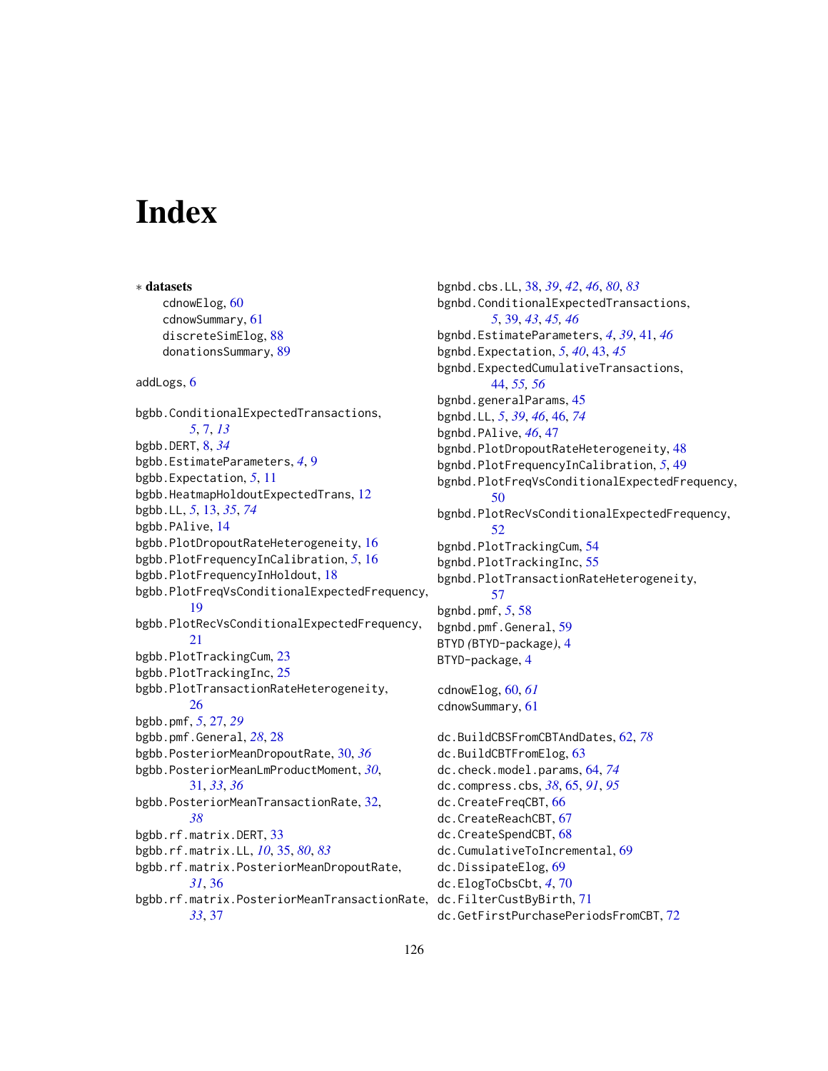# Index

∗ **datasets**

cdnowElog, 60
cdnowSummary, 61
discreteSimElog, 88
donationsSummary, 89

addLogs, 6

bgbb.ConditionalExpectedTransactions, *5*, 7, *13*
bgbb.DERT, 8, *34*
bgbb.EstimateParameters, *4*, 9
bgbb.Expectation, *5*, 11
bgbb.HeatmapHoldoutExpectedTrans, 12
bgbb.LL, *5*, 13, *35*, *74*
bgbb.PAlive, 14
bgbb.PlotDropoutRateHeterogeneity, 16
bgbb.PlotFrequencyInCalibration, *5*, 16
bgbb.PlotFrequencyInHoldout, 18
bgbb.PlotFreqVsConditionalExpectedFrequency, 19
bgbb.PlotRecVsConditionalExpectedFrequency, 21
bgbb.PlotTrackingCum, 23
bgbb.PlotTrackingInc, 25
bgbb.PlotTransactionRateHeterogeneity, 26
bgbb.pmf, *5*, 27, *29*
bgbb.pmf.General, *28*, 28
bgbb.PosteriorMeanDropoutRate, 30, *36*
bgbb.PosteriorMeanLmProductMoment, *30*, 31, *33*, *36*
bgbb.PosteriorMeanTransactionRate, 32, *38*
bgbb.rf.matrix.DERT, 33
bgbb.rf.matrix.LL, *10*, 35, *80*, *83*
bgbb.rf.matrix.PosteriorMeanDropoutRate, *31*, 36
bgbb.rf.matrix.PosteriorMeanTransactionRate, *33*, 37

bgnbd.cbs.LL, 38, *39*, *42*, *46*, *80*, *83*
bgnbd.ConditionalExpectedTransactions, *5*, 39, *43*, *45*, *46*
bgnbd.EstimateParameters, *4*, *39*, 41, *46*
bgnbd.Expectation, *5*, *40*, 43, *45*
bgnbd.ExpectedCumulativeTransactions, 44, *55*, *56*
bgnbd.generalParams, 45
bgnbd.LL, *5*, *39*, *46*, 46, *74*
bgnbd.PAlive, *46*, 47
bgnbd.PlotDropoutRateHeterogeneity, 48
bgnbd.PlotFrequencyInCalibration, *5*, 49
bgnbd.PlotFreqVsConditionalExpectedFrequency, 50
bgnbd.PlotRecVsConditionalExpectedFrequency, 52
bgnbd.PlotTrackingCum, 54
bgnbd.PlotTrackingInc, 55
bgnbd.PlotTransactionRateHeterogeneity, 57
bgnbd.pmf, *5*, 58
bgnbd.pmf.General, 59
BTYD *(*BTYD-package*)*, 4
BTYD-package, 4

cdnowElog, 60, *61*
cdnowSummary, 61

dc.BuildCBSFromCBTAndDates, 62, *78*
dc.BuildCBTFromElog, 63
dc.check.model.params, 64, *74*
dc.compress.cbs, *38*, 65, *91*, *95*
dc.CreateFreqCBT, 66
dc.CreateReachCBT, 67
dc.CreateSpendCBT, 68
dc.CumulativeToIncremental, 69
dc.DissipateElog, 69
dc.ElogToCbsCbt, *4*, 70
dc.FilterCustByBirth, 71
dc.GetFirstPurchasePeriodsFromCBT, 72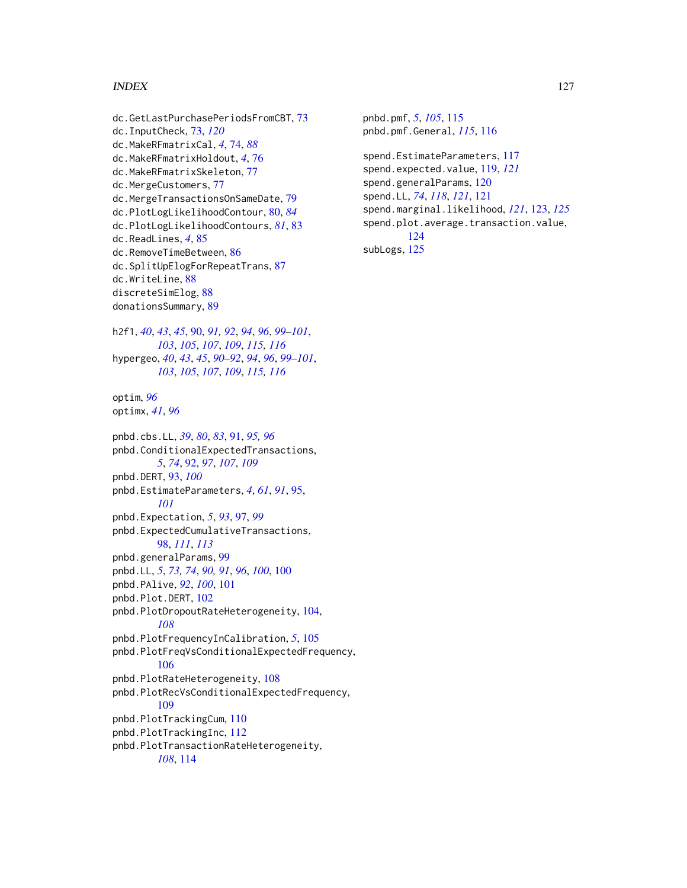dc.GetLastPurchasePeriodsFromCBT, 73
dc.InputCheck, 73, *120*
dc.MakeRFmatrixCal, *4*, 74, *88*
dc.MakeRFmatrixHoldout, *4*, 76
dc.MakeRFmatrixSkeleton, 77
dc.MergeCustomers, 77
dc.MergeTransactionsOnSameDate, 79
dc.PlotLogLikelihoodContour, 80, *84*
dc.PlotLogLikelihoodContours, *81*, 83
dc.ReadLines, *4*, 85
dc.RemoveTimeBetween, 86
dc.SplitUpElogForRepeatTrans, 87
dc.WriteLine, 88
discreteSimElog, 88
donationsSummary, 89

h2f1, *40*, *43*, *45*, 90, *91, 92*, *94*, *96*, *99–101*, *103*, *105*, *107*, *109*, *115, 116*
hypergeo, *40*, *43*, *45*, *90–92*, *94*, *96*, *99–101*, *103*, *105*, *107*, *109*, *115, 116*

optim, *96*
optimx, *41*, *96*

pnbd.cbs.LL, *39*, *80*, *83*, 91, *95, 96*
pnbd.ConditionalExpectedTransactions, *5*, *74*, 92, *97*, *107*, *109*
pnbd.DERT, 93, *100*
pnbd.EstimateParameters, *4*, *61*, *91*, 95, *101*
pnbd.Expectation, *5*, *93*, 97, *99*
pnbd.ExpectedCumulativeTransactions, 98, *111*, *113*
pnbd.generalParams, 99
pnbd.LL, *5*, *73, 74*, *90, 91*, *96*, *100*, 100
pnbd.PAlive, *92*, *100*, 101
pnbd.Plot.DERT, 102
pnbd.PlotDropoutRateHeterogeneity, 104, *108*
pnbd.PlotFrequencyInCalibration, *5*, 105
pnbd.PlotFreqVsConditionalExpectedFrequency, 106
pnbd.PlotRateHeterogeneity, 108
pnbd.PlotRecVsConditionalExpectedFrequency, 109
pnbd.PlotTrackingCum, 110
pnbd.PlotTrackingInc, 112
pnbd.PlotTransactionRateHeterogeneity, *108*, 114
pnbd.pmf, *5*, *105*, 115
pnbd.pmf.General, *115*, 116

spend.EstimateParameters, 117
spend.expected.value, 119, *121*
spend.generalParams, 120
spend.LL, *74*, *118*, *121*, 121
spend.marginal.likelihood, *121*, 123, *125*
spend.plot.average.transaction.value, 124
subLogs, 125